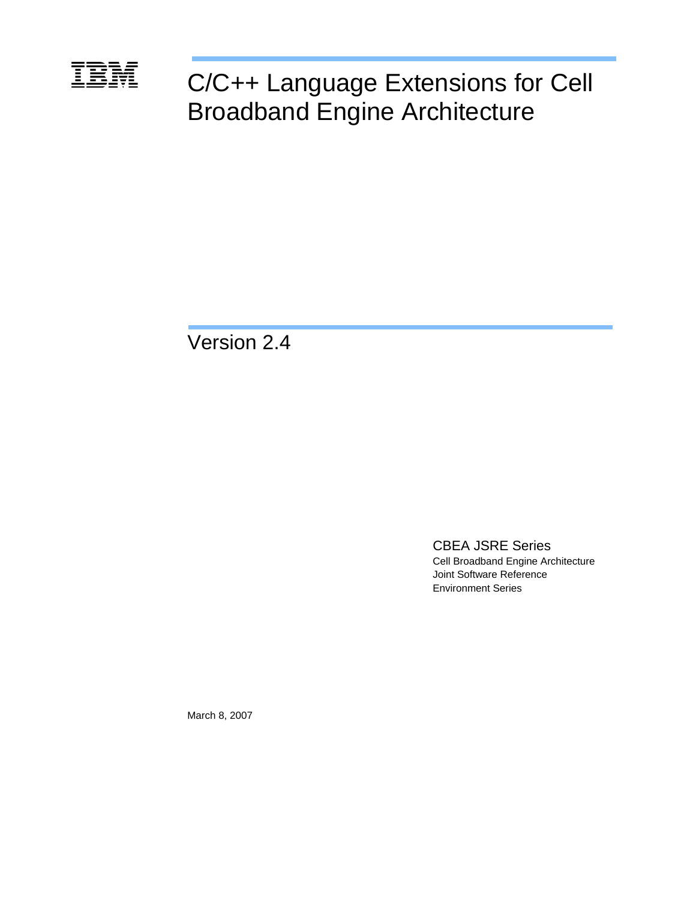IBM

# C/C++ Language Extensions for Cell Broadband Engine Architecture

## Version 2.4

CBEA JSRE Series

Cell Broadband Engine Architecture
Joint Software Reference
Environment Series

March 8, 2007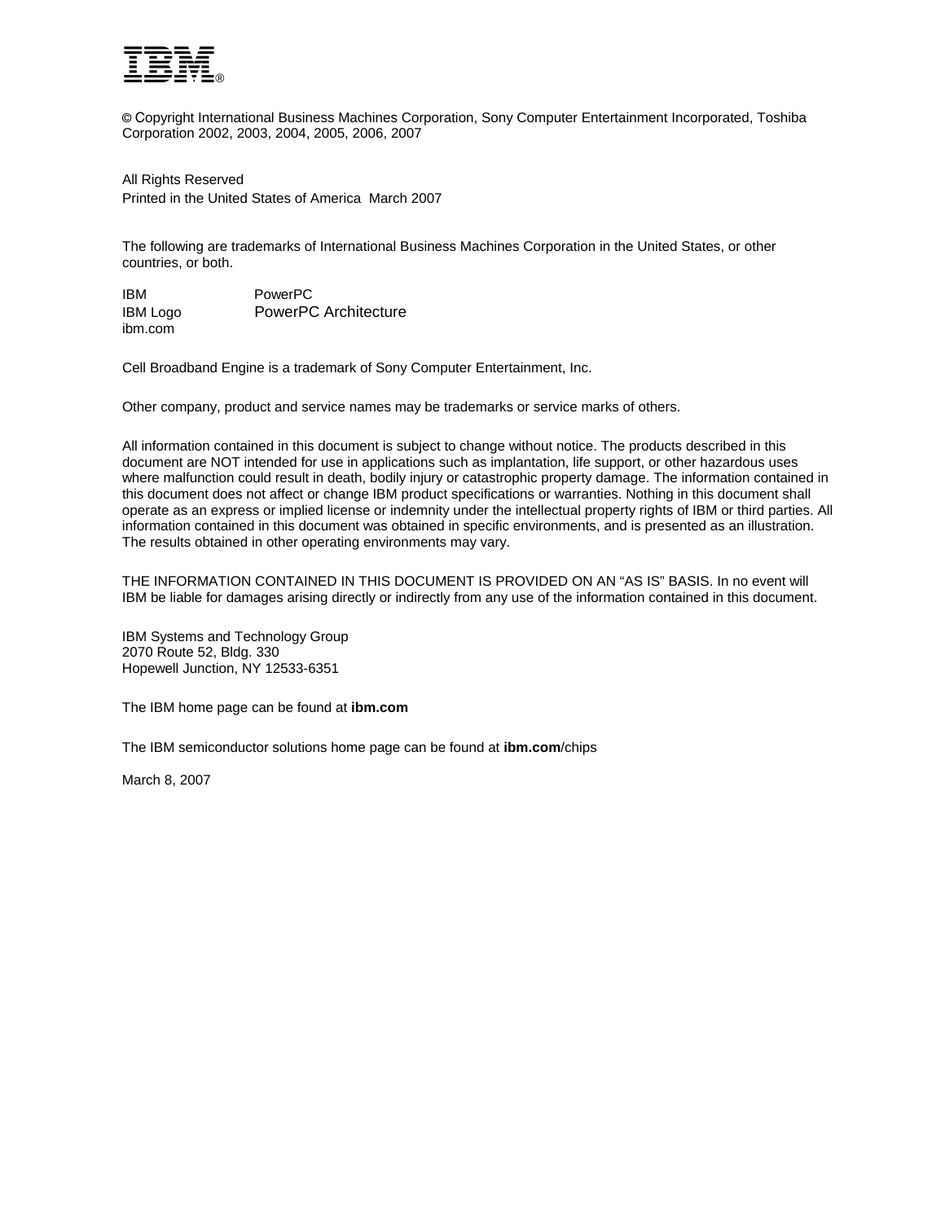IBM®

© Copyright International Business Machines Corporation, Sony Computer Entertainment Incorporated, Toshiba Corporation 2002, 2003, 2004, 2005, 2006, 2007

All Rights Reserved
Printed in the United States of America March 2007

The following are trademarks of International Business Machines Corporation in the United States, or other countries, or both.

| | |
|---|---|
| IBM | PowerPC |
| IBM Logo | PowerPC Architecture |
| ibm.com | |

Cell Broadband Engine is a trademark of Sony Computer Entertainment, Inc.

Other company, product and service names may be trademarks or service marks of others.

All information contained in this document is subject to change without notice. The products described in this document are NOT intended for use in applications such as implantation, life support, or other hazardous uses where malfunction could result in death, bodily injury or catastrophic property damage. The information contained in this document does not affect or change IBM product specifications or warranties. Nothing in this document shall operate as an express or implied license or indemnity under the intellectual property rights of IBM or third parties. All information contained in this document was obtained in specific environments, and is presented as an illustration. The results obtained in other operating environments may vary.

THE INFORMATION CONTAINED IN THIS DOCUMENT IS PROVIDED ON AN "AS IS" BASIS. In no event will IBM be liable for damages arising directly or indirectly from any use of the information contained in this document.

IBM Systems and Technology Group
2070 Route 52, Bldg. 330
Hopewell Junction, NY 12533-6351

The IBM home page can be found at **ibm.com**

The IBM semiconductor solutions home page can be found at **ibm.com**/chips

March 8, 2007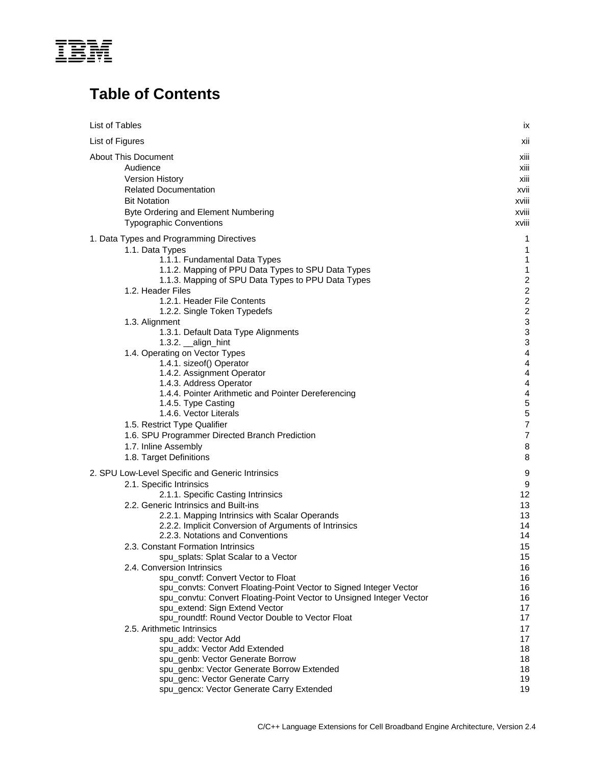# Table of Contents

List of Tables ix

List of Figures xii

About This Document xiii

- Audience xiii
- Version History xiii
- Related Documentation xvii
- Bit Notation xviii
- Byte Ordering and Element Numbering xviii
- Typographic Conventions xviii

1. Data Types and Programming Directives 1
   - 1.1. Data Types 1
     - 1.1.1. Fundamental Data Types 1
     - 1.1.2. Mapping of PPU Data Types to SPU Data Types 1
     - 1.1.3. Mapping of SPU Data Types to PPU Data Types 2
   - 1.2. Header Files 2
     - 1.2.1. Header File Contents 2
     - 1.2.2. Single Token Typedefs 2
   - 1.3. Alignment 3
     - 1.3.1. Default Data Type Alignments 3
     - 1.3.2. __align_hint 3
   - 1.4. Operating on Vector Types 4
     - 1.4.1. sizeof() Operator 4
     - 1.4.2. Assignment Operator 4
     - 1.4.3. Address Operator 4
     - 1.4.4. Pointer Arithmetic and Pointer Dereferencing 4
     - 1.4.5. Type Casting 5
     - 1.4.6. Vector Literals 5
   - 1.5. Restrict Type Qualifier 7
   - 1.6. SPU Programmer Directed Branch Prediction 7
   - 1.7. Inline Assembly 8
   - 1.8. Target Definitions 8

2. SPU Low-Level Specific and Generic Intrinsics 9
   - 2.1. Specific Intrinsics 9
     - 2.1.1. Specific Casting Intrinsics 12
   - 2.2. Generic Intrinsics and Built-ins 13
     - 2.2.1. Mapping Intrinsics with Scalar Operands 13
     - 2.2.2. Implicit Conversion of Arguments of Intrinsics 14
     - 2.2.3. Notations and Conventions 14
   - 2.3. Constant Formation Intrinsics 15
     - spu_splats: Splat Scalar to a Vector 15
   - 2.4. Conversion Intrinsics 16
     - spu_convtf: Convert Vector to Float 16
     - spu_convts: Convert Floating-Point Vector to Signed Integer Vector 16
     - spu_convtu: Convert Floating-Point Vector to Unsigned Integer Vector 16
     - spu_extend: Sign Extend Vector 17
     - spu_roundtf: Round Vector Double to Vector Float 17
   - 2.5. Arithmetic Intrinsics 17
     - spu_add: Vector Add 17
     - spu_addx: Vector Add Extended 18
     - spu_genb: Vector Generate Borrow 18
     - spu_genbx: Vector Generate Borrow Extended 18
     - spu_genc: Vector Generate Carry 19
     - spu_gencx: Vector Generate Carry Extended 19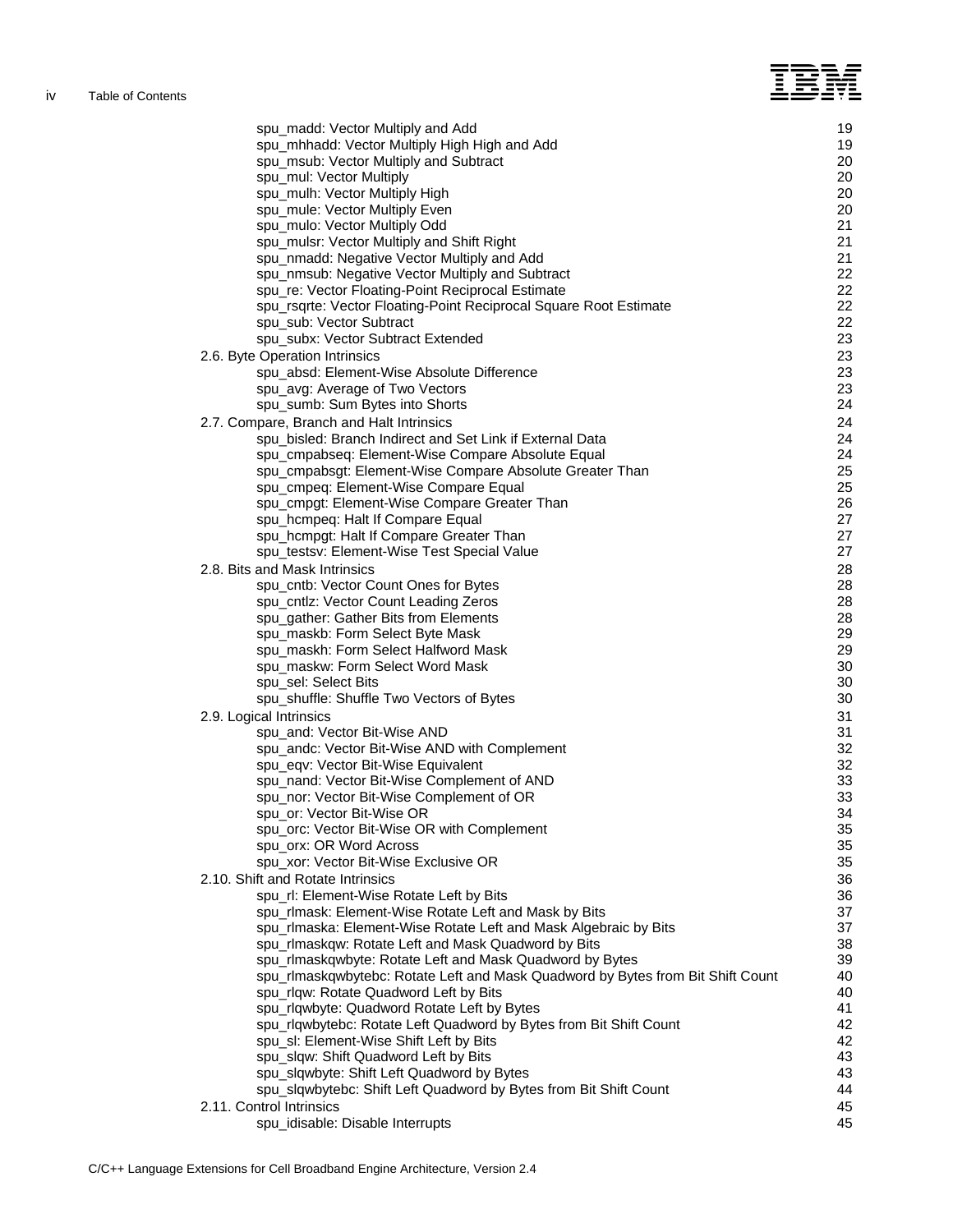spu_madd: Vector Multiply and Add 19
spu_mhhadd: Vector Multiply High High and Add 19
spu_msub: Vector Multiply and Subtract 20
spu_mul: Vector Multiply 20
spu_mulh: Vector Multiply High 20
spu_mule: Vector Multiply Even 20
spu_mulo: Vector Multiply Odd 21
spu_mulsr: Vector Multiply and Shift Right 21
spu_nmadd: Negative Vector Multiply and Add 21
spu_nmsub: Negative Vector Multiply and Subtract 22
spu_re: Vector Floating-Point Reciprocal Estimate 22
spu_rsqrte: Vector Floating-Point Reciprocal Square Root Estimate 22
spu_sub: Vector Subtract 22
spu_subx: Vector Subtract Extended 23

2.6. Byte Operation Intrinsics 23
spu_absd: Element-Wise Absolute Difference 23
spu_avg: Average of Two Vectors 23
spu_sumb: Sum Bytes into Shorts 24

2.7. Compare, Branch and Halt Intrinsics 24
spu_bisled: Branch Indirect and Set Link if External Data 24
spu_cmpabseq: Element-Wise Compare Absolute Equal 24
spu_cmpabsgt: Element-Wise Compare Absolute Greater Than 25
spu_cmpeq: Element-Wise Compare Equal 25
spu_cmpgt: Element-Wise Compare Greater Than 26
spu_hcmpeq: Halt If Compare Equal 27
spu_hcmpgt: Halt If Compare Greater Than 27
spu_testsv: Element-Wise Test Special Value 27

2.8. Bits and Mask Intrinsics 28
spu_cntb: Vector Count Ones for Bytes 28
spu_cntlz: Vector Count Leading Zeros 28
spu_gather: Gather Bits from Elements 28
spu_maskb: Form Select Byte Mask 29
spu_maskh: Form Select Halfword Mask 29
spu_maskw: Form Select Word Mask 30
spu_sel: Select Bits 30
spu_shuffle: Shuffle Two Vectors of Bytes 30

2.9. Logical Intrinsics 31
spu_and: Vector Bit-Wise AND 31
spu_andc: Vector Bit-Wise AND with Complement 32
spu_eqv: Vector Bit-Wise Equivalent 32
spu_nand: Vector Bit-Wise Complement of AND 33
spu_nor: Vector Bit-Wise Complement of OR 33
spu_or: Vector Bit-Wise OR 34
spu_orc: Vector Bit-Wise OR with Complement 35
spu_orx: OR Word Across 35
spu_xor: Vector Bit-Wise Exclusive OR 35

2.10. Shift and Rotate Intrinsics 36
spu_rl: Element-Wise Rotate Left by Bits 36
spu_rlmask: Element-Wise Rotate Left and Mask by Bits 37
spu_rlmaska: Element-Wise Rotate Left and Mask Algebraic by Bits 37
spu_rlmaskqw: Rotate Left and Mask Quadword by Bits 38
spu_rlmaskqwbyte: Rotate Left and Mask Quadword by Bytes 39
spu_rlmaskqwbytebc: Rotate Left and Mask Quadword by Bytes from Bit Shift Count 40
spu_rlqw: Rotate Quadword Left by Bits 40
spu_rlqwbyte: Quadword Rotate Left by Bytes 41
spu_rlqwbytebc: Rotate Left Quadword by Bytes from Bit Shift Count 42
spu_sl: Element-Wise Shift Left by Bits 42
spu_slqw: Shift Quadword Left by Bits 43
spu_slqwbyte: Shift Left Quadword by Bytes 43
spu_slqwbytebc: Shift Left Quadword by Bytes from Bit Shift Count 44

2.11. Control Intrinsics 45
spu_idisable: Disable Interrupts 45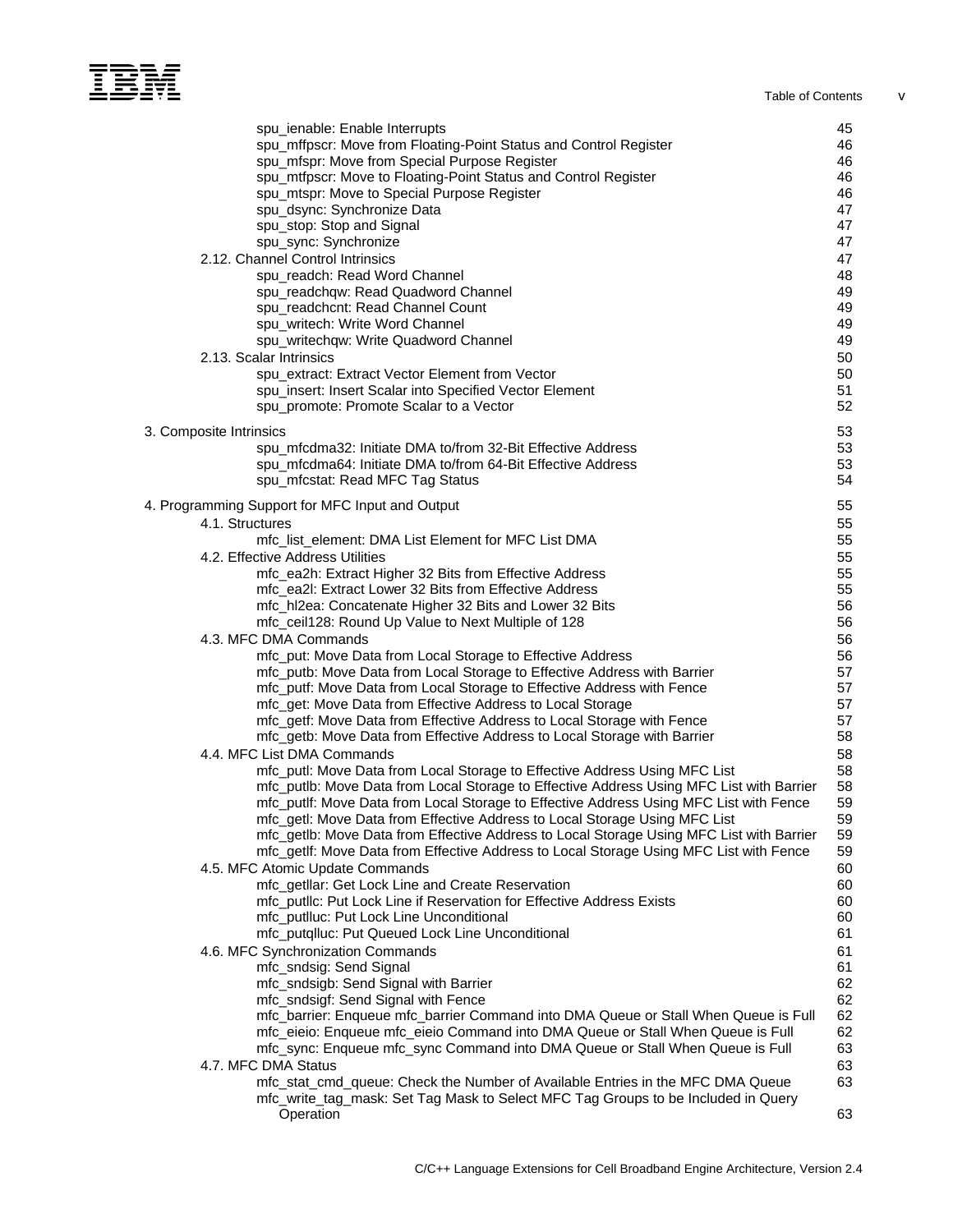| | |
|---|---|
| spu_ienable: Enable Interrupts | 45 |
| spu_mffpscr: Move from Floating-Point Status and Control Register | 46 |
| spu_mfspr: Move from Special Purpose Register | 46 |
| spu_mtfpscr: Move to Floating-Point Status and Control Register | 46 |
| spu_mtspr: Move to Special Purpose Register | 46 |
| spu_dsync: Synchronize Data | 47 |
| spu_stop: Stop and Signal | 47 |
| spu_sync: Synchronize | 47 |
| 2.12. Channel Control Intrinsics | 47 |
| spu_readch: Read Word Channel | 48 |
| spu_readchqw: Read Quadword Channel | 49 |
| spu_readchcnt: Read Channel Count | 49 |
| spu_writech: Write Word Channel | 49 |
| spu_writechqw: Write Quadword Channel | 49 |
| 2.13. Scalar Intrinsics | 50 |
| spu_extract: Extract Vector Element from Vector | 50 |
| spu_insert: Insert Scalar into Specified Vector Element | 51 |
| spu_promote: Promote Scalar to a Vector | 52 |
| 3. Composite Intrinsics | 53 |
| spu_mfcdma32: Initiate DMA to/from 32-Bit Effective Address | 53 |
| spu_mfcdma64: Initiate DMA to/from 64-Bit Effective Address | 53 |
| spu_mfcstat: Read MFC Tag Status | 54 |
| 4. Programming Support for MFC Input and Output | 55 |
| 4.1. Structures | 55 |
| mfc_list_element: DMA List Element for MFC List DMA | 55 |
| 4.2. Effective Address Utilities | 55 |
| mfc_ea2h: Extract Higher 32 Bits from Effective Address | 55 |
| mfc_ea2l: Extract Lower 32 Bits from Effective Address | 55 |
| mfc_hl2ea: Concatenate Higher 32 Bits and Lower 32 Bits | 56 |
| mfc_ceil128: Round Up Value to Next Multiple of 128 | 56 |
| 4.3. MFC DMA Commands | 56 |
| mfc_put: Move Data from Local Storage to Effective Address | 56 |
| mfc_putb: Move Data from Local Storage to Effective Address with Barrier | 57 |
| mfc_putf: Move Data from Local Storage to Effective Address with Fence | 57 |
| mfc_get: Move Data from Effective Address to Local Storage | 57 |
| mfc_getf: Move Data from Effective Address to Local Storage with Fence | 57 |
| mfc_getb: Move Data from Effective Address to Local Storage with Barrier | 58 |
| 4.4. MFC List DMA Commands | 58 |
| mfc_putl: Move Data from Local Storage to Effective Address Using MFC List | 58 |
| mfc_putlb: Move Data from Local Storage to Effective Address Using MFC List with Barrier | 58 |
| mfc_putlf: Move Data from Local Storage to Effective Address Using MFC List with Fence | 59 |
| mfc_getl: Move Data from Effective Address to Local Storage Using MFC List | 59 |
| mfc_getlb: Move Data from Effective Address to Local Storage Using MFC List with Barrier | 59 |
| mfc_getlf: Move Data from Effective Address to Local Storage Using MFC List with Fence | 59 |
| 4.5. MFC Atomic Update Commands | 60 |
| mfc_getllar: Get Lock Line and Create Reservation | 60 |
| mfc_putllc: Put Lock Line if Reservation for Effective Address Exists | 60 |
| mfc_putlluc: Put Lock Line Unconditional | 60 |
| mfc_putqlluc: Put Queued Lock Line Unconditional | 61 |
| 4.6. MFC Synchronization Commands | 61 |
| mfc_sndsig: Send Signal | 61 |
| mfc_sndsigb: Send Signal with Barrier | 62 |
| mfc_sndsigf: Send Signal with Fence | 62 |
| mfc_barrier: Enqueue mfc_barrier Command into DMA Queue or Stall When Queue is Full | 62 |
| mfc_eieio: Enqueue mfc_eieio Command into DMA Queue or Stall When Queue is Full | 62 |
| mfc_sync: Enqueue mfc_sync Command into DMA Queue or Stall When Queue is Full | 63 |
| 4.7. MFC DMA Status | 63 |
| mfc_stat_cmd_queue: Check the Number of Available Entries in the MFC DMA Queue | 63 |
| mfc_write_tag_mask: Set Tag Mask to Select MFC Tag Groups to be Included in Query Operation | 63 |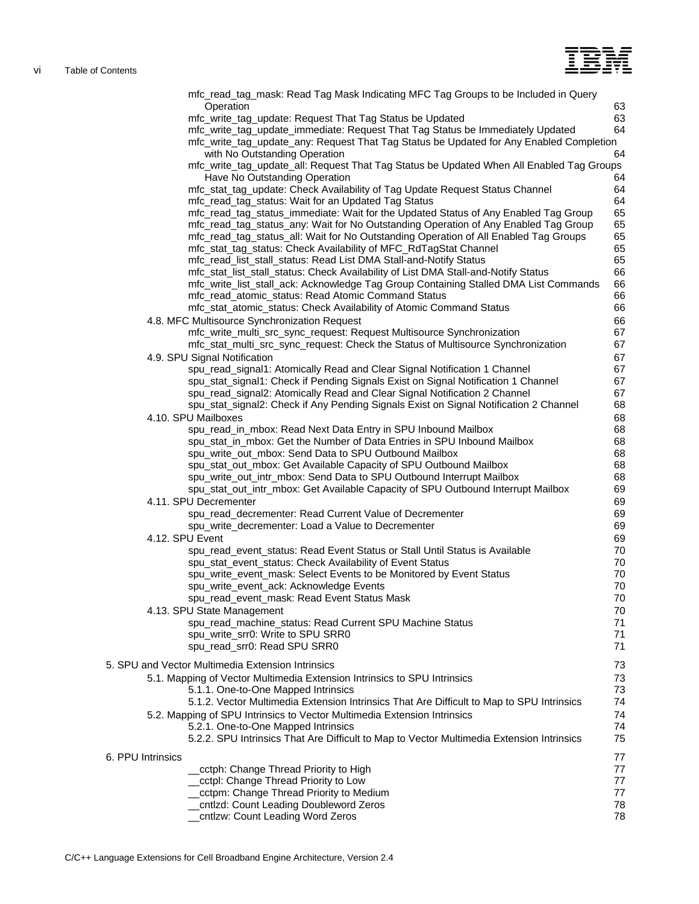mfc_read_tag_mask: Read Tag Mask Indicating MFC Tag Groups to be Included in Query Operation 63
mfc_write_tag_update: Request That Tag Status be Updated 63
mfc_write_tag_update_immediate: Request That Tag Status be Immediately Updated 64
mfc_write_tag_update_any: Request That Tag Status be Updated for Any Enabled Completion with No Outstanding Operation 64
mfc_write_tag_update_all: Request That Tag Status be Updated When All Enabled Tag Groups Have No Outstanding Operation 64
mfc_stat_tag_update: Check Availability of Tag Update Request Status Channel 64
mfc_read_tag_status: Wait for an Updated Tag Status 64
mfc_read_tag_status_immediate: Wait for the Updated Status of Any Enabled Tag Group 65
mfc_read_tag_status_any: Wait for No Outstanding Operation of Any Enabled Tag Group 65
mfc_read_tag_status_all: Wait for No Outstanding Operation of All Enabled Tag Groups 65
mfc_stat_tag_status: Check Availability of MFC_RdTagStat Channel 65
mfc_read_list_stall_status: Read List DMA Stall-and-Notify Status 65
mfc_stat_list_stall_status: Check Availability of List DMA Stall-and-Notify Status 66
mfc_write_list_stall_ack: Acknowledge Tag Group Containing Stalled DMA List Commands 66
mfc_read_atomic_status: Read Atomic Command Status 66
mfc_stat_atomic_status: Check Availability of Atomic Command Status 66

4.8. MFC Multisource Synchronization Request 66
mfc_write_multi_src_sync_request: Request Multisource Synchronization 67
mfc_stat_multi_src_sync_request: Check the Status of Multisource Synchronization 67

4.9. SPU Signal Notification 67
spu_read_signal1: Atomically Read and Clear Signal Notification 1 Channel 67
spu_stat_signal1: Check if Pending Signals Exist on Signal Notification 1 Channel 67
spu_read_signal2: Atomically Read and Clear Signal Notification 2 Channel 67
spu_stat_signal2: Check if Any Pending Signals Exist on Signal Notification 2 Channel 68

4.10. SPU Mailboxes 68
spu_read_in_mbox: Read Next Data Entry in SPU Inbound Mailbox 68
spu_stat_in_mbox: Get the Number of Data Entries in SPU Inbound Mailbox 68
spu_write_out_mbox: Send Data to SPU Outbound Mailbox 68
spu_stat_out_mbox: Get Available Capacity of SPU Outbound Mailbox 68
spu_write_out_intr_mbox: Send Data to SPU Outbound Interrupt Mailbox 68
spu_stat_out_intr_mbox: Get Available Capacity of SPU Outbound Interrupt Mailbox 69

4.11. SPU Decrementer 69
spu_read_decrementer: Read Current Value of Decrementer 69
spu_write_decrementer: Load a Value to Decrementer 69

4.12. SPU Event 69
spu_read_event_status: Read Event Status or Stall Until Status is Available 70
spu_stat_event_status: Check Availability of Event Status 70
spu_write_event_mask: Select Events to be Monitored by Event Status 70
spu_write_event_ack: Acknowledge Events 70
spu_read_event_mask: Read Event Status Mask 70

4.13. SPU State Management 70
spu_read_machine_status: Read Current SPU Machine Status 71
spu_write_srr0: Write to SPU SRR0 71
spu_read_srr0: Read SPU SRR0 71

5. SPU and Vector Multimedia Extension Intrinsics 73

5.1. Mapping of Vector Multimedia Extension Intrinsics to SPU Intrinsics 73
5.1.1. One-to-One Mapped Intrinsics 73
5.1.2. Vector Multimedia Extension Intrinsics That Are Difficult to Map to SPU Intrinsics 74

5.2. Mapping of SPU Intrinsics to Vector Multimedia Extension Intrinsics 74
5.2.1. One-to-One Mapped Intrinsics 74
5.2.2. SPU Intrinsics That Are Difficult to Map to Vector Multimedia Extension Intrinsics 75

6. PPU Intrinsics 77
__cctph: Change Thread Priority to High 77
__cctpl: Change Thread Priority to Low 77
__cctpm: Change Thread Priority to Medium 77
__cntlzd: Count Leading Doubleword Zeros 78
__cntlzw: Count Leading Word Zeros 78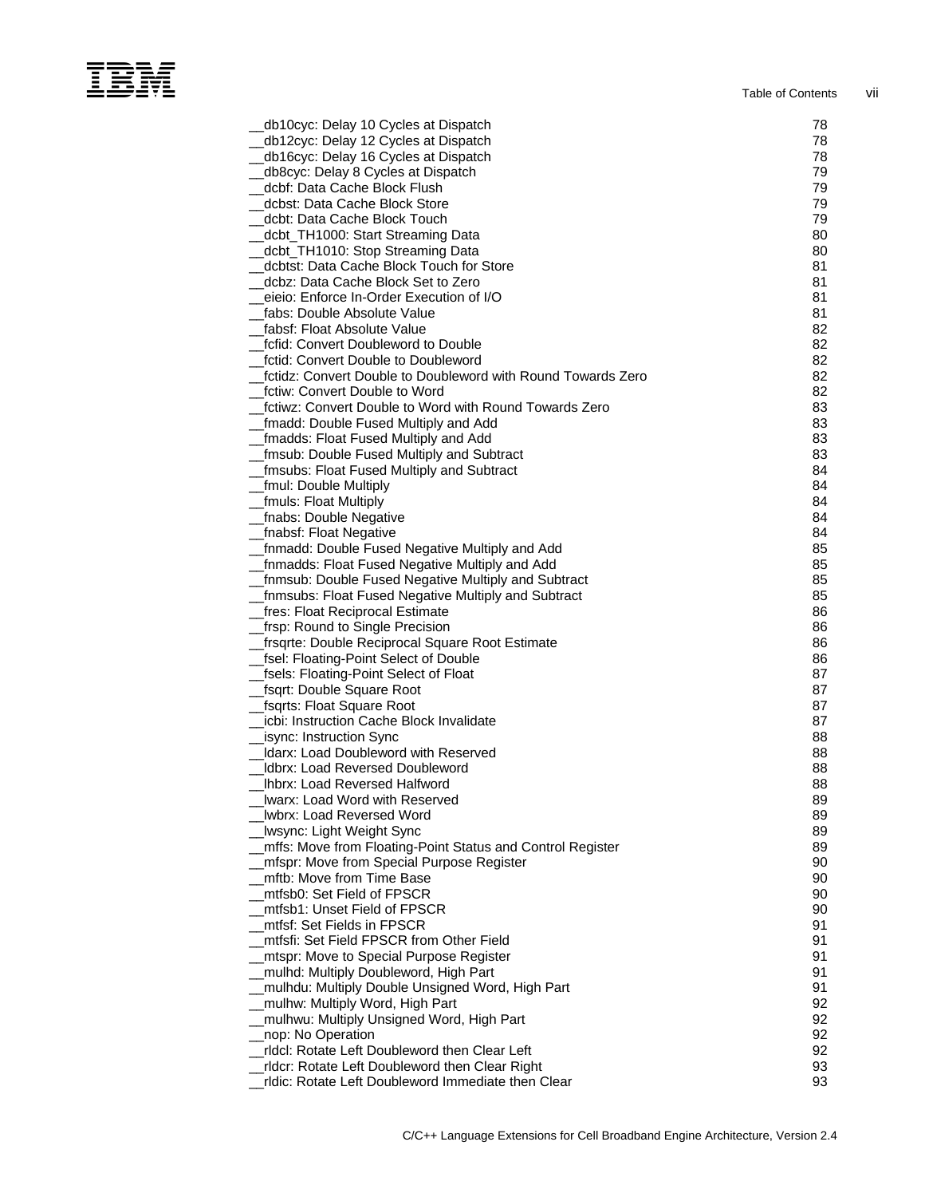__db10cyc: Delay 10 Cycles at Dispatch 78
__db12cyc: Delay 12 Cycles at Dispatch 78
__db16cyc: Delay 16 Cycles at Dispatch 78
__db8cyc: Delay 8 Cycles at Dispatch 79
__dcbf: Data Cache Block Flush 79
__dcbst: Data Cache Block Store 79
__dcbt: Data Cache Block Touch 79
__dcbt_TH1000: Start Streaming Data 80
__dcbt_TH1010: Stop Streaming Data 80
__dcbtst: Data Cache Block Touch for Store 81
__dcbz: Data Cache Block Set to Zero 81
__eieio: Enforce In-Order Execution of I/O 81
__fabs: Double Absolute Value 81
__fabsf: Float Absolute Value 82
__fcfid: Convert Doubleword to Double 82
__fctid: Convert Double to Doubleword 82
__fctidz: Convert Double to Doubleword with Round Towards Zero 82
__fctiw: Convert Double to Word 82
__fctiwz: Convert Double to Word with Round Towards Zero 83
__fmadd: Double Fused Multiply and Add 83
__fmadds: Float Fused Multiply and Add 83
__fmsub: Double Fused Multiply and Subtract 83
__fmsubs: Float Fused Multiply and Subtract 84
__fmul: Double Multiply 84
__fmuls: Float Multiply 84
__fnabs: Double Negative 84
__fnabsf: Float Negative 84
__fnmadd: Double Fused Negative Multiply and Add 85
__fnmadds: Float Fused Negative Multiply and Add 85
__fnmsub: Double Fused Negative Multiply and Subtract 85
__fnmsubs: Float Fused Negative Multiply and Subtract 85
__fres: Float Reciprocal Estimate 86
__frsp: Round to Single Precision 86
__frsqrte: Double Reciprocal Square Root Estimate 86
__fsel: Floating-Point Select of Double 86
__fsels: Floating-Point Select of Float 87
__fsqrt: Double Square Root 87
__fsqrts: Float Square Root 87
__icbi: Instruction Cache Block Invalidate 87
__isync: Instruction Sync 88
__ldarx: Load Doubleword with Reserved 88
__ldbrx: Load Reversed Doubleword 88
__lhbrx: Load Reversed Halfword 88
__lwarx: Load Word with Reserved 89
__lwbrx: Load Reversed Word 89
__lwsync: Light Weight Sync 89
__mffs: Move from Floating-Point Status and Control Register 89
__mfspr: Move from Special Purpose Register 90
__mftb: Move from Time Base 90
__mtfsb0: Set Field of FPSCR 90
__mtfsb1: Unset Field of FPSCR 90
__mtfsf: Set Fields in FPSCR 91
__mtfsfi: Set Field FPSCR from Other Field 91
__mtspr: Move to Special Purpose Register 91
__mulhd: Multiply Doubleword, High Part 91
__mulhdu: Multiply Double Unsigned Word, High Part 91
__mulhw: Multiply Word, High Part 92
__mulhwu: Multiply Unsigned Word, High Part 92
__nop: No Operation 92
__rldcl: Rotate Left Doubleword then Clear Left 92
__rldcr: Rotate Left Doubleword then Clear Right 93
__rldic: Rotate Left Doubleword Immediate then Clear 93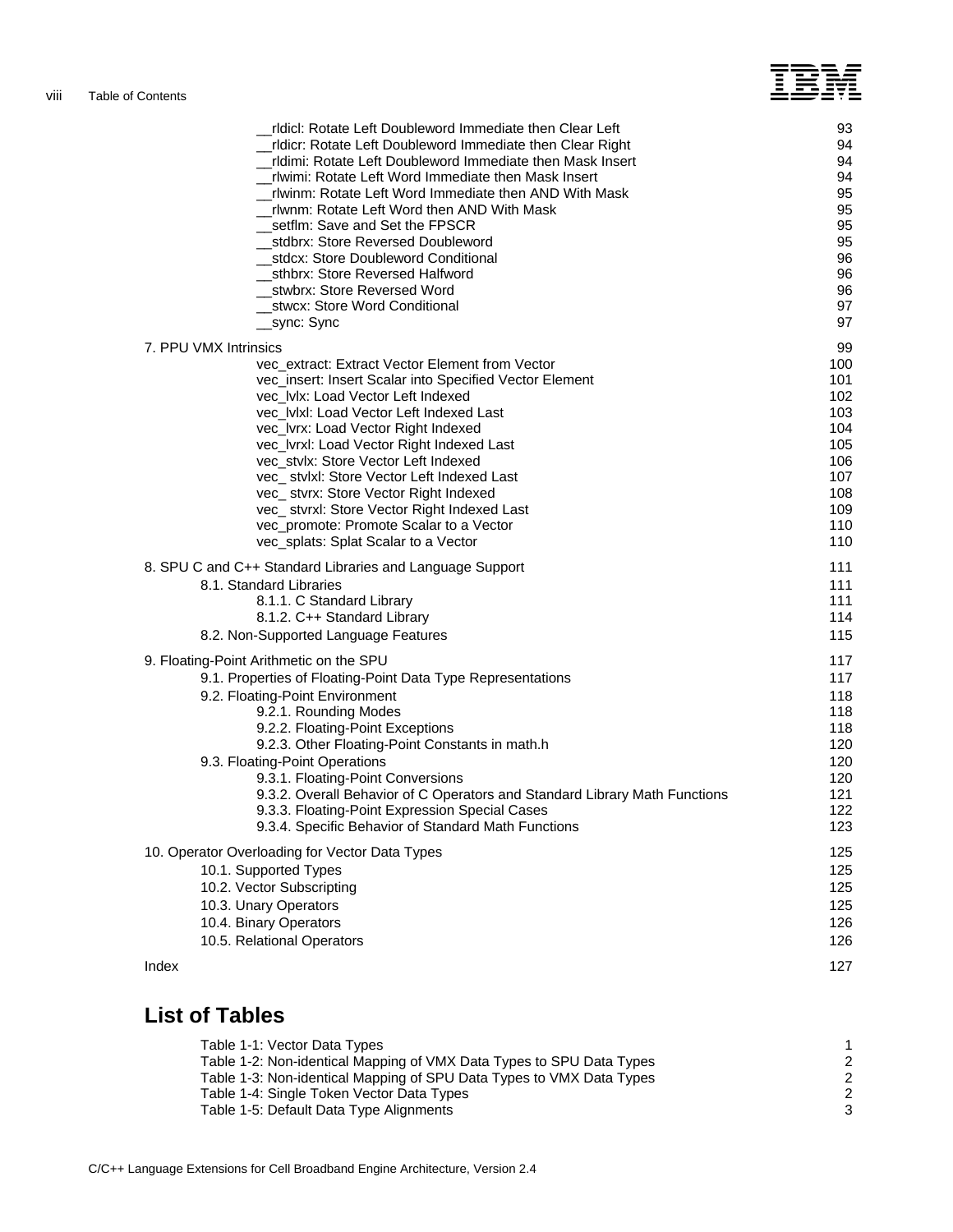__rldicl: Rotate Left Doubleword Immediate then Clear Left 93
__rldicr: Rotate Left Doubleword Immediate then Clear Right 94
__rldimi: Rotate Left Doubleword Immediate then Mask Insert 94
__rlwimi: Rotate Left Word Immediate then Mask Insert 94
__rlwinm: Rotate Left Word Immediate then AND With Mask 95
__rlwnm: Rotate Left Word then AND With Mask 95
__setflm: Save and Set the FPSCR 95
__stdbrx: Store Reversed Doubleword 95
__stdcx: Store Doubleword Conditional 96
__sthbrx: Store Reversed Halfword 96
__stwbrx: Store Reversed Word 96
__stwcx: Store Word Conditional 97
__sync: Sync 97

7. PPU VMX Intrinsics 99
vec_extract: Extract Vector Element from Vector 100
vec_insert: Insert Scalar into Specified Vector Element 101
vec_lvlx: Load Vector Left Indexed 102
vec_lvlxl: Load Vector Left Indexed Last 103
vec_lvrx: Load Vector Right Indexed 104
vec_lvrxl: Load Vector Right Indexed Last 105
vec_stvlx: Store Vector Left Indexed 106
vec_ stvlxl: Store Vector Left Indexed Last 107
vec_ stvrx: Store Vector Right Indexed 108
vec_ stvrxl: Store Vector Right Indexed Last 109
vec_promote: Promote Scalar to a Vector 110
vec_splats: Splat Scalar to a Vector 110

8. SPU C and C++ Standard Libraries and Language Support 111
8.1. Standard Libraries 111
8.1.1. C Standard Library 111
8.1.2. C++ Standard Library 114
8.2. Non-Supported Language Features 115

9. Floating-Point Arithmetic on the SPU 117
9.1. Properties of Floating-Point Data Type Representations 117
9.2. Floating-Point Environment 118
9.2.1. Rounding Modes 118
9.2.2. Floating-Point Exceptions 118
9.2.3. Other Floating-Point Constants in math.h 120
9.3. Floating-Point Operations 120
9.3.1. Floating-Point Conversions 120
9.3.2. Overall Behavior of C Operators and Standard Library Math Functions 121
9.3.3. Floating-Point Expression Special Cases 122
9.3.4. Specific Behavior of Standard Math Functions 123

10. Operator Overloading for Vector Data Types 125
10.1. Supported Types 125
10.2. Vector Subscripting 125
10.3. Unary Operators 125
10.4. Binary Operators 126
10.5. Relational Operators 126

Index 127

## List of Tables

Table 1-1: Vector Data Types 1
Table 1-2: Non-identical Mapping of VMX Data Types to SPU Data Types 2
Table 1-3: Non-identical Mapping of SPU Data Types to VMX Data Types 2
Table 1-4: Single Token Vector Data Types 2
Table 1-5: Default Data Type Alignments 3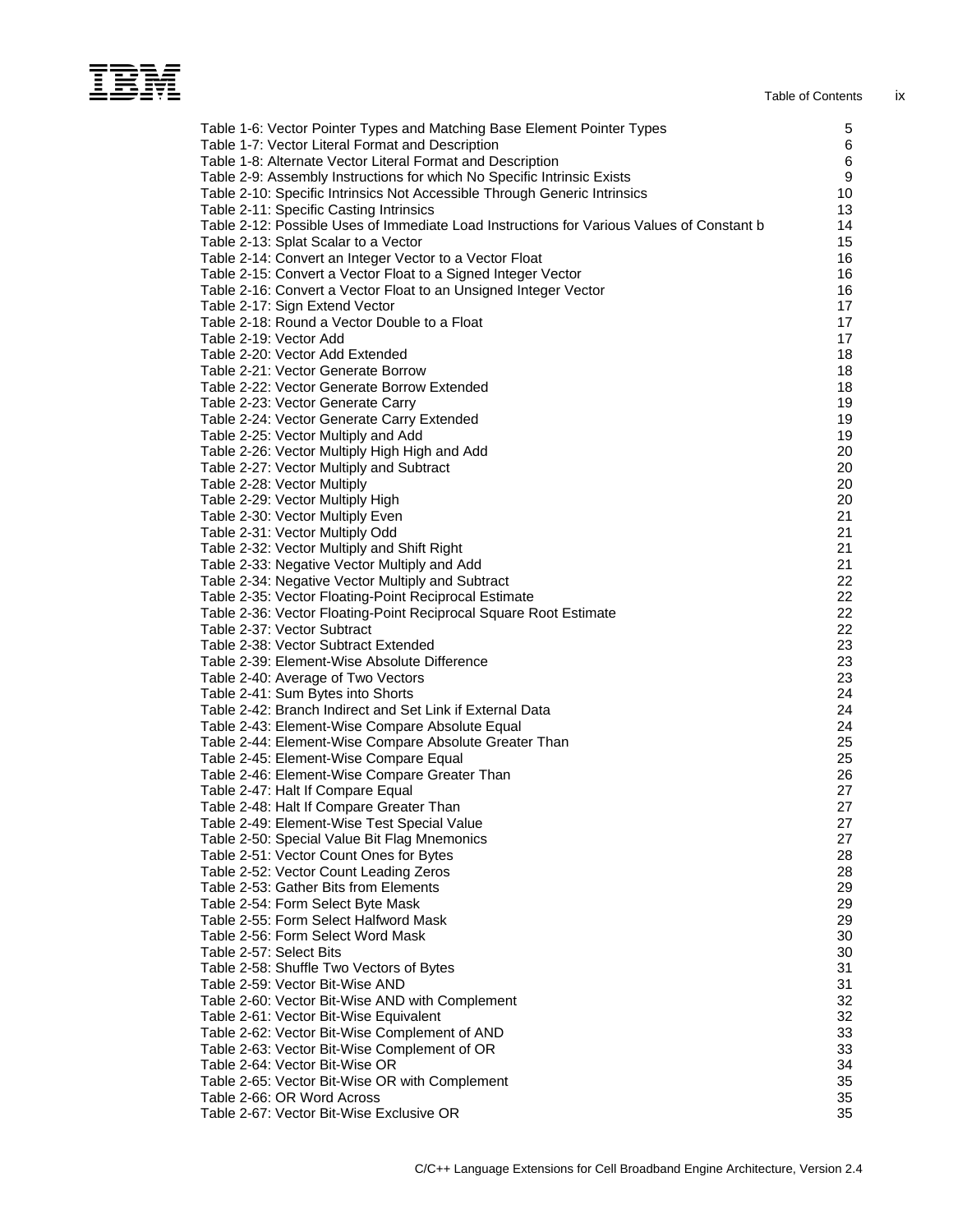| | |
|---|---|
| Table 1-6: Vector Pointer Types and Matching Base Element Pointer Types | 5 |
| Table 1-7: Vector Literal Format and Description | 6 |
| Table 1-8: Alternate Vector Literal Format and Description | 6 |
| Table 2-9: Assembly Instructions for which No Specific Intrinsic Exists | 9 |
| Table 2-10: Specific Intrinsics Not Accessible Through Generic Intrinsics | 10 |
| Table 2-11: Specific Casting Intrinsics | 13 |
| Table 2-12: Possible Uses of Immediate Load Instructions for Various Values of Constant b | 14 |
| Table 2-13: Splat Scalar to a Vector | 15 |
| Table 2-14: Convert an Integer Vector to a Vector Float | 16 |
| Table 2-15: Convert a Vector Float to a Signed Integer Vector | 16 |
| Table 2-16: Convert a Vector Float to an Unsigned Integer Vector | 16 |
| Table 2-17: Sign Extend Vector | 17 |
| Table 2-18: Round a Vector Double to a Float | 17 |
| Table 2-19: Vector Add | 17 |
| Table 2-20: Vector Add Extended | 18 |
| Table 2-21: Vector Generate Borrow | 18 |
| Table 2-22: Vector Generate Borrow Extended | 18 |
| Table 2-23: Vector Generate Carry | 19 |
| Table 2-24: Vector Generate Carry Extended | 19 |
| Table 2-25: Vector Multiply and Add | 19 |
| Table 2-26: Vector Multiply High High and Add | 20 |
| Table 2-27: Vector Multiply and Subtract | 20 |
| Table 2-28: Vector Multiply | 20 |
| Table 2-29: Vector Multiply High | 20 |
| Table 2-30: Vector Multiply Even | 21 |
| Table 2-31: Vector Multiply Odd | 21 |
| Table 2-32: Vector Multiply and Shift Right | 21 |
| Table 2-33: Negative Vector Multiply and Add | 21 |
| Table 2-34: Negative Vector Multiply and Subtract | 22 |
| Table 2-35: Vector Floating-Point Reciprocal Estimate | 22 |
| Table 2-36: Vector Floating-Point Reciprocal Square Root Estimate | 22 |
| Table 2-37: Vector Subtract | 22 |
| Table 2-38: Vector Subtract Extended | 23 |
| Table 2-39: Element-Wise Absolute Difference | 23 |
| Table 2-40: Average of Two Vectors | 23 |
| Table 2-41: Sum Bytes into Shorts | 24 |
| Table 2-42: Branch Indirect and Set Link if External Data | 24 |
| Table 2-43: Element-Wise Compare Absolute Equal | 24 |
| Table 2-44: Element-Wise Compare Absolute Greater Than | 25 |
| Table 2-45: Element-Wise Compare Equal | 25 |
| Table 2-46: Element-Wise Compare Greater Than | 26 |
| Table 2-47: Halt If Compare Equal | 27 |
| Table 2-48: Halt If Compare Greater Than | 27 |
| Table 2-49: Element-Wise Test Special Value | 27 |
| Table 2-50: Special Value Bit Flag Mnemonics | 27 |
| Table 2-51: Vector Count Ones for Bytes | 28 |
| Table 2-52: Vector Count Leading Zeros | 28 |
| Table 2-53: Gather Bits from Elements | 29 |
| Table 2-54: Form Select Byte Mask | 29 |
| Table 2-55: Form Select Halfword Mask | 29 |
| Table 2-56: Form Select Word Mask | 30 |
| Table 2-57: Select Bits | 30 |
| Table 2-58: Shuffle Two Vectors of Bytes | 31 |
| Table 2-59: Vector Bit-Wise AND | 31 |
| Table 2-60: Vector Bit-Wise AND with Complement | 32 |
| Table 2-61: Vector Bit-Wise Equivalent | 32 |
| Table 2-62: Vector Bit-Wise Complement of AND | 33 |
| Table 2-63: Vector Bit-Wise Complement of OR | 33 |
| Table 2-64: Vector Bit-Wise OR | 34 |
| Table 2-65: Vector Bit-Wise OR with Complement | 35 |
| Table 2-66: OR Word Across | 35 |
| Table 2-67: Vector Bit-Wise Exclusive OR | 35 |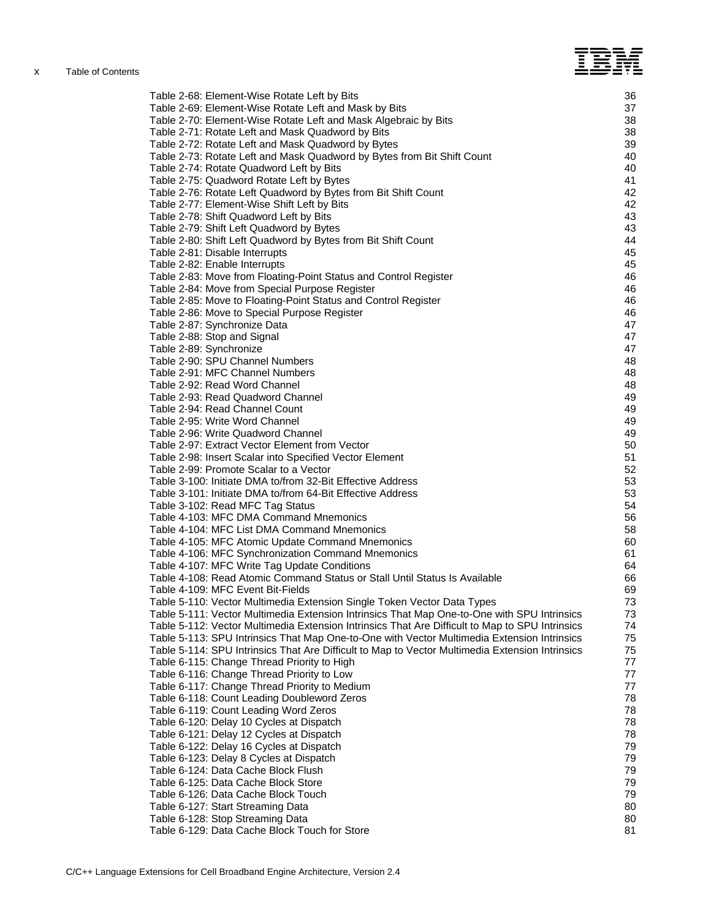| | |
|---|---|
| Table 2-68: Element-Wise Rotate Left by Bits | 36 |
| Table 2-69: Element-Wise Rotate Left and Mask by Bits | 37 |
| Table 2-70: Element-Wise Rotate Left and Mask Algebraic by Bits | 38 |
| Table 2-71: Rotate Left and Mask Quadword by Bits | 38 |
| Table 2-72: Rotate Left and Mask Quadword by Bytes | 39 |
| Table 2-73: Rotate Left and Mask Quadword by Bytes from Bit Shift Count | 40 |
| Table 2-74: Rotate Quadword Left by Bits | 40 |
| Table 2-75: Quadword Rotate Left by Bytes | 41 |
| Table 2-76: Rotate Left Quadword by Bytes from Bit Shift Count | 42 |
| Table 2-77: Element-Wise Shift Left by Bits | 42 |
| Table 2-78: Shift Quadword Left by Bits | 43 |
| Table 2-79: Shift Left Quadword by Bytes | 43 |
| Table 2-80: Shift Left Quadword by Bytes from Bit Shift Count | 44 |
| Table 2-81: Disable Interrupts | 45 |
| Table 2-82: Enable Interrupts | 45 |
| Table 2-83: Move from Floating-Point Status and Control Register | 46 |
| Table 2-84: Move from Special Purpose Register | 46 |
| Table 2-85: Move to Floating-Point Status and Control Register | 46 |
| Table 2-86: Move to Special Purpose Register | 46 |
| Table 2-87: Synchronize Data | 47 |
| Table 2-88: Stop and Signal | 47 |
| Table 2-89: Synchronize | 47 |
| Table 2-90: SPU Channel Numbers | 48 |
| Table 2-91: MFC Channel Numbers | 48 |
| Table 2-92: Read Word Channel | 48 |
| Table 2-93: Read Quadword Channel | 49 |
| Table 2-94: Read Channel Count | 49 |
| Table 2-95: Write Word Channel | 49 |
| Table 2-96: Write Quadword Channel | 49 |
| Table 2-97: Extract Vector Element from Vector | 50 |
| Table 2-98: Insert Scalar into Specified Vector Element | 51 |
| Table 2-99: Promote Scalar to a Vector | 52 |
| Table 3-100: Initiate DMA to/from 32-Bit Effective Address | 53 |
| Table 3-101: Initiate DMA to/from 64-Bit Effective Address | 53 |
| Table 3-102: Read MFC Tag Status | 54 |
| Table 4-103: MFC DMA Command Mnemonics | 56 |
| Table 4-104: MFC List DMA Command Mnemonics | 58 |
| Table 4-105: MFC Atomic Update Command Mnemonics | 60 |
| Table 4-106: MFC Synchronization Command Mnemonics | 61 |
| Table 4-107: MFC Write Tag Update Conditions | 64 |
| Table 4-108: Read Atomic Command Status or Stall Until Status Is Available | 66 |
| Table 4-109: MFC Event Bit-Fields | 69 |
| Table 5-110: Vector Multimedia Extension Single Token Vector Data Types | 73 |
| Table 5-111: Vector Multimedia Extension Intrinsics That Map One-to-One with SPU Intrinsics | 73 |
| Table 5-112: Vector Multimedia Extension Intrinsics That Are Difficult to Map to SPU Intrinsics | 74 |
| Table 5-113: SPU Intrinsics That Map One-to-One with Vector Multimedia Extension Intrinsics | 75 |
| Table 5-114: SPU Intrinsics That Are Difficult to Map to Vector Multimedia Extension Intrinsics | 75 |
| Table 6-115: Change Thread Priority to High | 77 |
| Table 6-116: Change Thread Priority to Low | 77 |
| Table 6-117: Change Thread Priority to Medium | 77 |
| Table 6-118: Count Leading Doubleword Zeros | 78 |
| Table 6-119: Count Leading Word Zeros | 78 |
| Table 6-120: Delay 10 Cycles at Dispatch | 78 |
| Table 6-121: Delay 12 Cycles at Dispatch | 78 |
| Table 6-122: Delay 16 Cycles at Dispatch | 79 |
| Table 6-123: Delay 8 Cycles at Dispatch | 79 |
| Table 6-124: Data Cache Block Flush | 79 |
| Table 6-125: Data Cache Block Store | 79 |
| Table 6-126: Data Cache Block Touch | 79 |
| Table 6-127: Start Streaming Data | 80 |
| Table 6-128: Stop Streaming Data | 80 |
| Table 6-129: Data Cache Block Touch for Store | 81 |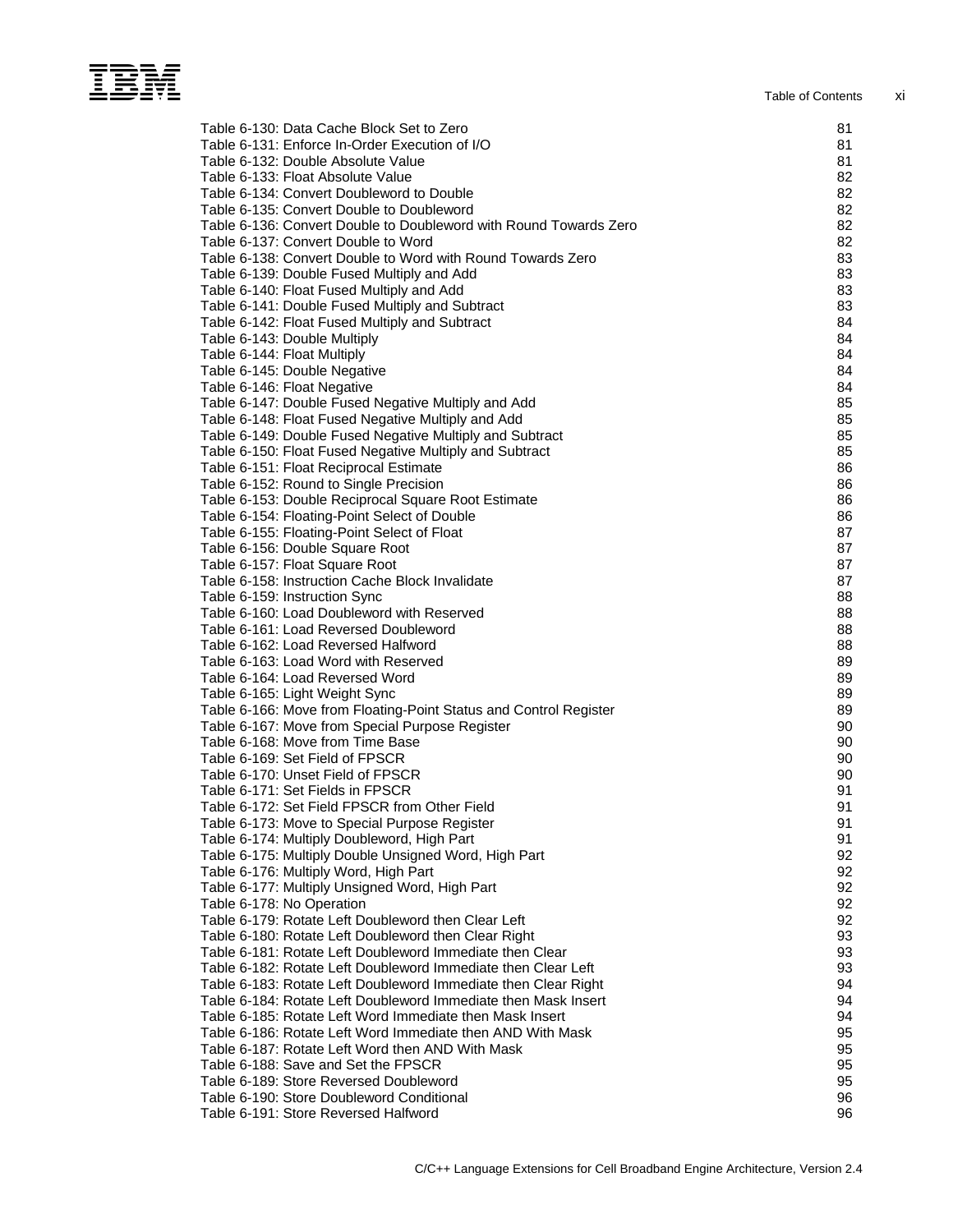| | |
|---|---|
| Table 6-130: Data Cache Block Set to Zero | 81 |
| Table 6-131: Enforce In-Order Execution of I/O | 81 |
| Table 6-132: Double Absolute Value | 81 |
| Table 6-133: Float Absolute Value | 82 |
| Table 6-134: Convert Doubleword to Double | 82 |
| Table 6-135: Convert Double to Doubleword | 82 |
| Table 6-136: Convert Double to Doubleword with Round Towards Zero | 82 |
| Table 6-137: Convert Double to Word | 82 |
| Table 6-138: Convert Double to Word with Round Towards Zero | 83 |
| Table 6-139: Double Fused Multiply and Add | 83 |
| Table 6-140: Float Fused Multiply and Add | 83 |
| Table 6-141: Double Fused Multiply and Subtract | 83 |
| Table 6-142: Float Fused Multiply and Subtract | 84 |
| Table 6-143: Double Multiply | 84 |
| Table 6-144: Float Multiply | 84 |
| Table 6-145: Double Negative | 84 |
| Table 6-146: Float Negative | 84 |
| Table 6-147: Double Fused Negative Multiply and Add | 85 |
| Table 6-148: Float Fused Negative Multiply and Add | 85 |
| Table 6-149: Double Fused Negative Multiply and Subtract | 85 |
| Table 6-150: Float Fused Negative Multiply and Subtract | 85 |
| Table 6-151: Float Reciprocal Estimate | 86 |
| Table 6-152: Round to Single Precision | 86 |
| Table 6-153: Double Reciprocal Square Root Estimate | 86 |
| Table 6-154: Floating-Point Select of Double | 86 |
| Table 6-155: Floating-Point Select of Float | 87 |
| Table 6-156: Double Square Root | 87 |
| Table 6-157: Float Square Root | 87 |
| Table 6-158: Instruction Cache Block Invalidate | 87 |
| Table 6-159: Instruction Sync | 88 |
| Table 6-160: Load Doubleword with Reserved | 88 |
| Table 6-161: Load Reversed Doubleword | 88 |
| Table 6-162: Load Reversed Halfword | 88 |
| Table 6-163: Load Word with Reserved | 89 |
| Table 6-164: Load Reversed Word | 89 |
| Table 6-165: Light Weight Sync | 89 |
| Table 6-166: Move from Floating-Point Status and Control Register | 89 |
| Table 6-167: Move from Special Purpose Register | 90 |
| Table 6-168: Move from Time Base | 90 |
| Table 6-169: Set Field of FPSCR | 90 |
| Table 6-170: Unset Field of FPSCR | 90 |
| Table 6-171: Set Fields in FPSCR | 91 |
| Table 6-172: Set Field FPSCR from Other Field | 91 |
| Table 6-173: Move to Special Purpose Register | 91 |
| Table 6-174: Multiply Doubleword, High Part | 91 |
| Table 6-175: Multiply Double Unsigned Word, High Part | 92 |
| Table 6-176: Multiply Word, High Part | 92 |
| Table 6-177: Multiply Unsigned Word, High Part | 92 |
| Table 6-178: No Operation | 92 |
| Table 6-179: Rotate Left Doubleword then Clear Left | 92 |
| Table 6-180: Rotate Left Doubleword then Clear Right | 93 |
| Table 6-181: Rotate Left Doubleword Immediate then Clear | 93 |
| Table 6-182: Rotate Left Doubleword Immediate then Clear Left | 93 |
| Table 6-183: Rotate Left Doubleword Immediate then Clear Right | 94 |
| Table 6-184: Rotate Left Doubleword Immediate then Mask Insert | 94 |
| Table 6-185: Rotate Left Word Immediate then Mask Insert | 94 |
| Table 6-186: Rotate Left Word Immediate then AND With Mask | 95 |
| Table 6-187: Rotate Left Word then AND With Mask | 95 |
| Table 6-188: Save and Set the FPSCR | 95 |
| Table 6-189: Store Reversed Doubleword | 95 |
| Table 6-190: Store Doubleword Conditional | 96 |
| Table 6-191: Store Reversed Halfword | 96 |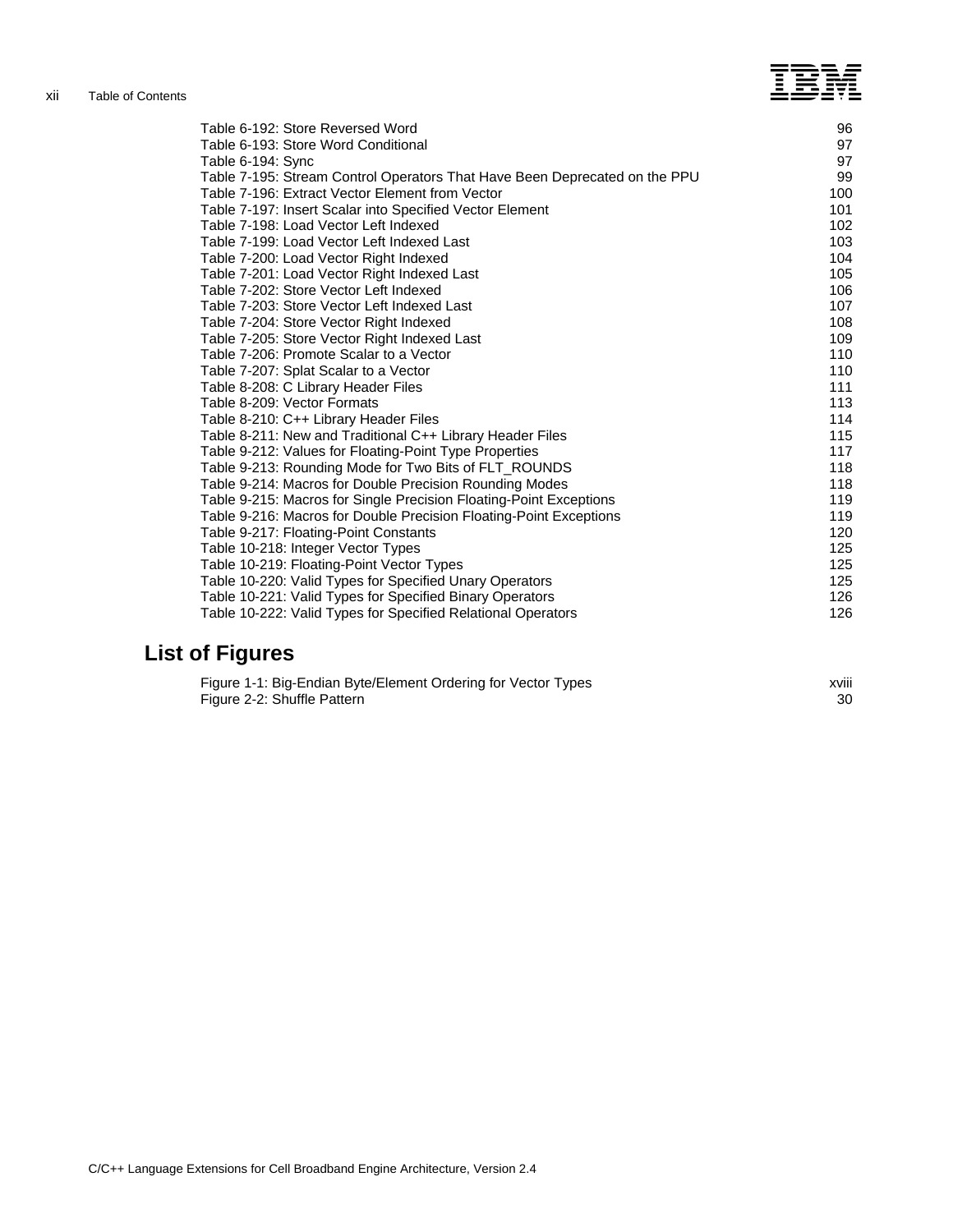| | |
|---|---|
| Table 6-192: Store Reversed Word | 96 |
| Table 6-193: Store Word Conditional | 97 |
| Table 6-194: Sync | 97 |
| Table 7-195: Stream Control Operators That Have Been Deprecated on the PPU | 99 |
| Table 7-196: Extract Vector Element from Vector | 100 |
| Table 7-197: Insert Scalar into Specified Vector Element | 101 |
| Table 7-198: Load Vector Left Indexed | 102 |
| Table 7-199: Load Vector Left Indexed Last | 103 |
| Table 7-200: Load Vector Right Indexed | 104 |
| Table 7-201: Load Vector Right Indexed Last | 105 |
| Table 7-202: Store Vector Left Indexed | 106 |
| Table 7-203: Store Vector Left Indexed Last | 107 |
| Table 7-204: Store Vector Right Indexed | 108 |
| Table 7-205: Store Vector Right Indexed Last | 109 |
| Table 7-206: Promote Scalar to a Vector | 110 |
| Table 7-207: Splat Scalar to a Vector | 110 |
| Table 8-208: C Library Header Files | 111 |
| Table 8-209: Vector Formats | 113 |
| Table 8-210: C++ Library Header Files | 114 |
| Table 8-211: New and Traditional C++ Library Header Files | 115 |
| Table 9-212: Values for Floating-Point Type Properties | 117 |
| Table 9-213: Rounding Mode for Two Bits of FLT_ROUNDS | 118 |
| Table 9-214: Macros for Double Precision Rounding Modes | 118 |
| Table 9-215: Macros for Single Precision Floating-Point Exceptions | 119 |
| Table 9-216: Macros for Double Precision Floating-Point Exceptions | 119 |
| Table 9-217: Floating-Point Constants | 120 |
| Table 10-218: Integer Vector Types | 125 |
| Table 10-219: Floating-Point Vector Types | 125 |
| Table 10-220: Valid Types for Specified Unary Operators | 125 |
| Table 10-221: Valid Types for Specified Binary Operators | 126 |
| Table 10-222: Valid Types for Specified Relational Operators | 126 |

## List of Figures

| | |
|---|---|
| Figure 1-1: Big-Endian Byte/Element Ordering for Vector Types | xviii |
| Figure 2-2: Shuffle Pattern | 30 |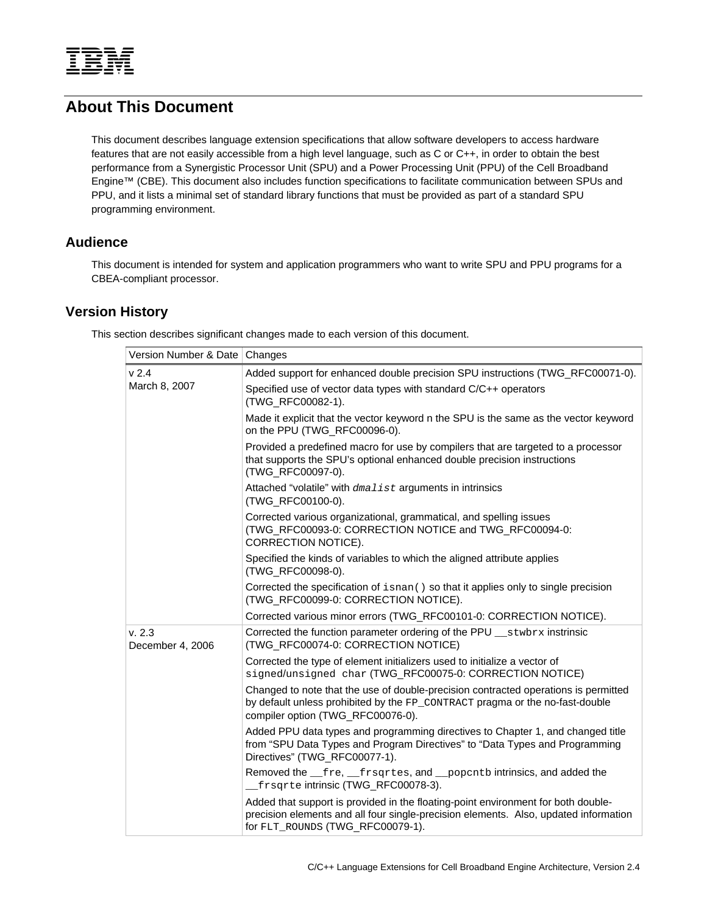# About This Document

This document describes language extension specifications that allow software developers to access hardware features that are not easily accessible from a high level language, such as C or C++, in order to obtain the best performance from a Synergistic Processor Unit (SPU) and a Power Processing Unit (PPU) of the Cell Broadband Engine™ (CBE). This document also includes function specifications to facilitate communication between SPUs and PPU, and it lists a minimal set of standard library functions that must be provided as part of a standard SPU programming environment.

## Audience

This document is intended for system and application programmers who want to write SPU and PPU programs for a CBEA-compliant processor.

## Version History

This section describes significant changes made to each version of this document.

| Version Number & Date | Changes |
|---|---|
| v 2.4<br>March 8, 2007 | Added support for enhanced double precision SPU instructions (TWG_RFC00071-0). |
| | Specified use of vector data types with standard C/C++ operators (TWG_RFC00082-1). |
| | Made it explicit that the vector keyword n the SPU is the same as the vector keyword on the PPU (TWG_RFC00096-0). |
| | Provided a predefined macro for use by compilers that are targeted to a processor that supports the SPU's optional enhanced double precision instructions (TWG_RFC00097-0). |
| | Attached "volatile" with *dmalist* arguments in intrinsics (TWG_RFC00100-0). |
| | Corrected various organizational, grammatical, and spelling issues (TWG_RFC00093-0: CORRECTION NOTICE and TWG_RFC00094-0: CORRECTION NOTICE). |
| | Specified the kinds of variables to which the aligned attribute applies (TWG_RFC00098-0). |
| | Corrected the specification of `isnan()` so that it applies only to single precision (TWG_RFC00099-0: CORRECTION NOTICE). |
| | Corrected various minor errors (TWG_RFC00101-0: CORRECTION NOTICE). |
| v. 2.3<br>December 4, 2006 | Corrected the function parameter ordering of the PPU `__stwbrx` instrinsic (TWG_RFC00074-0: CORRECTION NOTICE) |
| | Corrected the type of element initializers used to initialize a vector of `signed/unsigned char` (TWG_RFC00075-0: CORRECTION NOTICE) |
| | Changed to note that the use of double-precision contracted operations is permitted by default unless prohibited by the `FP_CONTRACT` pragma or the no-fast-double compiler option (TWG_RFC00076-0). |
| | Added PPU data types and programming directives to Chapter 1, and changed title from "SPU Data Types and Program Directives" to "Data Types and Programming Directives" (TWG_RFC00077-1). |
| | Removed the `__fre`, `__frsqrtes`, and `__popcntb` intrinsics, and added the `__frsqrte` intrinsic (TWG_RFC00078-3). |
| | Added that support is provided in the floating-point environment for both double-precision elements and all four single-precision elements. Also, updated information for `FLT_ROUNDS` (TWG_RFC00079-1). |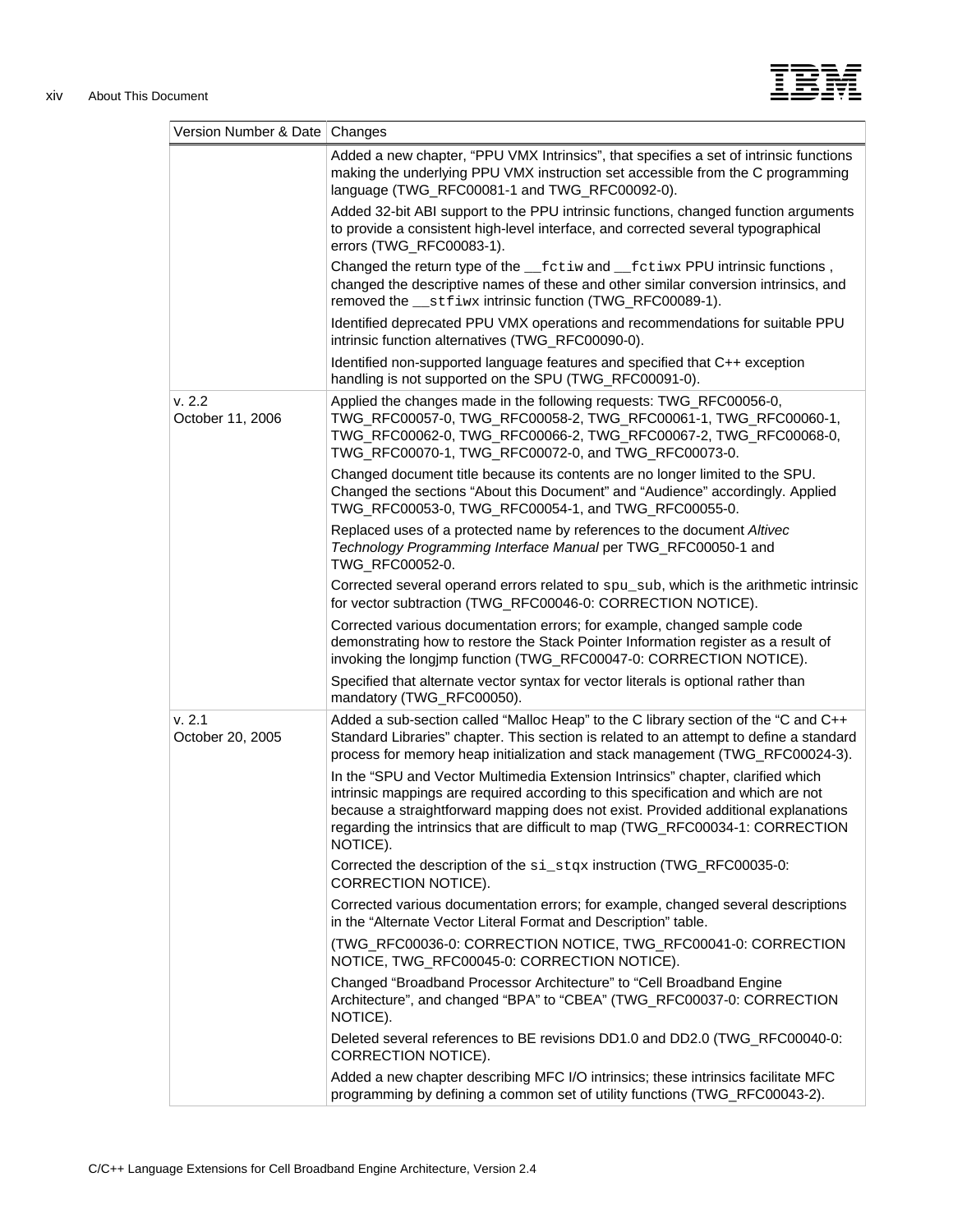| Version Number & Date | Changes |
|---|---|
| | Added a new chapter, "PPU VMX Intrinsics", that specifies a set of intrinsic functions making the underlying PPU VMX instruction set accessible from the C programming language (TWG_RFC00081-1 and TWG_RFC00092-0). |
| | Added 32-bit ABI support to the PPU intrinsic functions, changed function arguments to provide a consistent high-level interface, and corrected several typographical errors (TWG_RFC00083-1). |
| | Changed the return type of the `__fctiw` and `__fctiwx` PPU intrinsic functions , changed the descriptive names of these and other similar conversion intrinsics, and removed the `__stfiwx` intrinsic function (TWG_RFC00089-1). |
| | Identified deprecated PPU VMX operations and recommendations for suitable PPU intrinsic function alternatives (TWG_RFC00090-0). |
| | Identified non-supported language features and specified that C++ exception handling is not supported on the SPU (TWG_RFC00091-0). |
| v. 2.2<br>October 11, 2006 | Applied the changes made in the following requests: TWG_RFC00056-0, TWG_RFC00057-0, TWG_RFC00058-2, TWG_RFC00061-1, TWG_RFC00060-1, TWG_RFC00062-0, TWG_RFC00066-2, TWG_RFC00067-2, TWG_RFC00068-0, TWG_RFC00070-1, TWG_RFC00072-0, and TWG_RFC00073-0. |
| | Changed document title because its contents are no longer limited to the SPU. Changed the sections "About this Document" and "Audience" accordingly. Applied TWG_RFC00053-0, TWG_RFC00054-1, and TWG_RFC00055-0. |
| | Replaced uses of a protected name by references to the document *Altivec Technology Programming Interface Manual* per TWG_RFC00050-1 and TWG_RFC00052-0. |
| | Corrected several operand errors related to `spu_sub`, which is the arithmetic intrinsic for vector subtraction (TWG_RFC00046-0: CORRECTION NOTICE). |
| | Corrected various documentation errors; for example, changed sample code demonstrating how to restore the Stack Pointer Information register as a result of invoking the longjmp function (TWG_RFC00047-0: CORRECTION NOTICE). |
| | Specified that alternate vector syntax for vector literals is optional rather than mandatory (TWG_RFC00050). |
| v. 2.1<br>October 20, 2005 | Added a sub-section called "Malloc Heap" to the C library section of the "C and C++ Standard Libraries" chapter. This section is related to an attempt to define a standard process for memory heap initialization and stack management (TWG_RFC00024-3). |
| | In the "SPU and Vector Multimedia Extension Intrinsics" chapter, clarified which intrinsic mappings are required according to this specification and which are not because a straightforward mapping does not exist. Provided additional explanations regarding the intrinsics that are difficult to map (TWG_RFC00034-1: CORRECTION NOTICE). |
| | Corrected the description of the `si_stqx` instruction (TWG_RFC00035-0: CORRECTION NOTICE). |
| | Corrected various documentation errors; for example, changed several descriptions in the "Alternate Vector Literal Format and Description" table. |
| | (TWG_RFC00036-0: CORRECTION NOTICE, TWG_RFC00041-0: CORRECTION NOTICE, TWG_RFC00045-0: CORRECTION NOTICE). |
| | Changed "Broadband Processor Architecture" to "Cell Broadband Engine Architecture", and changed "BPA" to "CBEA" (TWG_RFC00037-0: CORRECTION NOTICE). |
| | Deleted several references to BE revisions DD1.0 and DD2.0 (TWG_RFC00040-0: CORRECTION NOTICE). |
| | Added a new chapter describing MFC I/O intrinsics; these intrinsics facilitate MFC programming by defining a common set of utility functions (TWG_RFC00043-2). |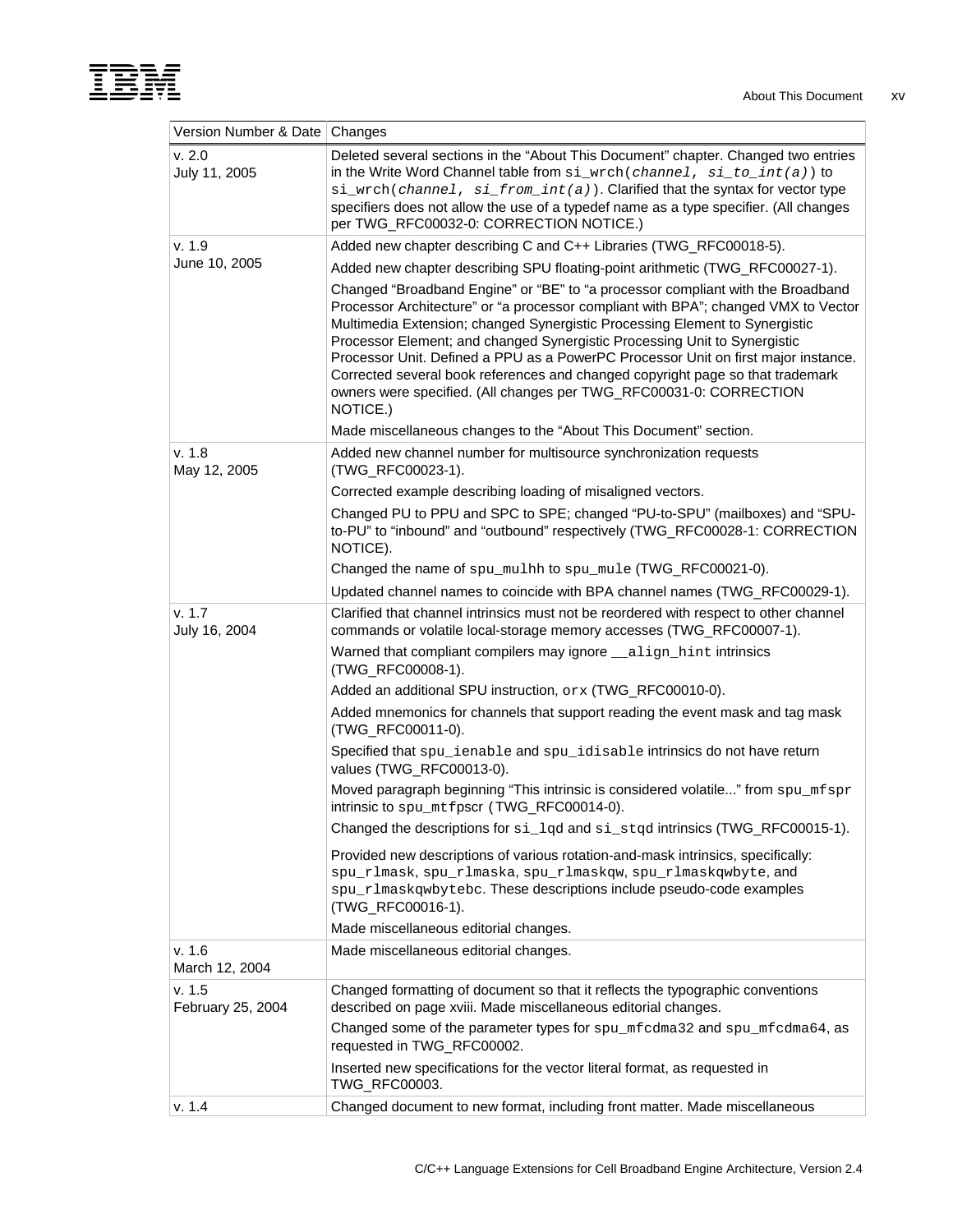| Version Number & Date | Changes |
|---|---|
| v. 2.0<br>July 11, 2005 | Deleted several sections in the “About This Document” chapter. Changed two entries in the Write Word Channel table from `si_wrch(channel, si_to_int(a))` to `si_wrch(channel, si_from_int(a))`. Clarified that the syntax for vector type specifiers does not allow the use of a typedef name as a type specifier. (All changes per TWG_RFC00032-0: CORRECTION NOTICE.) |
| v. 1.9<br>June 10, 2005 | Added new chapter describing C and C++ Libraries (TWG_RFC00018-5). |
| | Added new chapter describing SPU floating-point arithmetic (TWG_RFC00027-1). |
| | Changed “Broadband Engine” or “BE” to “a processor compliant with the Broadband Processor Architecture” or “a processor compliant with BPA”; changed VMX to Vector Multimedia Extension; changed Synergistic Processing Element to Synergistic Processor Element; and changed Synergistic Processing Unit to Synergistic Processor Unit. Defined a PPU as a PowerPC Processor Unit on first major instance. Corrected several book references and changed copyright page so that trademark owners were specified. (All changes per TWG_RFC00031-0: CORRECTION NOTICE.) |
| | Made miscellaneous changes to the “About This Document” section. |
| v. 1.8<br>May 12, 2005 | Added new channel number for multisource synchronization requests (TWG_RFC00023-1). |
| | Corrected example describing loading of misaligned vectors. |
| | Changed PU to PPU and SPC to SPE; changed “PU-to-SPU” (mailboxes) and “SPU-to-PU” to “inbound” and “outbound” respectively (TWG_RFC00028-1: CORRECTION NOTICE). |
| | Changed the name of `spu_mulhh` to `spu_mule` (TWG_RFC00021-0). |
| | Updated channel names to coincide with BPA channel names (TWG_RFC00029-1). |
| v. 1.7<br>July 16, 2004 | Clarified that channel intrinsics must not be reordered with respect to other channel commands or volatile local-storage memory accesses (TWG_RFC00007-1). |
| | Warned that compliant compilers may ignore `__align_hint` intrinsics (TWG_RFC00008-1). |
| | Added an additional SPU instruction, `orx` (TWG_RFC00010-0). |
| | Added mnemonics for channels that support reading the event mask and tag mask (TWG_RFC00011-0). |
| | Specified that `spu_ienable` and `spu_idisable` intrinsics do not have return values (TWG_RFC00013-0). |
| | Moved paragraph beginning “This intrinsic is considered volatile...” from `spu_mfspr` intrinsic to `spu_mtfpscr` (TWG_RFC00014-0). |
| | Changed the descriptions for `si_lqd` and `si_stqd` intrinsics (TWG_RFC00015-1). |
| | Provided new descriptions of various rotation-and-mask intrinsics, specifically: `spu_rlmask`, `spu_rlmaska`, `spu_rlmaskqw`, `spu_rlmaskqwbyte`, and `spu_rlmaskqwbytebc`. These descriptions include pseudo-code examples (TWG_RFC00016-1). |
| | Made miscellaneous editorial changes. |
| v. 1.6<br>March 12, 2004 | Made miscellaneous editorial changes. |
| v. 1.5<br>February 25, 2004 | Changed formatting of document so that it reflects the typographic conventions described on page xviii. Made miscellaneous editorial changes. |
| | Changed some of the parameter types for `spu_mfcdma32` and `spu_mfcdma64`, as requested in TWG_RFC00002. |
| | Inserted new specifications for the vector literal format, as requested in TWG_RFC00003. |
| v. 1.4 | Changed document to new format, including front matter. Made miscellaneous |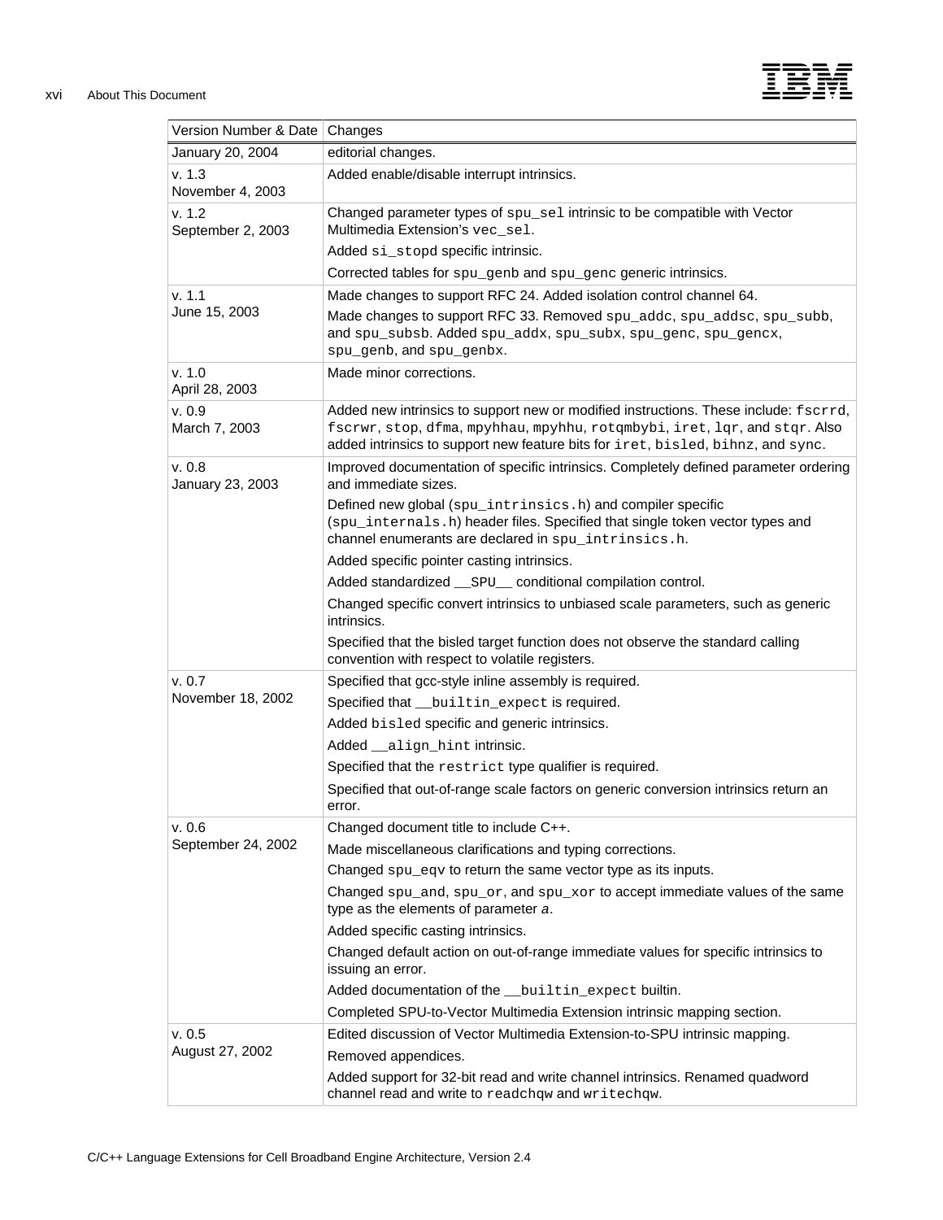| Version Number & Date | Changes |
|---|---|
| January 20, 2004 | editorial changes. |
| v. 1.3 November 4, 2003 | Added enable/disable interrupt intrinsics. |
| v. 1.2 September 2, 2003 | Changed parameter types of `spu_sel` intrinsic to be compatible with Vector Multimedia Extension's `vec_sel`.<br>Added `si_stopd` specific intrinsic.<br>Corrected tables for `spu_genb` and `spu_genc` generic intrinsics. |
| v. 1.1 June 15, 2003 | Made changes to support RFC 24. Added isolation control channel 64.<br>Made changes to support RFC 33. Removed `spu_addc`, `spu_addsc`, `spu_subb`, and `spu_subsb`. Added `spu_addx`, `spu_subx`, `spu_genc`, `spu_gencx`, `spu_genb`, and `spu_genbx`. |
| v. 1.0 April 28, 2003 | Made minor corrections. |
| v. 0.9 March 7, 2003 | Added new intrinsics to support new or modified instructions. These include: `fscrrd`, `fscrwr`, `stop`, `dfma`, `mpyhhau`, `mpyhhu`, `rotqmbybi`, `iret`, `lqr`, and `stqr`. Also added intrinsics to support new feature bits for `iret`, `bisled`, `bihnz`, and `sync`. |
| v. 0.8 January 23, 2003 | Improved documentation of specific intrinsics. Completely defined parameter ordering and immediate sizes.<br>Defined new global (`spu_intrinsics.h`) and compiler specific (`spu_internals.h`) header files. Specified that single token vector types and channel enumerants are declared in `spu_intrinsics.h`.<br>Added specific pointer casting intrinsics.<br>Added standardized `__SPU__` conditional compilation control.<br>Changed specific convert intrinsics to unbiased scale parameters, such as generic intrinsics.<br>Specified that the bisled target function does not observe the standard calling convention with respect to volatile registers. |
| v. 0.7 November 18, 2002 | Specified that gcc-style inline assembly is required.<br>Specified that `__builtin_expect` is required.<br>Added `bisled` specific and generic intrinsics.<br>Added `__align_hint` intrinsic.<br>Specified that the `restrict` type qualifier is required.<br>Specified that out-of-range scale factors on generic conversion intrinsics return an error. |
| v. 0.6 September 24, 2002 | Changed document title to include C++.<br>Made miscellaneous clarifications and typing corrections.<br>Changed `spu_eqv` to return the same vector type as its inputs.<br>Changed `spu_and`, `spu_or`, and `spu_xor` to accept immediate values of the same type as the elements of parameter *a*.<br>Added specific casting intrinsics.<br>Changed default action on out-of-range immediate values for specific intrinsics to issuing an error.<br>Added documentation of the `__builtin_expect` builtin.<br>Completed SPU-to-Vector Multimedia Extension intrinsic mapping section. |
| v. 0.5 August 27, 2002 | Edited discussion of Vector Multimedia Extension-to-SPU intrinsic mapping.<br>Removed appendices.<br>Added support for 32-bit read and write channel intrinsics. Renamed quadword channel read and write to `readchqw` and `writechqw`. |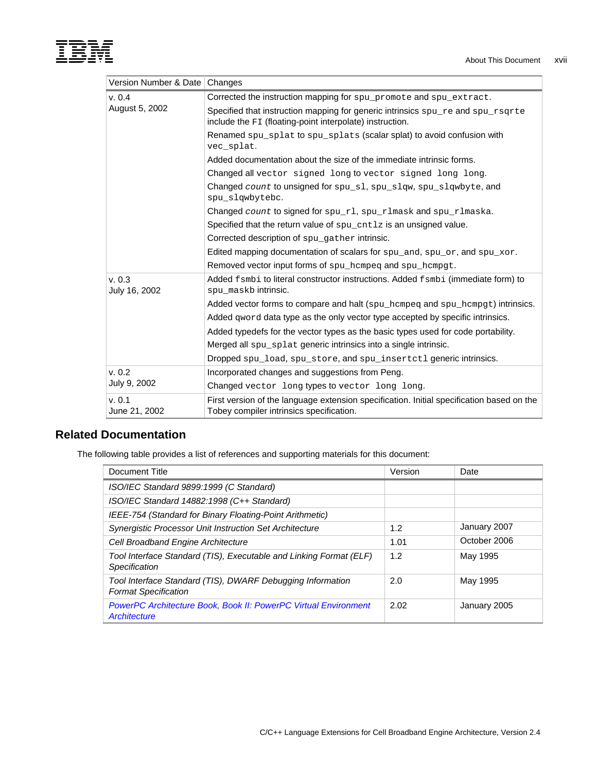| Version Number & Date | Changes |
| --- | --- |
| v. 0.4<br>August 5, 2002 | Corrected the instruction mapping for spu_promote and spu_extract. |
| | Specified that instruction mapping for generic intrinsics spu_re and spu_rsqrte include the FI (floating-point interpolate) instruction. |
| | Renamed spu_splat to spu_splats (scalar splat) to avoid confusion with vec_splat. |
| | Added documentation about the size of the immediate intrinsic forms. |
| | Changed all vector signed long to vector signed long long. |
| | Changed *count* to unsigned for spu_sl, spu_slqw, spu_slqwbyte, and spu_slqwbytebc. |
| | Changed *count* to signed for spu_rl, spu_rlmask and spu_rlmaska. |
| | Specified that the return value of spu_cntlz is an unsigned value. |
| | Corrected description of spu_gather intrinsic. |
| | Edited mapping documentation of scalars for spu_and, spu_or, and spu_xor. |
| | Removed vector input forms of spu_hcmpeq and spu_hcmpgt. |
| v. 0.3<br>July 16, 2002 | Added fsmbi to literal constructor instructions. Added fsmbi (immediate form) to spu_maskb intrinsic. |
| | Added vector forms to compare and halt (spu_hcmpeq and spu_hcmpgt) intrinsics. |
| | Added qword data type as the only vector type accepted by specific intrinsics. |
| | Added typedefs for the vector types as the basic types used for code portability. |
| | Merged all spu_splat generic intrinsics into a single intrinsic. |
| | Dropped spu_load, spu_store, and spu_insertctl generic intrinsics. |
| v. 0.2<br>July 9, 2002 | Incorporated changes and suggestions from Peng. |
| | Changed vector long types to vector long long. |
| v. 0.1<br>June 21, 2002 | First version of the language extension specification. Initial specification based on the Tobey compiler intrinsics specification. |

## Related Documentation

The following table provides a list of references and supporting materials for this document:

| Document Title | Version | Date |
| --- | --- | --- |
| *ISO/IEC Standard 9899:1999 (C Standard)* | | |
| *ISO/IEC Standard 14882:1998 (C++ Standard)* | | |
| *IEEE-754 (Standard for Binary Floating-Point Arithmetic)* | | |
| *Synergistic Processor Unit Instruction Set Architecture* | 1.2 | January 2007 |
| *Cell Broadband Engine Architecture* | 1.01 | October 2006 |
| *Tool Interface Standard (TIS), Executable and Linking Format (ELF) Specification* | 1.2 | May 1995 |
| *Tool Interface Standard (TIS), DWARF Debugging Information Format Specification* | 2.0 | May 1995 |
| *PowerPC Architecture Book, Book II: PowerPC Virtual Environment Architecture* | 2.02 | January 2005 |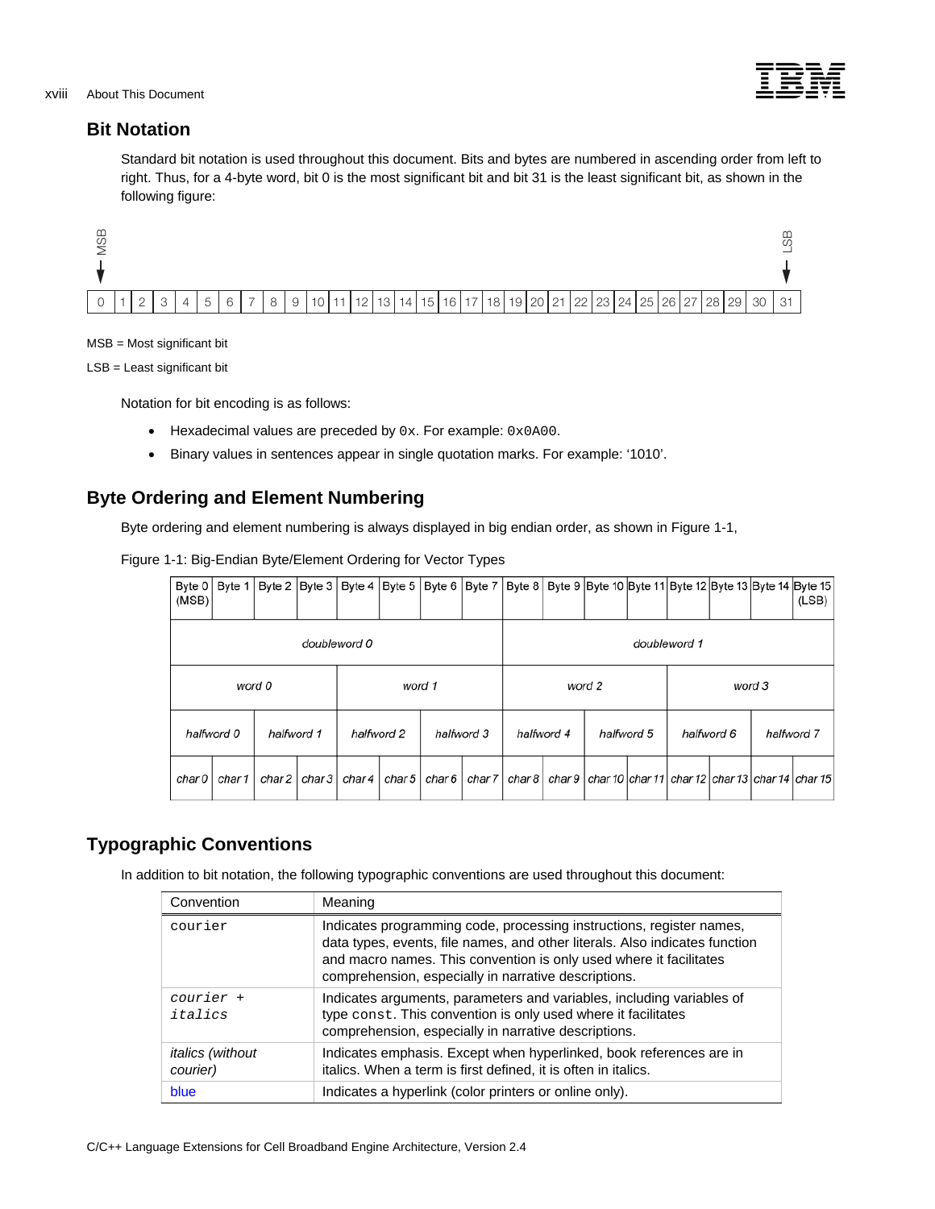## Bit Notation

Standard bit notation is used throughout this document. Bits and bytes are numbered in ascending order from left to right. Thus, for a 4-byte word, bit 0 is the most significant bit and bit 31 is the least significant bit, as shown in the following figure:

| 0 (MSB) | 1 | 2 | 3 | 4 | 5 | 6 | 7 | 8 | 9 | 10 | 11 | 12 | 13 | 14 | 15 | 16 | 17 | 18 | 19 | 20 | 21 | 22 | 23 | 24 | 25 | 26 | 27 | 28 | 29 | 30 | 31 (LSB) |
|---|---|---|---|---|---|---|---|---|---|---|---|---|---|---|---|---|---|---|---|---|---|---|---|---|---|---|---|---|---|---|---|

MSB = Most significant bit

LSB = Least significant bit

Notation for bit encoding is as follows:

- Hexadecimal values are preceded by `0x`. For example: `0x0A00`.
- Binary values in sentences appear in single quotation marks. For example: '1010'.

## Byte Ordering and Element Numbering

Byte ordering and element numbering is always displayed in big endian order, as shown in Figure 1-1,

Figure 1-1: Big-Endian Byte/Element Ordering for Vector Types

| Byte 0 (MSB) | Byte 1 | Byte 2 | Byte 3 | Byte 4 | Byte 5 | Byte 6 | Byte 7 | Byte 8 | Byte 9 | Byte 10 | Byte 11 | Byte 12 | Byte 13 | Byte 14 | Byte 15 (LSB) |
|---|---|---|---|---|---|---|---|---|---|---|---|---|---|---|---|
| *doubleword 0* | | | | | | | | *doubleword 1* | | | | | | | |
| *word 0* | | | | *word 1* | | | | *word 2* | | | | *word 3* | | | |
| *halfword 0* | | *halfword 1* | | *halfword 2* | | *halfword 3* | | *halfword 4* | | *halfword 5* | | *halfword 6* | | *halfword 7* | |
| *char 0* | *char 1* | *char 2* | *char 3* | *char 4* | *char 5* | *char 6* | *char 7* | *char 8* | *char 9* | *char 10* | *char 11* | *char 12* | *char 13* | *char 14* | *char 15* |

## Typographic Conventions

In addition to bit notation, the following typographic conventions are used throughout this document:

| Convention | Meaning |
|---|---|
| `courier` | Indicates programming code, processing instructions, register names, data types, events, file names, and other literals. Also indicates function and macro names. This convention is only used where it facilitates comprehension, especially in narrative descriptions. |
| *`courier + italics`* | Indicates arguments, parameters and variables, including variables of type `const`. This convention is only used where it facilitates comprehension, especially in narrative descriptions. |
| *italics (without courier)* | Indicates emphasis. Except when hyperlinked, book references are in italics. When a term is first defined, it is often in italics. |
| blue | Indicates a hyperlink (color printers or online only). |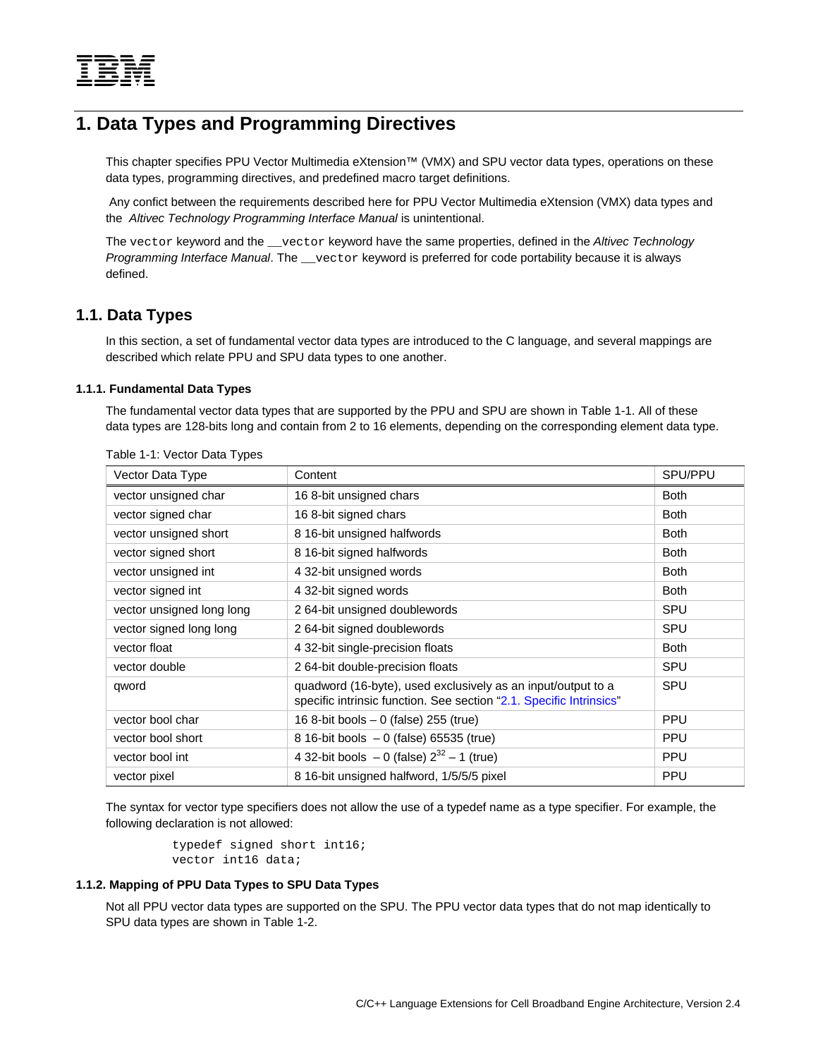# 1. Data Types and Programming Directives

This chapter specifies PPU Vector Multimedia eXtension™ (VMX) and SPU vector data types, operations on these data types, programming directives, and predefined macro target definitions.

Any confict between the requirements described here for PPU Vector Multimedia eXtension (VMX) data types and the *Altivec Technology Programming Interface Manual* is unintentional.

The `vector` keyword and the `__vector` keyword have the same properties, defined in the *Altivec Technology Programming Interface Manual*. The `__vector` keyword is preferred for code portability because it is always defined.

## 1.1. Data Types

In this section, a set of fundamental vector data types are introduced to the C language, and several mappings are described which relate PPU and SPU data types to one another.

### 1.1.1. Fundamental Data Types

The fundamental vector data types that are supported by the PPU and SPU are shown in Table 1-1. All of these data types are 128-bits long and contain from 2 to 16 elements, depending on the corresponding element data type.

Table 1-1: Vector Data Types

| Vector Data Type | Content | SPU/PPU |
|---|---|---|
| vector unsigned char | 16 8-bit unsigned chars | Both |
| vector signed char | 16 8-bit signed chars | Both |
| vector unsigned short | 8 16-bit unsigned halfwords | Both |
| vector signed short | 8 16-bit signed halfwords | Both |
| vector unsigned int | 4 32-bit unsigned words | Both |
| vector signed int | 4 32-bit signed words | Both |
| vector unsigned long long | 2 64-bit unsigned doublewords | SPU |
| vector signed long long | 2 64-bit signed doublewords | SPU |
| vector float | 4 32-bit single-precision floats | Both |
| vector double | 2 64-bit double-precision floats | SPU |
| qword | quadword (16-byte), used exclusively as an input/output to a specific intrinsic function. See section "2.1. Specific Intrinsics" | SPU |
| vector bool char | 16 8-bit bools – 0 (false) 255 (true) | PPU |
| vector bool short | 8 16-bit bools – 0 (false) 65535 (true) | PPU |
| vector bool int | 4 32-bit bools – 0 (false) $2^{32} - 1$ (true) | PPU |
| vector pixel | 8 16-bit unsigned halfword, 1/5/5/5 pixel | PPU |

The syntax for vector type specifiers does not allow the use of a typedef name as a type specifier. For example, the following declaration is not allowed:

```
typedef signed short int16;
vector int16 data;
```

### 1.1.2. Mapping of PPU Data Types to SPU Data Types

Not all PPU vector data types are supported on the SPU. The PPU vector data types that do not map identically to SPU data types are shown in Table 1-2.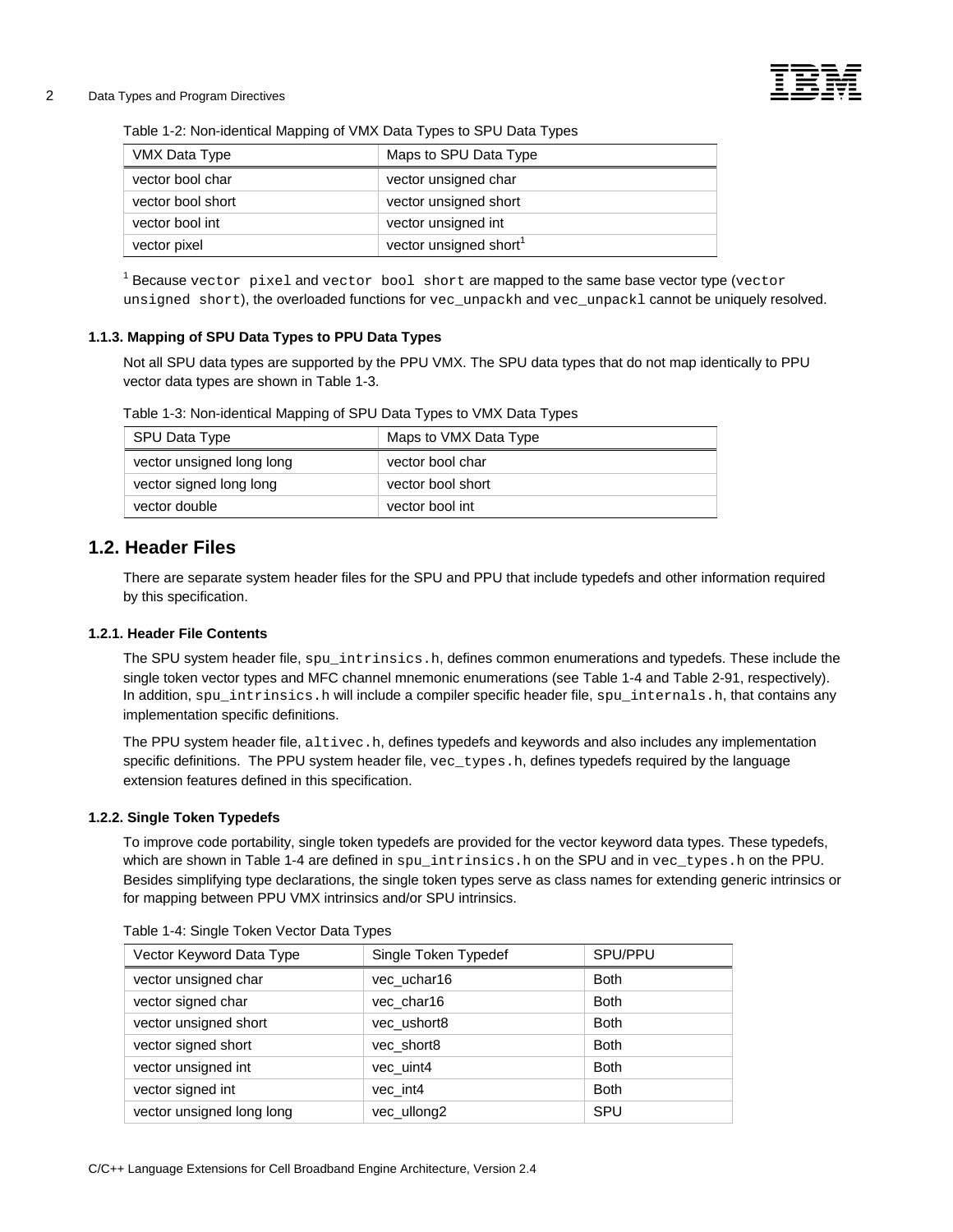Table 1-2: Non-identical Mapping of VMX Data Types to SPU Data Types

| VMX Data Type | Maps to SPU Data Type |
|---|---|
| vector bool char | vector unsigned char |
| vector bool short | vector unsigned short |
| vector bool int | vector unsigned int |
| vector pixel | vector unsigned short[1] |

[1] Because `vector pixel` and `vector bool short` are mapped to the same base vector type (`vector unsigned short`), the overloaded functions for `vec_unpackh` and `vec_unpackl` cannot be uniquely resolved.

### 1.1.3. Mapping of SPU Data Types to PPU Data Types

Not all SPU data types are supported by the PPU VMX. The SPU data types that do not map identically to PPU vector data types are shown in Table 1-3.

Table 1-3: Non-identical Mapping of SPU Data Types to VMX Data Types

| SPU Data Type | Maps to VMX Data Type |
|---|---|
| vector unsigned long long | vector bool char |
| vector signed long long | vector bool short |
| vector double | vector bool int |

## 1.2. Header Files

There are separate system header files for the SPU and PPU that include typedefs and other information required by this specification.

### 1.2.1. Header File Contents

The SPU system header file, `spu_intrinsics.h`, defines common enumerations and typedefs. These include the single token vector types and MFC channel mnemonic enumerations (see Table 1-4 and Table 2-91, respectively). In addition, `spu_intrinsics.h` will include a compiler specific header file, `spu_internals.h`, that contains any implementation specific definitions.

The PPU system header file, `altivec.h`, defines typedefs and keywords and also includes any implementation specific definitions. The PPU system header file, `vec_types.h`, defines typedefs required by the language extension features defined in this specification.

### 1.2.2. Single Token Typedefs

To improve code portability, single token typedefs are provided for the vector keyword data types. These typedefs, which are shown in Table 1-4 are defined in `spu_intrinsics.h` on the SPU and in `vec_types.h` on the PPU. Besides simplifying type declarations, the single token types serve as class names for extending generic intrinsics or for mapping between PPU VMX intrinsics and/or SPU intrinsics.

Table 1-4: Single Token Vector Data Types

| Vector Keyword Data Type | Single Token Typedef | SPU/PPU |
|---|---|---|
| vector unsigned char | vec_uchar16 | Both |
| vector signed char | vec_char16 | Both |
| vector unsigned short | vec_ushort8 | Both |
| vector signed short | vec_short8 | Both |
| vector unsigned int | vec_uint4 | Both |
| vector signed int | vec_int4 | Both |
| vector unsigned long long | vec_ullong2 | SPU |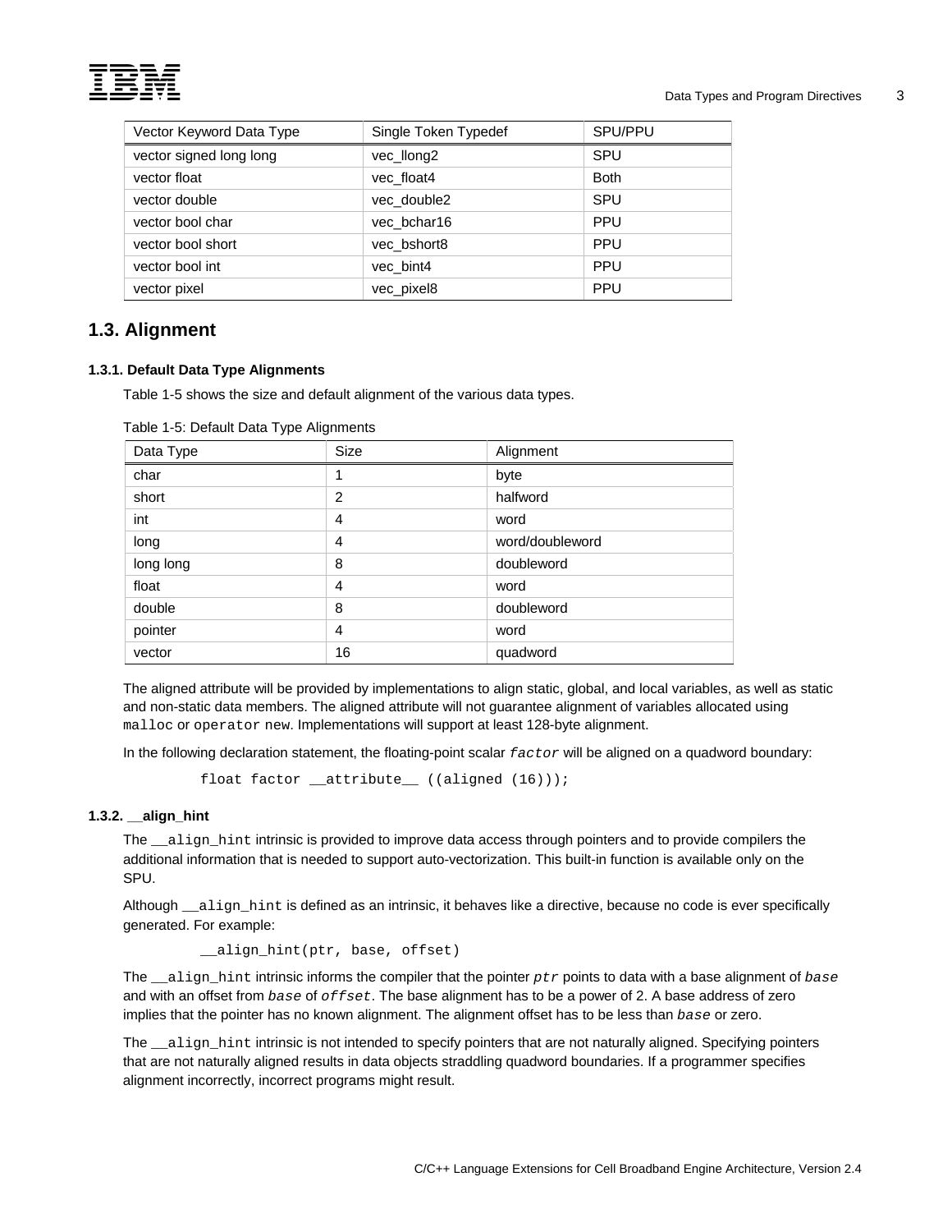| Vector Keyword Data Type | Single Token Typedef | SPU/PPU |
|---|---|---|
| vector signed long long | vec_llong2 | SPU |
| vector float | vec_float4 | Both |
| vector double | vec_double2 | SPU |
| vector bool char | vec_bchar16 | PPU |
| vector bool short | vec_bshort8 | PPU |
| vector bool int | vec_bint4 | PPU |
| vector pixel | vec_pixel8 | PPU |

## 1.3. Alignment

### 1.3.1. Default Data Type Alignments

Table 1-5 shows the size and default alignment of the various data types.

Table 1-5: Default Data Type Alignments

| Data Type | Size | Alignment |
|---|---|---|
| char | 1 | byte |
| short | 2 | halfword |
| int | 4 | word |
| long | 4 | word/doubleword |
| long long | 8 | doubleword |
| float | 4 | word |
| double | 8 | doubleword |
| pointer | 4 | word |
| vector | 16 | quadword |

The aligned attribute will be provided by implementations to align static, global, and local variables, as well as static and non-static data members. The aligned attribute will not guarantee alignment of variables allocated using `malloc` or `operator new`. Implementations will support at least 128-byte alignment.

In the following declaration statement, the floating-point scalar *factor* will be aligned on a quadword boundary:

```
float factor __attribute__ ((aligned (16)));
```

### 1.3.2. __align_hint

The `__align_hint` intrinsic is provided to improve data access through pointers and to provide compilers the additional information that is needed to support auto-vectorization. This built-in function is available only on the SPU.

Although `__align_hint` is defined as an intrinsic, it behaves like a directive, because no code is ever specifically generated. For example:

```
__align_hint(ptr, base, offset)
```

The `__align_hint` intrinsic informs the compiler that the pointer *ptr* points to data with a base alignment of *base* and with an offset from *base* of *offset*. The base alignment has to be a power of 2. A base address of zero implies that the pointer has no known alignment. The alignment offset has to be less than *base* or zero.

The `__align_hint` intrinsic is not intended to specify pointers that are not naturally aligned. Specifying pointers that are not naturally aligned results in data objects straddling quadword boundaries. If a programmer specifies alignment incorrectly, incorrect programs might result.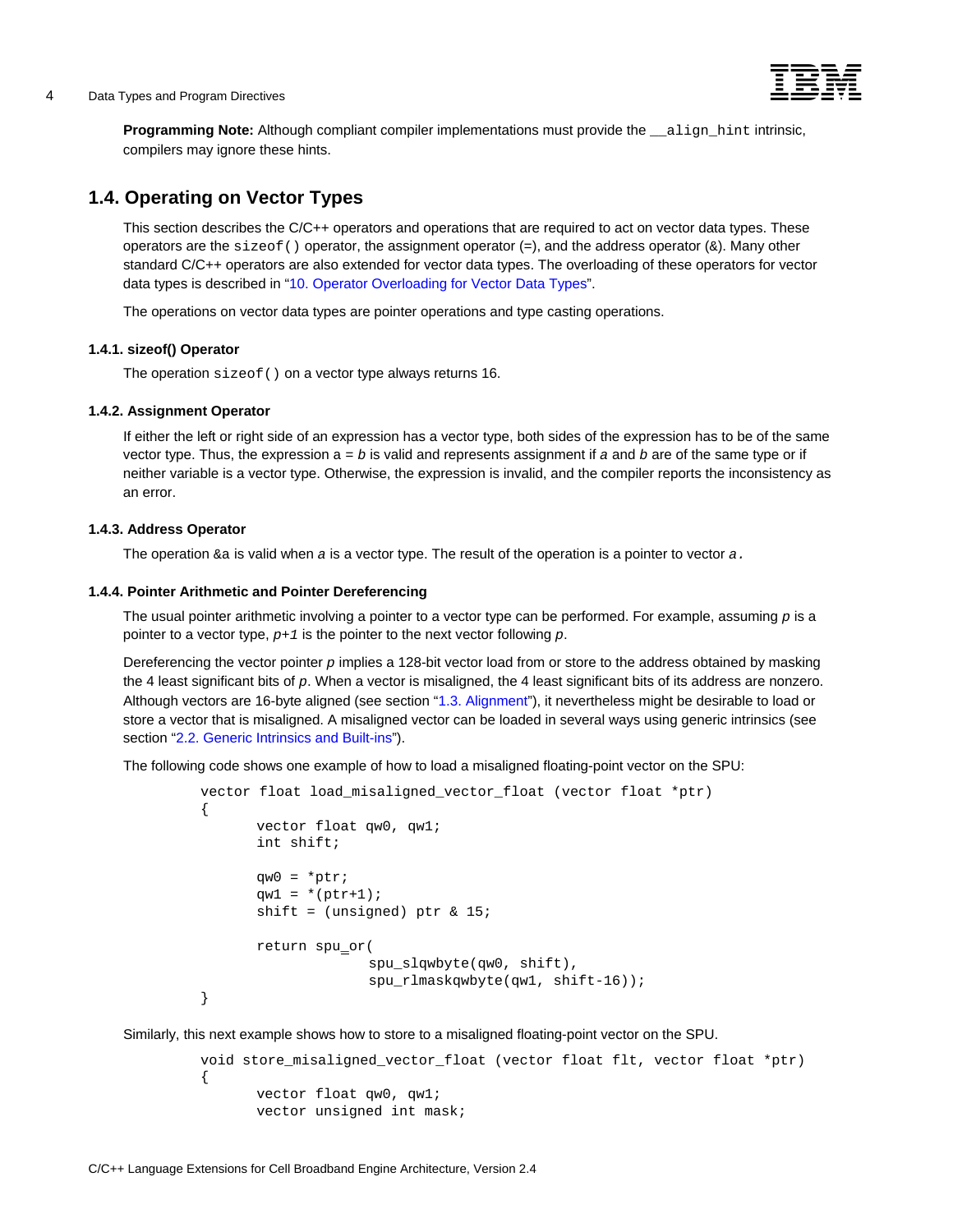**Programming Note:** Although compliant compiler implementations must provide the `__align_hint` intrinsic, compilers may ignore these hints.

## 1.4. Operating on Vector Types

This section describes the C/C++ operators and operations that are required to act on vector data types. These operators are the `sizeof()` operator, the assignment operator (=), and the address operator (&). Many other standard C/C++ operators are also extended for vector data types. The overloading of these operators for vector data types is described in "10. Operator Overloading for Vector Data Types".

The operations on vector data types are pointer operations and type casting operations.

### 1.4.1. sizeof() Operator

The operation `sizeof()` on a vector type always returns 16.

### 1.4.2. Assignment Operator

If either the left or right side of an expression has a vector type, both sides of the expression has to be of the same vector type. Thus, the expression a = *b* is valid and represents assignment if *a* and *b* are of the same type or if neither variable is a vector type. Otherwise, the expression is invalid, and the compiler reports the inconsistency as an error.

### 1.4.3. Address Operator

The operation &a is valid when *a* is a vector type. The result of the operation is a pointer to vector *a*.

### 1.4.4. Pointer Arithmetic and Pointer Dereferencing

The usual pointer arithmetic involving a pointer to a vector type can be performed. For example, assuming *p* is a pointer to a vector type, *p+1* is the pointer to the next vector following *p*.

Dereferencing the vector pointer *p* implies a 128-bit vector load from or store to the address obtained by masking the 4 least significant bits of *p*. When a vector is misaligned, the 4 least significant bits of its address are nonzero. Although vectors are 16-byte aligned (see section "1.3. Alignment"), it nevertheless might be desirable to load or store a vector that is misaligned. A misaligned vector can be loaded in several ways using generic intrinsics (see section "2.2. Generic Intrinsics and Built-ins").

The following code shows one example of how to load a misaligned floating-point vector on the SPU:

```
vector float load_misaligned_vector_float (vector float *ptr)
{
      vector float qw0, qw1;
      int shift;

      qw0 = *ptr;
      qw1 = *(ptr+1);
      shift = (unsigned) ptr & 15;

      return spu_or(
                  spu_slqwbyte(qw0, shift),
                  spu_rlmaskqwbyte(qw1, shift-16));
}
```

Similarly, this next example shows how to store to a misaligned floating-point vector on the SPU.

```
void store_misaligned_vector_float (vector float flt, vector float *ptr)
{
      vector float qw0, qw1;
      vector unsigned int mask;
```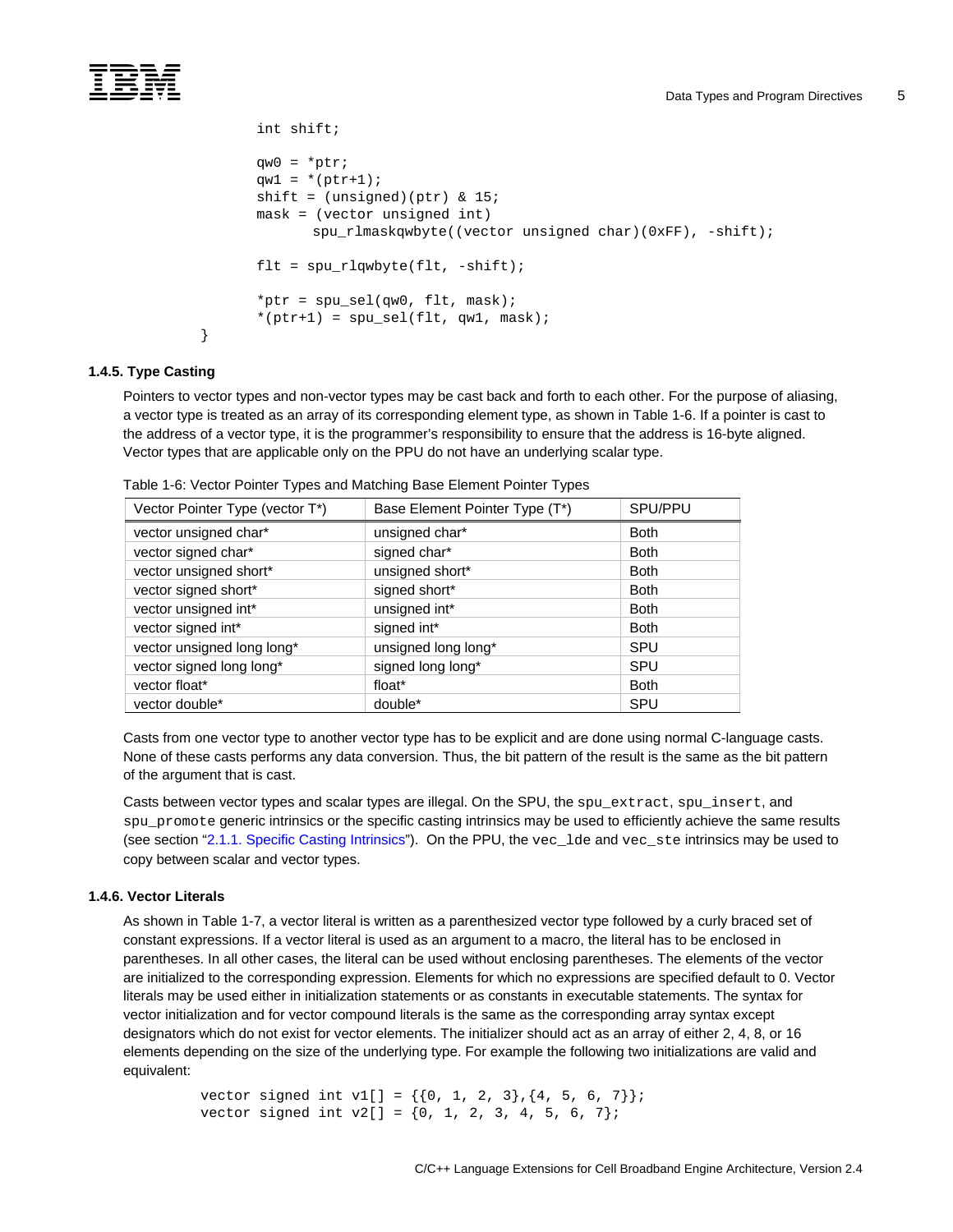```
        int shift;

        qw0 = *ptr;
        qw1 = *(ptr+1);
        shift = (unsigned)(ptr) & 15;
        mask = (vector unsigned int)
               spu_rlmaskqwbyte((vector unsigned char)(0xFF), -shift);

        flt = spu_rlqwbyte(flt, -shift);

        *ptr = spu_sel(qw0, flt, mask);
        *(ptr+1) = spu_sel(flt, qw1, mask);
}
```

### 1.4.5. Type Casting

Pointers to vector types and non-vector types may be cast back and forth to each other. For the purpose of aliasing, a vector type is treated as an array of its corresponding element type, as shown in Table 1-6. If a pointer is cast to the address of a vector type, it is the programmer's responsibility to ensure that the address is 16-byte aligned. Vector types that are applicable only on the PPU do not have an underlying scalar type.

Table 1-6: Vector Pointer Types and Matching Base Element Pointer Types

| Vector Pointer Type (vector T*) | Base Element Pointer Type (T*) | SPU/PPU |
|---|---|---|
| vector unsigned char* | unsigned char* | Both |
| vector signed char* | signed char* | Both |
| vector unsigned short* | unsigned short* | Both |
| vector signed short* | signed short* | Both |
| vector unsigned int* | unsigned int* | Both |
| vector signed int* | signed int* | Both |
| vector unsigned long long* | unsigned long long* | SPU |
| vector signed long long* | signed long long* | SPU |
| vector float* | float* | Both |
| vector double* | double* | SPU |

Casts from one vector type to another vector type has to be explicit and are done using normal C-language casts. None of these casts performs any data conversion. Thus, the bit pattern of the result is the same as the bit pattern of the argument that is cast.

Casts between vector types and scalar types are illegal. On the SPU, the `spu_extract`, `spu_insert`, and `spu_promote` generic intrinsics or the specific casting intrinsics may be used to efficiently achieve the same results (see section "2.1.1. Specific Casting Intrinsics"). On the PPU, the `vec_lde` and `vec_ste` intrinsics may be used to copy between scalar and vector types.

### 1.4.6. Vector Literals

As shown in Table 1-7, a vector literal is written as a parenthesized vector type followed by a curly braced set of constant expressions. If a vector literal is used as an argument to a macro, the literal has to be enclosed in parentheses. In all other cases, the literal can be used without enclosing parentheses. The elements of the vector are initialized to the corresponding expression. Elements for which no expressions are specified default to 0. Vector literals may be used either in initialization statements or as constants in executable statements. The syntax for vector initialization and for vector compound literals is the same as the corresponding array syntax except designators which do not exist for vector elements. The initializer should act as an array of either 2, 4, 8, or 16 elements depending on the size of the underlying type. For example the following two initializations are valid and equivalent:

```
vector signed int v1[] = {{0, 1, 2, 3},{4, 5, 6, 7}};
vector signed int v2[] = {0, 1, 2, 3, 4, 5, 6, 7};
```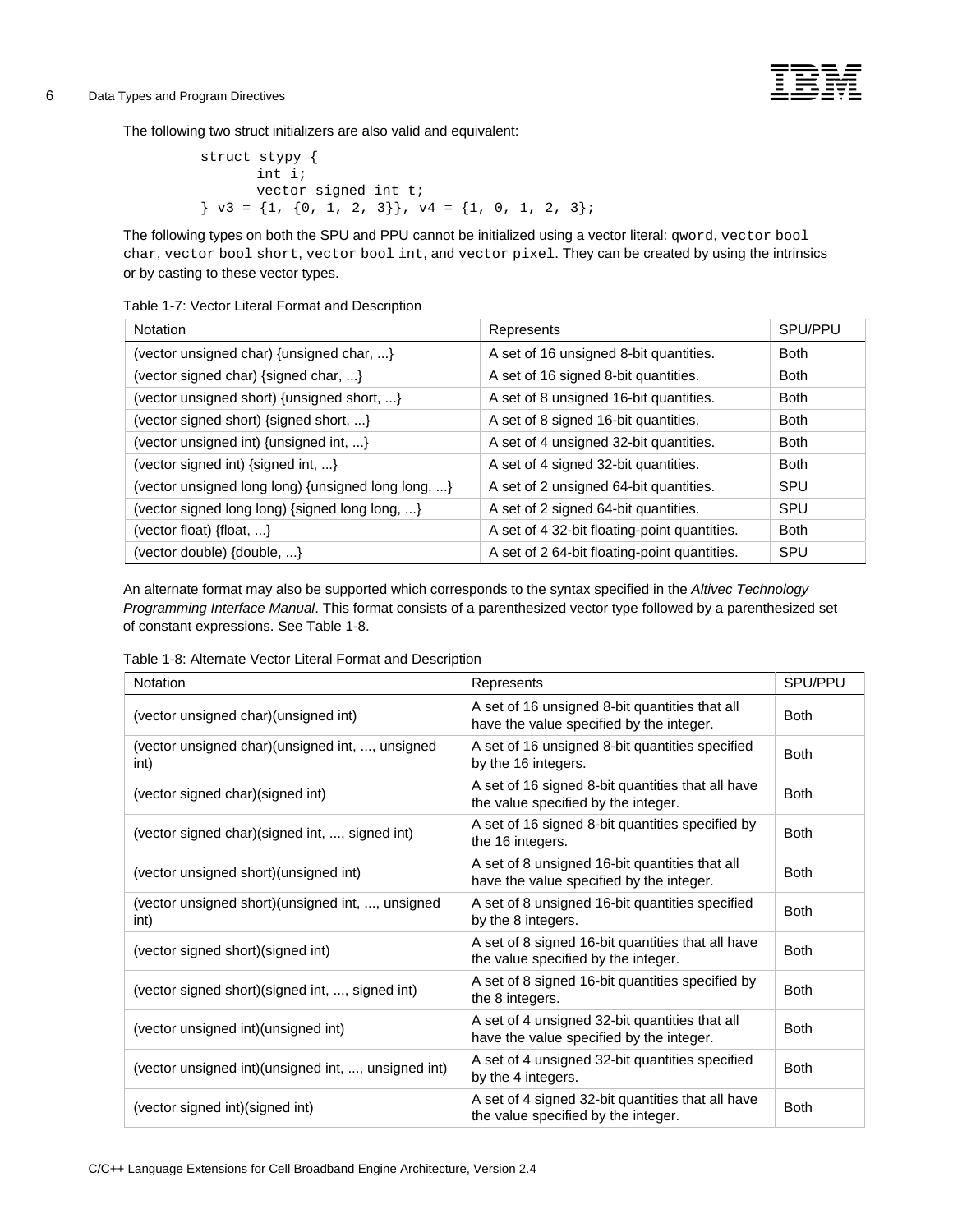The following two struct initializers are also valid and equivalent:

```
struct stypy {
      int i;
      vector signed int t;
} v3 = {1, {0, 1, 2, 3}}, v4 = {1, 0, 1, 2, 3};
```

The following types on both the SPU and PPU cannot be initialized using a vector literal: `qword`, `vector bool char`, `vector bool short`, `vector bool int`, and `vector pixel`. They can be created by using the intrinsics or by casting to these vector types.

Table 1-7: Vector Literal Format and Description

| Notation | Represents | SPU/PPU |
|---|---|---|
| (vector unsigned char) {unsigned char, ...} | A set of 16 unsigned 8-bit quantities. | Both |
| (vector signed char) {signed char, ...} | A set of 16 signed 8-bit quantities. | Both |
| (vector unsigned short) {unsigned short, ...} | A set of 8 unsigned 16-bit quantities. | Both |
| (vector signed short) {signed short, ...} | A set of 8 signed 16-bit quantities. | Both |
| (vector unsigned int) {unsigned int, ...} | A set of 4 unsigned 32-bit quantities. | Both |
| (vector signed int) {signed int, ...} | A set of 4 signed 32-bit quantities. | Both |
| (vector unsigned long long) {unsigned long long, ...} | A set of 2 unsigned 64-bit quantities. | SPU |
| (vector signed long long) {signed long long, ...} | A set of 2 signed 64-bit quantities. | SPU |
| (vector float) {float, ...} | A set of 4 32-bit floating-point quantities. | Both |
| (vector double) {double, ...} | A set of 2 64-bit floating-point quantities. | SPU |

An alternate format may also be supported which corresponds to the syntax specified in the *Altivec Technology Programming Interface Manual*. This format consists of a parenthesized vector type followed by a parenthesized set of constant expressions. See Table 1-8.

Table 1-8: Alternate Vector Literal Format and Description

| Notation | Represents | SPU/PPU |
|---|---|---|
| (vector unsigned char)(unsigned int) | A set of 16 unsigned 8-bit quantities that all have the value specified by the integer. | Both |
| (vector unsigned char)(unsigned int, ..., unsigned int) | A set of 16 unsigned 8-bit quantities specified by the 16 integers. | Both |
| (vector signed char)(signed int) | A set of 16 signed 8-bit quantities that all have the value specified by the integer. | Both |
| (vector signed char)(signed int, ..., signed int) | A set of 16 signed 8-bit quantities specified by the 16 integers. | Both |
| (vector unsigned short)(unsigned int) | A set of 8 unsigned 16-bit quantities that all have the value specified by the integer. | Both |
| (vector unsigned short)(unsigned int, ..., unsigned int) | A set of 8 unsigned 16-bit quantities specified by the 8 integers. | Both |
| (vector signed short)(signed int) | A set of 8 signed 16-bit quantities that all have the value specified by the integer. | Both |
| (vector signed short)(signed int, ..., signed int) | A set of 8 signed 16-bit quantities specified by the 8 integers. | Both |
| (vector unsigned int)(unsigned int) | A set of 4 unsigned 32-bit quantities that all have the value specified by the integer. | Both |
| (vector unsigned int)(unsigned int, ..., unsigned int) | A set of 4 unsigned 32-bit quantities specified by the 4 integers. | Both |
| (vector signed int)(signed int) | A set of 4 signed 32-bit quantities that all have the value specified by the integer. | Both |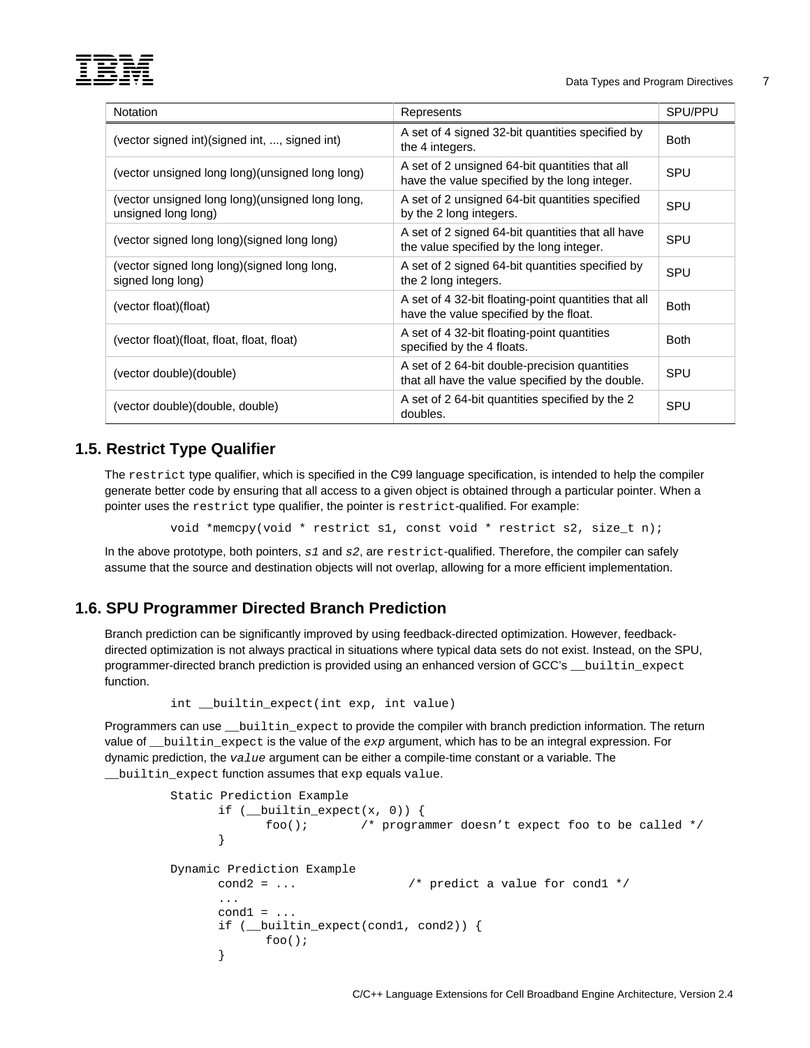| Notation | Represents | SPU/PPU |
| --- | --- | --- |
| (vector signed int)(signed int, ..., signed int) | A set of 4 signed 32-bit quantities specified by the 4 integers. | Both |
| (vector unsigned long long)(unsigned long long) | A set of 2 unsigned 64-bit quantities that all have the value specified by the long integer. | SPU |
| (vector unsigned long long)(unsigned long long, unsigned long long) | A set of 2 unsigned 64-bit quantities specified by the 2 long integers. | SPU |
| (vector signed long long)(signed long long) | A set of 2 signed 64-bit quantities that all have the value specified by the long integer. | SPU |
| (vector signed long long)(signed long long, signed long long) | A set of 2 signed 64-bit quantities specified by the 2 long integers. | SPU |
| (vector float)(float) | A set of 4 32-bit floating-point quantities that all have the value specified by the float. | Both |
| (vector float)(float, float, float, float) | A set of 4 32-bit floating-point quantities specified by the 4 floats. | Both |
| (vector double)(double) | A set of 2 64-bit double-precision quantities that all have the value specified by the double. | SPU |
| (vector double)(double, double) | A set of 2 64-bit quantities specified by the 2 doubles. | SPU |

## 1.5. Restrict Type Qualifier

The `restrict` type qualifier, which is specified in the C99 language specification, is intended to help the compiler generate better code by ensuring that all access to a given object is obtained through a particular pointer. When a pointer uses the `restrict` type qualifier, the pointer is `restrict`-qualified. For example:

```
void *memcpy(void * restrict s1, const void * restrict s2, size_t n);
```

In the above prototype, both pointers, *s1* and *s2*, are `restrict`-qualified. Therefore, the compiler can safely assume that the source and destination objects will not overlap, allowing for a more efficient implementation.

## 1.6. SPU Programmer Directed Branch Prediction

Branch prediction can be significantly improved by using feedback-directed optimization. However, feedback-directed optimization is not always practical in situations where typical data sets do not exist. Instead, on the SPU, programmer-directed branch prediction is provided using an enhanced version of GCC's `__builtin_expect` function.

```
int __builtin_expect(int exp, int value)
```

Programmers can use `__builtin_expect` to provide the compiler with branch prediction information. The return value of `__builtin_expect` is the value of the *exp* argument, which has to be an integral expression. For dynamic prediction, the *value* argument can be either a compile-time constant or a variable. The `__builtin_expect` function assumes that `exp` equals `value`.

```
Static Prediction Example
      if (__builtin_expect(x, 0)) {
            foo();       /* programmer doesn't expect foo to be called */
      }

Dynamic Prediction Example
      cond2 = ...               /* predict a value for cond1 */
      ...
      cond1 = ...
      if (__builtin_expect(cond1, cond2)) {
            foo();
      }
```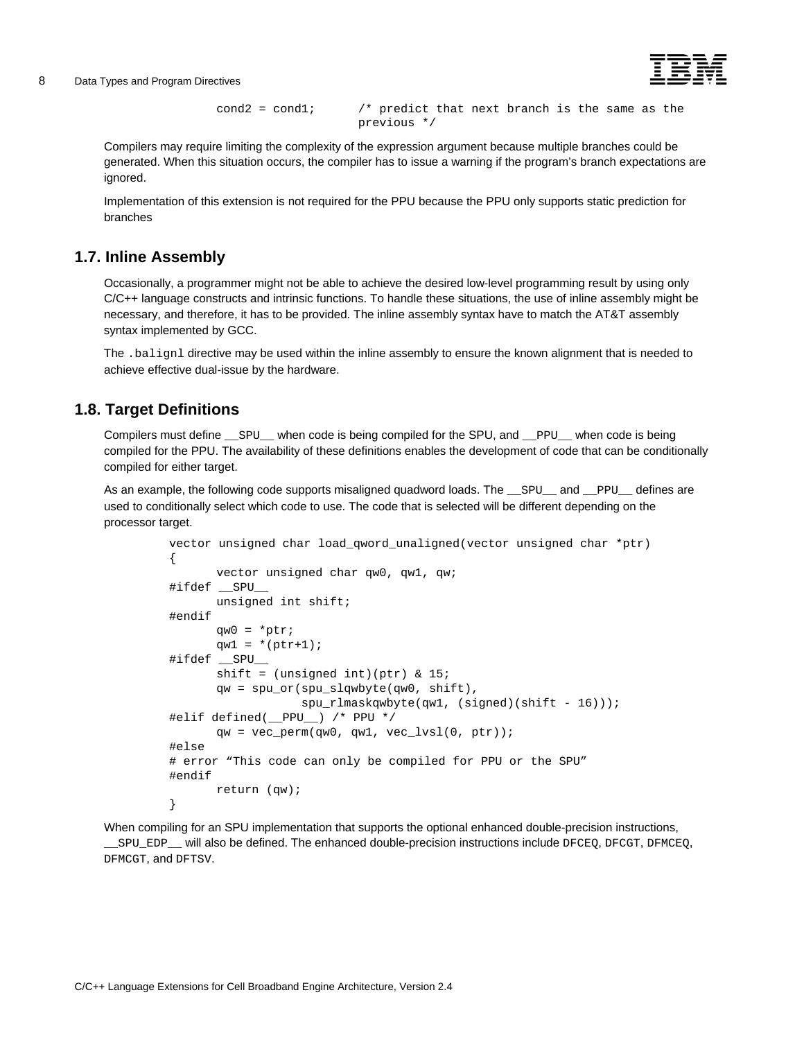```
cond2 = cond1;        /* predict that next branch is the same as the
                         previous */
```

Compilers may require limiting the complexity of the expression argument because multiple branches could be generated. When this situation occurs, the compiler has to issue a warning if the program's branch expectations are ignored.

Implementation of this extension is not required for the PPU because the PPU only supports static prediction for branches

## 1.7. Inline Assembly

Occasionally, a programmer might not be able to achieve the desired low-level programming result by using only C/C++ language constructs and intrinsic functions. To handle these situations, the use of inline assembly might be necessary, and therefore, it has to be provided. The inline assembly syntax have to match the AT&T assembly syntax implemented by GCC.

The `.balignl` directive may be used within the inline assembly to ensure the known alignment that is needed to achieve effective dual-issue by the hardware.

## 1.8. Target Definitions

Compilers must define `__SPU__` when code is being compiled for the SPU, and `__PPU__` when code is being compiled for the PPU. The availability of these definitions enables the development of code that can be conditionally compiled for either target.

As an example, the following code supports misaligned quadword loads. The `__SPU__` and `__PPU__` defines are used to conditionally select which code to use. The code that is selected will be different depending on the processor target.

```
vector unsigned char load_qword_unaligned(vector unsigned char *ptr)
{
      vector unsigned char qw0, qw1, qw;
#ifdef __SPU__
      unsigned int shift;
#endif
      qw0 = *ptr;
      qw1 = *(ptr+1);
#ifdef __SPU__
      shift = (unsigned int)(ptr) & 15;
      qw = spu_or(spu_slqwbyte(qw0, shift),
                  spu_rlmaskqwbyte(qw1, (signed)(shift - 16)));
#elif defined(__PPU__) /* PPU */
      qw = vec_perm(qw0, qw1, vec_lvsl(0, ptr));
#else
# error "This code can only be compiled for PPU or the SPU"
#endif
      return (qw);
}
```

When compiling for an SPU implementation that supports the optional enhanced double-precision instructions, `__SPU_EDP__` will also be defined. The enhanced double-precision instructions include `DFCEQ`, `DFCGT`, `DFMCEQ`, `DFMCGT`, and `DFTSV`.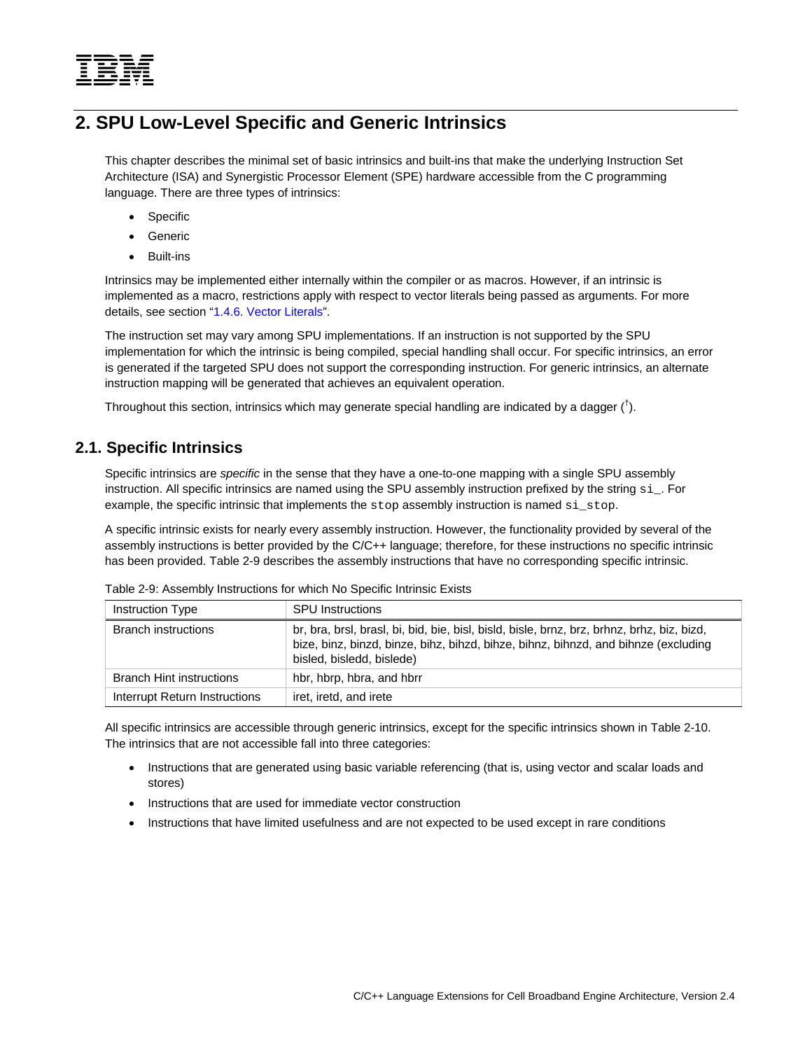# 2. SPU Low-Level Specific and Generic Intrinsics

This chapter describes the minimal set of basic intrinsics and built-ins that make the underlying Instruction Set Architecture (ISA) and Synergistic Processor Element (SPE) hardware accessible from the C programming language. There are three types of intrinsics:

- Specific
- Generic
- Built-ins

Intrinsics may be implemented either internally within the compiler or as macros. However, if an intrinsic is implemented as a macro, restrictions apply with respect to vector literals being passed as arguments. For more details, see section "1.4.6. Vector Literals".

The instruction set may vary among SPU implementations. If an instruction is not supported by the SPU implementation for which the intrinsic is being compiled, special handling shall occur. For specific intrinsics, an error is generated if the targeted SPU does not support the corresponding instruction. For generic intrinsics, an alternate instruction mapping will be generated that achieves an equivalent operation.

Throughout this section, intrinsics which may generate special handling are indicated by a dagger (†).

## 2.1. Specific Intrinsics

Specific intrinsics are *specific* in the sense that they have a one-to-one mapping with a single SPU assembly instruction. All specific intrinsics are named using the SPU assembly instruction prefixed by the string `si_`. For example, the specific intrinsic that implements the `stop` assembly instruction is named `si_stop`.

A specific intrinsic exists for nearly every assembly instruction. However, the functionality provided by several of the assembly instructions is better provided by the C/C++ language; therefore, for these instructions no specific intrinsic has been provided. Table 2-9 describes the assembly instructions that have no corresponding specific intrinsic.

Table 2-9: Assembly Instructions for which No Specific Intrinsic Exists

| Instruction Type | SPU Instructions |
|---|---|
| Branch instructions | br, bra, brsl, brasl, bi, bid, bie, bisl, bisld, bisle, brnz, brz, brhnz, brhz, biz, bizd, bize, binz, binzd, binze, bihz, bihzd, bihze, bihnz, bihnzd, and bihnze (excluding bisled, bisledd, bislede) |
| Branch Hint instructions | hbr, hbrp, hbra, and hbrr |
| Interrupt Return Instructions | iret, iretd, and irete |

All specific intrinsics are accessible through generic intrinsics, except for the specific intrinsics shown in Table 2-10. The intrinsics that are not accessible fall into three categories:

- Instructions that are generated using basic variable referencing (that is, using vector and scalar loads and stores)
- Instructions that are used for immediate vector construction
- Instructions that have limited usefulness and are not expected to be used except in rare conditions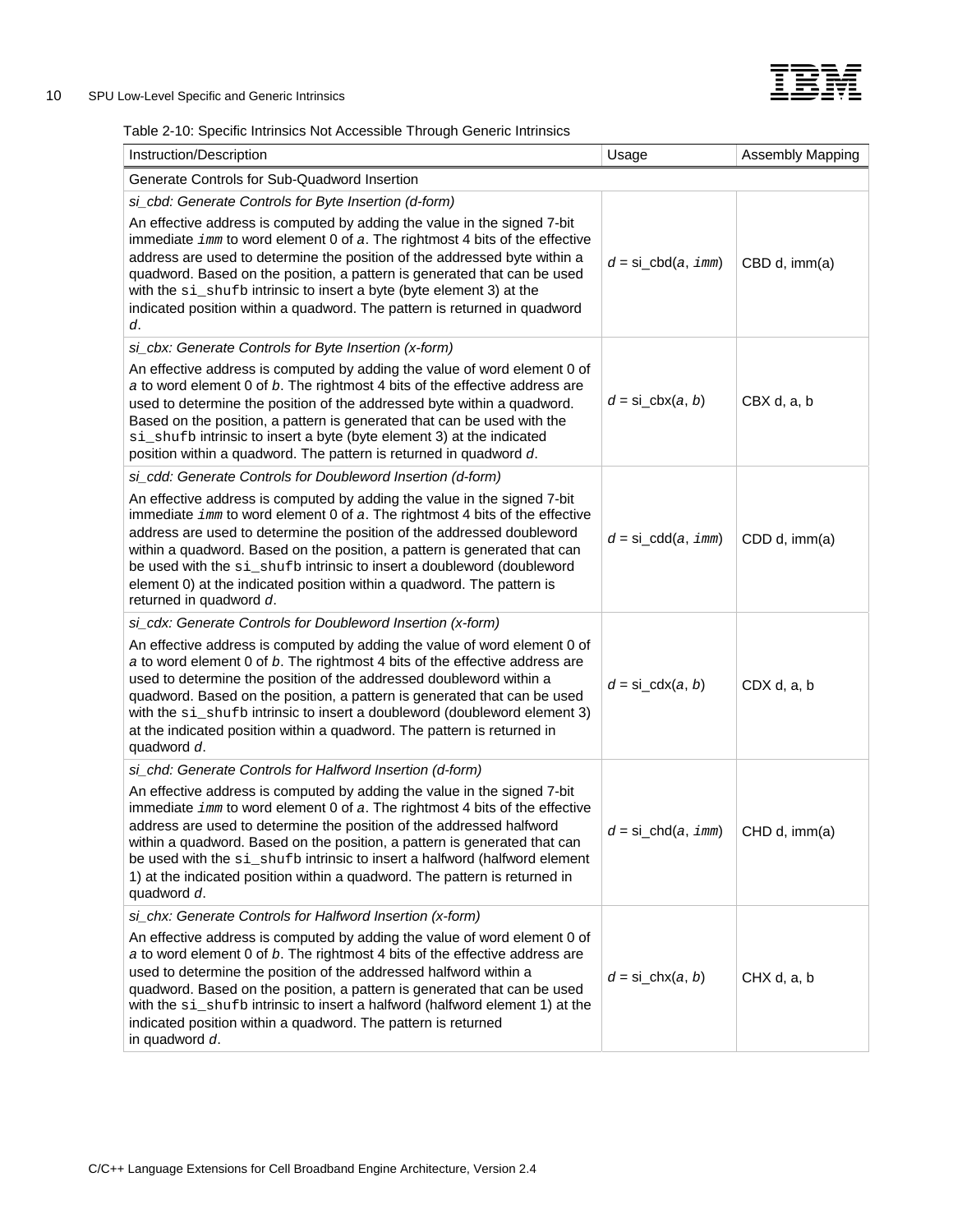Table 2-10: Specific Intrinsics Not Accessible Through Generic Intrinsics

| Instruction/Description | Usage | Assembly Mapping |
| --- | --- | --- |
| Generate Controls for Sub-Quadword Insertion | | |
| *si_cbd: Generate Controls for Byte Insertion (d-form)*<br><br>An effective address is computed by adding the value in the signed 7-bit immediate `imm` to word element 0 of *a*. The rightmost 4 bits of the effective address are used to determine the position of the addressed byte within a quadword. Based on the position, a pattern is generated that can be used with the `si_shufb` intrinsic to insert a byte (byte element 3) at the indicated position within a quadword. The pattern is returned in quadword *d*. | *d* = si_cbd(*a*, `imm`) | CBD d, imm(a) |
| *si_cbx: Generate Controls for Byte Insertion (x-form)*<br><br>An effective address is computed by adding the value of word element 0 of *a* to word element 0 of *b*. The rightmost 4 bits of the effective address are used to determine the position of the addressed byte within a quadword. Based on the position, a pattern is generated that can be used with the `si_shufb` intrinsic to insert a byte (byte element 3) at the indicated position within a quadword. The pattern is returned in quadword *d*. | *d* = si_cbx(*a*, *b*) | CBX d, a, b |
| *si_cdd: Generate Controls for Doubleword Insertion (d-form)*<br><br>An effective address is computed by adding the value in the signed 7-bit immediate `imm` to word element 0 of *a*. The rightmost 4 bits of the effective address are used to determine the position of the addressed doubleword within a quadword. Based on the position, a pattern is generated that can be used with the `si_shufb` intrinsic to insert a doubleword (doubleword element 0) at the indicated position within a quadword. The pattern is returned in quadword *d*. | *d* = si_cdd(*a*, `imm`) | CDD d, imm(a) |
| *si_cdx: Generate Controls for Doubleword Insertion (x-form)*<br><br>An effective address is computed by adding the value of word element 0 of *a* to word element 0 of *b*. The rightmost 4 bits of the effective address are used to determine the position of the addressed doubleword within a quadword. Based on the position, a pattern is generated that can be used with the `si_shufb` intrinsic to insert a doubleword (doubleword element 3) at the indicated position within a quadword. The pattern is returned in quadword *d*. | *d* = si_cdx(*a*, *b*) | CDX d, a, b |
| *si_chd: Generate Controls for Halfword Insertion (d-form)*<br><br>An effective address is computed by adding the value in the signed 7-bit immediate `imm` to word element 0 of *a*. The rightmost 4 bits of the effective address are used to determine the position of the addressed halfword within a quadword. Based on the position, a pattern is generated that can be used with the `si_shufb` intrinsic to insert a halfword (halfword element 1) at the indicated position within a quadword. The pattern is returned in quadword *d*. | *d* = si_chd(*a*, `imm`) | CHD d, imm(a) |
| *si_chx: Generate Controls for Halfword Insertion (x-form)*<br><br>An effective address is computed by adding the value of word element 0 of *a* to word element 0 of *b*. The rightmost 4 bits of the effective address are used to determine the position of the addressed halfword within a quadword. Based on the position, a pattern is generated that can be used with the `si_shufb` intrinsic to insert a halfword (halfword element 1) at the indicated position within a quadword. The pattern is returned in quadword *d*. | *d* = si_chx(*a*, *b*) | CHX d, a, b |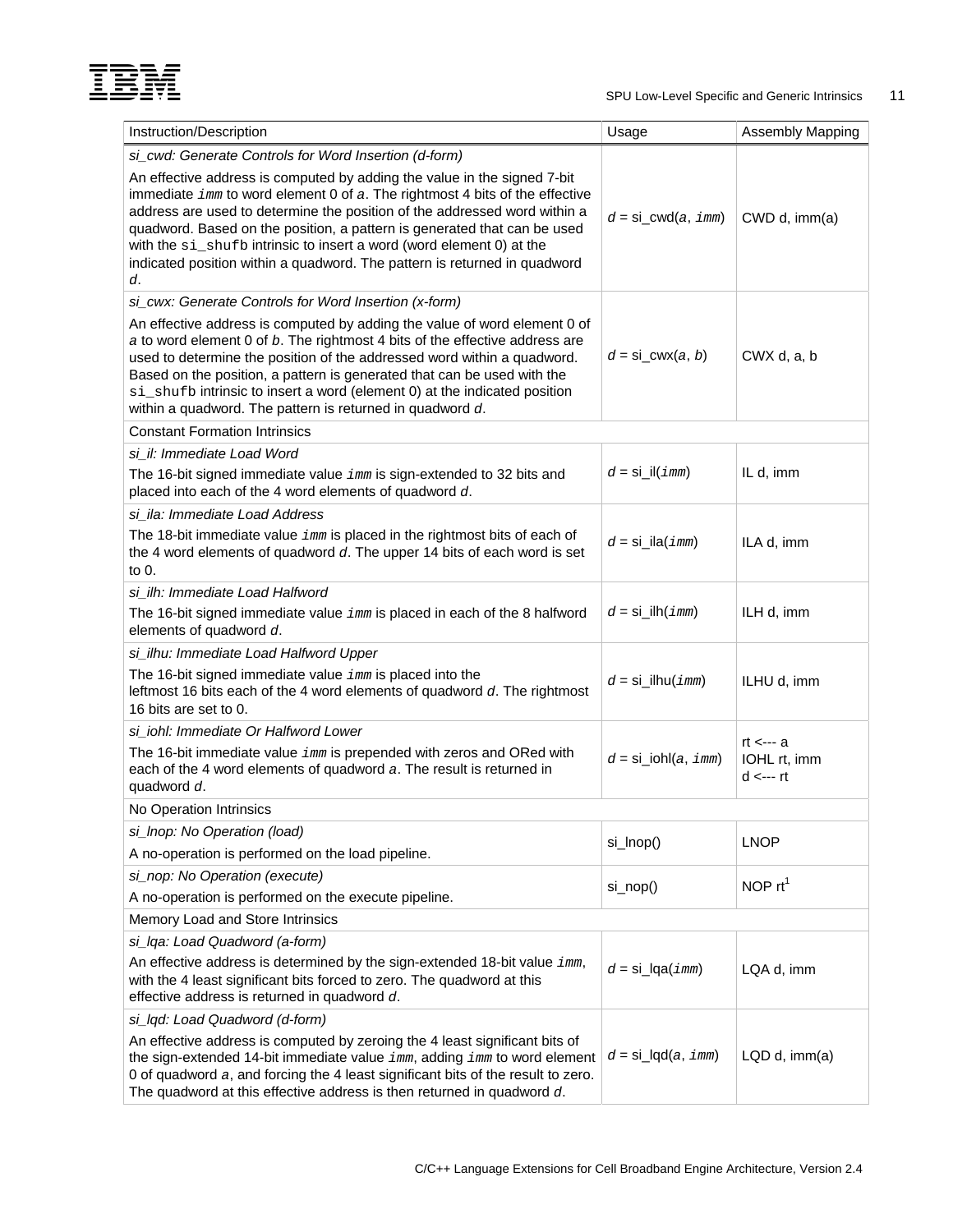| Instruction/Description | Usage | Assembly Mapping |
|---|---|---|
| *si_cwd: Generate Controls for Word Insertion (d-form)*<br>An effective address is computed by adding the value in the signed 7-bit immediate `imm` to word element 0 of *a*. The rightmost 4 bits of the effective address are used to determine the position of the addressed word within a quadword. Based on the position, a pattern is generated that can be used with the `si_shufb` intrinsic to insert a word (word element 0) at the indicated position within a quadword. The pattern is returned in quadword *d*. | *d* = si_cwd(*a*, `imm`) | CWD d, imm(a) |
| *si_cwx: Generate Controls for Word Insertion (x-form)*<br>An effective address is computed by adding the value of word element 0 of *a* to word element 0 of *b*. The rightmost 4 bits of the effective address are used to determine the position of the addressed word within a quadword. Based on the position, a pattern is generated that can be used with the `si_shufb` intrinsic to insert a word (element 0) at the indicated position within a quadword. The pattern is returned in quadword *d*. | *d* = si_cwx(*a*, *b*) | CWX d, a, b |
| Constant Formation Intrinsics | | |
| *si_il: Immediate Load Word*<br>The 16-bit signed immediate value `imm` is sign-extended to 32 bits and placed into each of the 4 word elements of quadword *d*. | *d* = si_il(`imm`) | IL d, imm |
| *si_ila: Immediate Load Address*<br>The 18-bit immediate value `imm` is placed in the rightmost bits of each of the 4 word elements of quadword *d*. The upper 14 bits of each word is set to 0. | *d* = si_ila(`imm`) | ILA d, imm |
| *si_ilh: Immediate Load Halfword*<br>The 16-bit signed immediate value `imm` is placed in each of the 8 halfword elements of quadword *d*. | *d* = si_ilh(`imm`) | ILH d, imm |
| *si_ilhu: Immediate Load Halfword Upper*<br>The 16-bit signed immediate value `imm` is placed into the leftmost 16 bits each of the 4 word elements of quadword *d*. The rightmost 16 bits are set to 0. | *d* = si_ilhu(`imm`) | ILHU d, imm |
| *si_iohl: Immediate Or Halfword Lower*<br>The 16-bit immediate value `imm` is prepended with zeros and ORed with each of the 4 word elements of quadword *a*. The result is returned in quadword *d*. | *d* = si_iohl(*a*, `imm`) | rt <--- a<br>IOHL rt, imm<br>d <--- rt |
| No Operation Intrinsics | | |
| *si_lnop: No Operation (load)*<br>A no-operation is performed on the load pipeline. | si_lnop() | LNOP |
| *si_nop: No Operation (execute)*<br>A no-operation is performed on the execute pipeline. | si_nop() | NOP rt[1] |
| Memory Load and Store Intrinsics | | |
| *si_lqa: Load Quadword (a-form)*<br>An effective address is determined by the sign-extended 18-bit value `imm`, with the 4 least significant bits forced to zero. The quadword at this effective address is returned in quadword *d*. | *d* = si_lqa(`imm`) | LQA d, imm |
| *si_lqd: Load Quadword (d-form)*<br>An effective address is computed by zeroing the 4 least significant bits of the sign-extended 14-bit immediate value `imm`, adding `imm` to word element 0 of quadword *a*, and forcing the 4 least significant bits of the result to zero. The quadword at this effective address is then returned in quadword *d*. | *d* = si_lqd(*a*, `imm`) | LQD d, imm(a) |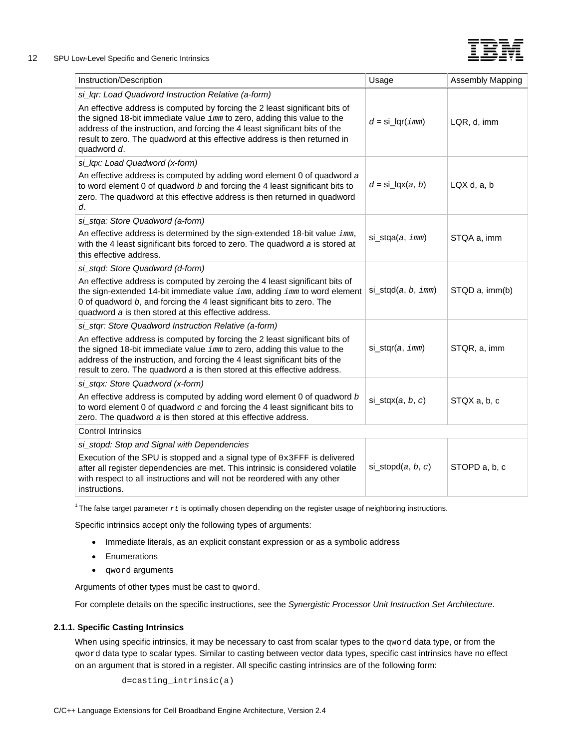| Instruction/Description | Usage | Assembly Mapping |
|---|---|---|
| *si_lqr: Load Quadword Instruction Relative (a-form)*<br>An effective address is computed by forcing the 2 least significant bits of the signed 18-bit immediate value `imm` to zero, adding this value to the address of the instruction, and forcing the 4 least significant bits of the result to zero. The quadword at this effective address is then returned in quadword *d*. | *d* = si_lqr(*imm*) | LQR, d, imm |
| *si_lqx: Load Quadword (x-form)*<br>An effective address is computed by adding word element 0 of quadword *a* to word element 0 of quadword *b* and forcing the 4 least significant bits to zero. The quadword at this effective address is then returned in quadword *d*. | *d* = si_lqx(*a*, *b*) | LQX d, a, b |
| *si_stqa: Store Quadword (a-form)*<br>An effective address is determined by the sign-extended 18-bit value `imm`, with the 4 least significant bits forced to zero. The quadword *a* is stored at this effective address. | si_stqa(*a*, *imm*) | STQA a, imm |
| *si_stqd: Store Quadword (d-form)*<br>An effective address is computed by zeroing the 4 least significant bits of the sign-extended 14-bit immediate value `imm`, adding `imm` to word element 0 of quadword *b*, and forcing the 4 least significant bits to zero. The quadword *a* is then stored at this effective address. | si_stqd(*a*, *b*, *imm*) | STQD a, imm(b) |
| *si_stqr: Store Quadword Instruction Relative (a-form)*<br>An effective address is computed by forcing the 2 least significant bits of the signed 18-bit immediate value `imm` to zero, adding this value to the address of the instruction, and forcing the 4 least significant bits of the result to zero. The quadword *a* is then stored at this effective address. | si_stqr(*a*, *imm*) | STQR, a, imm |
| *si_stqx: Store Quadword (x-form)*<br>An effective address is computed by adding word element 0 of quadword *b* to word element 0 of quadword *c* and forcing the 4 least significant bits to zero. The quadword *a* is then stored at this effective address. | si_stqx(*a*, *b*, *c*) | STQX a, b, c |
| Control Intrinsics | | |
| *si_stopd: Stop and Signal with Dependencies*<br>Execution of the SPU is stopped and a signal type of `0x3FFF` is delivered after all register dependencies are met. This intrinsic is considered volatile with respect to all instructions and will not be reordered with any other instructions. | si_stopd(*a*, *b*, *c*) | STOPD a, b, c |

[1] The false target parameter *rt* is optimally chosen depending on the register usage of neighboring instructions.

Specific intrinsics accept only the following types of arguments:

- Immediate literals, as an explicit constant expression or as a symbolic address
- Enumerations
- `qword` arguments

Arguments of other types must be cast to `qword`.

For complete details on the specific instructions, see the *Synergistic Processor Unit Instruction Set Architecture*.

### 2.1.1. Specific Casting Intrinsics

When using specific intrinsics, it may be necessary to cast from scalar types to the `qword` data type, or from the `qword` data type to scalar types. Similar to casting between vector data types, specific cast intrinsics have no effect on an argument that is stored in a register. All specific casting intrinsics are of the following form:

```
d=casting_intrinsic(a)
```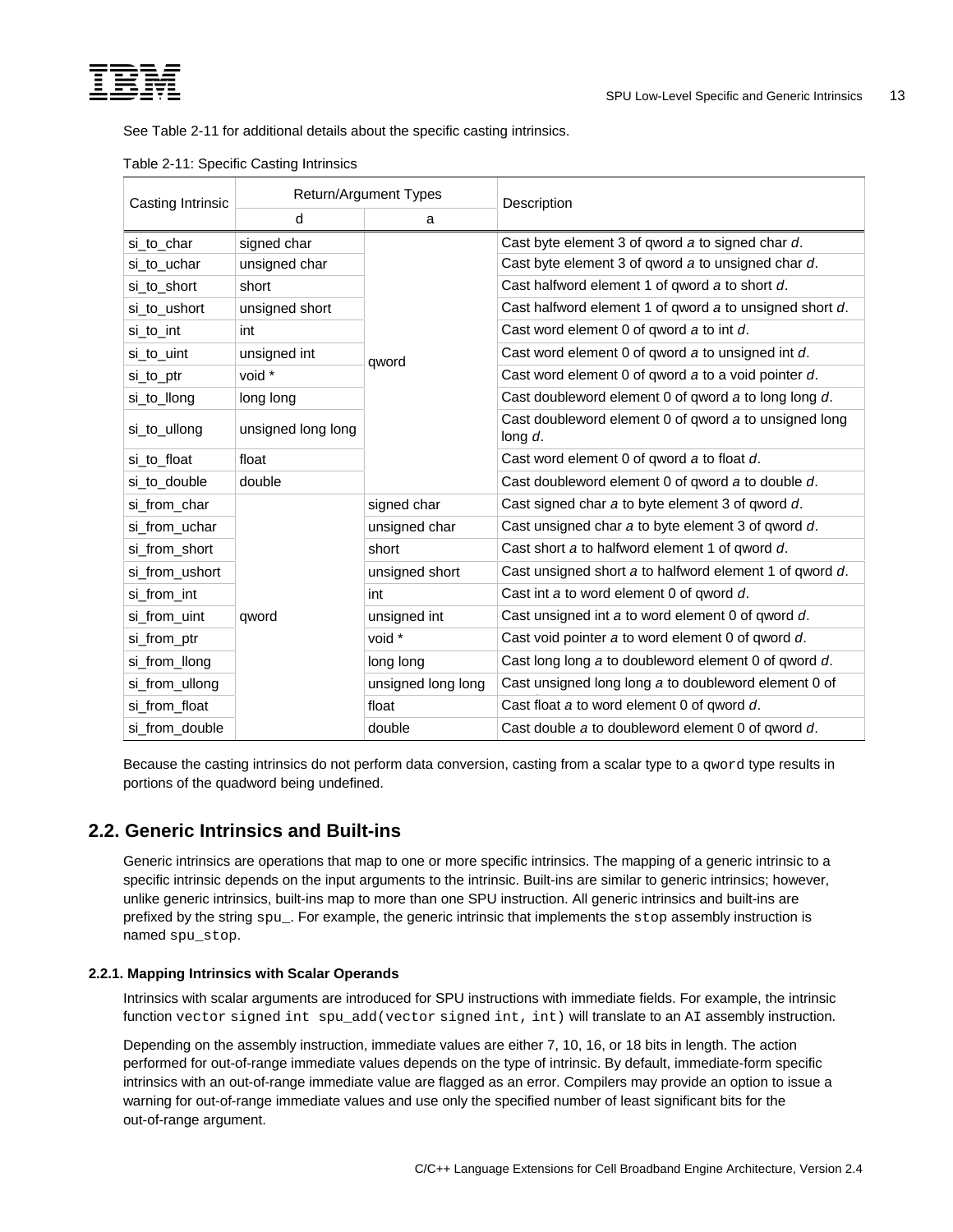See Table 2-11 for additional details about the specific casting intrinsics.

Table 2-11: Specific Casting Intrinsics

| Casting Intrinsic | Return/Argument Types | | Description |
|---|---|---|---|
| | d | a | |
| si_to_char | signed char | qword | Cast byte element 3 of qword *a* to signed char *d*. |
| si_to_uchar | unsigned char | | Cast byte element 3 of qword *a* to unsigned char *d*. |
| si_to_short | short | | Cast halfword element 1 of qword *a* to short *d*. |
| si_to_ushort | unsigned short | | Cast halfword element 1 of qword *a* to unsigned short *d*. |
| si_to_int | int | | Cast word element 0 of qword *a* to int *d*. |
| si_to_uint | unsigned int | | Cast word element 0 of qword *a* to unsigned int *d*. |
| si_to_ptr | void * | | Cast word element 0 of qword *a* to a void pointer *d*. |
| si_to_llong | long long | | Cast doubleword element 0 of qword *a* to long long *d*. |
| si_to_ullong | unsigned long long | | Cast doubleword element 0 of qword *a* to unsigned long long *d*. |
| si_to_float | float | | Cast word element 0 of qword *a* to float *d*. |
| si_to_double | double | | Cast doubleword element 0 of qword *a* to double *d*. |
| si_from_char | qword | signed char | Cast signed char *a* to byte element 3 of qword *d*. |
| si_from_uchar | | unsigned char | Cast unsigned char *a* to byte element 3 of qword *d*. |
| si_from_short | | short | Cast short *a* to halfword element 1 of qword *d*. |
| si_from_ushort | | unsigned short | Cast unsigned short *a* to halfword element 1 of qword *d*. |
| si_from_int | | int | Cast int *a* to word element 0 of qword *d*. |
| si_from_uint | | unsigned int | Cast unsigned int *a* to word element 0 of qword *d*. |
| si_from_ptr | | void * | Cast void pointer *a* to word element 0 of qword *d*. |
| si_from_llong | | long long | Cast long long *a* to doubleword element 0 of qword *d*. |
| si_from_ullong | | unsigned long long | Cast unsigned long long *a* to doubleword element 0 of |
| si_from_float | | float | Cast float *a* to word element 0 of qword *d*. |
| si_from_double | | double | Cast double *a* to doubleword element 0 of qword *d*. |

Because the casting intrinsics do not perform data conversion, casting from a scalar type to a `qword` type results in portions of the quadword being undefined.

## 2.2. Generic Intrinsics and Built-ins

Generic intrinsics are operations that map to one or more specific intrinsics. The mapping of a generic intrinsic to a specific intrinsic depends on the input arguments to the intrinsic. Built-ins are similar to generic intrinsics; however, unlike generic intrinsics, built-ins map to more than one SPU instruction. All generic intrinsics and built-ins are prefixed by the string `spu_`. For example, the generic intrinsic that implements the `stop` assembly instruction is named `spu_stop`.

### 2.2.1. Mapping Intrinsics with Scalar Operands

Intrinsics with scalar arguments are introduced for SPU instructions with immediate fields. For example, the intrinsic function `vector signed int spu_add(vector signed int, int)` will translate to an `AI` assembly instruction.

Depending on the assembly instruction, immediate values are either 7, 10, 16, or 18 bits in length. The action performed for out-of-range immediate values depends on the type of intrinsic. By default, immediate-form specific intrinsics with an out-of-range immediate value are flagged as an error. Compilers may provide an option to issue a warning for out-of-range immediate values and use only the specified number of least significant bits for the out-of-range argument.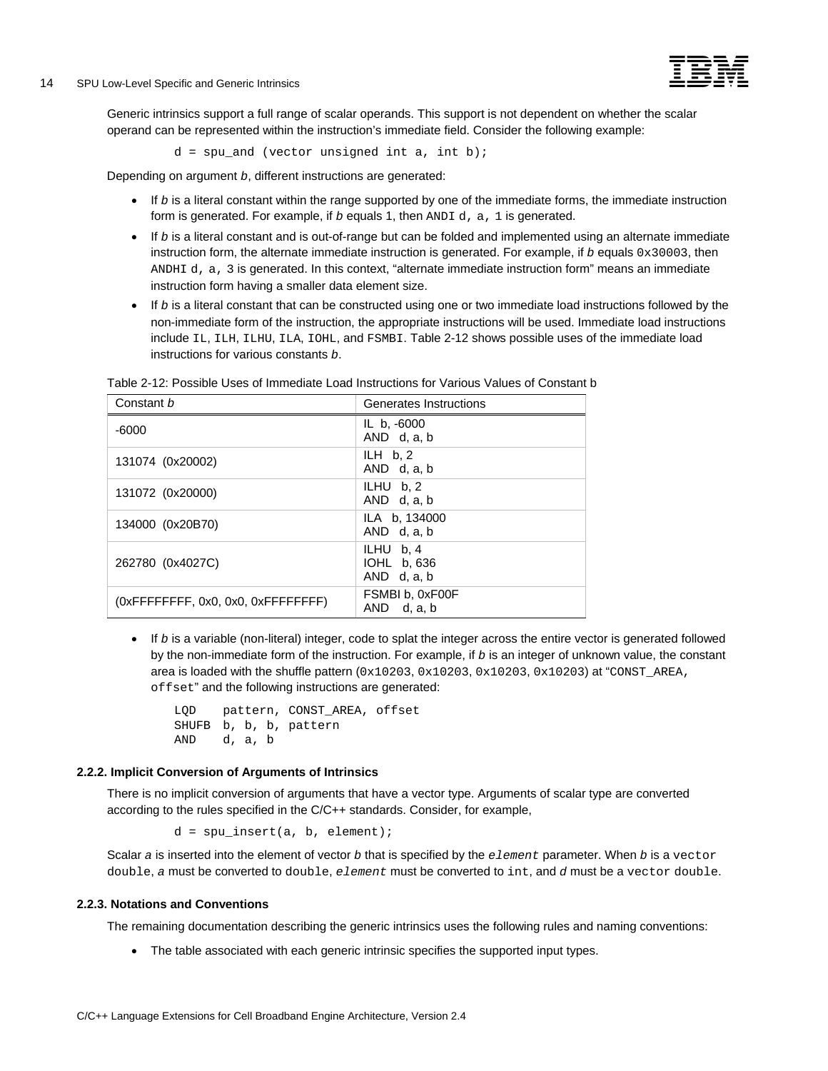Generic intrinsics support a full range of scalar operands. This support is not dependent on whether the scalar operand can be represented within the instruction's immediate field. Consider the following example:

```
d = spu_and (vector unsigned int a, int b);
```

Depending on argument *b*, different instructions are generated:

- If *b* is a literal constant within the range supported by one of the immediate forms, the immediate instruction form is generated. For example, if *b* equals 1, then `ANDI d, a, 1` is generated.
- If *b* is a literal constant and is out-of-range but can be folded and implemented using an alternate immediate instruction form, the alternate immediate instruction is generated. For example, if *b* equals `0x30003`, then `ANDHI d, a, 3` is generated. In this context, "alternate immediate instruction form" means an immediate instruction form having a smaller data element size.
- If *b* is a literal constant that can be constructed using one or two immediate load instructions followed by the non-immediate form of the instruction, the appropriate instructions will be used. Immediate load instructions include `IL`, `ILH`, `ILHU`, `ILA`, `IOHL`, and `FSMBI`. Table 2-12 shows possible uses of the immediate load instructions for various constants *b*.

Table 2-12: Possible Uses of Immediate Load Instructions for Various Values of Constant b

| Constant *b* | Generates Instructions |
|---|---|
| -6000 | IL b, -6000<br>AND d, a, b |
| 131074 (0x20002) | ILH b, 2<br>AND d, a, b |
| 131072 (0x20000) | ILHU b, 2<br>AND d, a, b |
| 134000 (0x20B70) | ILA b, 134000<br>AND d, a, b |
| 262780 (0x4027C) | ILHU b, 4<br>IOHL b, 636<br>AND d, a, b |
| (0xFFFFFFFF, 0x0, 0x0, 0xFFFFFFFF) | FSMBI b, 0xF00F<br>AND d, a, b |

- If *b* is a variable (non-literal) integer, code to splat the integer across the entire vector is generated followed by the non-immediate form of the instruction. For example, if *b* is an integer of unknown value, the constant area is loaded with the shuffle pattern (`0x10203`, `0x10203`, `0x10203`, `0x10203`) at "`CONST_AREA, offset`" and the following instructions are generated:

```
LQD    pattern, CONST_AREA, offset
SHUFB  b, b, b, pattern
AND    d, a, b
```

### 2.2.2. Implicit Conversion of Arguments of Intrinsics

There is no implicit conversion of arguments that have a vector type. Arguments of scalar type are converted according to the rules specified in the C/C++ standards. Consider, for example,

```
d = spu_insert(a, b, element);
```

Scalar *a* is inserted into the element of vector *b* that is specified by the *`element`* parameter. When *b* is a `vector double`, *a* must be converted to `double`, *`element`* must be converted to `int`, and *d* must be a `vector double`.

### 2.2.3. Notations and Conventions

The remaining documentation describing the generic intrinsics uses the following rules and naming conventions:

- The table associated with each generic intrinsic specifies the supported input types.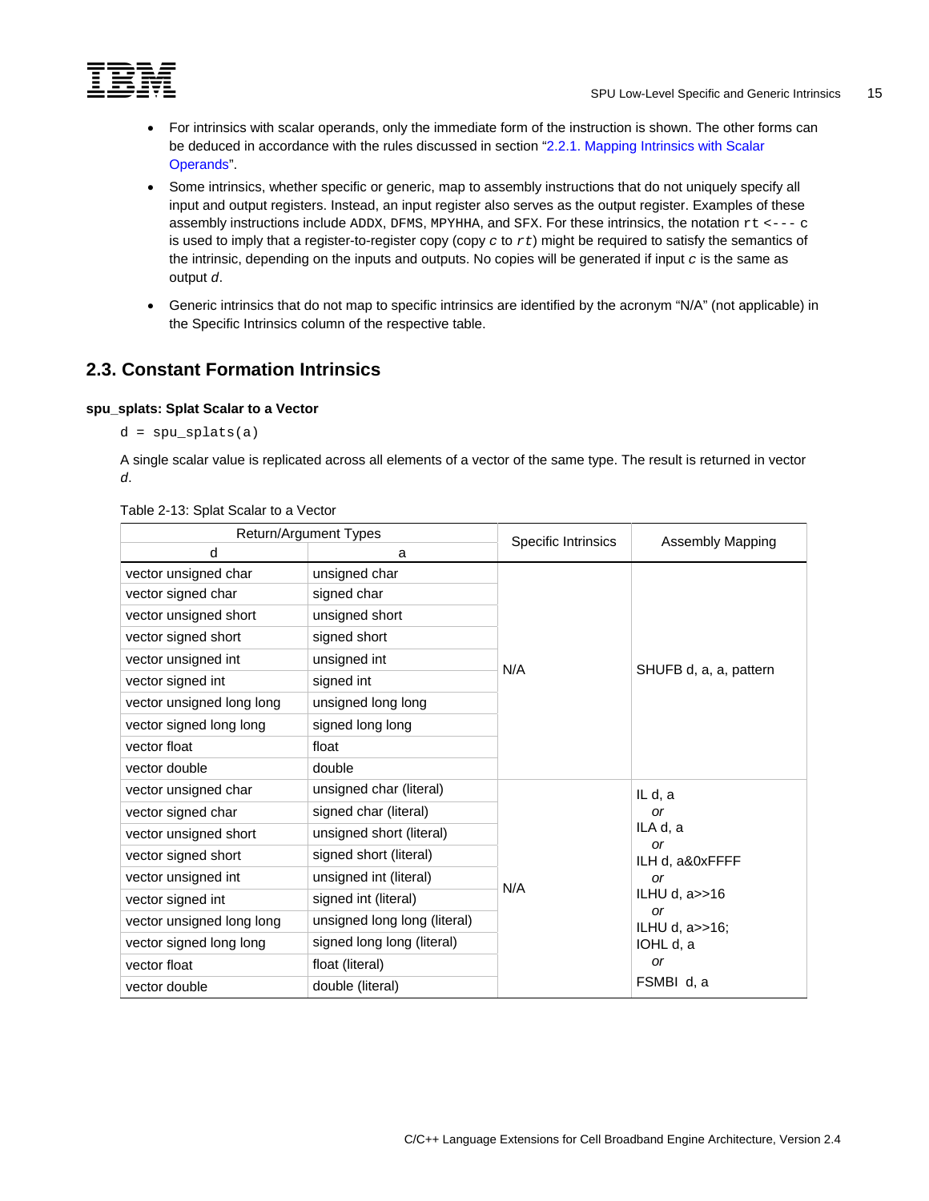- For intrinsics with scalar operands, only the immediate form of the instruction is shown. The other forms can be deduced in accordance with the rules discussed in section "2.2.1. Mapping Intrinsics with Scalar Operands".
- Some intrinsics, whether specific or generic, map to assembly instructions that do not uniquely specify all input and output registers. Instead, an input register also serves as the output register. Examples of these assembly instructions include `ADDX`, `DFMS`, `MPYHHA`, and `SFX`. For these intrinsics, the notation `rt <--- c` is used to imply that a register-to-register copy (copy *c* to *rt*) might be required to satisfy the semantics of the intrinsic, depending on the inputs and outputs. No copies will be generated if input *c* is the same as output *d*.
- Generic intrinsics that do not map to specific intrinsics are identified by the acronym "N/A" (not applicable) in the Specific Intrinsics column of the respective table.

## 2.3. Constant Formation Intrinsics

### spu_splats: Splat Scalar to a Vector

```
d = spu_splats(a)
```

A single scalar value is replicated across all elements of a vector of the same type. The result is returned in vector *d*.

Table 2-13: Splat Scalar to a Vector

| Return/Argument Types | | Specific Intrinsics | Assembly Mapping |
|---|---|---|---|
| d | a | | |
| vector unsigned char | unsigned char | N/A | SHUFB d, a, a, pattern |
| vector signed char | signed char | | |
| vector unsigned short | unsigned short | | |
| vector signed short | signed short | | |
| vector unsigned int | unsigned int | | |
| vector signed int | signed int | | |
| vector unsigned long long | unsigned long long | | |
| vector signed long long | signed long long | | |
| vector float | float | | |
| vector double | double | | |
| vector unsigned char | unsigned char (literal) | N/A | IL d, a *or* ILA d, a *or* ILH d, a&0xFFFF *or* ILHU d, a>>16 *or* ILHU d, a>>16; IOHL d, a *or* FSMBI d, a |
| vector signed char | signed char (literal) | | |
| vector unsigned short | unsigned short (literal) | | |
| vector signed short | signed short (literal) | | |
| vector unsigned int | unsigned int (literal) | | |
| vector signed int | signed int (literal) | | |
| vector unsigned long long | unsigned long long (literal) | | |
| vector signed long long | signed long long (literal) | | |
| vector float | float (literal) | | |
| vector double | double (literal) | | |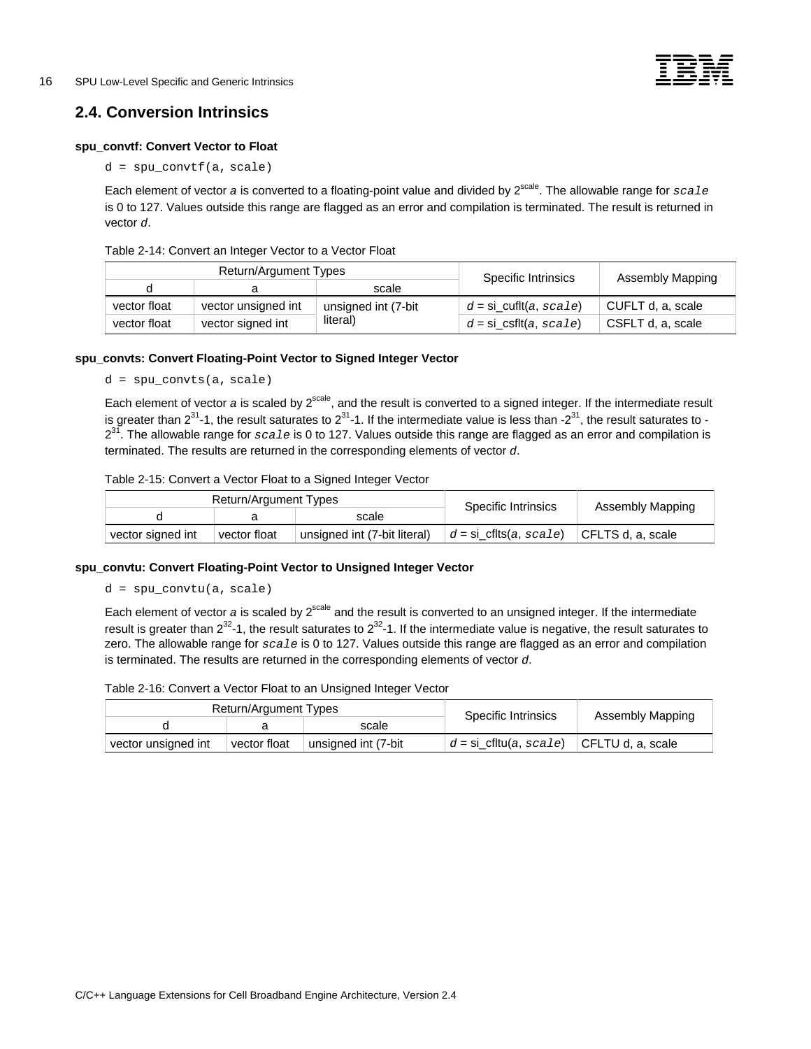## 2.4. Conversion Intrinsics

**spu_convtf: Convert Vector to Float**

```
d = spu_convtf(a, scale)
```

Each element of vector *a* is converted to a floating-point value and divided by $2^{scale}$. The allowable range for `scale` is 0 to 127. Values outside this range are flagged as an error and compilation is terminated. The result is returned in vector *d*.

Table 2-14: Convert an Integer Vector to a Vector Float

| Return/Argument Types | | | Specific Intrinsics | Assembly Mapping |
|---|---|---|---|---|
| d | a | scale | | |
| vector float | vector unsigned int | unsigned int (7-bit literal) | *d* = si_cuflt(*a*, `scale`) | CUFLT d, a, scale |
| vector float | vector signed int | | *d* = si_csflt(*a*, `scale`) | CSFLT d, a, scale |

**spu_convts: Convert Floating-Point Vector to Signed Integer Vector**

```
d = spu_convts(a, scale)
```

Each element of vector *a* is scaled by $2^{scale}$, and the result is converted to a signed integer. If the intermediate result is greater than $2^{31}$-1, the result saturates to $2^{31}$-1. If the intermediate value is less than -$2^{31}$, the result saturates to -$2^{31}$. The allowable range for `scale` is 0 to 127. Values outside this range are flagged as an error and compilation is terminated. The results are returned in the corresponding elements of vector *d*.

Table 2-15: Convert a Vector Float to a Signed Integer Vector

| Return/Argument Types | | | Specific Intrinsics | Assembly Mapping |
|---|---|---|---|---|
| d | a | scale | | |
| vector signed int | vector float | unsigned int (7-bit literal) | *d* = si_cflts(*a*, `scale`) | CFLTS d, a, scale |

**spu_convtu: Convert Floating-Point Vector to Unsigned Integer Vector**

```
d = spu_convtu(a, scale)
```

Each element of vector *a* is scaled by $2^{scale}$ and the result is converted to an unsigned integer. If the intermediate result is greater than $2^{32}$-1, the result saturates to $2^{32}$-1. If the intermediate value is negative, the result saturates to zero. The allowable range for `scale` is 0 to 127. Values outside this range are flagged as an error and compilation is terminated. The results are returned in the corresponding elements of vector *d*.

Table 2-16: Convert a Vector Float to an Unsigned Integer Vector

| Return/Argument Types | | | Specific Intrinsics | Assembly Mapping |
|---|---|---|---|---|
| d | a | scale | | |
| vector unsigned int | vector float | unsigned int (7-bit | *d* = si_cfltu(*a*, `scale`) | CFLTU d, a, scale |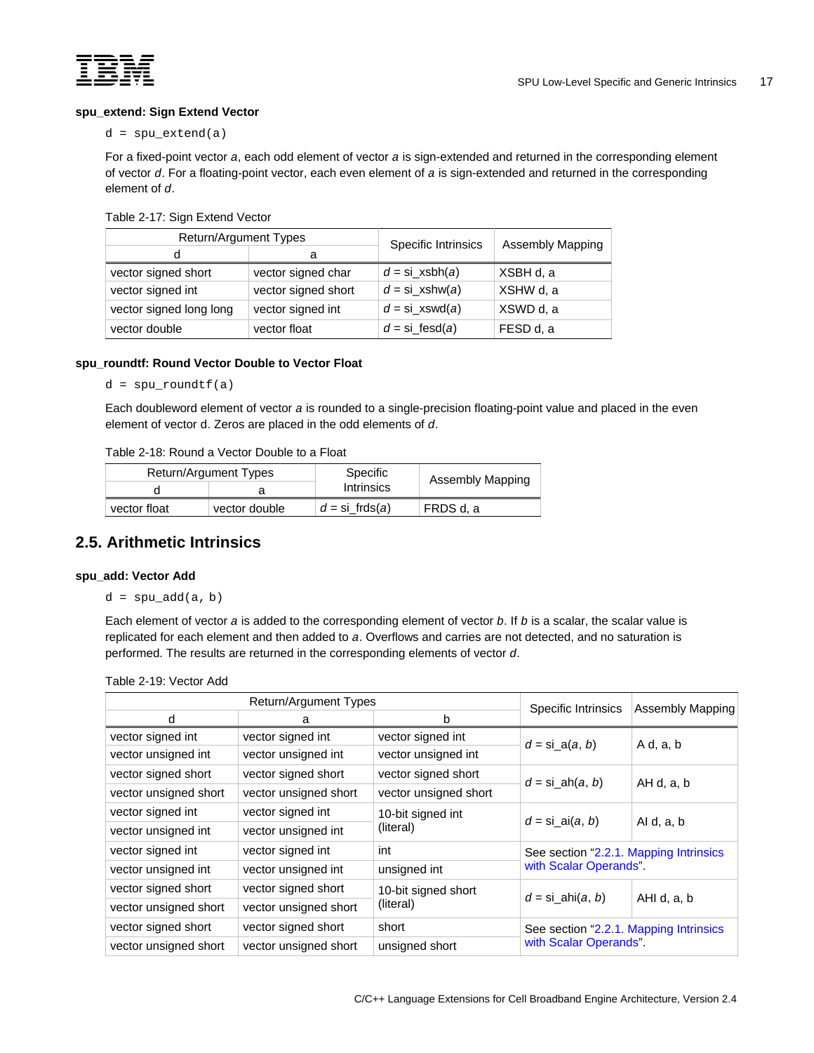**spu_extend: Sign Extend Vector**

```
d = spu_extend(a)
```

For a fixed-point vector *a*, each odd element of vector *a* is sign-extended and returned in the corresponding element of vector *d*. For a floating-point vector, each even element of *a* is sign-extended and returned in the corresponding element of *d*.

Table 2-17: Sign Extend Vector

| Return/Argument Types | | Specific Intrinsics | Assembly Mapping |
|---|---|---|---|
| d | a | | |
| vector signed short | vector signed char | *d* = si_xsbh(*a*) | XSBH d, a |
| vector signed int | vector signed short | *d* = si_xshw(*a*) | XSHW d, a |
| vector signed long long | vector signed int | *d* = si_xswd(*a*) | XSWD d, a |
| vector double | vector float | *d* = si_fesd(*a*) | FESD d, a |

**spu_roundtf: Round Vector Double to Vector Float**

```
d = spu_roundtf(a)
```

Each doubleword element of vector *a* is rounded to a single-precision floating-point value and placed in the even element of vector d. Zeros are placed in the odd elements of *d*.

Table 2-18: Round a Vector Double to a Float

| Return/Argument Types | | Specific Intrinsics | Assembly Mapping |
|---|---|---|---|
| d | a | | |
| vector float | vector double | *d* = si_frds(*a*) | FRDS d, a |

## 2.5. Arithmetic Intrinsics

**spu_add: Vector Add**

```
d = spu_add(a, b)
```

Each element of vector *a* is added to the corresponding element of vector *b*. If *b* is a scalar, the scalar value is replicated for each element and then added to *a*. Overflows and carries are not detected, and no saturation is performed. The results are returned in the corresponding elements of vector *d*.

Table 2-19: Vector Add

| Return/Argument Types | | | Specific Intrinsics | Assembly Mapping |
|---|---|---|---|---|
| d | a | b | | |
| vector signed int | vector signed int | vector signed int | *d* = si_a(*a*, *b*) | A d, a, b |
| vector unsigned int | vector unsigned int | vector unsigned int | | |
| vector signed short | vector signed short | vector signed short | *d* = si_ah(*a*, *b*) | AH d, a, b |
| vector unsigned short | vector unsigned short | vector unsigned short | | |
| vector signed int | vector signed int | 10-bit signed int (literal) | *d* = si_ai(*a*, *b*) | AI d, a, b |
| vector unsigned int | vector unsigned int | | | |
| vector signed int | vector signed int | int | See section "2.2.1. Mapping Intrinsics with Scalar Operands". | |
| vector unsigned int | vector unsigned int | unsigned int | | |
| vector signed short | vector signed short | 10-bit signed short (literal) | *d* = si_ahi(*a*, *b*) | AHI d, a, b |
| vector unsigned short | vector unsigned short | | | |
| vector signed short | vector signed short | short | See section "2.2.1. Mapping Intrinsics with Scalar Operands". | |
| vector unsigned short | vector unsigned short | unsigned short | | |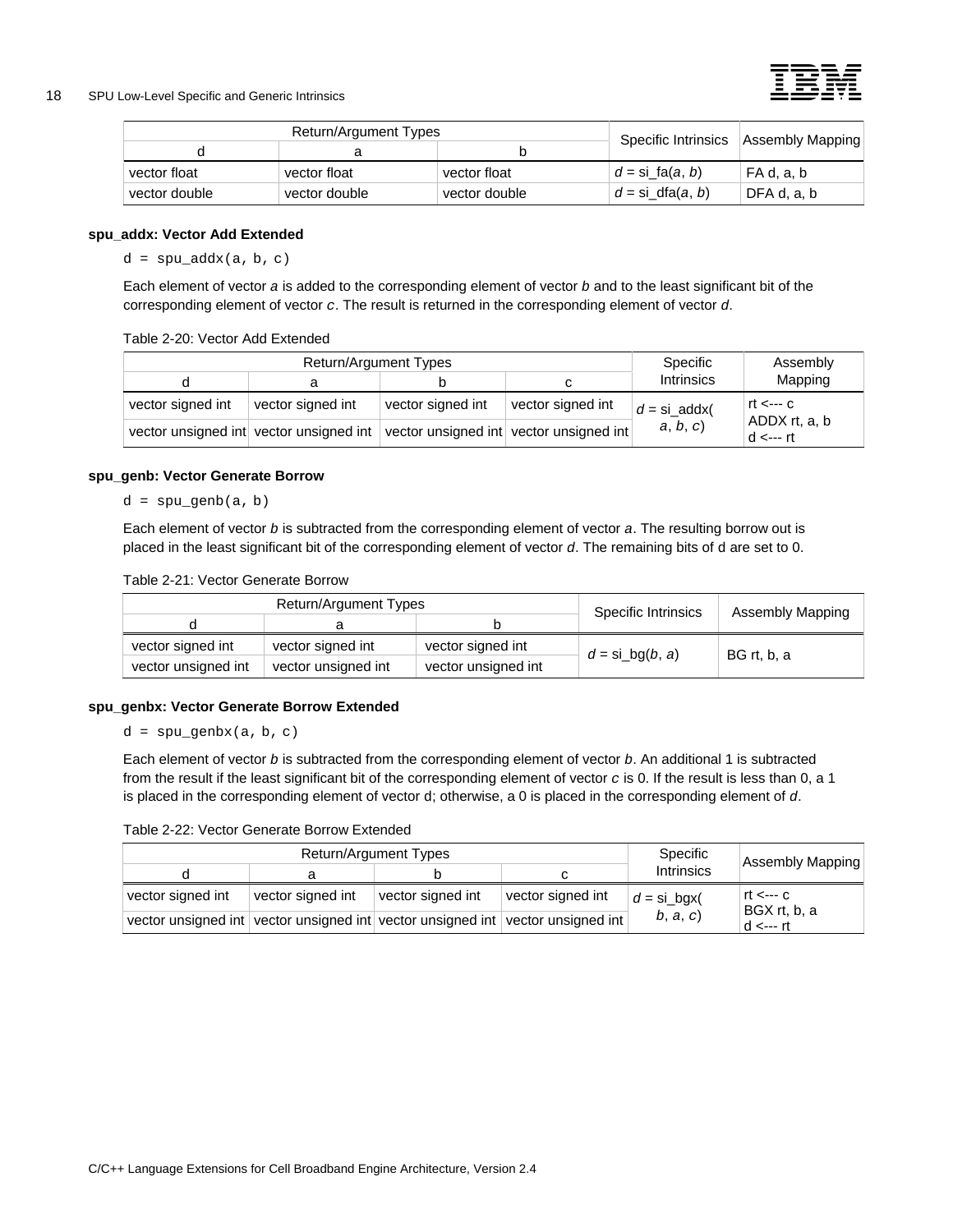| Return/Argument Types | | | Specific Intrinsics | Assembly Mapping |
|---|---|---|---|---|
| d | a | b | | |
| vector float | vector float | vector float | *d* = si_fa(*a*, *b*) | FA d, a, b |
| vector double | vector double | vector double | *d* = si_dfa(*a*, *b*) | DFA d, a, b |

**spu_addx: Vector Add Extended**

```
d = spu_addx(a, b, c)
```

Each element of vector *a* is added to the corresponding element of vector *b* and to the least significant bit of the corresponding element of vector *c*. The result is returned in the corresponding element of vector *d*.

Table 2-20: Vector Add Extended

| Return/Argument Types | | | | Specific Intrinsics | Assembly Mapping |
|---|---|---|---|---|---|
| d | a | b | c | | |
| vector signed int | vector signed int | vector signed int | vector signed int | *d* = si_addx( *a*, *b*, *c*) | rt <--- c<br>ADDX rt, a, b<br>d <--- rt |
| vector unsigned int | vector unsigned int | vector unsigned int | vector unsigned int | | |

**spu_genb: Vector Generate Borrow**

```
d = spu_genb(a, b)
```

Each element of vector *b* is subtracted from the corresponding element of vector *a*. The resulting borrow out is placed in the least significant bit of the corresponding element of vector *d*. The remaining bits of d are set to 0.

Table 2-21: Vector Generate Borrow

| Return/Argument Types | | | Specific Intrinsics | Assembly Mapping |
|---|---|---|---|---|
| d | a | b | | |
| vector signed int | vector signed int | vector signed int | *d* = si_bg(*b*, *a*) | BG rt, b, a |
| vector unsigned int | vector unsigned int | vector unsigned int | | |

**spu_genbx: Vector Generate Borrow Extended**

```
d = spu_genbx(a, b, c)
```

Each element of vector *b* is subtracted from the corresponding element of vector *b*. An additional 1 is subtracted from the result if the least significant bit of the corresponding element of vector *c* is 0. If the result is less than 0, a 1 is placed in the corresponding element of vector d; otherwise, a 0 is placed in the corresponding element of *d*.

Table 2-22: Vector Generate Borrow Extended

| Return/Argument Types | | | | Specific Intrinsics | Assembly Mapping |
|---|---|---|---|---|---|
| d | a | b | c | | |
| vector signed int | vector signed int | vector signed int | vector signed int | *d* = si_bgx( *b*, *a*, *c*) | rt <--- c<br>BGX rt, b, a<br>d <--- rt |
| vector unsigned int | vector unsigned int | vector unsigned int | vector unsigned int | | |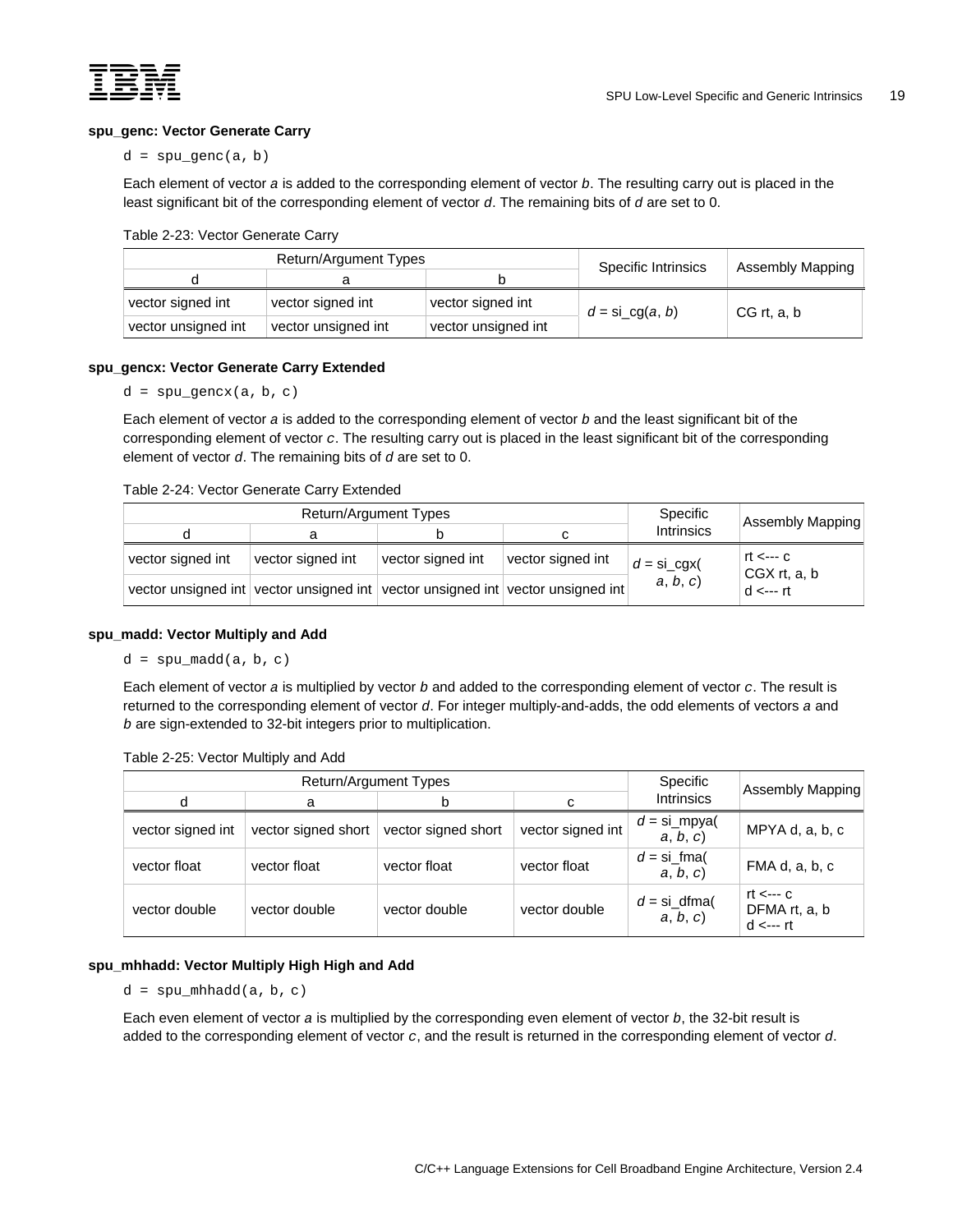#### spu_genc: Vector Generate Carry

```
d = spu_genc(a, b)
```

Each element of vector *a* is added to the corresponding element of vector *b*. The resulting carry out is placed in the least significant bit of the corresponding element of vector *d*. The remaining bits of *d* are set to 0.

Table 2-23: Vector Generate Carry

| Return/Argument Types | | | Specific Intrinsics | Assembly Mapping |
|---|---|---|---|---|
| d | a | b | | |
| vector signed int | vector signed int | vector signed int | *d* = si_cg(*a*, *b*) | CG rt, a, b |
| vector unsigned int | vector unsigned int | vector unsigned int | | |

#### spu_gencx: Vector Generate Carry Extended

```
d = spu_gencx(a, b, c)
```

Each element of vector *a* is added to the corresponding element of vector *b* and the least significant bit of the corresponding element of vector *c*. The resulting carry out is placed in the least significant bit of the corresponding element of vector *d*. The remaining bits of *d* are set to 0.

Table 2-24: Vector Generate Carry Extended

| Return/Argument Types | | | | Specific Intrinsics | Assembly Mapping |
|---|---|---|---|---|---|
| d | a | b | c | | |
| vector signed int | vector signed int | vector signed int | vector signed int | *d* = si_cgx( *a*, *b*, *c*) | rt <--- c<br>CGX rt, a, b<br>d <--- rt |
| vector unsigned int | vector unsigned int | vector unsigned int | vector unsigned int | | |

#### spu_madd: Vector Multiply and Add

```
d = spu_madd(a, b, c)
```

Each element of vector *a* is multiplied by vector *b* and added to the corresponding element of vector *c*. The result is returned to the corresponding element of vector *d*. For integer multiply-and-adds, the odd elements of vectors *a* and *b* are sign-extended to 32-bit integers prior to multiplication.

Table 2-25: Vector Multiply and Add

| Return/Argument Types | | | | Specific Intrinsics | Assembly Mapping |
|---|---|---|---|---|---|
| d | a | b | c | | |
| vector signed int | vector signed short | vector signed short | vector signed int | *d* = si_mpya( *a*, *b*, *c*) | MPYA d, a, b, c |
| vector float | vector float | vector float | vector float | *d* = si_fma( *a*, *b*, *c*) | FMA d, a, b, c |
| vector double | vector double | vector double | vector double | *d* = si_dfma( *a*, *b*, *c*) | rt <--- c<br>DFMA rt, a, b<br>d <--- rt |

#### spu_mhhadd: Vector Multiply High High and Add

```
d = spu_mhhadd(a, b, c)
```

Each even element of vector *a* is multiplied by the corresponding even element of vector *b*, the 32-bit result is added to the corresponding element of vector *c*, and the result is returned in the corresponding element of vector *d*.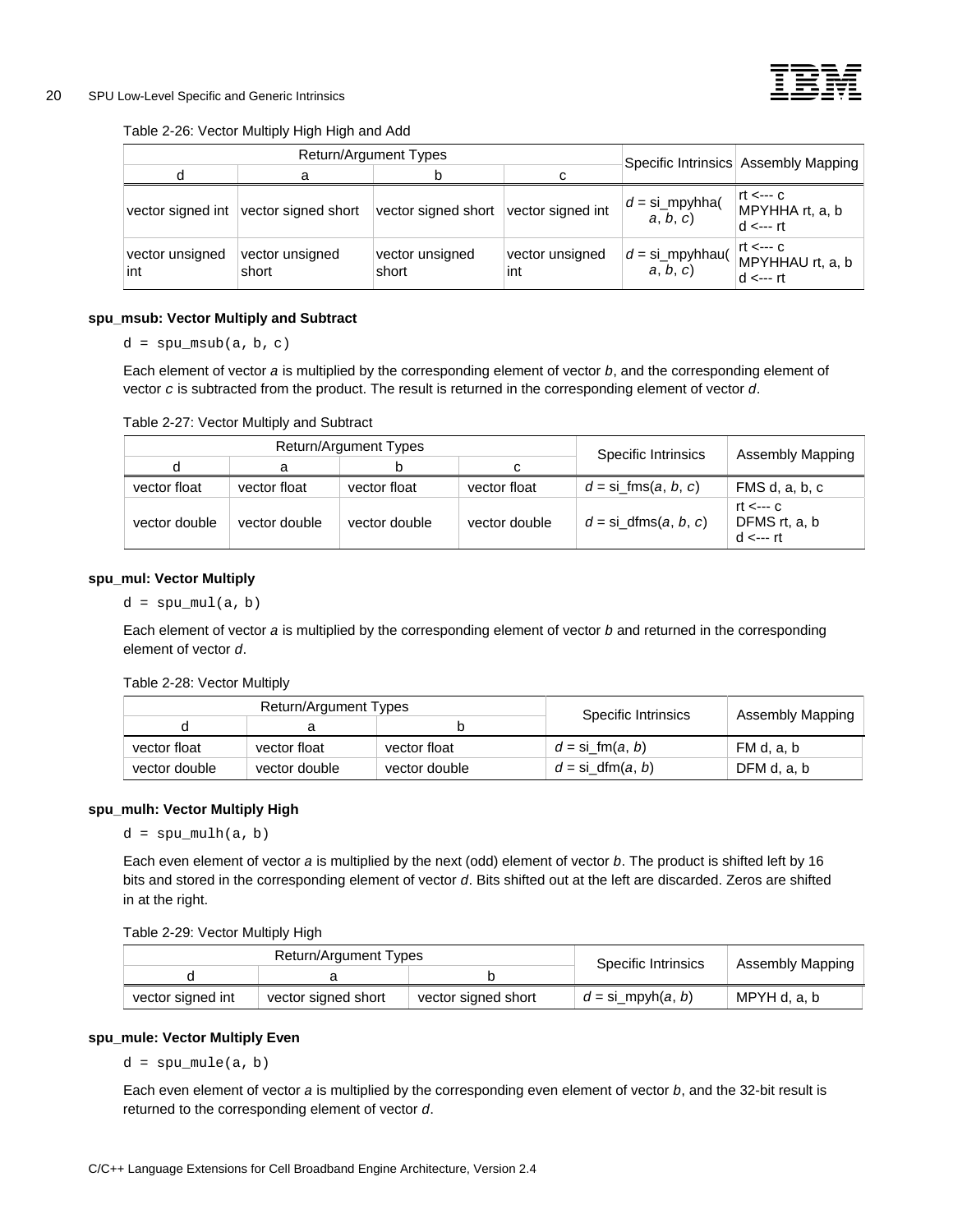Table 2-26: Vector Multiply High High and Add

| Return/Argument Types | | | | Specific Intrinsics | Assembly Mapping |
|---|---|---|---|---|---|
| d | a | b | c | | |
| vector signed int | vector signed short | vector signed short | vector signed int | *d* = si_mpyhha( *a*, *b*, *c*) | rt <--- c<br>MPYHHA rt, a, b<br>d <--- rt |
| vector unsigned int | vector unsigned short | vector unsigned short | vector unsigned int | *d* = si_mpyhhau( *a*, *b*, *c*) | rt <--- c<br>MPYHHAU rt, a, b<br>d <--- rt |

**spu_msub: Vector Multiply and Subtract**

```
d = spu_msub(a, b, c)
```

Each element of vector *a* is multiplied by the corresponding element of vector *b*, and the corresponding element of vector *c* is subtracted from the product. The result is returned in the corresponding element of vector *d*.

Table 2-27: Vector Multiply and Subtract

| Return/Argument Types | | | | Specific Intrinsics | Assembly Mapping |
|---|---|---|---|---|---|
| d | a | b | c | | |
| vector float | vector float | vector float | vector float | *d* = si_fms(*a*, *b*, *c*) | FMS d, a, b, c |
| vector double | vector double | vector double | vector double | *d* = si_dfms(*a*, *b*, *c*) | rt <--- c<br>DFMS rt, a, b<br>d <--- rt |

**spu_mul: Vector Multiply**

```
d = spu_mul(a, b)
```

Each element of vector *a* is multiplied by the corresponding element of vector *b* and returned in the corresponding element of vector *d*.

Table 2-28: Vector Multiply

| Return/Argument Types | | | Specific Intrinsics | Assembly Mapping |
|---|---|---|---|---|
| d | a | b | | |
| vector float | vector float | vector float | *d* = si_fm(*a*, *b*) | FM d, a, b |
| vector double | vector double | vector double | *d* = si_dfm(*a*, *b*) | DFM d, a, b |

**spu_mulh: Vector Multiply High**

```
d = spu_mulh(a, b)
```

Each even element of vector *a* is multiplied by the next (odd) element of vector *b*. The product is shifted left by 16 bits and stored in the corresponding element of vector *d*. Bits shifted out at the left are discarded. Zeros are shifted in at the right.

Table 2-29: Vector Multiply High

| Return/Argument Types | | | Specific Intrinsics | Assembly Mapping |
|---|---|---|---|---|
| d | a | b | | |
| vector signed int | vector signed short | vector signed short | *d* = si_mpyh(*a*, *b*) | MPYH d, a, b |

**spu_mule: Vector Multiply Even**

```
d = spu_mule(a, b)
```

Each even element of vector *a* is multiplied by the corresponding even element of vector *b*, and the 32-bit result is returned to the corresponding element of vector *d*.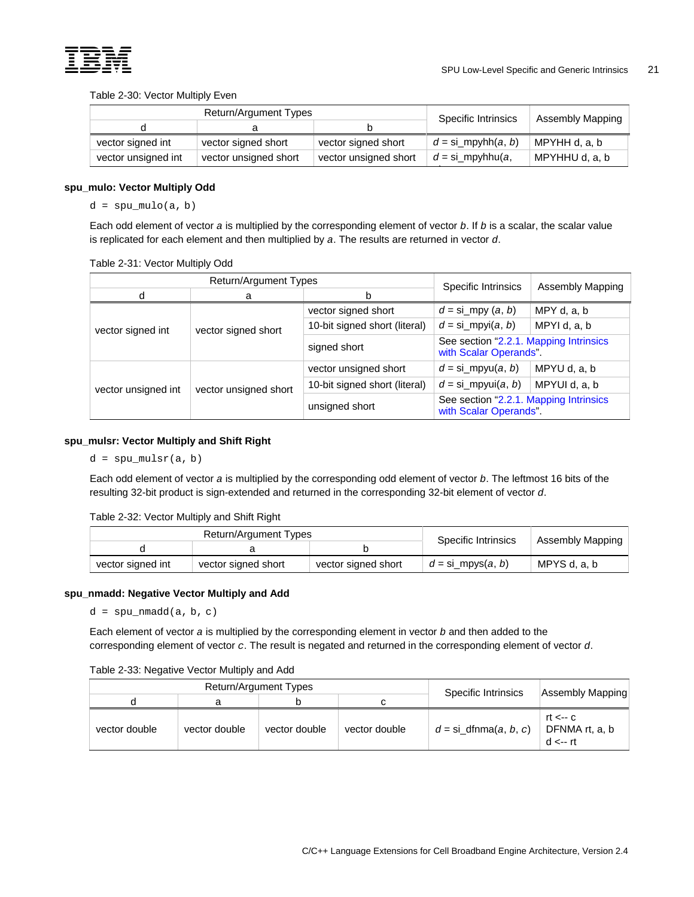Table 2-30: Vector Multiply Even

| Return/Argument Types | | | Specific Intrinsics | Assembly Mapping |
|---|---|---|---|---|
| d | a | b | | |
| vector signed int | vector signed short | vector signed short | *d* = si_mpyhh(*a*, *b*) | MPYHH d, a, b |
| vector unsigned int | vector unsigned short | vector unsigned short | *d* = si_mpyhhu(*a*, | MPYHHU d, a, b |

### spu_mulo: Vector Multiply Odd

```
d = spu_mulo(a, b)
```

Each odd element of vector *a* is multiplied by the corresponding element of vector *b*. If *b* is a scalar, the scalar value is replicated for each element and then multiplied by *a*. The results are returned in vector *d*.

Table 2-31: Vector Multiply Odd

| Return/Argument Types | | | Specific Intrinsics | Assembly Mapping |
|---|---|---|---|---|
| d | a | b | | |
| vector signed int | vector signed short | vector signed short | *d* = si_mpy (*a*, *b*) | MPY d, a, b |
| | | 10-bit signed short (literal) | *d* = si_mpyi(*a*, *b*) | MPYI d, a, b |
| | | signed short | See section "2.2.1. Mapping Intrinsics with Scalar Operands". | |
| vector unsigned int | vector unsigned short | vector unsigned short | *d* = si_mpyu(*a*, *b*) | MPYU d, a, b |
| | | 10-bit signed short (literal) | *d* = si_mpyui(*a*, *b*) | MPYUI d, a, b |
| | | unsigned short | See section "2.2.1. Mapping Intrinsics with Scalar Operands". | |

### spu_mulsr: Vector Multiply and Shift Right

```
d = spu_mulsr(a, b)
```

Each odd element of vector *a* is multiplied by the corresponding odd element of vector *b*. The leftmost 16 bits of the resulting 32-bit product is sign-extended and returned in the corresponding 32-bit element of vector *d*.

Table 2-32: Vector Multiply and Shift Right

| Return/Argument Types | | | Specific Intrinsics | Assembly Mapping |
|---|---|---|---|---|
| d | a | b | | |
| vector signed int | vector signed short | vector signed short | *d* = si_mpys(*a*, *b*) | MPYS d, a, b |

### spu_nmadd: Negative Vector Multiply and Add

```
d = spu_nmadd(a, b, c)
```

Each element of vector *a* is multiplied by the corresponding element in vector *b* and then added to the corresponding element of vector *c*. The result is negated and returned in the corresponding element of vector *d*.

Table 2-33: Negative Vector Multiply and Add

| Return/Argument Types | | | | Specific Intrinsics | Assembly Mapping |
|---|---|---|---|---|---|
| d | a | b | c | | |
| vector double | vector double | vector double | vector double | *d* = si_dfnma(*a*, *b*, *c*) | rt <-- c<br>DFNMA rt, a, b<br>d <-- rt |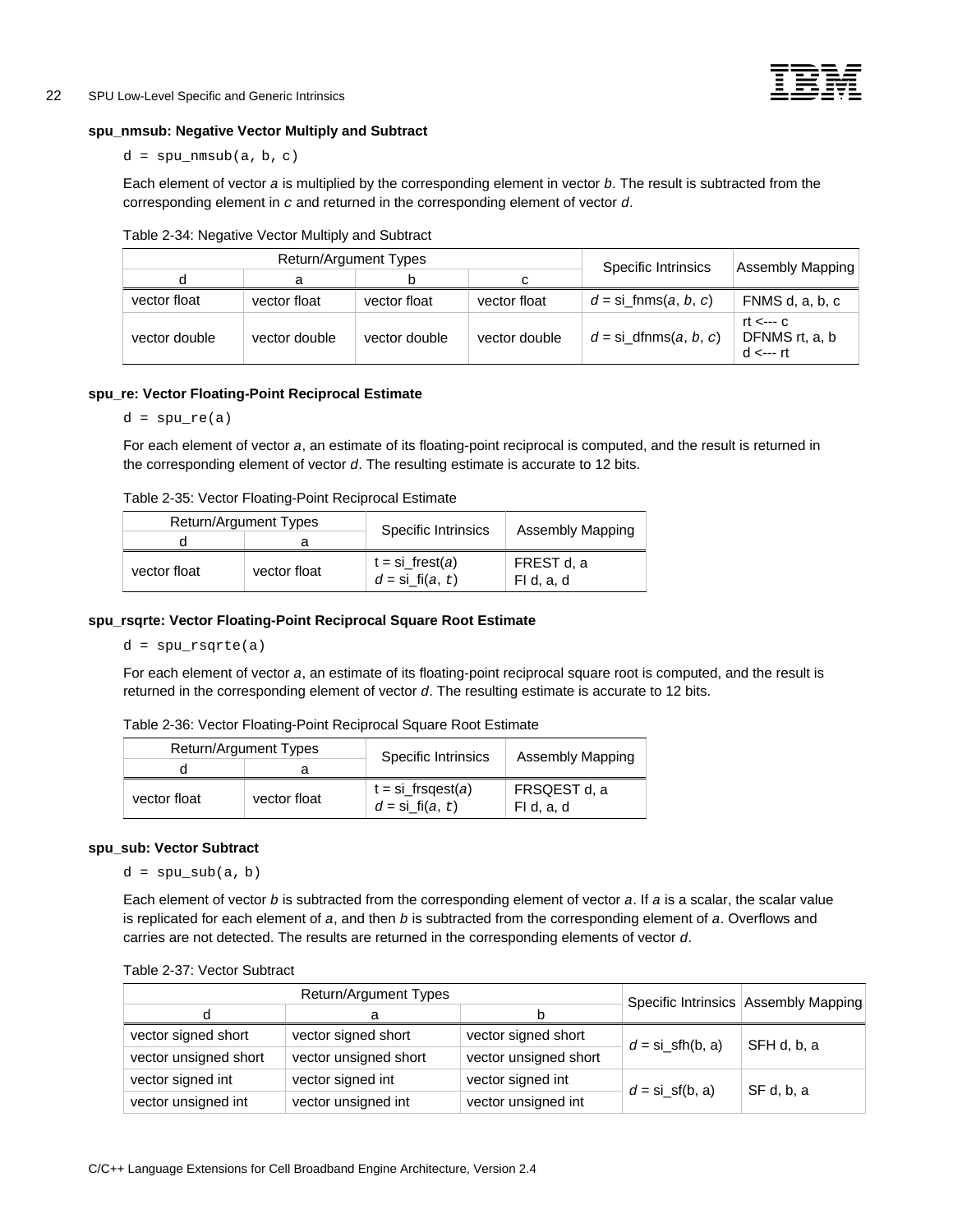**spu_nmsub: Negative Vector Multiply and Subtract**

```
d = spu_nmsub(a, b, c)
```

Each element of vector *a* is multiplied by the corresponding element in vector *b*. The result is subtracted from the corresponding element in *c* and returned in the corresponding element of vector *d*.

Table 2-34: Negative Vector Multiply and Subtract

| Return/Argument Types | | | | Specific Intrinsics | Assembly Mapping |
|---|---|---|---|---|---|
| d | a | b | c | | |
| vector float | vector float | vector float | vector float | *d* = si_fnms(*a*, *b*, *c*) | FNMS d, a, b, c |
| vector double | vector double | vector double | vector double | *d* = si_dfnms(*a*, *b*, *c*) | rt <--- c<br>DFNMS rt, a, b<br>d <--- rt |

**spu_re: Vector Floating-Point Reciprocal Estimate**

```
d = spu_re(a)
```

For each element of vector *a*, an estimate of its floating-point reciprocal is computed, and the result is returned in the corresponding element of vector *d*. The resulting estimate is accurate to 12 bits.

Table 2-35: Vector Floating-Point Reciprocal Estimate

| Return/Argument Types | | Specific Intrinsics | Assembly Mapping |
|---|---|---|---|
| d | a | | |
| vector float | vector float | t = si_frest(*a*)<br>*d* = si_fi(*a*, *t*) | FREST d, a<br>FI d, a, d |

**spu_rsqrte: Vector Floating-Point Reciprocal Square Root Estimate**

```
d = spu_rsqrte(a)
```

For each element of vector *a*, an estimate of its floating-point reciprocal square root is computed, and the result is returned in the corresponding element of vector *d*. The resulting estimate is accurate to 12 bits.

Table 2-36: Vector Floating-Point Reciprocal Square Root Estimate

| Return/Argument Types | | Specific Intrinsics | Assembly Mapping |
|---|---|---|---|
| d | a | | |
| vector float | vector float | t = si_frsqest(*a*)<br>*d* = si_fi(*a*, *t*) | FRSQEST d, a<br>FI d, a, d |

**spu_sub: Vector Subtract**

```
d = spu_sub(a, b)
```

Each element of vector *b* is subtracted from the corresponding element of vector *a*. If *a* is a scalar, the scalar value is replicated for each element of *a*, and then *b* is subtracted from the corresponding element of *a*. Overflows and carries are not detected. The results are returned in the corresponding elements of vector *d*.

Table 2-37: Vector Subtract

| Return/Argument Types | | | Specific Intrinsics | Assembly Mapping |
|---|---|---|---|---|
| d | a | b | | |
| vector signed short | vector signed short | vector signed short | *d* = si_sfh(b, a) | SFH d, b, a |
| vector unsigned short | vector unsigned short | vector unsigned short | | |
| vector signed int | vector signed int | vector signed int | *d* = si_sf(b, a) | SF d, b, a |
| vector unsigned int | vector unsigned int | vector unsigned int | | |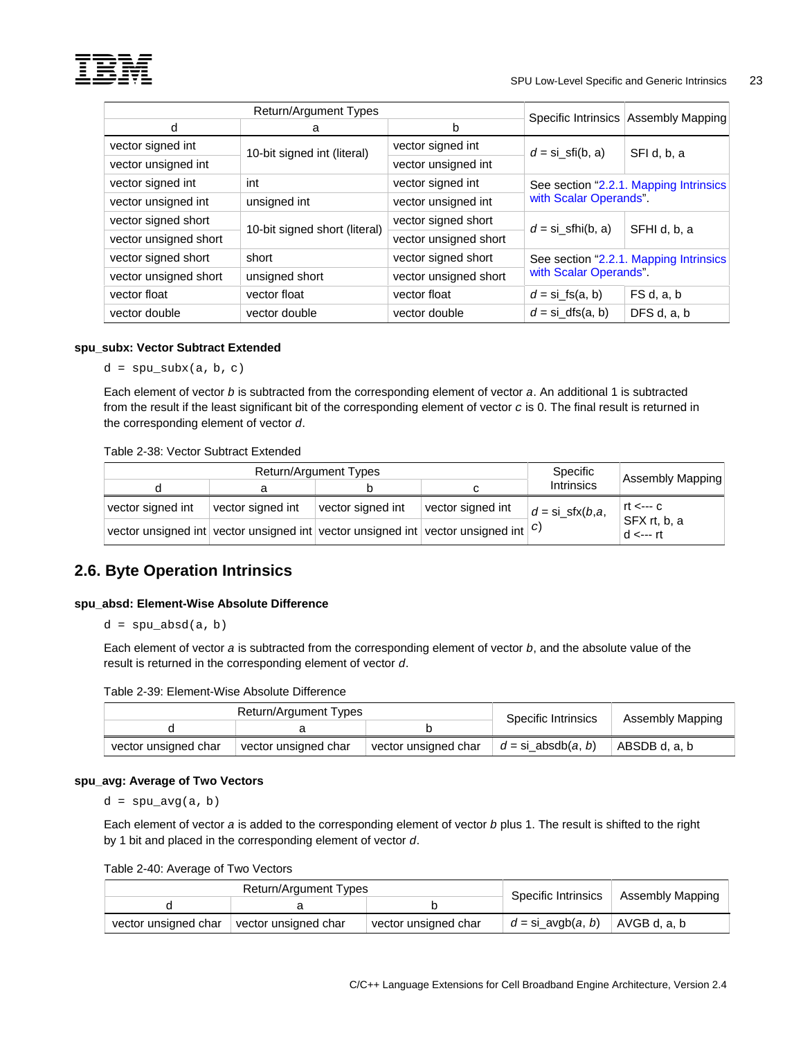| Return/Argument Types | | | Specific Intrinsics | Assembly Mapping |
|---|---|---|---|---|
| d | a | b | | |
| vector signed int | 10-bit signed int (literal) | vector signed int | *d* = si_sfi(b, a) | SFI d, b, a |
| vector unsigned int | | vector unsigned int | | |
| vector signed int | int | vector signed int | See section "2.2.1. Mapping Intrinsics with Scalar Operands". | |
| vector unsigned int | unsigned int | vector unsigned int | | |
| vector signed short | 10-bit signed short (literal) | vector signed short | *d* = si_sfhi(b, a) | SFHI d, b, a |
| vector unsigned short | | vector unsigned short | | |
| vector signed short | short | vector signed short | See section "2.2.1. Mapping Intrinsics with Scalar Operands". | |
| vector unsigned short | unsigned short | vector unsigned short | | |
| vector float | vector float | vector float | *d* = si_fs(a, b) | FS d, a, b |
| vector double | vector double | vector double | *d* = si_dfs(a, b) | DFS d, a, b |

#### spu_subx: Vector Subtract Extended

```
d = spu_subx(a, b, c)
```

Each element of vector *b* is subtracted from the corresponding element of vector *a*. An additional 1 is subtracted from the result if the least significant bit of the corresponding element of vector *c* is 0. The final result is returned in the corresponding element of vector *d*.

Table 2-38: Vector Subtract Extended

| Return/Argument Types | | | | Specific Intrinsics | Assembly Mapping |
|---|---|---|---|---|---|
| d | a | b | c | | |
| vector signed int | vector signed int | vector signed int | vector signed int | *d* = si_sfx(*b*,*a*, *c*) | rt <--- c<br>SFX rt, b, a<br>d <--- rt |
| vector unsigned int | vector unsigned int | vector unsigned int | vector unsigned int | | |

## 2.6. Byte Operation Intrinsics

#### spu_absd: Element-Wise Absolute Difference

```
d = spu_absd(a, b)
```

Each element of vector *a* is subtracted from the corresponding element of vector *b*, and the absolute value of the result is returned in the corresponding element of vector *d*.

Table 2-39: Element-Wise Absolute Difference

| Return/Argument Types | | | Specific Intrinsics | Assembly Mapping |
|---|---|---|---|---|
| d | a | b | | |
| vector unsigned char | vector unsigned char | vector unsigned char | *d* = si_absdb(*a*, *b*) | ABSDB d, a, b |

#### spu_avg: Average of Two Vectors

```
d = spu_avg(a, b)
```

Each element of vector *a* is added to the corresponding element of vector *b* plus 1. The result is shifted to the right by 1 bit and placed in the corresponding element of vector *d*.

Table 2-40: Average of Two Vectors

| Return/Argument Types | | | Specific Intrinsics | Assembly Mapping |
|---|---|---|---|---|
| d | a | b | | |
| vector unsigned char | vector unsigned char | vector unsigned char | *d* = si_avgb(*a*, *b*) | AVGB d, a, b |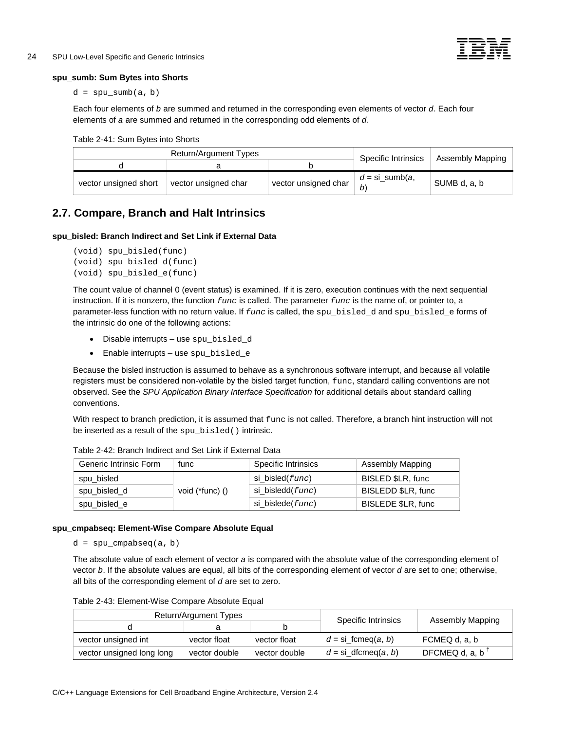**spu_sumb: Sum Bytes into Shorts**

```
d = spu_sumb(a, b)
```

Each four elements of *b* are summed and returned in the corresponding even elements of vector *d*. Each four elements of *a* are summed and returned in the corresponding odd elements of *d*.

Table 2-41: Sum Bytes into Shorts

| Return/Argument Types | | | Specific Intrinsics | Assembly Mapping |
|---|---|---|---|---|
| d | a | b | | |
| vector unsigned short | vector unsigned char | vector unsigned char | *d* = si_sumb(*a*, *b*) | SUMB d, a, b |

## 2.7. Compare, Branch and Halt Intrinsics

**spu_bisled: Branch Indirect and Set Link if External Data**

```
(void) spu_bisled(func)
(void) spu_bisled_d(func)
(void) spu_bisled_e(func)
```

The count value of channel 0 (event status) is examined. If it is zero, execution continues with the next sequential instruction. If it is nonzero, the function *func* is called. The parameter *func* is the name of, or pointer to, a parameter-less function with no return value. If *func* is called, the spu_bisled_d and spu_bisled_e forms of the intrinsic do one of the following actions:

- Disable interrupts – use spu_bisled_d
- Enable interrupts – use spu_bisled_e

Because the bisled instruction is assumed to behave as a synchronous software interrupt, and because all volatile registers must be considered non-volatile by the bisled target function, func, standard calling conventions are not observed. See the *SPU Application Binary Interface Specification* for additional details about standard calling conventions.

With respect to branch prediction, it is assumed that func is not called. Therefore, a branch hint instruction will not be inserted as a result of the spu_bisled() intrinsic.

Table 2-42: Branch Indirect and Set Link if External Data

| Generic Intrinsic Form | func | Specific Intrinsics | Assembly Mapping |
|---|---|---|---|
| spu_bisled | void (*func) () | si_bisled(*func*) | BISLED $LR, func |
| spu_bisled_d | | si_bisledd(*func*) | BISLEDD $LR, func |
| spu_bisled_e | | si_bislede(*func*) | BISLEDE $LR, func |

**spu_cmpabseq: Element-Wise Compare Absolute Equal**

```
d = spu_cmpabseq(a, b)
```

The absolute value of each element of vector *a* is compared with the absolute value of the corresponding element of vector *b*. If the absolute values are equal, all bits of the corresponding element of vector *d* are set to one; otherwise, all bits of the corresponding element of *d* are set to zero.

Table 2-43: Element-Wise Compare Absolute Equal

| Return/Argument Types | | | Specific Intrinsics | Assembly Mapping |
|---|---|---|---|---|
| d | a | b | | |
| vector unsigned int | vector float | vector float | *d* = si_fcmeq(*a*, *b*) | FCMEQ d, a, b |
| vector unsigned long long | vector double | vector double | *d* = si_dfcmeq(*a*, *b*) | DFCMEQ d, a, b † |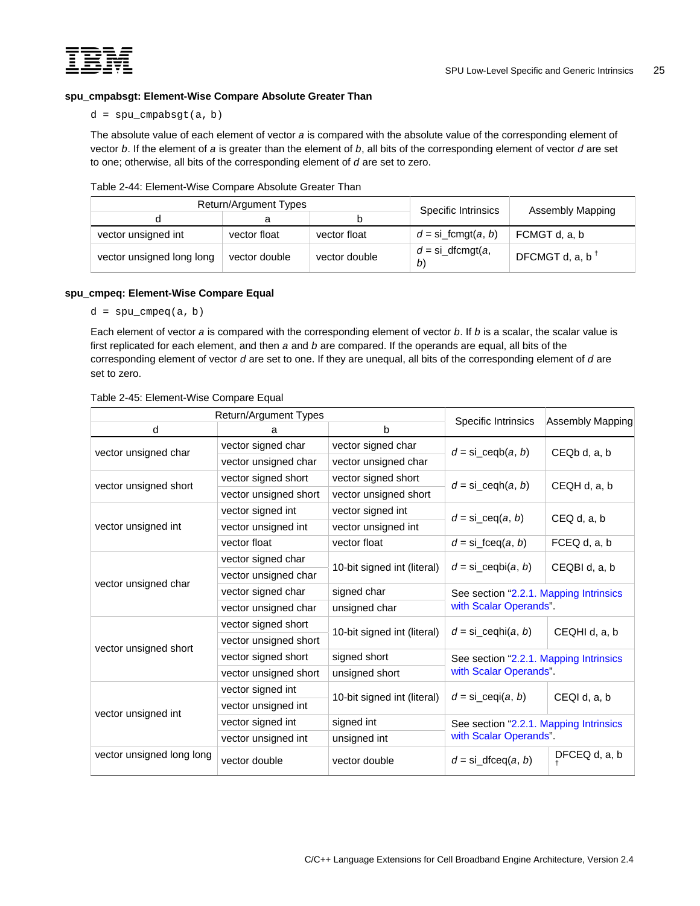### spu_cmpabsgt: Element-Wise Compare Absolute Greater Than

```
d = spu_cmpabsgt(a, b)
```

The absolute value of each element of vector *a* is compared with the absolute value of the corresponding element of vector *b*. If the element of *a* is greater than the element of *b*, all bits of the corresponding element of vector *d* are set to one; otherwise, all bits of the corresponding element of *d* are set to zero.

Table 2-44: Element-Wise Compare Absolute Greater Than

| Return/Argument Types | | | Specific Intrinsics | Assembly Mapping |
|---|---|---|---|---|
| d | a | b | | |
| vector unsigned int | vector float | vector float | *d* = si_fcmgt(*a*, *b*) | FCMGT d, a, b |
| vector unsigned long long | vector double | vector double | *d* = si_dfcmgt(*a*, *b*) | DFCMGT d, a, b † |

### spu_cmpeq: Element-Wise Compare Equal

```
d = spu_cmpeq(a, b)
```

Each element of vector *a* is compared with the corresponding element of vector *b*. If *b* is a scalar, the scalar value is first replicated for each element, and then *a* and *b* are compared. If the operands are equal, all bits of the corresponding element of vector *d* are set to one. If they are unequal, all bits of the corresponding element of *d* are set to zero.

Table 2-45: Element-Wise Compare Equal

| Return/Argument Types | | | Specific Intrinsics | Assembly Mapping |
|---|---|---|---|---|
| d | a | b | | |
| vector unsigned char | vector signed char | vector signed char | *d* = si_ceqb(*a*, *b*) | CEQb d, a, b |
| | vector unsigned char | vector unsigned char | | |
| vector unsigned short | vector signed short | vector signed short | *d* = si_ceqh(*a*, *b*) | CEQH d, a, b |
| | vector unsigned short | vector unsigned short | | |
| vector unsigned int | vector signed int | vector signed int | *d* = si_ceq(*a*, *b*) | CEQ d, a, b |
| | vector unsigned int | vector unsigned int | | |
| | vector float | vector float | *d* = si_fceq(*a*, *b*) | FCEQ d, a, b |
| vector unsigned char | vector signed char | 10-bit signed int (literal) | *d* = si_ceqbi(*a*, *b*) | CEQBI d, a, b |
| | vector unsigned char | | | |
| | vector signed char | signed char | See section "2.2.1. Mapping Intrinsics with Scalar Operands". | |
| | vector unsigned char | unsigned char | | |
| vector unsigned short | vector signed short | 10-bit signed int (literal) | *d* = si_ceqhi(*a*, *b*) | CEQHI d, a, b |
| | vector unsigned short | | | |
| | vector signed short | signed short | See section "2.2.1. Mapping Intrinsics with Scalar Operands". | |
| | vector unsigned short | unsigned short | | |
| vector unsigned int | vector signed int | 10-bit signed int (literal) | *d* = si_ceqi(*a*, *b*) | CEQI d, a, b |
| | vector unsigned int | | | |
| | vector signed int | signed int | See section "2.2.1. Mapping Intrinsics with Scalar Operands". | |
| | vector unsigned int | unsigned int | | |
| vector unsigned long long | vector double | vector double | *d* = si_dfceq(*a*, *b*) | DFCEQ d, a, b † |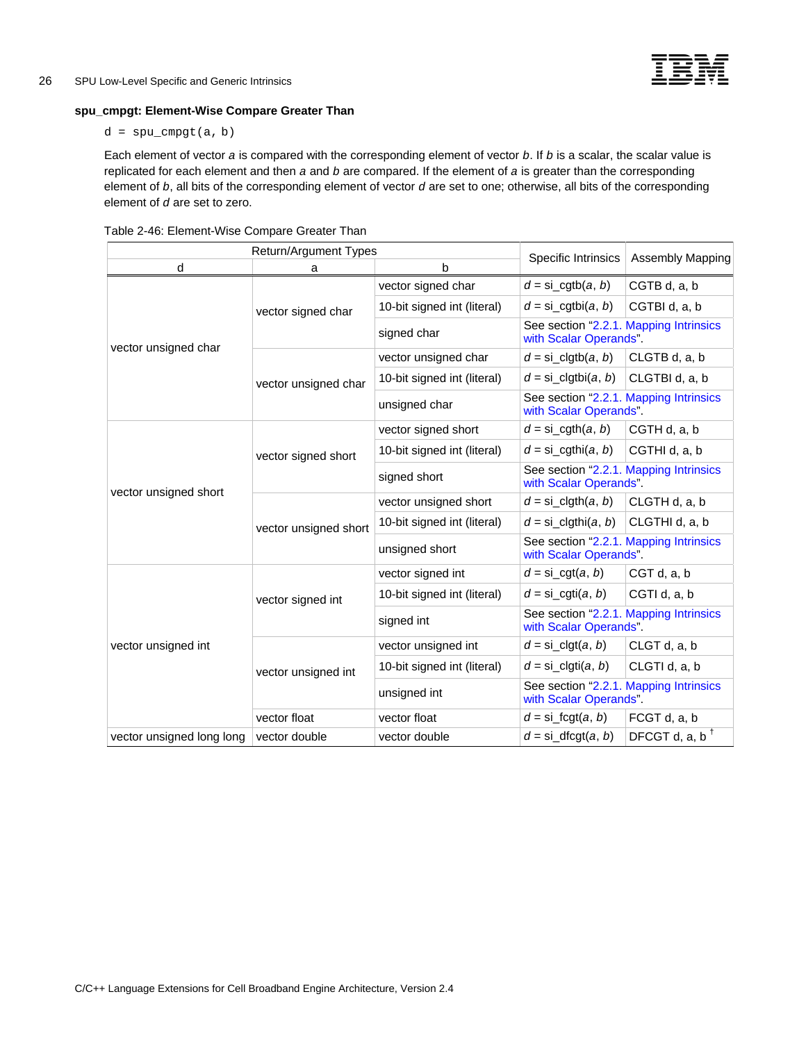**spu_cmpgt: Element-Wise Compare Greater Than**

```
d = spu_cmpgt(a, b)
```

Each element of vector *a* is compared with the corresponding element of vector *b*. If *b* is a scalar, the scalar value is replicated for each element and then *a* and *b* are compared. If the element of *a* is greater than the corresponding element of *b*, all bits of the corresponding element of vector *d* are set to one; otherwise, all bits of the corresponding element of *d* are set to zero.

Table 2-46: Element-Wise Compare Greater Than

| Return/Argument Types | | | Specific Intrinsics | Assembly Mapping |
|---|---|---|---|---|
| d | a | b | | |
| vector unsigned char | vector signed char | vector signed char | *d* = si_cgtb(*a*, *b*) | CGTB d, a, b |
| | | 10-bit signed int (literal) | *d* = si_cgtbi(*a*, *b*) | CGTBI d, a, b |
| | | signed char | See section "2.2.1. Mapping Intrinsics with Scalar Operands". | |
| | vector unsigned char | vector unsigned char | *d* = si_clgtb(*a*, *b*) | CLGTB d, a, b |
| | | 10-bit signed int (literal) | *d* = si_clgtbi(*a*, *b*) | CLGTBI d, a, b |
| | | unsigned char | See section "2.2.1. Mapping Intrinsics with Scalar Operands". | |
| vector unsigned short | vector signed short | vector signed short | *d* = si_cgth(*a*, *b*) | CGTH d, a, b |
| | | 10-bit signed int (literal) | *d* = si_cgthi(*a*, *b*) | CGTHI d, a, b |
| | | signed short | See section "2.2.1. Mapping Intrinsics with Scalar Operands". | |
| | vector unsigned short | vector unsigned short | *d* = si_clgth(*a*, *b*) | CLGTH d, a, b |
| | | 10-bit signed int (literal) | *d* = si_clgthi(*a*, *b*) | CLGTHI d, a, b |
| | | unsigned short | See section "2.2.1. Mapping Intrinsics with Scalar Operands". | |
| vector unsigned int | vector signed int | vector signed int | *d* = si_cgt(*a*, *b*) | CGT d, a, b |
| | | 10-bit signed int (literal) | *d* = si_cgti(*a*, *b*) | CGTI d, a, b |
| | | signed int | See section "2.2.1. Mapping Intrinsics with Scalar Operands". | |
| | vector unsigned int | vector unsigned int | *d* = si_clgt(*a*, *b*) | CLGT d, a, b |
| | | 10-bit signed int (literal) | *d* = si_clgti(*a*, *b*) | CLGTI d, a, b |
| | | unsigned int | See section "2.2.1. Mapping Intrinsics with Scalar Operands". | |
| | vector float | vector float | *d* = si_fcgt(*a*, *b*) | FCGT d, a, b |
| vector unsigned long long | vector double | vector double | *d* = si_dfcgt(*a*, *b*) | DFCGT d, a, b † |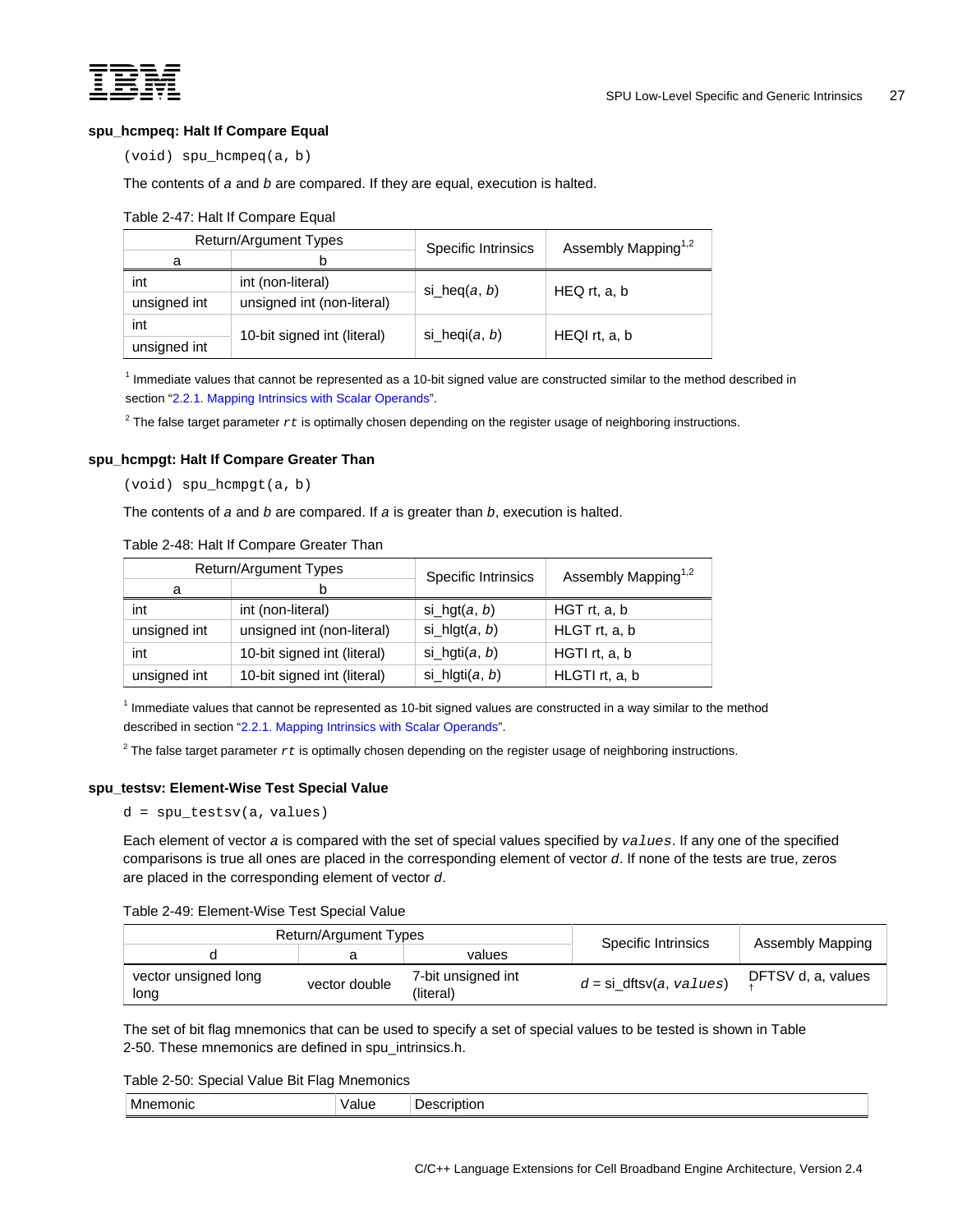### spu_hcmpeq: Halt If Compare Equal

```
(void) spu_hcmpeq(a, b)
```

The contents of *a* and *b* are compared. If they are equal, execution is halted.

Table 2-47: Halt If Compare Equal

| Return/Argument Types | | Specific Intrinsics | Assembly Mapping[1,2] |
|---|---|---|---|
| a | b | | |
| int | int (non-literal) | si_heq(*a*, *b*) | HEQ rt, a, b |
| unsigned int | unsigned int (non-literal) | | |
| int | 10-bit signed int (literal) | si_heqi(*a*, *b*) | HEQI rt, a, b |
| unsigned int | | | |

[1] Immediate values that cannot be represented as a 10-bit signed value are constructed similar to the method described in section "2.2.1. Mapping Intrinsics with Scalar Operands".

[2] The false target parameter *rt* is optimally chosen depending on the register usage of neighboring instructions.

### spu_hcmpgt: Halt If Compare Greater Than

```
(void) spu_hcmpgt(a, b)
```

The contents of *a* and *b* are compared. If *a* is greater than *b*, execution is halted.

Table 2-48: Halt If Compare Greater Than

| Return/Argument Types | | Specific Intrinsics | Assembly Mapping[1,2] |
|---|---|---|---|
| a | b | | |
| int | int (non-literal) | si_hgt(*a*, *b*) | HGT rt, a, b |
| unsigned int | unsigned int (non-literal) | si_hlgt(*a*, *b*) | HLGT rt, a, b |
| int | 10-bit signed int (literal) | si_hgti(*a*, *b*) | HGTI rt, a, b |
| unsigned int | 10-bit signed int (literal) | si_hlgti(*a*, *b*) | HLGTI rt, a, b |

[1] Immediate values that cannot be represented as 10-bit signed values are constructed in a way similar to the method described in section "2.2.1. Mapping Intrinsics with Scalar Operands".

[2] The false target parameter *rt* is optimally chosen depending on the register usage of neighboring instructions.

### spu_testsv: Element-Wise Test Special Value

```
d = spu_testsv(a, values)
```

Each element of vector *a* is compared with the set of special values specified by *values*. If any one of the specified comparisons is true all ones are placed in the corresponding element of vector *d*. If none of the tests are true, zeros are placed in the corresponding element of vector *d*.

Table 2-49: Element-Wise Test Special Value

| Return/Argument Types | | | Specific Intrinsics | Assembly Mapping |
|---|---|---|---|---|
| d | a | values | | |
| vector unsigned long long | vector double | 7-bit unsigned int (literal) | *d* = si_dftsv(*a*, *values*) | DFTSV d, a, values † |

The set of bit flag mnemonics that can be used to specify a set of special values to be tested is shown in Table 2-50. These mnemonics are defined in spu_intrinsics.h.

Table 2-50: Special Value Bit Flag Mnemonics

| Mnemonic | Value | Description |
|---|---|---|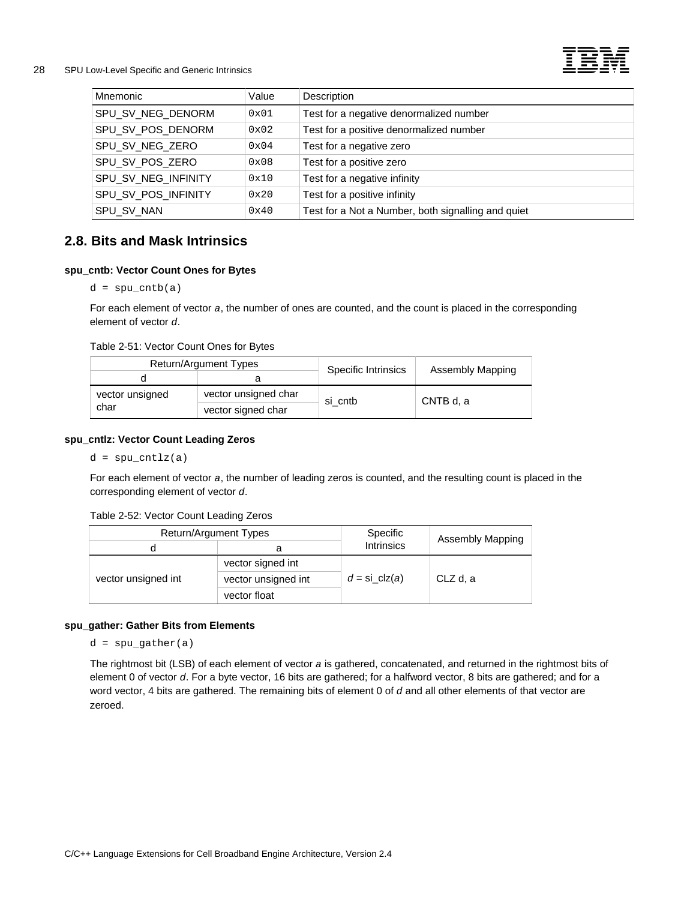| Mnemonic | Value | Description |
|---|---|---|
| SPU_SV_NEG_DENORM | 0x01 | Test for a negative denormalized number |
| SPU_SV_POS_DENORM | 0x02 | Test for a positive denormalized number |
| SPU_SV_NEG_ZERO | 0x04 | Test for a negative zero |
| SPU_SV_POS_ZERO | 0x08 | Test for a positive zero |
| SPU_SV_NEG_INFINITY | 0x10 | Test for a negative infinity |
| SPU_SV_POS_INFINITY | 0x20 | Test for a positive infinity |
| SPU_SV_NAN | 0x40 | Test for a Not a Number, both signalling and quiet |

## 2.8. Bits and Mask Intrinsics

**spu_cntb: Vector Count Ones for Bytes**

```
d = spu_cntb(a)
```

For each element of vector *a*, the number of ones are counted, and the count is placed in the corresponding element of vector *d*.

Table 2-51: Vector Count Ones for Bytes

| Return/Argument Types | | Specific Intrinsics | Assembly Mapping |
|---|---|---|---|
| d | a | | |
| vector unsigned char | vector unsigned char | si_cntb | CNTB d, a |
| | vector signed char | | |

**spu_cntlz: Vector Count Leading Zeros**

```
d = spu_cntlz(a)
```

For each element of vector *a*, the number of leading zeros is counted, and the resulting count is placed in the corresponding element of vector *d*.

Table 2-52: Vector Count Leading Zeros

| Return/Argument Types | | Specific Intrinsics | Assembly Mapping |
|---|---|---|---|
| d | a | | |
| vector unsigned int | vector signed int | *d* = si_clz(*a*) | CLZ d, a |
| | vector unsigned int | | |
| | vector float | | |

**spu_gather: Gather Bits from Elements**

```
d = spu_gather(a)
```

The rightmost bit (LSB) of each element of vector *a* is gathered, concatenated, and returned in the rightmost bits of element 0 of vector *d*. For a byte vector, 16 bits are gathered; for a halfword vector, 8 bits are gathered; and for a word vector, 4 bits are gathered. The remaining bits of element 0 of *d* and all other elements of that vector are zeroed.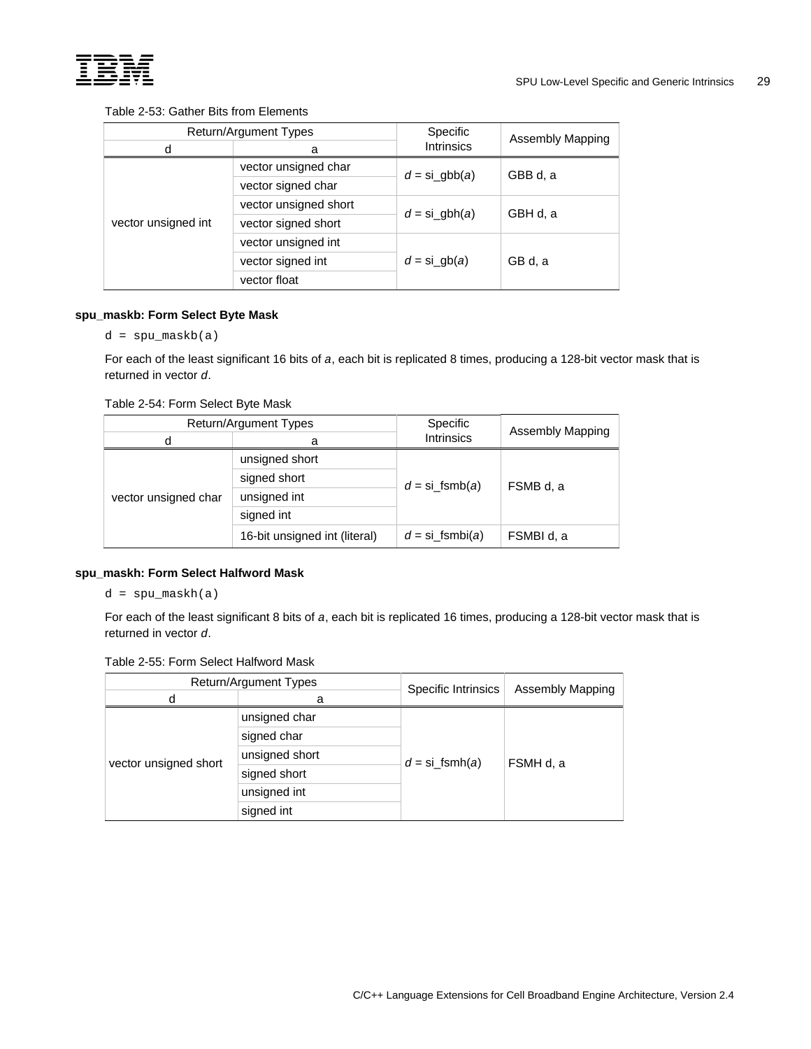Table 2-53: Gather Bits from Elements

| Return/Argument Types | | Specific Intrinsics | Assembly Mapping |
|---|---|---|---|
| d | a | | |
| vector unsigned int | vector unsigned char | *d* = si_gbb(*a*) | GBB d, a |
| | vector signed char | | |
| | vector unsigned short | *d* = si_gbh(*a*) | GBH d, a |
| | vector signed short | | |
| | vector unsigned int | *d* = si_gb(*a*) | GB d, a |
| | vector signed int | | |
| | vector float | | |

**spu_maskb: Form Select Byte Mask**

```
d = spu_maskb(a)
```

For each of the least significant 16 bits of *a*, each bit is replicated 8 times, producing a 128-bit vector mask that is returned in vector *d*.

Table 2-54: Form Select Byte Mask

| Return/Argument Types | | Specific Intrinsics | Assembly Mapping |
|---|---|---|---|
| d | a | | |
| vector unsigned char | unsigned short | *d* = si_fsmb(*a*) | FSMB d, a |
| | signed short | | |
| | unsigned int | | |
| | signed int | | |
| | 16-bit unsigned int (literal) | *d* = si_fsmbi(*a*) | FSMBI d, a |

**spu_maskh: Form Select Halfword Mask**

```
d = spu_maskh(a)
```

For each of the least significant 8 bits of *a*, each bit is replicated 16 times, producing a 128-bit vector mask that is returned in vector *d*.

Table 2-55: Form Select Halfword Mask

| Return/Argument Types | | Specific Intrinsics | Assembly Mapping |
|---|---|---|---|
| d | a | | |
| vector unsigned short | unsigned char | *d* = si_fsmh(*a*) | FSMH d, a |
| | signed char | | |
| | unsigned short | | |
| | signed short | | |
| | unsigned int | | |
| | signed int | | |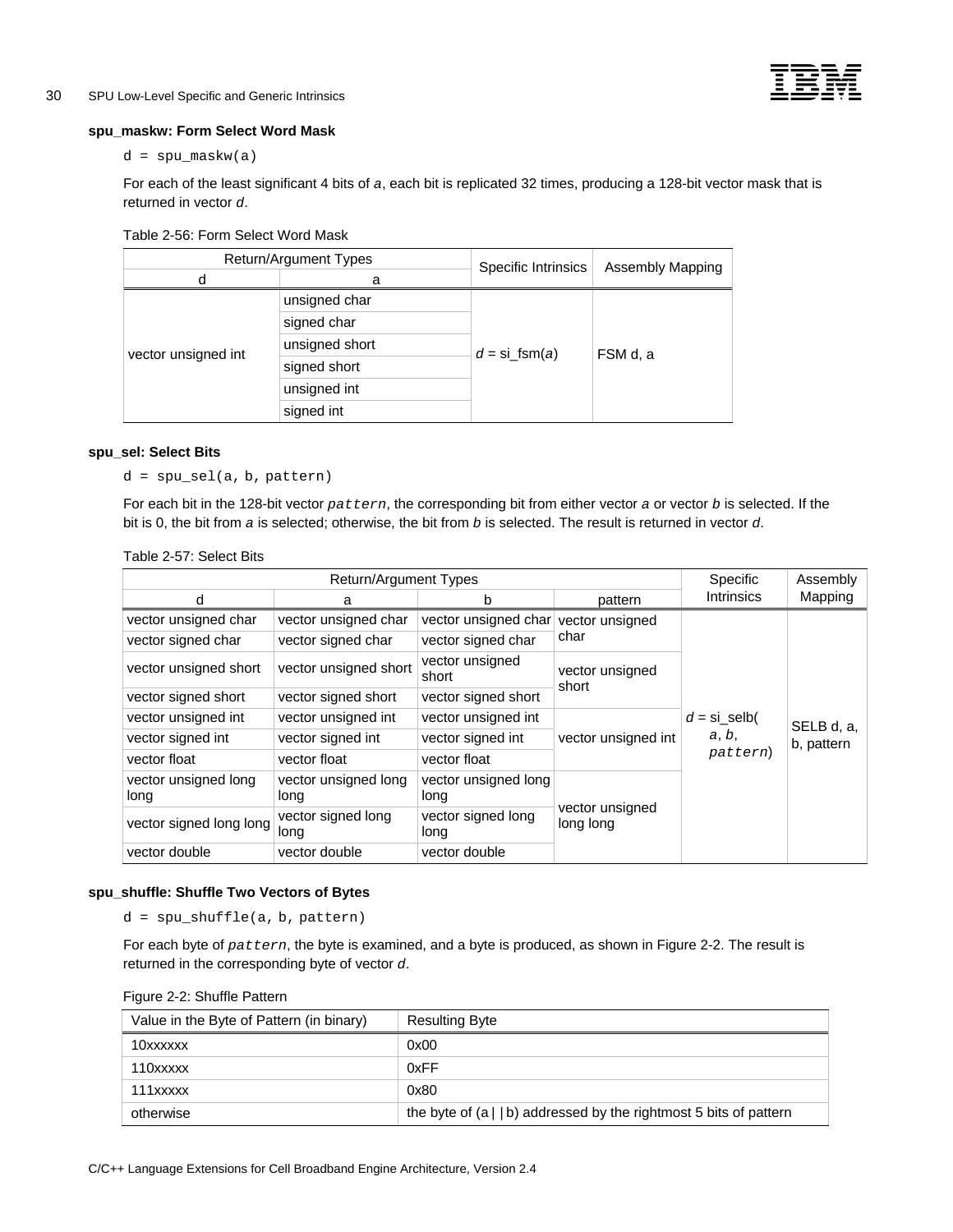**spu_maskw: Form Select Word Mask**

```
d = spu_maskw(a)
```

For each of the least significant 4 bits of *a*, each bit is replicated 32 times, producing a 128-bit vector mask that is returned in vector *d*.

Table 2-56: Form Select Word Mask

| Return/Argument Types | | Specific Intrinsics | Assembly Mapping |
|---|---|---|---|
| d | a | | |
| vector unsigned int | unsigned char | *d* = si_fsm(*a*) | FSM d, a |
| | signed char | | |
| | unsigned short | | |
| | signed short | | |
| | unsigned int | | |
| | signed int | | |

**spu_sel: Select Bits**

```
d = spu_sel(a, b, pattern)
```

For each bit in the 128-bit vector *pattern*, the corresponding bit from either vector *a* or vector *b* is selected. If the bit is 0, the bit from *a* is selected; otherwise, the bit from *b* is selected. The result is returned in vector *d*.

Table 2-57: Select Bits

| Return/Argument Types | | | | Specific Intrinsics | Assembly Mapping |
|---|---|---|---|---|---|
| d | a | b | pattern | | |
| vector unsigned char | vector unsigned char | vector unsigned char | vector unsigned char | *d* = si_selb(*a*, *b*, *pattern*) | SELB d, a, b, pattern |
| vector signed char | vector signed char | vector signed char | | | |
| vector unsigned short | vector unsigned short | vector unsigned short | vector unsigned short | | |
| vector signed short | vector signed short | vector signed short | | | |
| vector unsigned int | vector unsigned int | vector unsigned int | vector unsigned int | | |
| vector signed int | vector signed int | vector signed int | | | |
| vector float | vector float | vector float | | | |
| vector unsigned long long | vector unsigned long long | vector unsigned long long | vector unsigned long long | | |
| vector signed long long | vector signed long long | vector signed long long | | | |
| vector double | vector double | vector double | | | |

**spu_shuffle: Shuffle Two Vectors of Bytes**

```
d = spu_shuffle(a, b, pattern)
```

For each byte of *pattern*, the byte is examined, and a byte is produced, as shown in Figure 2-2. The result is returned in the corresponding byte of vector *d*.

Figure 2-2: Shuffle Pattern

| Value in the Byte of Pattern (in binary) | Resulting Byte |
|---|---|
| 10xxxxxx | 0x00 |
| 110xxxxx | 0xFF |
| 111xxxxx | 0x80 |
| otherwise | the byte of (a \| \| b) addressed by the rightmost 5 bits of pattern |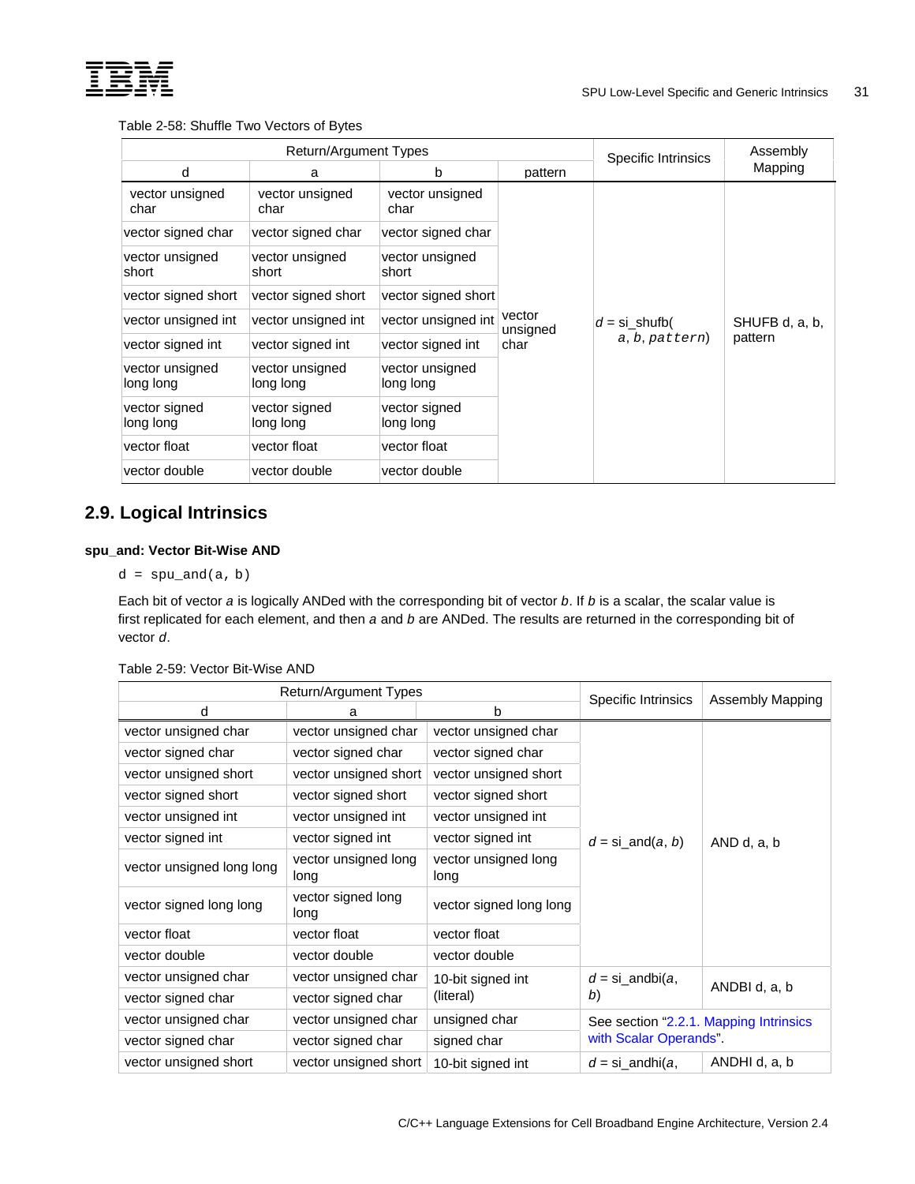Table 2-58: Shuffle Two Vectors of Bytes

| Return/Argument Types | | | | Specific Intrinsics | Assembly Mapping |
|---|---|---|---|---|---|
| d | a | b | pattern | | |
| vector unsigned char | vector unsigned char | vector unsigned char | vector unsigned char | *d* = si_shufb( *a*, *b*, *pattern*) | SHUFB d, a, b, pattern |
| vector signed char | vector signed char | vector signed char | | | |
| vector unsigned short | vector unsigned short | vector unsigned short | | | |
| vector signed short | vector signed short | vector signed short | | | |
| vector unsigned int | vector unsigned int | vector unsigned int | | | |
| vector signed int | vector signed int | vector signed int | | | |
| vector unsigned long long | vector unsigned long long | vector unsigned long long | | | |
| vector signed long long | vector signed long long | vector signed long long | | | |
| vector float | vector float | vector float | | | |
| vector double | vector double | vector double | | | |

## 2.9. Logical Intrinsics

### spu_and: Vector Bit-Wise AND

```
d = spu_and(a, b)
```

Each bit of vector *a* is logically ANDed with the corresponding bit of vector *b*. If *b* is a scalar, the scalar value is first replicated for each element, and then *a* and *b* are ANDed. The results are returned in the corresponding bit of vector *d*.

Table 2-59: Vector Bit-Wise AND

| Return/Argument Types | | | Specific Intrinsics | Assembly Mapping |
|---|---|---|---|---|
| d | a | b | | |
| vector unsigned char | vector unsigned char | vector unsigned char | *d* = si_and(*a*, *b*) | AND d, a, b |
| vector signed char | vector signed char | vector signed char | | |
| vector unsigned short | vector unsigned short | vector unsigned short | | |
| vector signed short | vector signed short | vector signed short | | |
| vector unsigned int | vector unsigned int | vector unsigned int | | |
| vector signed int | vector signed int | vector signed int | | |
| vector unsigned long long | vector unsigned long long | vector unsigned long long | | |
| vector signed long long | vector signed long long | vector signed long long | | |
| vector float | vector float | vector float | | |
| vector double | vector double | vector double | | |
| vector unsigned char | vector unsigned char | 10-bit signed int (literal) | *d* = si_andbi(*a*, *b*) | ANDBI d, a, b |
| vector signed char | vector signed char | | | |
| vector unsigned char | vector unsigned char | unsigned char | See section "2.2.1. Mapping Intrinsics with Scalar Operands". | |
| vector signed char | vector signed char | signed char | | |
| vector unsigned short | vector unsigned short | 10-bit signed int | *d* = si_andhi(*a*, | ANDHI d, a, b |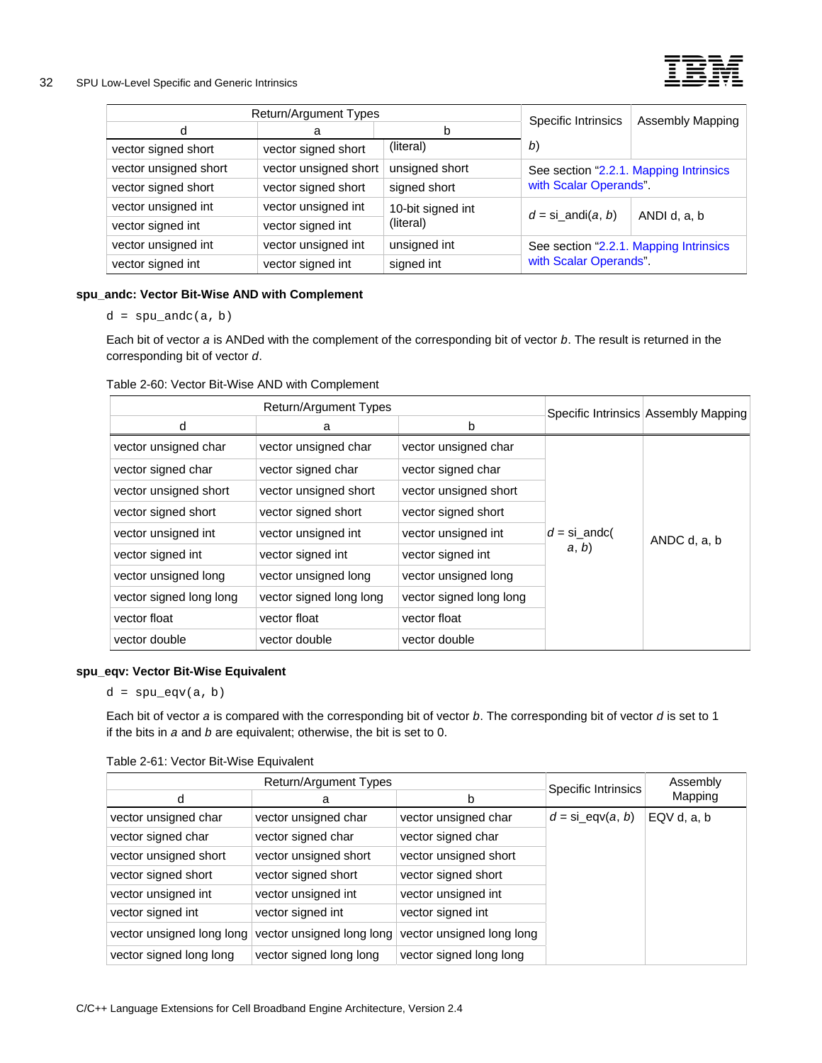| Return/Argument Types | | | Specific Intrinsics | Assembly Mapping |
|---|---|---|---|---|
| d | a | b | | |
| vector signed short | vector signed short | (literal) | b) | |
| vector unsigned short | vector unsigned short | unsigned short | See section "2.2.1. Mapping Intrinsics with Scalar Operands". | |
| vector signed short | vector signed short | signed short | | |
| vector unsigned int | vector unsigned int | 10-bit signed int (literal) | *d* = si_andi(*a*, *b*) | ANDI d, a, b |
| vector signed int | vector signed int | | | |
| vector unsigned int | vector unsigned int | unsigned int | See section "2.2.1. Mapping Intrinsics with Scalar Operands". | |
| vector signed int | vector signed int | signed int | | |

**spu_andc: Vector Bit-Wise AND with Complement**

```
d = spu_andc(a, b)
```

Each bit of vector *a* is ANDed with the complement of the corresponding bit of vector *b*. The result is returned in the corresponding bit of vector *d*.

Table 2-60: Vector Bit-Wise AND with Complement

| Return/Argument Types | | | Specific Intrinsics | Assembly Mapping |
|---|---|---|---|---|
| d | a | b | | |
| vector unsigned char | vector unsigned char | vector unsigned char | *d* = si_andc(*a*, *b*) | ANDC d, a, b |
| vector signed char | vector signed char | vector signed char | | |
| vector unsigned short | vector unsigned short | vector unsigned short | | |
| vector signed short | vector signed short | vector signed short | | |
| vector unsigned int | vector unsigned int | vector unsigned int | | |
| vector signed int | vector signed int | vector signed int | | |
| vector unsigned long | vector unsigned long | vector unsigned long | | |
| vector signed long long | vector signed long long | vector signed long long | | |
| vector float | vector float | vector float | | |
| vector double | vector double | vector double | | |

**spu_eqv: Vector Bit-Wise Equivalent**

```
d = spu_eqv(a, b)
```

Each bit of vector *a* is compared with the corresponding bit of vector *b*. The corresponding bit of vector *d* is set to 1 if the bits in *a* and *b* are equivalent; otherwise, the bit is set to 0.

Table 2-61: Vector Bit-Wise Equivalent

| Return/Argument Types | | | Specific Intrinsics | Assembly Mapping |
|---|---|---|---|---|
| d | a | b | | |
| vector unsigned char | vector unsigned char | vector unsigned char | *d* = si_eqv(*a*, *b*) | EQV d, a, b |
| vector signed char | vector signed char | vector signed char | | |
| vector unsigned short | vector unsigned short | vector unsigned short | | |
| vector signed short | vector signed short | vector signed short | | |
| vector unsigned int | vector unsigned int | vector unsigned int | | |
| vector signed int | vector signed int | vector signed int | | |
| vector unsigned long long | vector unsigned long long | vector unsigned long long | | |
| vector signed long long | vector signed long long | vector signed long long | | |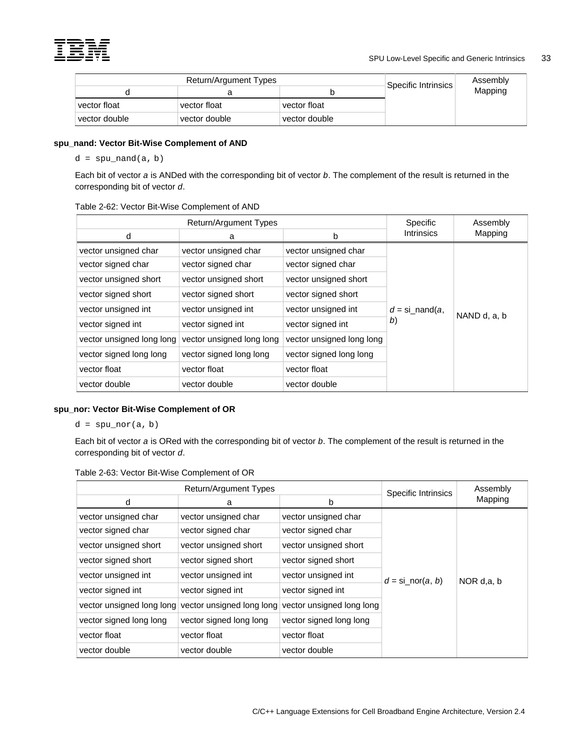| Return/Argument Types | | | Specific Intrinsics | Assembly Mapping |
|---|---|---|---|---|
| d | a | b | | |
| vector float | vector float | vector float | | |
| vector double | vector double | vector double | | |

**spu_nand: Vector Bit-Wise Complement of AND**

```
d = spu_nand(a, b)
```

Each bit of vector *a* is ANDed with the corresponding bit of vector *b*. The complement of the result is returned in the corresponding bit of vector *d*.

Table 2-62: Vector Bit-Wise Complement of AND

| Return/Argument Types | | | Specific Intrinsics | Assembly Mapping |
|---|---|---|---|---|
| d | a | b | | |
| vector unsigned char | vector unsigned char | vector unsigned char | *d* = si_nand(*a*, *b*) | NAND d, a, b |
| vector signed char | vector signed char | vector signed char | | |
| vector unsigned short | vector unsigned short | vector unsigned short | | |
| vector signed short | vector signed short | vector signed short | | |
| vector unsigned int | vector unsigned int | vector unsigned int | | |
| vector signed int | vector signed int | vector signed int | | |
| vector unsigned long long | vector unsigned long long | vector unsigned long long | | |
| vector signed long long | vector signed long long | vector signed long long | | |
| vector float | vector float | vector float | | |
| vector double | vector double | vector double | | |

**spu_nor: Vector Bit-Wise Complement of OR**

```
d = spu_nor(a, b)
```

Each bit of vector *a* is ORed with the corresponding bit of vector *b*. The complement of the result is returned in the corresponding bit of vector *d*.

Table 2-63: Vector Bit-Wise Complement of OR

| Return/Argument Types | | | Specific Intrinsics | Assembly Mapping |
|---|---|---|---|---|
| d | a | b | | |
| vector unsigned char | vector unsigned char | vector unsigned char | *d* = si_nor(*a*, *b*) | NOR d,a, b |
| vector signed char | vector signed char | vector signed char | | |
| vector unsigned short | vector unsigned short | vector unsigned short | | |
| vector signed short | vector signed short | vector signed short | | |
| vector unsigned int | vector unsigned int | vector unsigned int | | |
| vector signed int | vector signed int | vector signed int | | |
| vector unsigned long long | vector unsigned long long | vector unsigned long long | | |
| vector signed long long | vector signed long long | vector signed long long | | |
| vector float | vector float | vector float | | |
| vector double | vector double | vector double | | |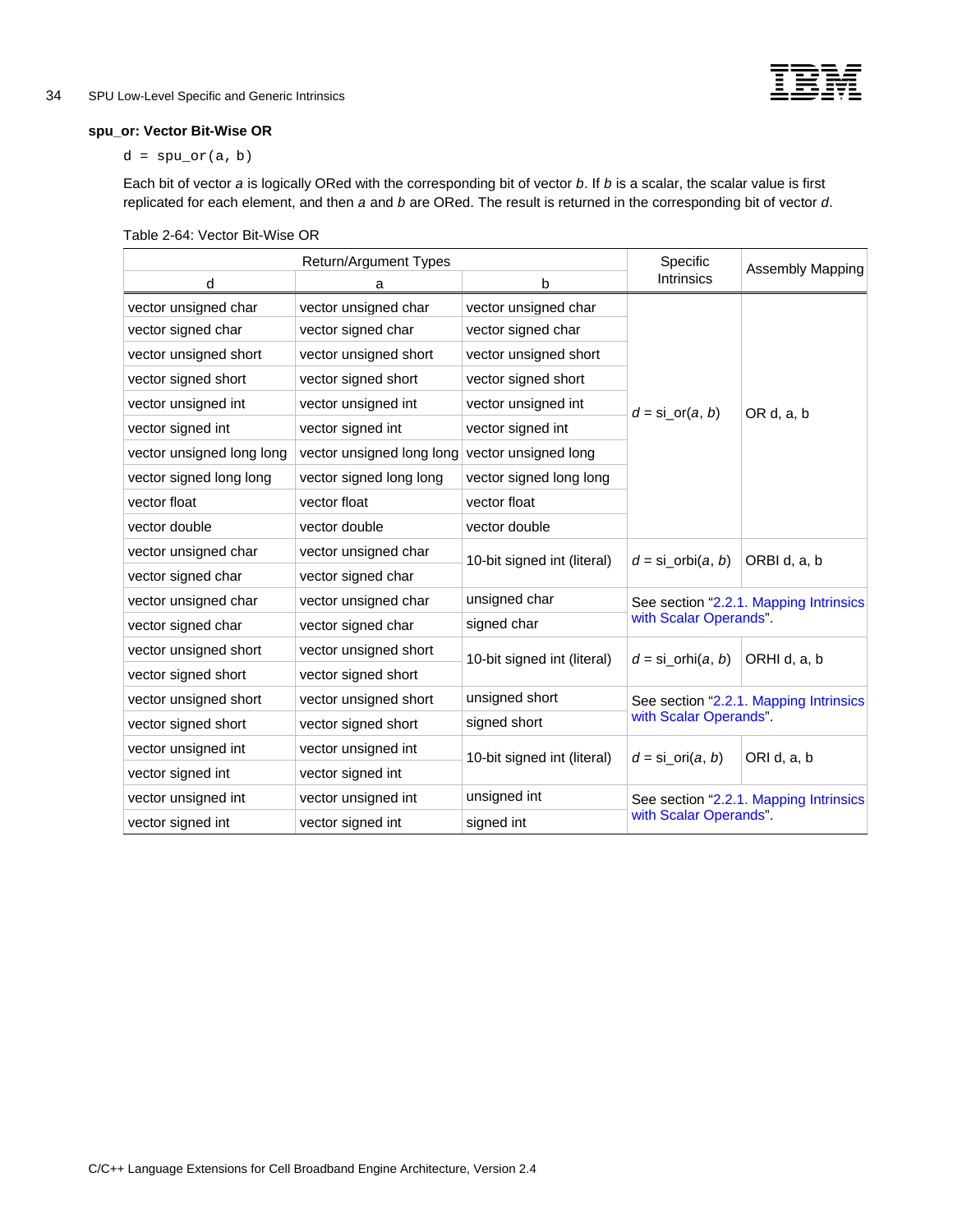**spu_or: Vector Bit-Wise OR**

```
d = spu_or(a, b)
```

Each bit of vector *a* is logically ORed with the corresponding bit of vector *b*. If *b* is a scalar, the scalar value is first replicated for each element, and then *a* and *b* are ORed. The result is returned in the corresponding bit of vector *d*.

Table 2-64: Vector Bit-Wise OR

| Return/Argument Types | | | Specific Intrinsics | Assembly Mapping |
|---|---|---|---|---|
| d | a | b | | |
| vector unsigned char | vector unsigned char | vector unsigned char | *d* = si_or(*a*, *b*) | OR d, a, b |
| vector signed char | vector signed char | vector signed char | | |
| vector unsigned short | vector unsigned short | vector unsigned short | | |
| vector signed short | vector signed short | vector signed short | | |
| vector unsigned int | vector unsigned int | vector unsigned int | | |
| vector signed int | vector signed int | vector signed int | | |
| vector unsigned long long | vector unsigned long long | vector unsigned long | | |
| vector signed long long | vector signed long long | vector signed long long | | |
| vector float | vector float | vector float | | |
| vector double | vector double | vector double | | |
| vector unsigned char | vector unsigned char | 10-bit signed int (literal) | *d* = si_orbi(*a*, *b*) | ORBI d, a, b |
| vector signed char | vector signed char | | | |
| vector unsigned char | vector unsigned char | unsigned char | See section "2.2.1. Mapping Intrinsics with Scalar Operands". | |
| vector signed char | vector signed char | signed char | | |
| vector unsigned short | vector unsigned short | 10-bit signed int (literal) | *d* = si_orhi(*a*, *b*) | ORHI d, a, b |
| vector signed short | vector signed short | | | |
| vector unsigned short | vector unsigned short | unsigned short | See section "2.2.1. Mapping Intrinsics with Scalar Operands". | |
| vector signed short | vector signed short | signed short | | |
| vector unsigned int | vector unsigned int | 10-bit signed int (literal) | *d* = si_ori(*a*, *b*) | ORI d, a, b |
| vector signed int | vector signed int | | | |
| vector unsigned int | vector unsigned int | unsigned int | See section "2.2.1. Mapping Intrinsics with Scalar Operands". | |
| vector signed int | vector signed int | signed int | | |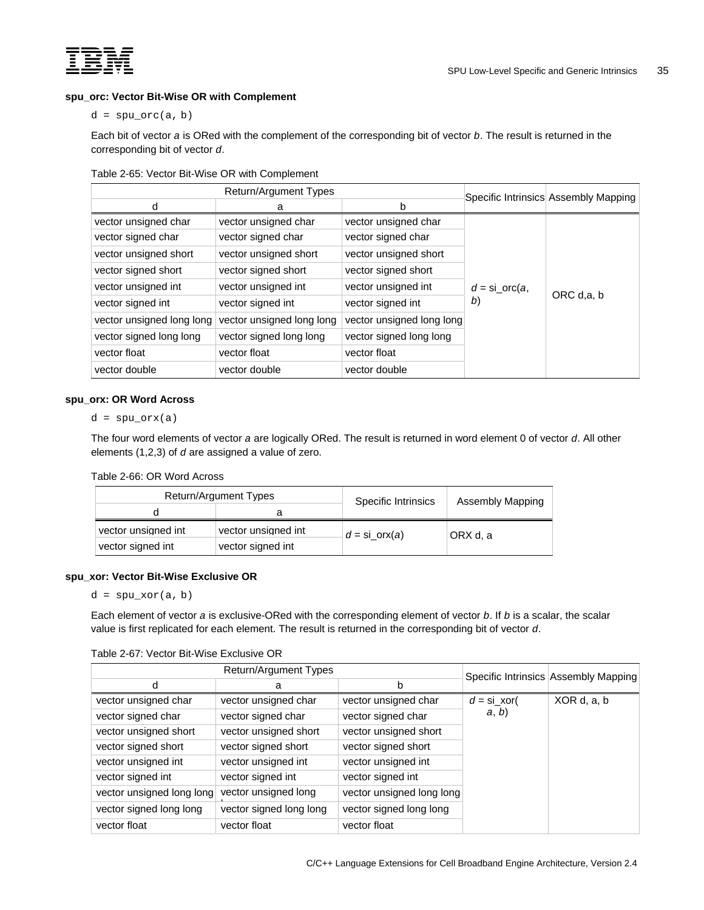### spu_orc: Vector Bit-Wise OR with Complement

```
d = spu_orc(a, b)
```

Each bit of vector *a* is ORed with the complement of the corresponding bit of vector *b*. The result is returned in the corresponding bit of vector *d*.

Table 2-65: Vector Bit-Wise OR with Complement

| Return/Argument Types | | | Specific Intrinsics | Assembly Mapping |
|---|---|---|---|---|
| d | a | b | | |
| vector unsigned char | vector unsigned char | vector unsigned char | *d* = si_orc(*a*, *b*) | ORC d,a, b |
| vector signed char | vector signed char | vector signed char | | |
| vector unsigned short | vector unsigned short | vector unsigned short | | |
| vector signed short | vector signed short | vector signed short | | |
| vector unsigned int | vector unsigned int | vector unsigned int | | |
| vector signed int | vector signed int | vector signed int | | |
| vector unsigned long long | vector unsigned long long | vector unsigned long long | | |
| vector signed long long | vector signed long long | vector signed long long | | |
| vector float | vector float | vector float | | |
| vector double | vector double | vector double | | |

### spu_orx: OR Word Across

```
d = spu_orx(a)
```

The four word elements of vector *a* are logically ORed. The result is returned in word element 0 of vector *d*. All other elements (1,2,3) of *d* are assigned a value of zero.

Table 2-66: OR Word Across

| Return/Argument Types | | Specific Intrinsics | Assembly Mapping |
|---|---|---|---|
| d | a | | |
| vector unsigned int | vector unsigned int | *d* = si_orx(*a*) | ORX d, a |
| vector signed int | vector signed int | | |

### spu_xor: Vector Bit-Wise Exclusive OR

```
d = spu_xor(a, b)
```

Each element of vector *a* is exclusive-ORed with the corresponding element of vector *b*. If *b* is a scalar, the scalar value is first replicated for each element. The result is returned in the corresponding bit of vector *d*.

Table 2-67: Vector Bit-Wise Exclusive OR

| Return/Argument Types | | | Specific Intrinsics | Assembly Mapping |
|---|---|---|---|---|
| d | a | b | | |
| vector unsigned char | vector unsigned char | vector unsigned char | *d* = si_xor(*a*, *b*) | XOR d, a, b |
| vector signed char | vector signed char | vector signed char | | |
| vector unsigned short | vector unsigned short | vector unsigned short | | |
| vector signed short | vector signed short | vector signed short | | |
| vector unsigned int | vector unsigned int | vector unsigned int | | |
| vector signed int | vector signed int | vector signed int | | |
| vector unsigned long long | vector unsigned long long | vector unsigned long long | | |
| vector signed long long | vector signed long long | vector signed long long | | |
| vector float | vector float | vector float | | |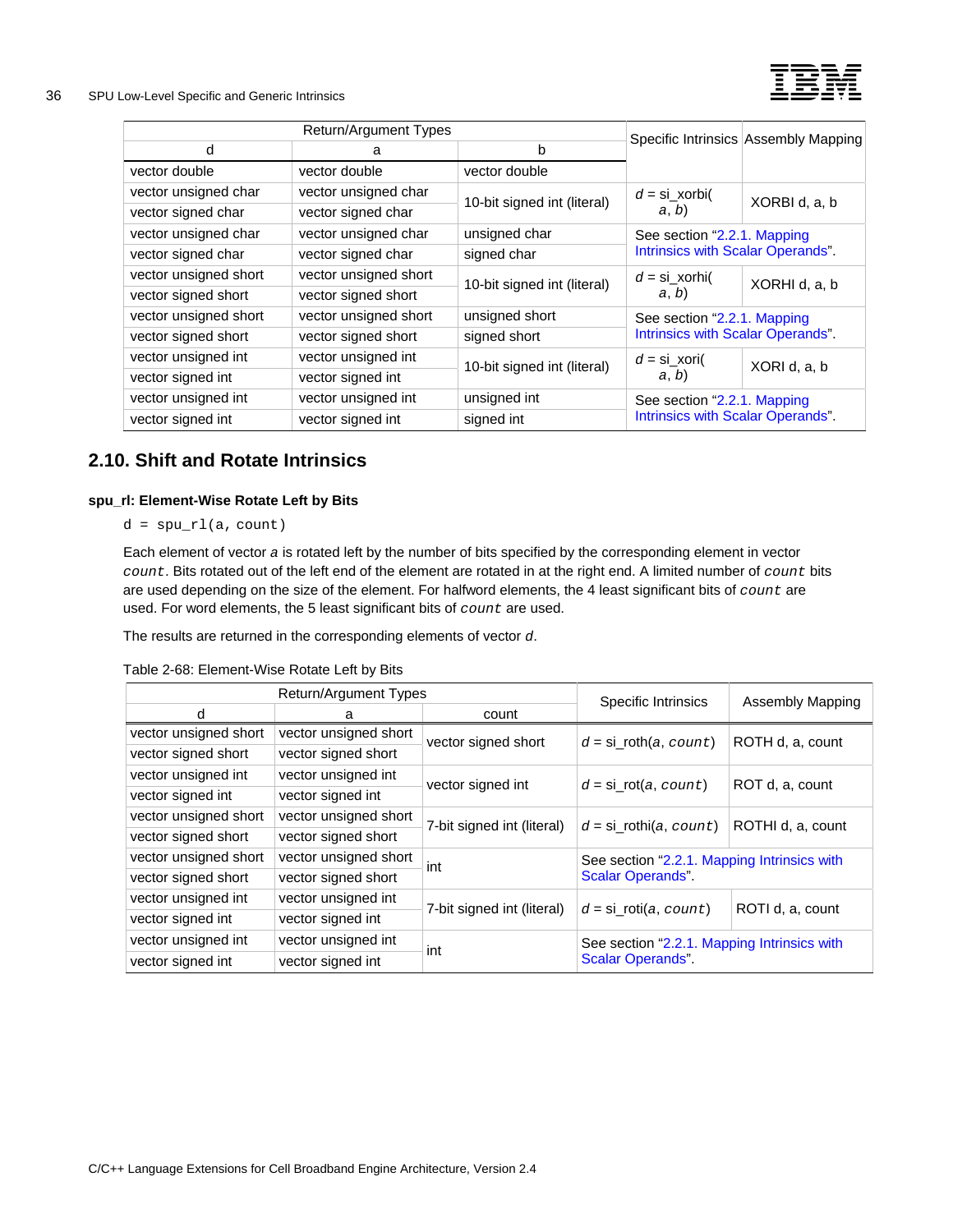| Return/Argument Types | | | Specific Intrinsics | Assembly Mapping |
|---|---|---|---|---|
| d | a | b | | |
| vector double | vector double | vector double | | |
| vector unsigned char | vector unsigned char | 10-bit signed int (literal) | *d* = si_xorbi( *a*, *b*) | XORBI d, a, b |
| vector signed char | vector signed char | | | |
| vector unsigned char | vector unsigned char | unsigned char | See section "2.2.1. Mapping Intrinsics with Scalar Operands". | |
| vector signed char | vector signed char | signed char | | |
| vector unsigned short | vector unsigned short | 10-bit signed int (literal) | *d* = si_xorhi( *a*, *b*) | XORHI d, a, b |
| vector signed short | vector signed short | | | |
| vector unsigned short | vector unsigned short | unsigned short | See section "2.2.1. Mapping Intrinsics with Scalar Operands". | |
| vector signed short | vector signed short | signed short | | |
| vector unsigned int | vector unsigned int | 10-bit signed int (literal) | *d* = si_xori( *a*, *b*) | XORI d, a, b |
| vector signed int | vector signed int | | | |
| vector unsigned int | vector unsigned int | unsigned int | See section "2.2.1. Mapping Intrinsics with Scalar Operands". | |
| vector signed int | vector signed int | signed int | | |

## 2.10. Shift and Rotate Intrinsics

**spu_rl: Element-Wise Rotate Left by Bits**

```
d = spu_rl(a, count)
```

Each element of vector *a* is rotated left by the number of bits specified by the corresponding element in vector `count`. Bits rotated out of the left end of the element are rotated in at the right end. A limited number of `count` bits are used depending on the size of the element. For halfword elements, the 4 least significant bits of `count` are used. For word elements, the 5 least significant bits of `count` are used.

The results are returned in the corresponding elements of vector *d*.

Table 2-68: Element-Wise Rotate Left by Bits

| Return/Argument Types | | | Specific Intrinsics | Assembly Mapping |
|---|---|---|---|---|
| d | a | count | | |
| vector unsigned short | vector unsigned short | vector signed short | *d* = si_roth(*a*, `count`) | ROTH d, a, count |
| vector signed short | vector signed short | | | |
| vector unsigned int | vector unsigned int | vector signed int | *d* = si_rot(*a*, `count`) | ROT d, a, count |
| vector signed int | vector signed int | | | |
| vector unsigned short | vector unsigned short | 7-bit signed int (literal) | *d* = si_rothi(*a*, `count`) | ROTHI d, a, count |
| vector signed short | vector signed short | | | |
| vector unsigned short | vector unsigned short | int | See section "2.2.1. Mapping Intrinsics with Scalar Operands". | |
| vector signed short | vector signed short | | | |
| vector unsigned int | vector unsigned int | 7-bit signed int (literal) | *d* = si_roti(*a*, `count`) | ROTI d, a, count |
| vector signed int | vector signed int | | | |
| vector unsigned int | vector unsigned int | int | See section "2.2.1. Mapping Intrinsics with Scalar Operands". | |
| vector signed int | vector signed int | | | |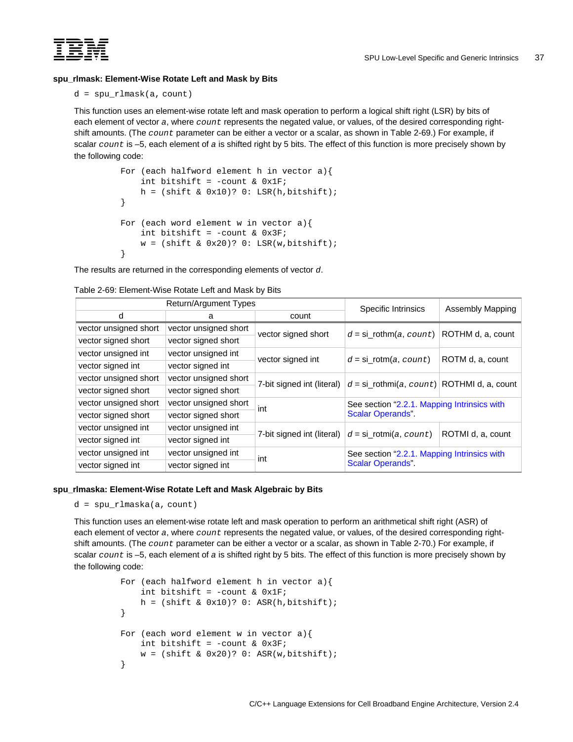### spu_rlmask: Element-Wise Rotate Left and Mask by Bits

```
d = spu_rlmask(a, count)
```

This function uses an element-wise rotate left and mask operation to perform a logical shift right (LSR) by bits of each element of vector *a*, where *count* represents the negated value, or values, of the desired corresponding right-shift amounts. (The *count* parameter can be either a vector or a scalar, as shown in Table 2-69.) For example, if scalar *count* is –5, each element of *a* is shifted right by 5 bits. The effect of this function is more precisely shown by the following code:

```
For (each halfword element h in vector a){
    int bitshift = -count & 0x1F;
    h = (shift & 0x10)? 0: LSR(h,bitshift);
}

For (each word element w in vector a){
    int bitshift = -count & 0x3F;
    w = (shift & 0x20)? 0: LSR(w,bitshift);
}
```

The results are returned in the corresponding elements of vector *d*.

Table 2-69: Element-Wise Rotate Left and Mask by Bits

| Return/Argument Types | | | Specific Intrinsics | Assembly Mapping |
|---|---|---|---|---|
| d | a | count | | |
| vector unsigned short | vector unsigned short | vector signed short | *d* = si_rothm(*a*, *count*) | ROTHM d, a, count |
| vector signed short | vector signed short | | | |
| vector unsigned int | vector unsigned int | vector signed int | *d* = si_rotm(*a*, *count*) | ROTM d, a, count |
| vector signed int | vector signed int | | | |
| vector unsigned short | vector unsigned short | 7-bit signed int (literal) | *d* = si_rothmi(*a*, *count*) | ROTHMI d, a, count |
| vector signed short | vector signed short | | | |
| vector unsigned short | vector unsigned short | int | See section "2.2.1. Mapping Intrinsics with Scalar Operands". | |
| vector signed short | vector signed short | | | |
| vector unsigned int | vector unsigned int | 7-bit signed int (literal) | *d* = si_rotmi(*a*, *count*) | ROTMI d, a, count |
| vector signed int | vector signed int | | | |
| vector unsigned int | vector unsigned int | int | See section "2.2.1. Mapping Intrinsics with Scalar Operands". | |
| vector signed int | vector signed int | | | |

### spu_rlmaska: Element-Wise Rotate Left and Mask Algebraic by Bits

```
d = spu_rlmaska(a, count)
```

This function uses an element-wise rotate left and mask operation to perform an arithmetical shift right (ASR) of each element of vector *a*, where *count* represents the negated value, or values, of the desired corresponding right-shift amounts. (The *count* parameter can be either a vector or a scalar, as shown in Table 2-70.) For example, if scalar *count* is –5, each element of *a* is shifted right by 5 bits. The effect of this function is more precisely shown by the following code:

```
For (each halfword element h in vector a){
    int bitshift = -count & 0x1F;
    h = (shift & 0x10)? 0: ASR(h,bitshift);
}

For (each word element w in vector a){
    int bitshift = -count & 0x3F;
    w = (shift & 0x20)? 0: ASR(w,bitshift);
}
```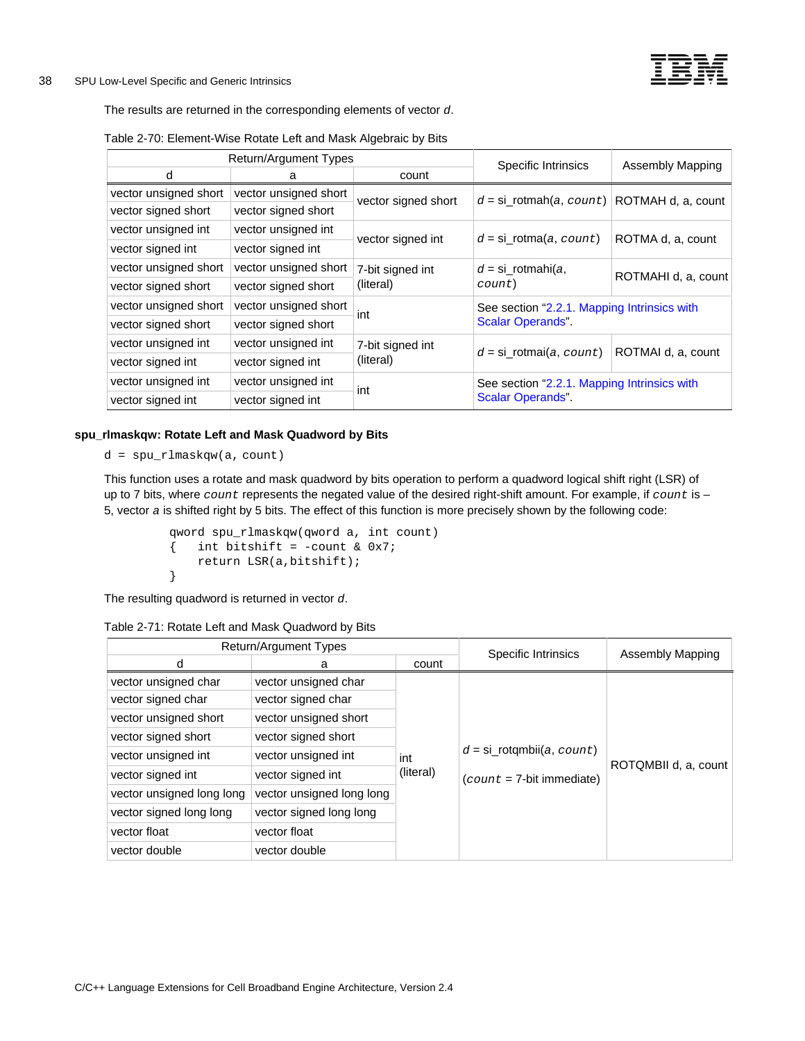The results are returned in the corresponding elements of vector *d*.

Table 2-70: Element-Wise Rotate Left and Mask Algebraic by Bits

| Return/Argument Types | | | Specific Intrinsics | Assembly Mapping |
|---|---|---|---|---|
| d | a | count | | |
| vector unsigned short | vector unsigned short | vector signed short | *d* = si_rotmah(*a*, *count*) | ROTMAH d, a, count |
| vector signed short | vector signed short | | | |
| vector unsigned int | vector unsigned int | vector signed int | *d* = si_rotma(*a*, *count*) | ROTMA d, a, count |
| vector signed int | vector signed int | | | |
| vector unsigned short | vector unsigned short | 7-bit signed int (literal) | *d* = si_rotmahi(*a*, *count*) | ROTMAHI d, a, count |
| vector signed short | vector signed short | | | |
| vector unsigned short | vector unsigned short | int | See section "2.2.1. Mapping Intrinsics with Scalar Operands". | |
| vector signed short | vector signed short | | | |
| vector unsigned int | vector unsigned int | 7-bit signed int (literal) | *d* = si_rotmai(*a*, *count*) | ROTMAI d, a, count |
| vector signed int | vector signed int | | | |
| vector unsigned int | vector unsigned int | int | See section "2.2.1. Mapping Intrinsics with Scalar Operands". | |
| vector signed int | vector signed int | | | |

**spu_rlmaskqw: Rotate Left and Mask Quadword by Bits**

```
d = spu_rlmaskqw(a, count)
```

This function uses a rotate and mask quadword by bits operation to perform a quadword logical shift right (LSR) of up to 7 bits, where `count` represents the negated value of the desired right-shift amount. For example, if `count` is –5, vector *a* is shifted right by 5 bits. The effect of this function is more precisely shown by the following code:

```
qword spu_rlmaskqw(qword a, int count)
{   int bitshift = -count & 0x7;
    return LSR(a,bitshift);
}
```

The resulting quadword is returned in vector *d*.

Table 2-71: Rotate Left and Mask Quadword by Bits

| Return/Argument Types | | | Specific Intrinsics | Assembly Mapping |
|---|---|---|---|---|
| d | a | count | | |
| vector unsigned char | vector unsigned char | int (literal) | *d* = si_rotqmbii(*a*, *count*) (*count* = 7-bit immediate) | ROTQMBII d, a, count |
| vector signed char | vector signed char | | | |
| vector unsigned short | vector unsigned short | | | |
| vector signed short | vector signed short | | | |
| vector unsigned int | vector unsigned int | | | |
| vector signed int | vector signed int | | | |
| vector unsigned long long | vector unsigned long long | | | |
| vector signed long long | vector signed long long | | | |
| vector float | vector float | | | |
| vector double | vector double | | | |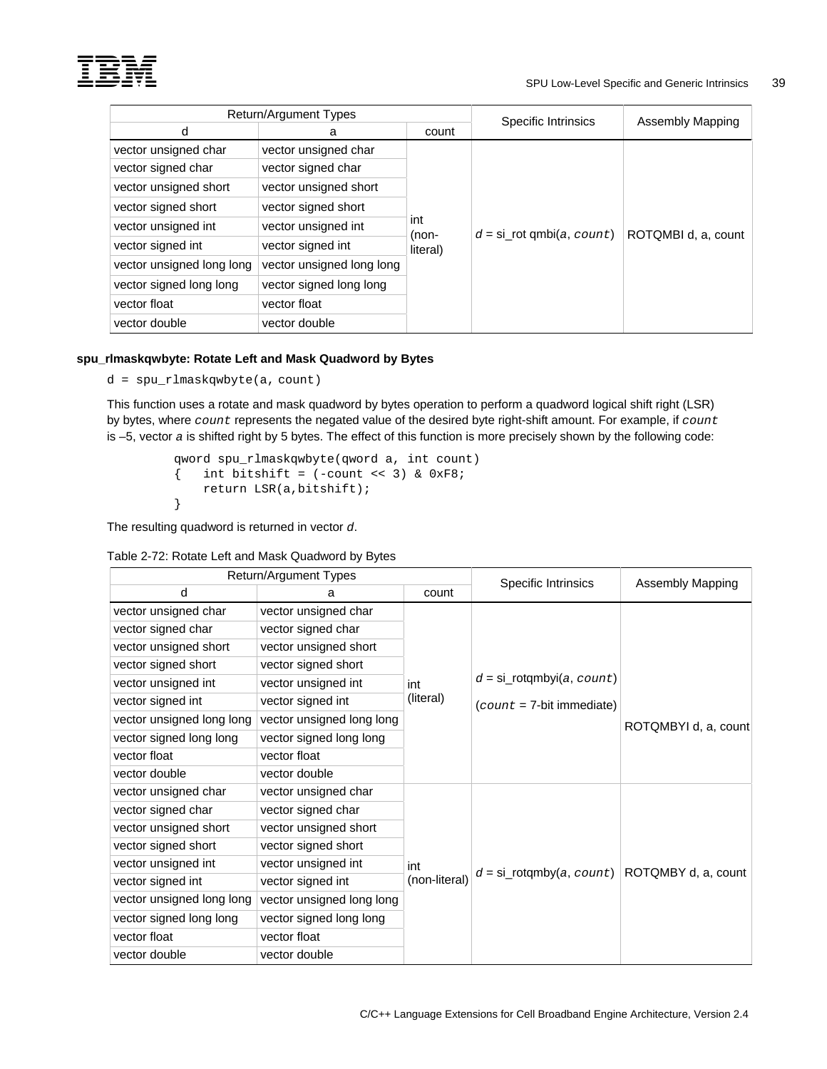| Return/Argument Types | | | Specific Intrinsics | Assembly Mapping |
|---|---|---|---|---|
| d | a | count | | |
| vector unsigned char | vector unsigned char | int (non-literal) | *d* = si_rot qmbi(*a*, *count*) | ROTQMBI d, a, count |
| vector signed char | vector signed char | | | |
| vector unsigned short | vector unsigned short | | | |
| vector signed short | vector signed short | | | |
| vector unsigned int | vector unsigned int | | | |
| vector signed int | vector signed int | | | |
| vector unsigned long long | vector unsigned long long | | | |
| vector signed long long | vector signed long long | | | |
| vector float | vector float | | | |
| vector double | vector double | | | |

**spu_rlmaskqwbyte: Rotate Left and Mask Quadword by Bytes**

```
d = spu_rlmaskqwbyte(a, count)
```

This function uses a rotate and mask quadword by bytes operation to perform a quadword logical shift right (LSR) by bytes, where `count` represents the negated value of the desired byte right-shift amount. For example, if `count` is –5, vector *a* is shifted right by 5 bytes. The effect of this function is more precisely shown by the following code:

```
qword spu_rlmaskqwbyte(qword a, int count)
{   int bitshift = (-count << 3) & 0xF8;
    return LSR(a,bitshift);
}
```

The resulting quadword is returned in vector *d*.

Table 2-72: Rotate Left and Mask Quadword by Bytes

| Return/Argument Types | | | Specific Intrinsics | Assembly Mapping |
|---|---|---|---|---|
| d | a | count | | |
| vector unsigned char | vector unsigned char | int (literal) | *d* = si_rotqmbyi(*a*, *count*) (*count* = 7-bit immediate) | ROTQMBYI d, a, count |
| vector signed char | vector signed char | | | |
| vector unsigned short | vector unsigned short | | | |
| vector signed short | vector signed short | | | |
| vector unsigned int | vector unsigned int | | | |
| vector signed int | vector signed int | | | |
| vector unsigned long long | vector unsigned long long | | | |
| vector signed long long | vector signed long long | | | |
| vector float | vector float | | | |
| vector double | vector double | | | |
| vector unsigned char | vector unsigned char | int (non-literal) | *d* = si_rotqmby(*a*, *count*) | ROTQMBY d, a, count |
| vector signed char | vector signed char | | | |
| vector unsigned short | vector unsigned short | | | |
| vector signed short | vector signed short | | | |
| vector unsigned int | vector unsigned int | | | |
| vector signed int | vector signed int | | | |
| vector unsigned long long | vector unsigned long long | | | |
| vector signed long long | vector signed long long | | | |
| vector float | vector float | | | |
| vector double | vector double | | | |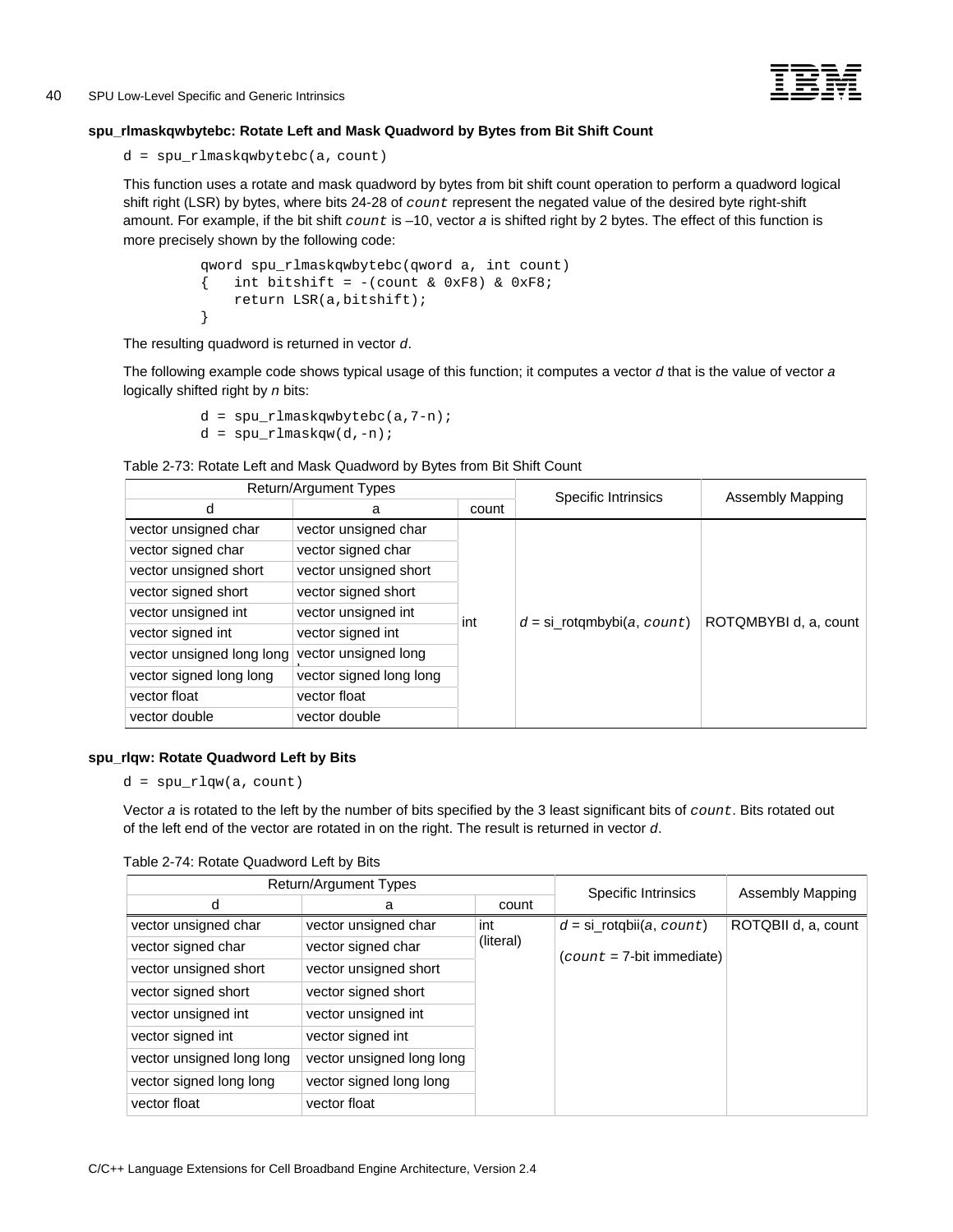#### spu_rlmaskqwbytebc: Rotate Left and Mask Quadword by Bytes from Bit Shift Count

```
d = spu_rlmaskqwbytebc(a, count)
```

This function uses a rotate and mask quadword by bytes from bit shift count operation to perform a quadword logical shift right (LSR) by bytes, where bits 24-28 of `count` represent the negated value of the desired byte right-shift amount. For example, if the bit shift `count` is –10, vector *a* is shifted right by 2 bytes. The effect of this function is more precisely shown by the following code:

```
qword spu_rlmaskqwbytebc(qword a, int count)
{   int bitshift = -(count & 0xF8) & 0xF8;
    return LSR(a,bitshift);
}
```

The resulting quadword is returned in vector *d*.

The following example code shows typical usage of this function; it computes a vector *d* that is the value of vector *a* logically shifted right by *n* bits:

```
d = spu_rlmaskqwbytebc(a,7-n);
d = spu_rlmaskqw(d,-n);
```

Table 2-73: Rotate Left and Mask Quadword by Bytes from Bit Shift Count

| Return/Argument Types | | | Specific Intrinsics | Assembly Mapping |
|---|---|---|---|---|
| d | a | count | | |
| vector unsigned char | vector unsigned char | int | *d* = si_rotqmbybi(*a*, `count`) | ROTQMBYBI d, a, count |
| vector signed char | vector signed char | | | |
| vector unsigned short | vector unsigned short | | | |
| vector signed short | vector signed short | | | |
| vector unsigned int | vector unsigned int | | | |
| vector signed int | vector signed int | | | |
| vector unsigned long long | vector unsigned long long | | | |
| vector signed long long | vector signed long long | | | |
| vector float | vector float | | | |
| vector double | vector double | | | |

#### spu_rlqw: Rotate Quadword Left by Bits

```
d = spu_rlqw(a, count)
```

Vector *a* is rotated to the left by the number of bits specified by the 3 least significant bits of `count`. Bits rotated out of the left end of the vector are rotated in on the right. The result is returned in vector *d*.

Table 2-74: Rotate Quadword Left by Bits

| Return/Argument Types | | | Specific Intrinsics | Assembly Mapping |
|---|---|---|---|---|
| d | a | count | | |
| vector unsigned char | vector unsigned char | int (literal) | *d* = si_rotqbii(*a*, `count`) (`count` = 7-bit immediate) | ROTQBII d, a, count |
| vector signed char | vector signed char | | | |
| vector unsigned short | vector unsigned short | | | |
| vector signed short | vector signed short | | | |
| vector unsigned int | vector unsigned int | | | |
| vector signed int | vector signed int | | | |
| vector unsigned long long | vector unsigned long long | | | |
| vector signed long long | vector signed long long | | | |
| vector float | vector float | | | |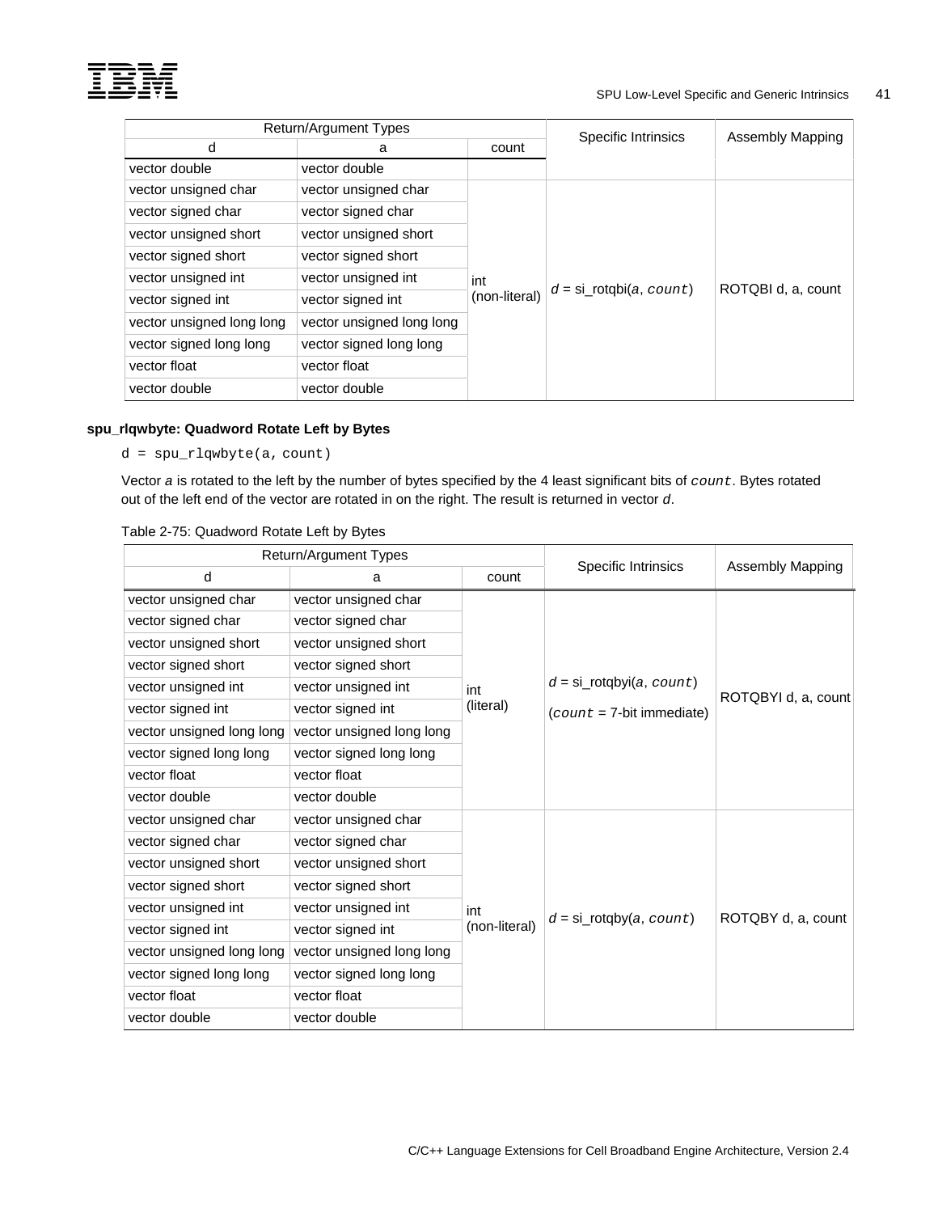| Return/Argument Types | | | Specific Intrinsics | Assembly Mapping |
|---|---|---|---|---|
| d | a | count | | |
| vector double | vector double | | | |
| vector unsigned char | vector unsigned char | int (non-literal) | *d* = si_rotqbi(*a*, *count*) | ROTQBI d, a, count |
| vector signed char | vector signed char | | | |
| vector unsigned short | vector unsigned short | | | |
| vector signed short | vector signed short | | | |
| vector unsigned int | vector unsigned int | | | |
| vector signed int | vector signed int | | | |
| vector unsigned long long | vector unsigned long long | | | |
| vector signed long long | vector signed long long | | | |
| vector float | vector float | | | |
| vector double | vector double | | | |

### spu_rlqwbyte: Quadword Rotate Left by Bytes

```
d = spu_rlqwbyte(a, count)
```

Vector *a* is rotated to the left by the number of bytes specified by the 4 least significant bits of *count*. Bytes rotated out of the left end of the vector are rotated in on the right. The result is returned in vector *d*.

Table 2-75: Quadword Rotate Left by Bytes

| Return/Argument Types | | | Specific Intrinsics | Assembly Mapping |
|---|---|---|---|---|
| d | a | count | | |
| vector unsigned char | vector unsigned char | int (literal) | *d* = si_rotqbyi(*a*, *count*) (*count* = 7-bit immediate) | ROTQBYI d, a, count |
| vector signed char | vector signed char | | | |
| vector unsigned short | vector unsigned short | | | |
| vector signed short | vector signed short | | | |
| vector unsigned int | vector unsigned int | | | |
| vector signed int | vector signed int | | | |
| vector unsigned long long | vector unsigned long long | | | |
| vector signed long long | vector signed long long | | | |
| vector float | vector float | | | |
| vector double | vector double | | | |
| vector unsigned char | vector unsigned char | int (non-literal) | *d* = si_rotqby(*a*, *count*) | ROTQBY d, a, count |
| vector signed char | vector signed char | | | |
| vector unsigned short | vector unsigned short | | | |
| vector signed short | vector signed short | | | |
| vector unsigned int | vector unsigned int | | | |
| vector signed int | vector signed int | | | |
| vector unsigned long long | vector unsigned long long | | | |
| vector signed long long | vector signed long long | | | |
| vector float | vector float | | | |
| vector double | vector double | | | |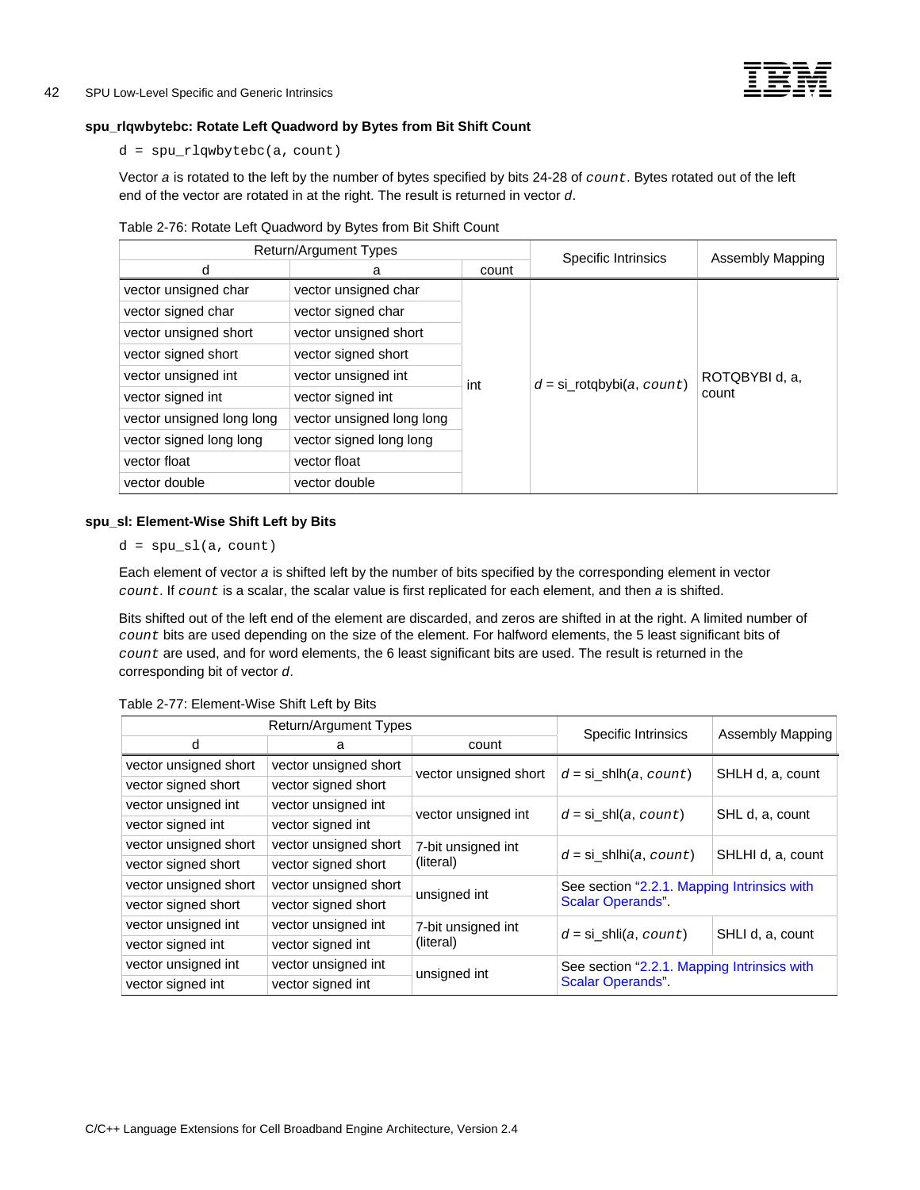### spu_rlqwbytebc: Rotate Left Quadword by Bytes from Bit Shift Count

```
d = spu_rlqwbytebc(a, count)
```

Vector *a* is rotated to the left by the number of bytes specified by bits 24-28 of `count`. Bytes rotated out of the left end of the vector are rotated in at the right. The result is returned in vector *d*.

Table 2-76: Rotate Left Quadword by Bytes from Bit Shift Count

| Return/Argument Types | | | Specific Intrinsics | Assembly Mapping |
|---|---|---|---|---|
| d | a | count | | |
| vector unsigned char | vector unsigned char | int | *d* = si_rotqbybi(*a*, `count`) | ROTQBYBI d, a, count |
| vector signed char | vector signed char | | | |
| vector unsigned short | vector unsigned short | | | |
| vector signed short | vector signed short | | | |
| vector unsigned int | vector unsigned int | | | |
| vector signed int | vector signed int | | | |
| vector unsigned long long | vector unsigned long long | | | |
| vector signed long long | vector signed long long | | | |
| vector float | vector float | | | |
| vector double | vector double | | | |

### spu_sl: Element-Wise Shift Left by Bits

```
d = spu_sl(a, count)
```

Each element of vector *a* is shifted left by the number of bits specified by the corresponding element in vector `count`. If `count` is a scalar, the scalar value is first replicated for each element, and then *a* is shifted.

Bits shifted out of the left end of the element are discarded, and zeros are shifted in at the right. A limited number of `count` bits are used depending on the size of the element. For halfword elements, the 5 least significant bits of `count` are used, and for word elements, the 6 least significant bits are used. The result is returned in the corresponding bit of vector *d*.

Table 2-77: Element-Wise Shift Left by Bits

| Return/Argument Types | | | Specific Intrinsics | Assembly Mapping |
|---|---|---|---|---|
| d | a | count | | |
| vector unsigned short | vector unsigned short | vector unsigned short | *d* = si_shlh(*a*, `count`) | SHLH d, a, count |
| vector signed short | vector signed short | | | |
| vector unsigned int | vector unsigned int | vector unsigned int | *d* = si_shl(*a*, `count`) | SHL d, a, count |
| vector signed int | vector signed int | | | |
| vector unsigned short | vector unsigned short | 7-bit unsigned int (literal) | *d* = si_shlhi(*a*, `count`) | SHLHI d, a, count |
| vector signed short | vector signed short | | | |
| vector unsigned short | vector unsigned short | unsigned int | See section "2.2.1. Mapping Intrinsics with Scalar Operands". | |
| vector signed short | vector signed short | | | |
| vector unsigned int | vector unsigned int | 7-bit unsigned int (literal) | *d* = si_shli(*a*, `count`) | SHLI d, a, count |
| vector signed int | vector signed int | | | |
| vector unsigned int | vector unsigned int | unsigned int | See section "2.2.1. Mapping Intrinsics with Scalar Operands". | |
| vector signed int | vector signed int | | | |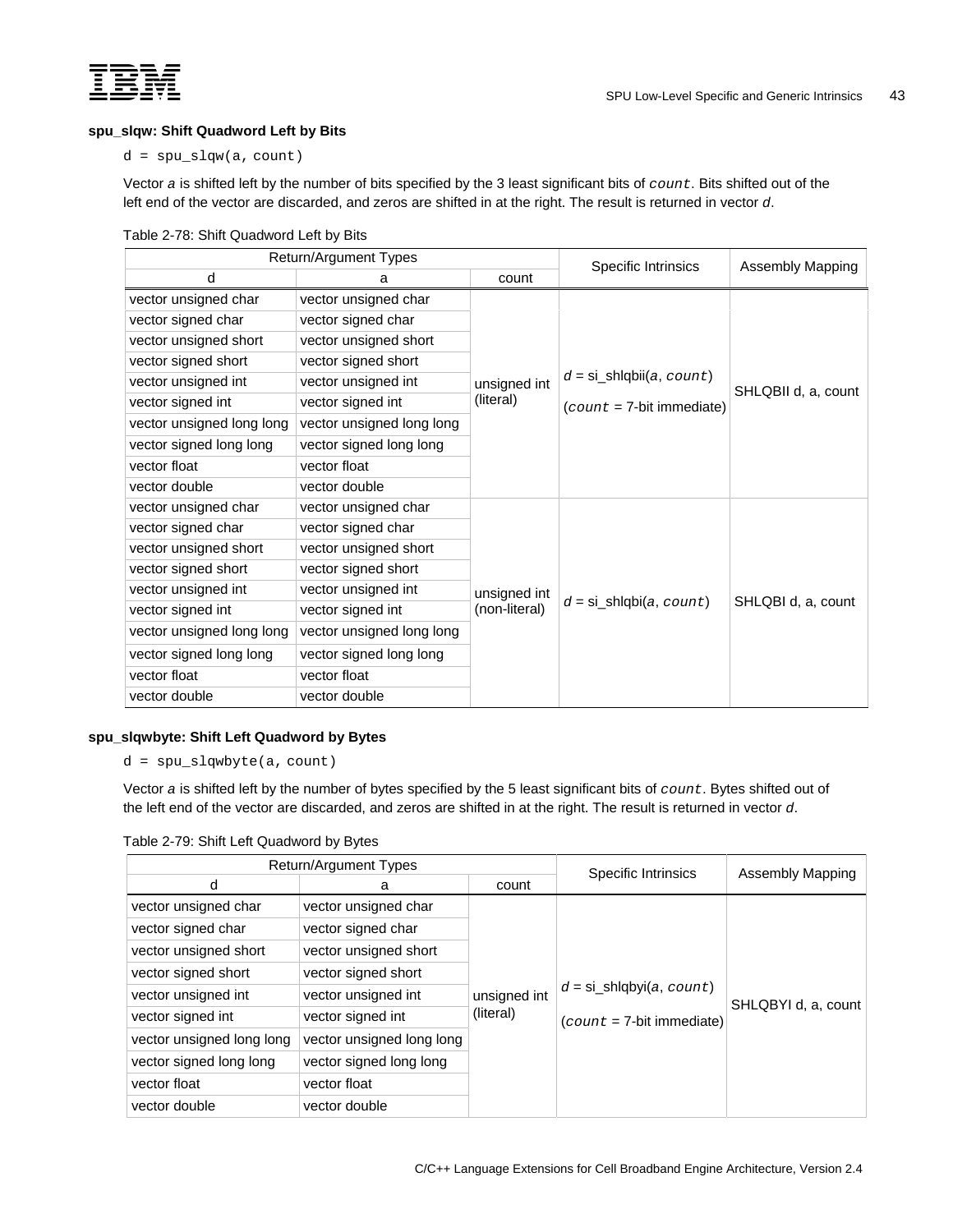### spu_slqw: Shift Quadword Left by Bits

```
d = spu_slqw(a, count)
```

Vector *a* is shifted left by the number of bits specified by the 3 least significant bits of *count*. Bits shifted out of the left end of the vector are discarded, and zeros are shifted in at the right. The result is returned in vector *d*.

Table 2-78: Shift Quadword Left by Bits

| Return/Argument Types | | | Specific Intrinsics | Assembly Mapping |
|---|---|---|---|---|
| d | a | count | | |
| vector unsigned char | vector unsigned char | unsigned int (literal) | *d* = si_shlqbii(*a*, *count*) (*count* = 7-bit immediate) | SHLQBII d, a, count |
| vector signed char | vector signed char | | | |
| vector unsigned short | vector unsigned short | | | |
| vector signed short | vector signed short | | | |
| vector unsigned int | vector unsigned int | | | |
| vector signed int | vector signed int | | | |
| vector unsigned long long | vector unsigned long long | | | |
| vector signed long long | vector signed long long | | | |
| vector float | vector float | | | |
| vector double | vector double | | | |
| vector unsigned char | vector unsigned char | unsigned int (non-literal) | *d* = si_shlqbi(*a*, *count*) | SHLQBI d, a, count |
| vector signed char | vector signed char | | | |
| vector unsigned short | vector unsigned short | | | |
| vector signed short | vector signed short | | | |
| vector unsigned int | vector unsigned int | | | |
| vector signed int | vector signed int | | | |
| vector unsigned long long | vector unsigned long long | | | |
| vector signed long long | vector signed long long | | | |
| vector float | vector float | | | |
| vector double | vector double | | | |

### spu_slqwbyte: Shift Left Quadword by Bytes

```
d = spu_slqwbyte(a, count)
```

Vector *a* is shifted left by the number of bytes specified by the 5 least significant bits of *count*. Bytes shifted out of the left end of the vector are discarded, and zeros are shifted in at the right. The result is returned in vector *d*.

Table 2-79: Shift Left Quadword by Bytes

| Return/Argument Types | | | Specific Intrinsics | Assembly Mapping |
|---|---|---|---|---|
| d | a | count | | |
| vector unsigned char | vector unsigned char | unsigned int (literal) | *d* = si_shlqbyi(*a*, *count*) (*count* = 7-bit immediate) | SHLQBYI d, a, count |
| vector signed char | vector signed char | | | |
| vector unsigned short | vector unsigned short | | | |
| vector signed short | vector signed short | | | |
| vector unsigned int | vector unsigned int | | | |
| vector signed int | vector signed int | | | |
| vector unsigned long long | vector unsigned long long | | | |
| vector signed long long | vector signed long long | | | |
| vector float | vector float | | | |
| vector double | vector double | | | |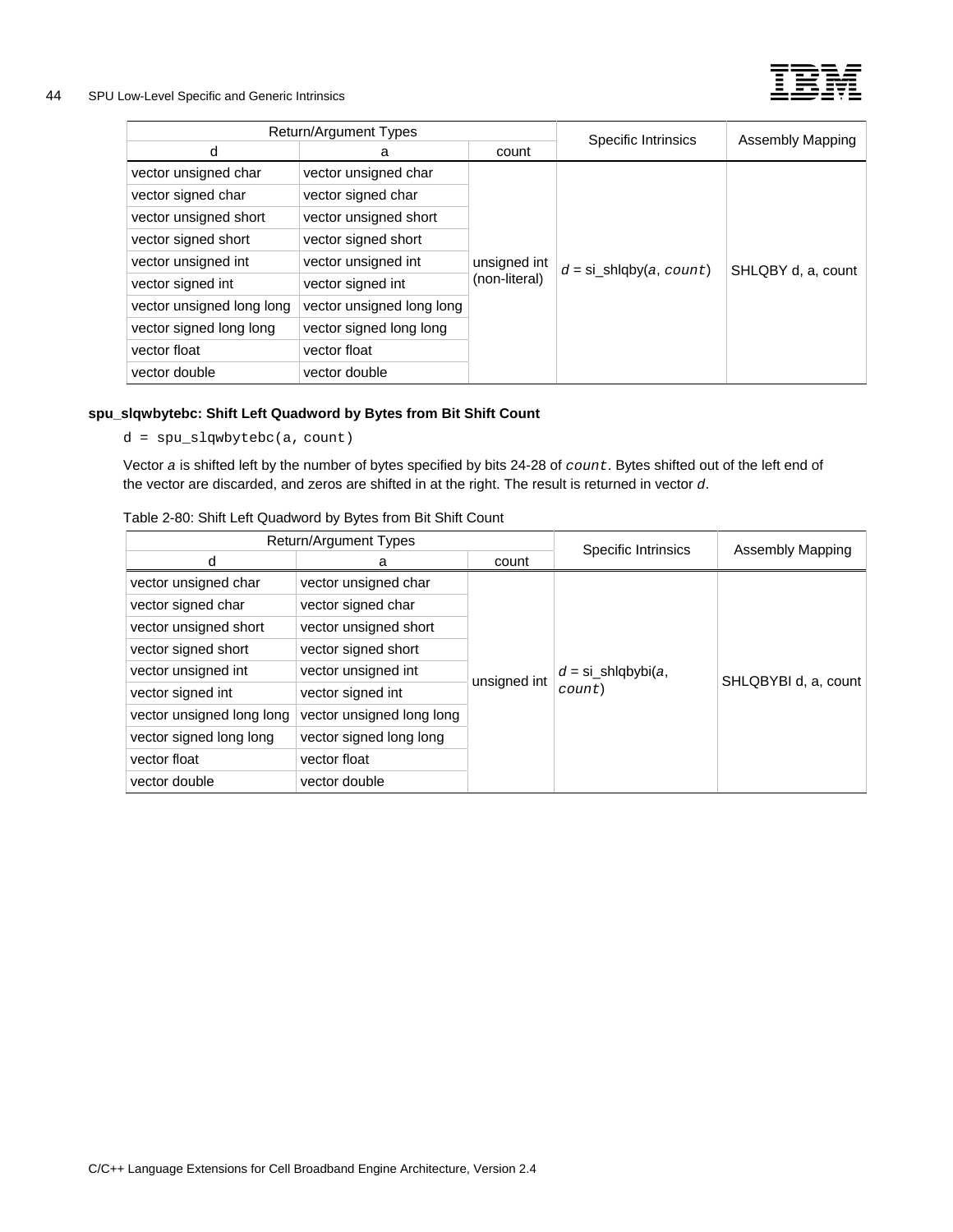| Return/Argument Types | | | Specific Intrinsics | Assembly Mapping |
|---|---|---|---|---|
| d | a | count | | |
| vector unsigned char | vector unsigned char | unsigned int (non-literal) | *d* = si_shlqby(*a*, `count`) | SHLQBY d, a, count |
| vector signed char | vector signed char | | | |
| vector unsigned short | vector unsigned short | | | |
| vector signed short | vector signed short | | | |
| vector unsigned int | vector unsigned int | | | |
| vector signed int | vector signed int | | | |
| vector unsigned long long | vector unsigned long long | | | |
| vector signed long long | vector signed long long | | | |
| vector float | vector float | | | |
| vector double | vector double | | | |

**spu_slqwbytebc: Shift Left Quadword by Bytes from Bit Shift Count**

```
d = spu_slqwbytebc(a, count)
```

Vector *a* is shifted left by the number of bytes specified by bits 24-28 of `count`. Bytes shifted out of the left end of the vector are discarded, and zeros are shifted in at the right. The result is returned in vector *d*.

Table 2-80: Shift Left Quadword by Bytes from Bit Shift Count

| Return/Argument Types | | | Specific Intrinsics | Assembly Mapping |
|---|---|---|---|---|
| d | a | count | | |
| vector unsigned char | vector unsigned char | unsigned int | *d* = si_shlqbybi(*a*, `count`) | SHLQBYBI d, a, count |
| vector signed char | vector signed char | | | |
| vector unsigned short | vector unsigned short | | | |
| vector signed short | vector signed short | | | |
| vector unsigned int | vector unsigned int | | | |
| vector signed int | vector signed int | | | |
| vector unsigned long long | vector unsigned long long | | | |
| vector signed long long | vector signed long long | | | |
| vector float | vector float | | | |
| vector double | vector double | | | |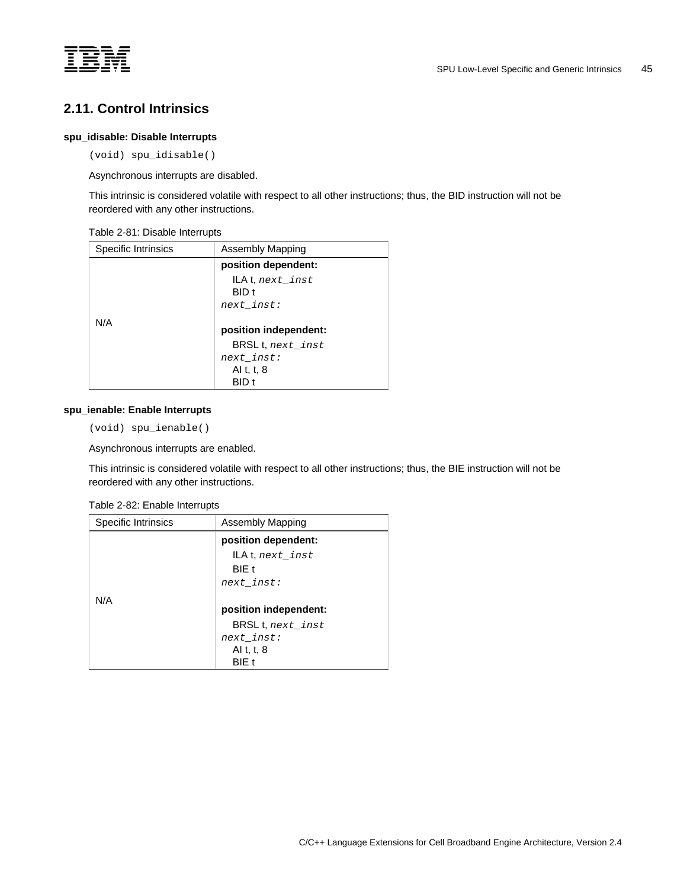## 2.11. Control Intrinsics

**spu_idisable: Disable Interrupts**

```
(void) spu_idisable()
```

Asynchronous interrupts are disabled.

This intrinsic is considered volatile with respect to all other instructions; thus, the BID instruction will not be reordered with any other instructions.

Table 2-81: Disable Interrupts

| Specific Intrinsics | Assembly Mapping |
|---|---|
| N/A | **position dependent:**<br>ILA t, *next_inst*<br>BID t<br>*next_inst:*<br><br>**position independent:**<br>BRSL t, *next_inst*<br>*next_inst:*<br>AI t, t, 8<br>BID t |

**spu_ienable: Enable Interrupts**

```
(void) spu_ienable()
```

Asynchronous interrupts are enabled.

This intrinsic is considered volatile with respect to all other instructions; thus, the BIE instruction will not be reordered with any other instructions.

Table 2-82: Enable Interrupts

| Specific Intrinsics | Assembly Mapping |
|---|---|
| N/A | **position dependent:**<br>ILA t, *next_inst*<br>BIE t<br>*next_inst:*<br><br>**position independent:**<br>BRSL t, *next_inst*<br>*next_inst:*<br>AI t, t, 8<br>BIE t |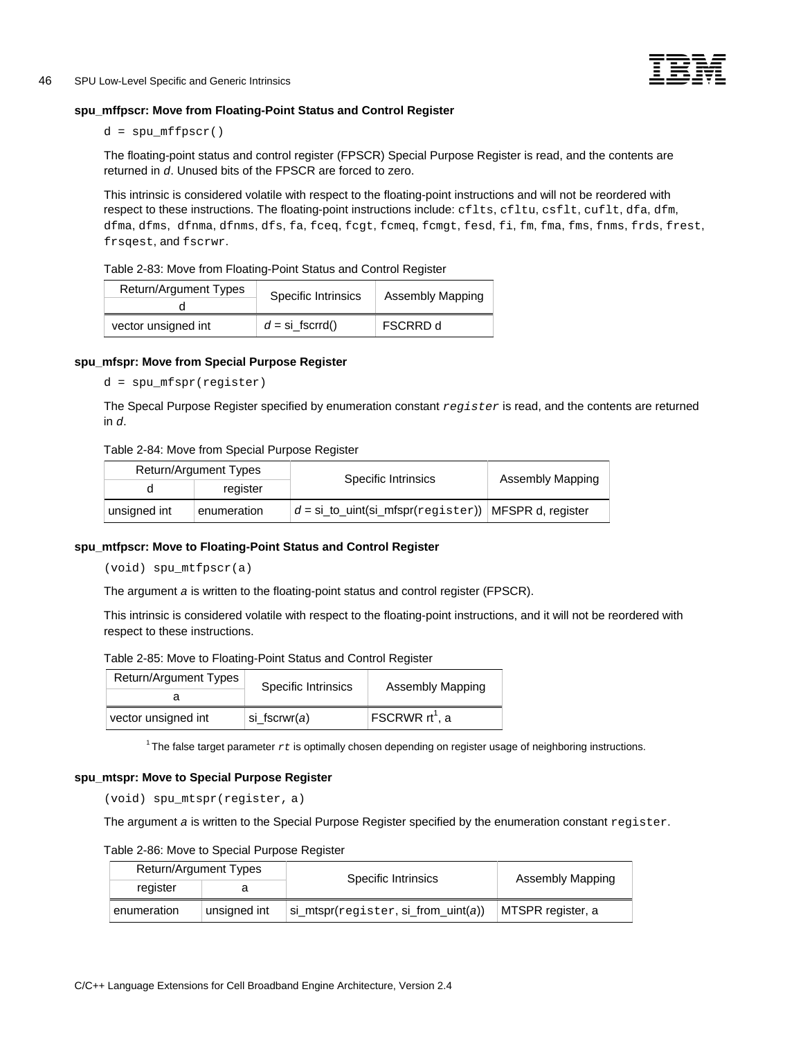### spu_mffpscr: Move from Floating-Point Status and Control Register

```
d = spu_mffpscr()
```

The floating-point status and control register (FPSCR) Special Purpose Register is read, and the contents are returned in *d*. Unused bits of the FPSCR are forced to zero.

This intrinsic is considered volatile with respect to the floating-point instructions and will not be reordered with respect to these instructions. The floating-point instructions include: `cflts`, `cfltu`, `csflt`, `cuflt`, `dfa`, `dfm`, `dfma`, `dfms`, `dfnma`, `dfnms`, `dfs`, `fa`, `fceq`, `fcgt`, `fcmeq`, `fcmgt`, `fesd`, `fi`, `fm`, `fma`, `fms`, `fnms`, `frds`, `frest`, `frsqest`, and `fscrwr`.

Table 2-83: Move from Floating-Point Status and Control Register

| Return/Argument Types | Specific Intrinsics | Assembly Mapping |
|---|---|---|
| d | | |
| vector unsigned int | *d* = si_fscrrd() | FSCRRD d |

### spu_mfspr: Move from Special Purpose Register

```
d = spu_mfspr(register)
```

The Specal Purpose Register specified by enumeration constant `register` is read, and the contents are returned in *d*.

Table 2-84: Move from Special Purpose Register

| Return/Argument Types | | Specific Intrinsics | Assembly Mapping |
|---|---|---|---|
| d | register | | |
| unsigned int | enumeration | *d* = si_to_uint(si_mfspr(`register`)) | MFSPR d, register |

### spu_mtfpscr: Move to Floating-Point Status and Control Register

```
(void) spu_mtfpscr(a)
```

The argument *a* is written to the floating-point status and control register (FPSCR).

This intrinsic is considered volatile with respect to the floating-point instructions, and it will not be reordered with respect to these instructions.

Table 2-85: Move to Floating-Point Status and Control Register

| Return/Argument Types | Specific Intrinsics | Assembly Mapping |
|---|---|---|
| a | | |
| vector unsigned int | si_fscrwr(*a*) | FSCRWR rt[1], a |

[1] The false target parameter *rt* is optimally chosen depending on register usage of neighboring instructions.

### spu_mtspr: Move to Special Purpose Register

```
(void) spu_mtspr(register, a)
```

The argument *a* is written to the Special Purpose Register specified by the enumeration constant `register`.

Table 2-86: Move to Special Purpose Register

| Return/Argument Types | | Specific Intrinsics | Assembly Mapping |
|---|---|---|---|
| register | a | | |
| enumeration | unsigned int | si_mtspr(`register`, si_from_uint(*a*)) | MTSPR register, a |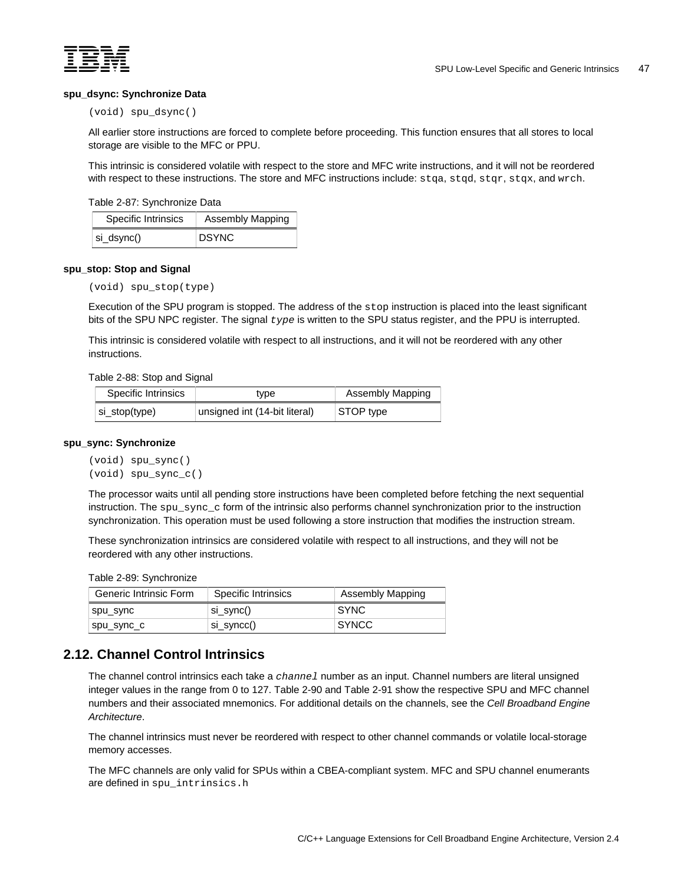#### spu_dsync: Synchronize Data

```
(void) spu_dsync()
```

All earlier store instructions are forced to complete before proceeding. This function ensures that all stores to local storage are visible to the MFC or PPU.

This intrinsic is considered volatile with respect to the store and MFC write instructions, and it will not be reordered with respect to these instructions. The store and MFC instructions include: `stqa`, `stqd`, `stqr`, `stqx`, and `wrch`.

Table 2-87: Synchronize Data

| Specific Intrinsics | Assembly Mapping |
| --- | --- |
| si_dsync() | DSYNC |

#### spu_stop: Stop and Signal

```
(void) spu_stop(type)
```

Execution of the SPU program is stopped. The address of the `stop` instruction is placed into the least significant bits of the SPU NPC register. The signal *type* is written to the SPU status register, and the PPU is interrupted.

This intrinsic is considered volatile with respect to all instructions, and it will not be reordered with any other instructions.

Table 2-88: Stop and Signal

| Specific Intrinsics | type | Assembly Mapping |
| --- | --- | --- |
| si_stop(type) | unsigned int (14-bit literal) | STOP type |

#### spu_sync: Synchronize

```
(void) spu_sync()
(void) spu_sync_c()
```

The processor waits until all pending store instructions have been completed before fetching the next sequential instruction. The `spu_sync_c` form of the intrinsic also performs channel synchronization prior to the instruction synchronization. This operation must be used following a store instruction that modifies the instruction stream.

These synchronization intrinsics are considered volatile with respect to all instructions, and they will not be reordered with any other instructions.

Table 2-89: Synchronize

| Generic Intrinsic Form | Specific Intrinsics | Assembly Mapping |
| --- | --- | --- |
| spu_sync | si_sync() | SYNC |
| spu_sync_c | si_syncc() | SYNCC |

## 2.12. Channel Control Intrinsics

The channel control intrinsics each take a *channel* number as an input. Channel numbers are literal unsigned integer values in the range from 0 to 127. Table 2-90 and Table 2-91 show the respective SPU and MFC channel numbers and their associated mnemonics. For additional details on the channels, see the *Cell Broadband Engine Architecture*.

The channel intrinsics must never be reordered with respect to other channel commands or volatile local-storage memory accesses.

The MFC channels are only valid for SPUs within a CBEA-compliant system. MFC and SPU channel enumerants are defined in `spu_intrinsics.h`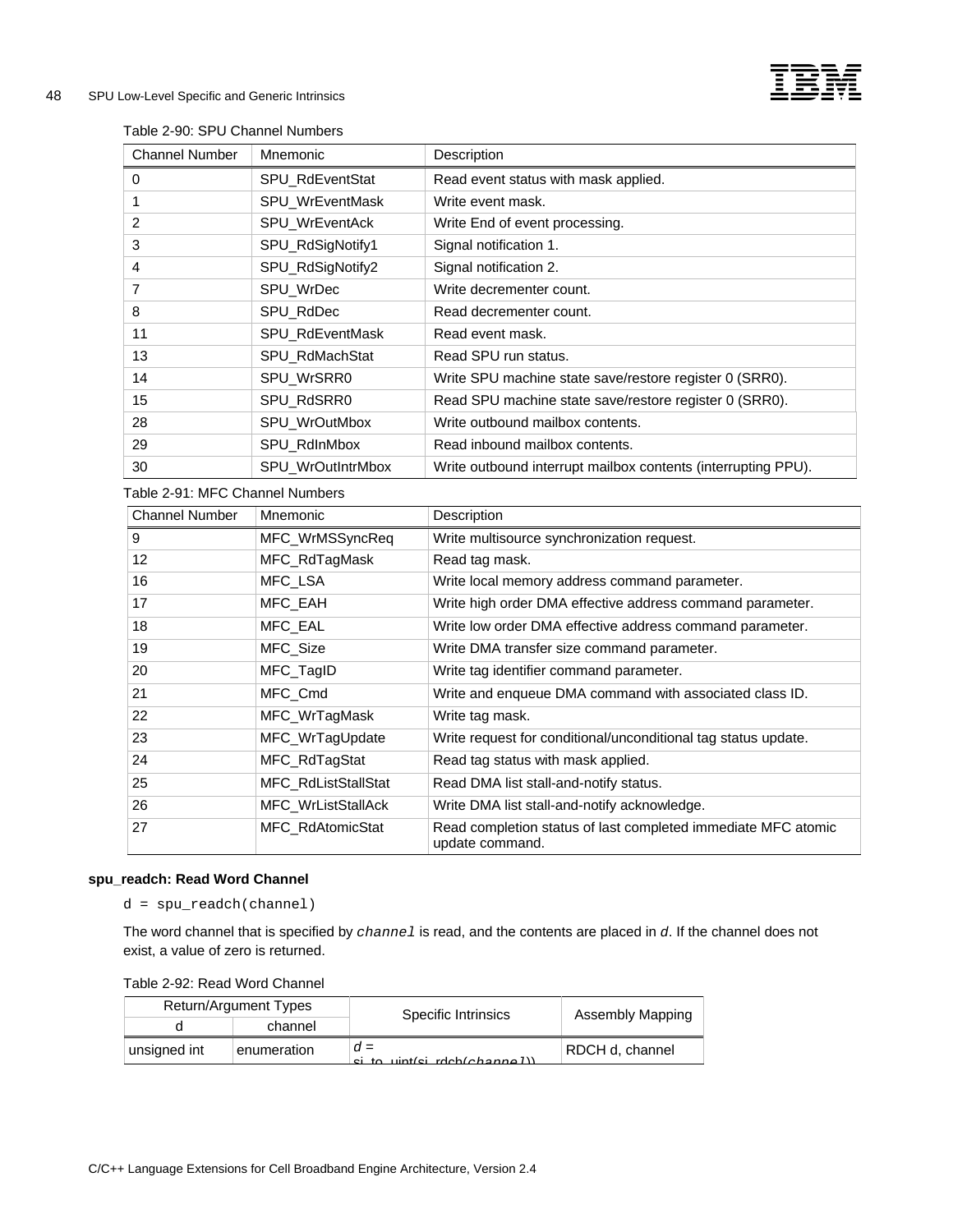Table 2-90: SPU Channel Numbers

| Channel Number | Mnemonic | Description |
|---|---|---|
| 0 | SPU_RdEventStat | Read event status with mask applied. |
| 1 | SPU_WrEventMask | Write event mask. |
| 2 | SPU_WrEventAck | Write End of event processing. |
| 3 | SPU_RdSigNotify1 | Signal notification 1. |
| 4 | SPU_RdSigNotify2 | Signal notification 2. |
| 7 | SPU_WrDec | Write decrementer count. |
| 8 | SPU_RdDec | Read decrementer count. |
| 11 | SPU_RdEventMask | Read event mask. |
| 13 | SPU_RdMachStat | Read SPU run status. |
| 14 | SPU_WrSRR0 | Write SPU machine state save/restore register 0 (SRR0). |
| 15 | SPU_RdSRR0 | Read SPU machine state save/restore register 0 (SRR0). |
| 28 | SPU_WrOutMbox | Write outbound mailbox contents. |
| 29 | SPU_RdInMbox | Read inbound mailbox contents. |
| 30 | SPU_WrOutIntrMbox | Write outbound interrupt mailbox contents (interrupting PPU). |

Table 2-91: MFC Channel Numbers

| Channel Number | Mnemonic | Description |
|---|---|---|
| 9 | MFC_WrMSSyncReq | Write multisource synchronization request. |
| 12 | MFC_RdTagMask | Read tag mask. |
| 16 | MFC_LSA | Write local memory address command parameter. |
| 17 | MFC_EAH | Write high order DMA effective address command parameter. |
| 18 | MFC_EAL | Write low order DMA effective address command parameter. |
| 19 | MFC_Size | Write DMA transfer size command parameter. |
| 20 | MFC_TagID | Write tag identifier command parameter. |
| 21 | MFC_Cmd | Write and enqueue DMA command with associated class ID. |
| 22 | MFC_WrTagMask | Write tag mask. |
| 23 | MFC_WrTagUpdate | Write request for conditional/unconditional tag status update. |
| 24 | MFC_RdTagStat | Read tag status with mask applied. |
| 25 | MFC_RdListStallStat | Read DMA list stall-and-notify status. |
| 26 | MFC_WrListStallAck | Write DMA list stall-and-notify acknowledge. |
| 27 | MFC_RdAtomicStat | Read completion status of last completed immediate MFC atomic update command. |

**spu_readch: Read Word Channel**

```
d = spu_readch(channel)
```

The word channel that is specified by `channel` is read, and the contents are placed in *d*. If the channel does not exist, a value of zero is returned.

Table 2-92: Read Word Channel

| Return/Argument Types | | Specific Intrinsics | Assembly Mapping |
|---|---|---|---|
| d | channel | | |
| unsigned int | enumeration | *d* = si_to_uint(si_rdch(*channel*)) | RDCH d, channel |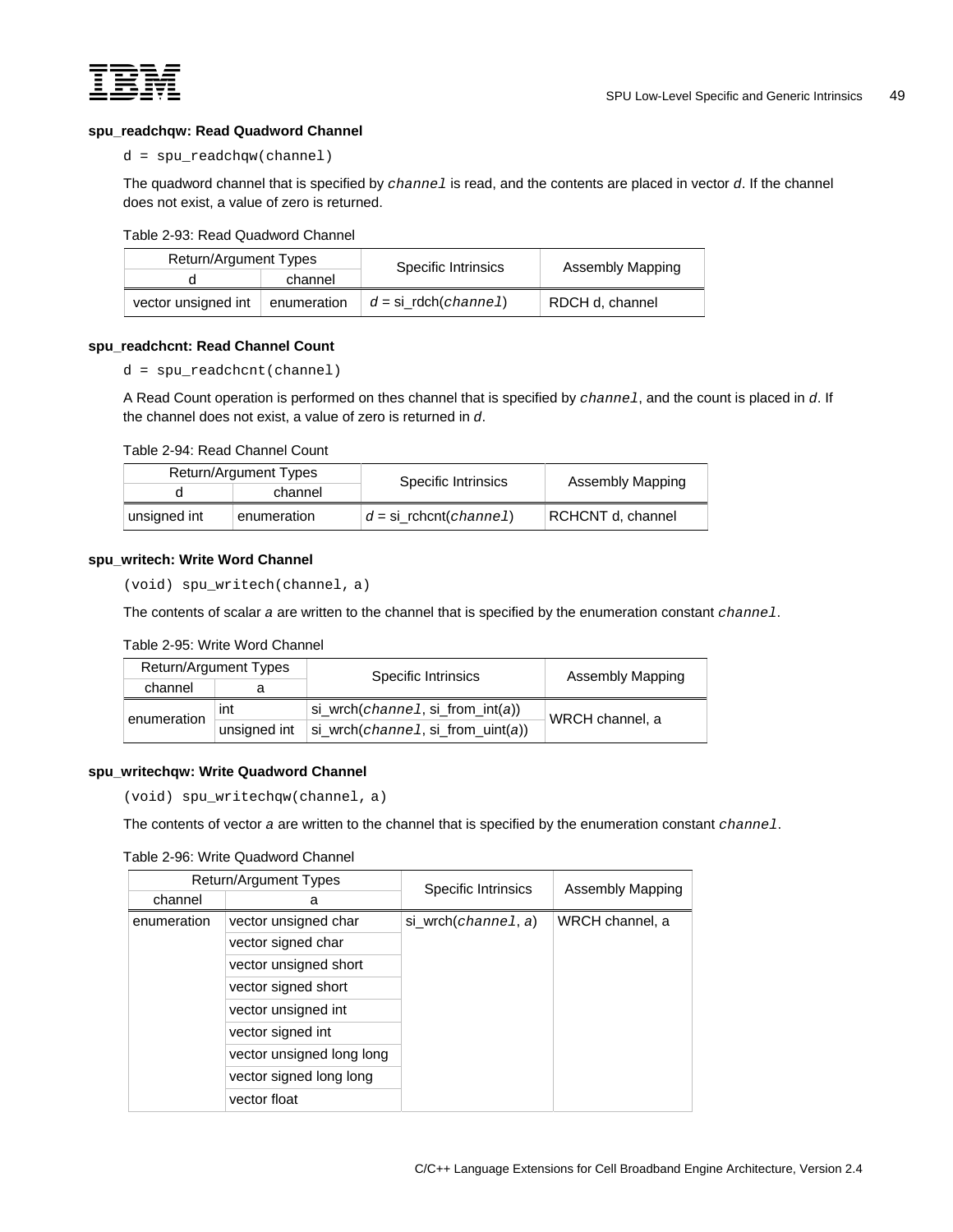### spu_readchqw: Read Quadword Channel

```
d = spu_readchqw(channel)
```

The quadword channel that is specified by *channel* is read, and the contents are placed in vector *d*. If the channel does not exist, a value of zero is returned.

Table 2-93: Read Quadword Channel

| Return/Argument Types | | Specific Intrinsics | Assembly Mapping |
|---|---|---|---|
| d | channel | | |
| vector unsigned int | enumeration | *d* = si_rdch(*channel*) | RDCH d, channel |

### spu_readchcnt: Read Channel Count

```
d = spu_readchcnt(channel)
```

A Read Count operation is performed on thes channel that is specified by *channel*, and the count is placed in *d*. If the channel does not exist, a value of zero is returned in *d*.

Table 2-94: Read Channel Count

| Return/Argument Types | | Specific Intrinsics | Assembly Mapping |
|---|---|---|---|
| d | channel | | |
| unsigned int | enumeration | *d* = si_rchcnt(*channel*) | RCHCNT d, channel |

### spu_writech: Write Word Channel

```
(void) spu_writech(channel, a)
```

The contents of scalar *a* are written to the channel that is specified by the enumeration constant *channel*.

Table 2-95: Write Word Channel

| Return/Argument Types | | Specific Intrinsics | Assembly Mapping |
|---|---|---|---|
| channel | a | | |
| enumeration | int | si_wrch(*channel*, si_from_int(*a*)) | WRCH channel, a |
| | unsigned int | si_wrch(*channel*, si_from_uint(*a*)) | |

### spu_writechqw: Write Quadword Channel

```
(void) spu_writechqw(channel, a)
```

The contents of vector *a* are written to the channel that is specified by the enumeration constant *channel*.

Table 2-96: Write Quadword Channel

| Return/Argument Types | | Specific Intrinsics | Assembly Mapping |
|---|---|---|---|
| channel | a | | |
| enumeration | vector unsigned char | si_wrch(*channel*, *a*) | WRCH channel, a |
| | vector signed char | | |
| | vector unsigned short | | |
| | vector signed short | | |
| | vector unsigned int | | |
| | vector signed int | | |
| | vector unsigned long long | | |
| | vector signed long long | | |
| | vector float | | |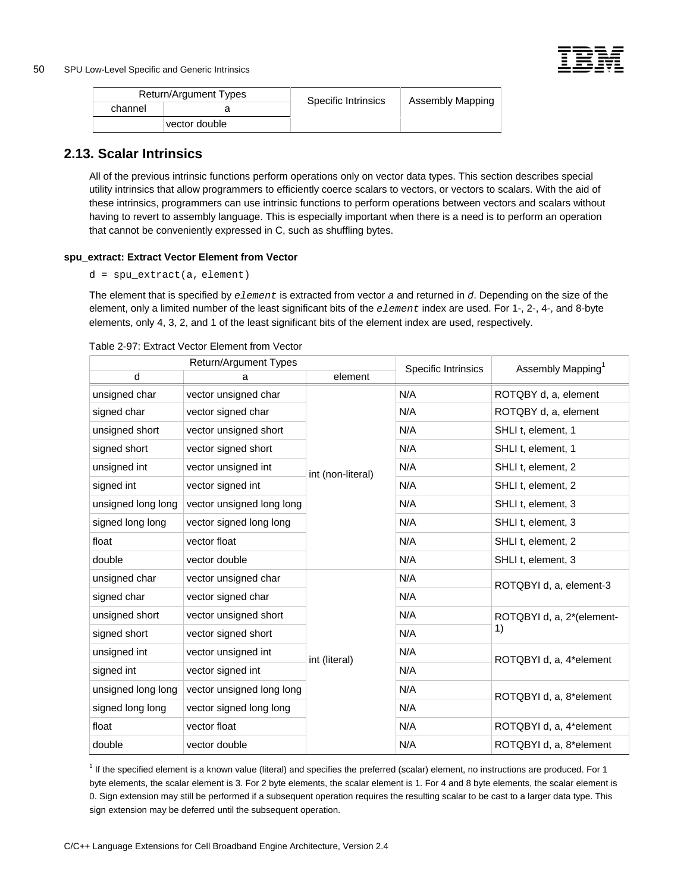| Return/Argument Types | | Specific Intrinsics | Assembly Mapping |
|---|---|---|---|
| channel | a | | |
| | vector double | | |

## 2.13. Scalar Intrinsics

All of the previous intrinsic functions perform operations only on vector data types. This section describes special utility intrinsics that allow programmers to efficiently coerce scalars to vectors, or vectors to scalars. With the aid of these intrinsics, programmers can use intrinsic functions to perform operations between vectors and scalars without having to revert to assembly language. This is especially important when there is a need is to perform an operation that cannot be conveniently expressed in C, such as shuffling bytes.

**spu_extract: Extract Vector Element from Vector**

```
d = spu_extract(a, element)
```

The element that is specified by *element* is extracted from vector *a* and returned in *d*. Depending on the size of the element, only a limited number of the least significant bits of the *element* index are used. For 1-, 2-, 4-, and 8-byte elements, only 4, 3, 2, and 1 of the least significant bits of the element index are used, respectively.

Table 2-97: Extract Vector Element from Vector

| Return/Argument Types | | | Specific Intrinsics | Assembly Mapping[1] |
|---|---|---|---|---|
| d | a | element | | |
| unsigned char | vector unsigned char | int (non-literal) | N/A | ROTQBY d, a, element |
| signed char | vector signed char | int (non-literal) | N/A | ROTQBY d, a, element |
| unsigned short | vector unsigned short | int (non-literal) | N/A | SHLI t, element, 1 |
| signed short | vector signed short | int (non-literal) | N/A | SHLI t, element, 1 |
| unsigned int | vector unsigned int | int (non-literal) | N/A | SHLI t, element, 2 |
| signed int | vector signed int | int (non-literal) | N/A | SHLI t, element, 2 |
| unsigned long long | vector unsigned long long | int (non-literal) | N/A | SHLI t, element, 3 |
| signed long long | vector signed long long | int (non-literal) | N/A | SHLI t, element, 3 |
| float | vector float | int (non-literal) | N/A | SHLI t, element, 2 |
| double | vector double | int (non-literal) | N/A | SHLI t, element, 3 |
| unsigned char | vector unsigned char | int (literal) | N/A | ROTQBYI d, a, element-3 |
| signed char | vector signed char | int (literal) | N/A | ROTQBYI d, a, element-3 |
| unsigned short | vector unsigned short | int (literal) | N/A | ROTQBYI d, a, 2*(element-1) |
| signed short | vector signed short | int (literal) | N/A | ROTQBYI d, a, 2*(element-1) |
| unsigned int | vector unsigned int | int (literal) | N/A | ROTQBYI d, a, 4*element |
| signed int | vector signed int | int (literal) | N/A | ROTQBYI d, a, 4*element |
| unsigned long long | vector unsigned long long | int (literal) | N/A | ROTQBYI d, a, 8*element |
| signed long long | vector signed long long | int (literal) | N/A | ROTQBYI d, a, 8*element |
| float | vector float | int (literal) | N/A | ROTQBYI d, a, 4*element |
| double | vector double | int (literal) | N/A | ROTQBYI d, a, 8*element |

[1] If the specified element is a known value (literal) and specifies the preferred (scalar) element, no instructions are produced. For 1 byte elements, the scalar element is 3. For 2 byte elements, the scalar element is 1. For 4 and 8 byte elements, the scalar element is 0. Sign extension may still be performed if a subsequent operation requires the resulting scalar to be cast to a larger data type. This sign extension may be deferred until the subsequent operation.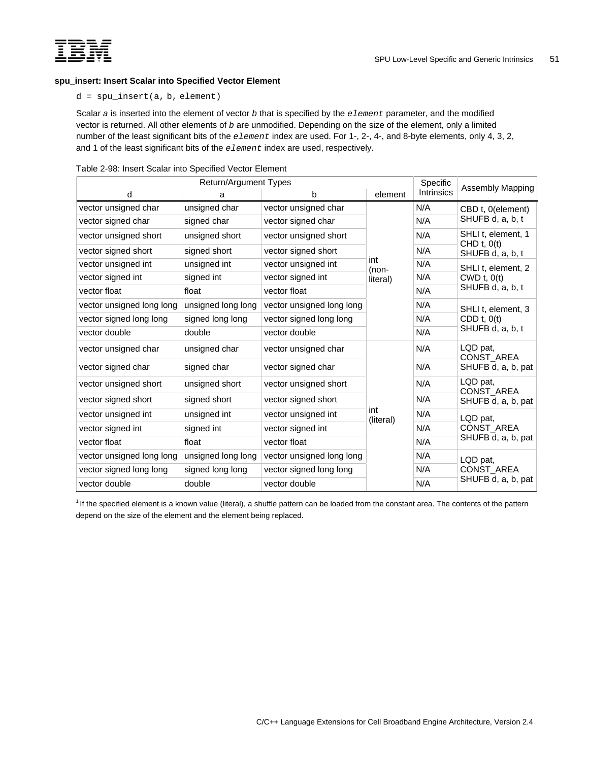**spu_insert: Insert Scalar into Specified Vector Element**

```
d = spu_insert(a, b, element)
```

Scalar *a* is inserted into the element of vector *b* that is specified by the *element* parameter, and the modified vector is returned. All other elements of *b* are unmodified. Depending on the size of the element, only a limited number of the least significant bits of the *element* index are used. For 1-, 2-, 4-, and 8-byte elements, only 4, 3, 2, and 1 of the least significant bits of the *element* index are used, respectively.

Table 2-98: Insert Scalar into Specified Vector Element

| Return/Argument Types | | | | Specific Intrinsics | Assembly Mapping |
|---|---|---|---|---|---|
| d | a | b | element | | |
| vector unsigned char | unsigned char | vector unsigned char | int (non-literal) | N/A | CBD t, 0(element) SHUFB d, a, b, t |
| vector signed char | signed char | vector signed char | | N/A | |
| vector unsigned short | unsigned short | vector unsigned short | | N/A | SHLI t, element, 1 CHD t, 0(t) SHUFB d, a, b, t |
| vector signed short | signed short | vector signed short | | N/A | |
| vector unsigned int | unsigned int | vector unsigned int | | N/A | SHLI t, element, 2 CWD t, 0(t) SHUFB d, a, b, t |
| vector signed int | signed int | vector signed int | | N/A | |
| vector float | float | vector float | | N/A | |
| vector unsigned long long | unsigned long long | vector unsigned long long | | N/A | SHLI t, element, 3 CDD t, 0(t) SHUFB d, a, b, t |
| vector signed long long | signed long long | vector signed long long | | N/A | |
| vector double | double | vector double | | N/A | |
| vector unsigned char | unsigned char | vector unsigned char | int (literal) | N/A | LQD pat, CONST_AREA SHUFB d, a, b, pat |
| vector signed char | signed char | vector signed char | | N/A | |
| vector unsigned short | unsigned short | vector unsigned short | | N/A | LQD pat, CONST_AREA SHUFB d, a, b, pat |
| vector signed short | signed short | vector signed short | | N/A | |
| vector unsigned int | unsigned int | vector unsigned int | | N/A | LQD pat, CONST_AREA SHUFB d, a, b, pat |
| vector signed int | signed int | vector signed int | | N/A | |
| vector float | float | vector float | | N/A | |
| vector unsigned long long | unsigned long long | vector unsigned long long | | N/A | LQD pat, CONST_AREA SHUFB d, a, b, pat |
| vector signed long long | signed long long | vector signed long long | | N/A | |
| vector double | double | vector double | | N/A | |

[1] If the specified element is a known value (literal), a shuffle pattern can be loaded from the constant area. The contents of the pattern depend on the size of the element and the element being replaced.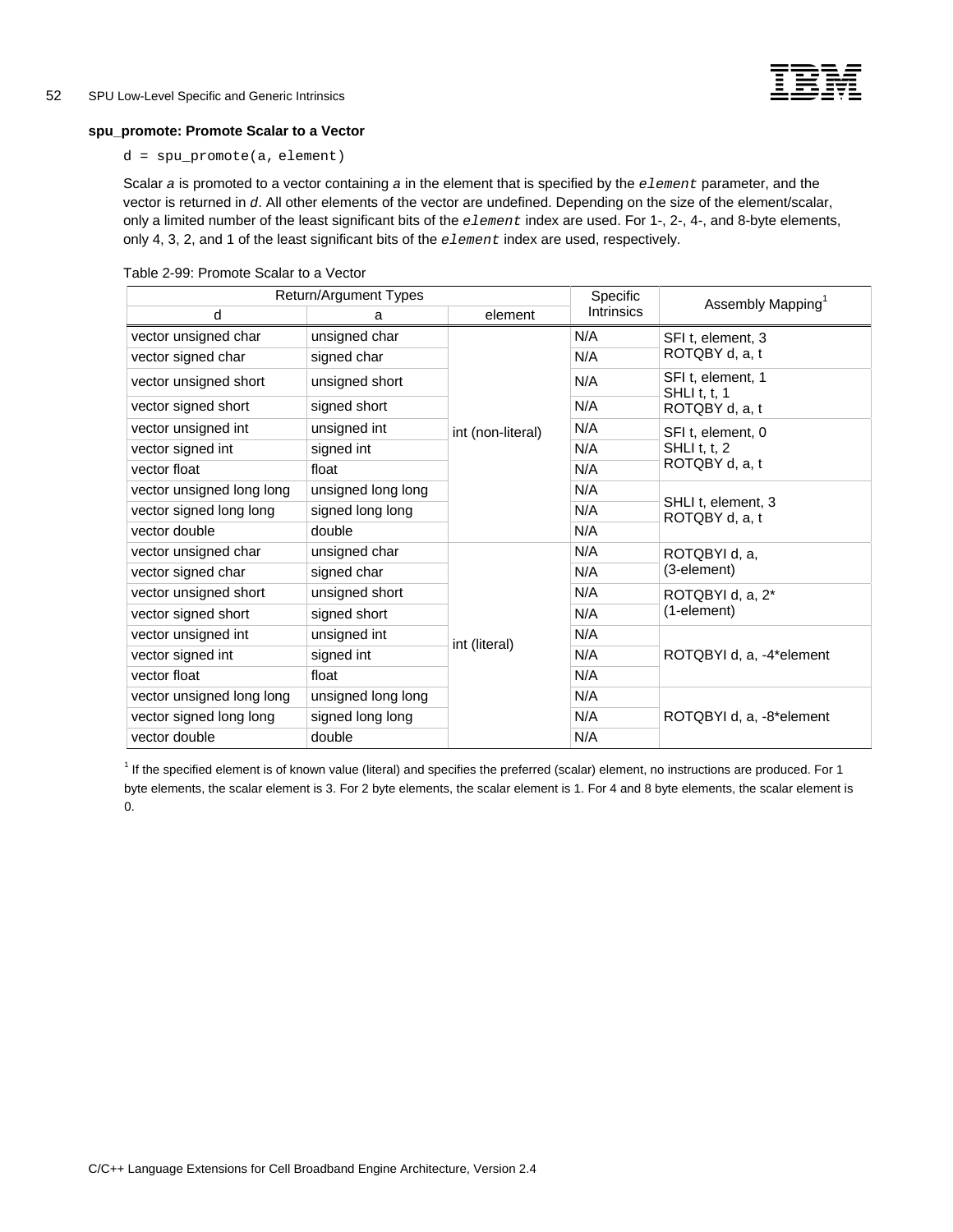**spu_promote: Promote Scalar to a Vector**

```
d = spu_promote(a, element)
```

Scalar *a* is promoted to a vector containing *a* in the element that is specified by the *element* parameter, and the vector is returned in *d*. All other elements of the vector are undefined. Depending on the size of the element/scalar, only a limited number of the least significant bits of the *element* index are used. For 1-, 2-, 4-, and 8-byte elements, only 4, 3, 2, and 1 of the least significant bits of the *element* index are used, respectively.

Table 2-99: Promote Scalar to a Vector

| Return/Argument Types | | | Specific Intrinsics | Assembly Mapping[1] |
|---|---|---|---|---|
| d | a | element | | |
| vector unsigned char | unsigned char | int (non-literal) | N/A | SFI t, element, 3<br>ROTQBY d, a, t |
| vector signed char | signed char | | N/A | |
| vector unsigned short | unsigned short | | N/A | SFI t, element, 1<br>SHLI t, t, 1<br>ROTQBY d, a, t |
| vector signed short | signed short | | N/A | |
| vector unsigned int | unsigned int | | N/A | SFI t, element, 0<br>SHLI t, t, 2<br>ROTQBY d, a, t |
| vector signed int | signed int | | N/A | |
| vector float | float | | N/A | |
| vector unsigned long long | unsigned long long | | N/A | SHLI t, element, 3<br>ROTQBY d, a, t |
| vector signed long long | signed long long | | N/A | |
| vector double | double | | N/A | |
| vector unsigned char | unsigned char | int (literal) | N/A | ROTQBYI d, a,<br>(3-element) |
| vector signed char | signed char | | N/A | |
| vector unsigned short | unsigned short | | N/A | ROTQBYI d, a, 2*<br>(1-element) |
| vector signed short | signed short | | N/A | |
| vector unsigned int | unsigned int | | N/A | ROTQBYI d, a, -4*element |
| vector signed int | signed int | | N/A | |
| vector float | float | | N/A | |
| vector unsigned long long | unsigned long long | | N/A | ROTQBYI d, a, -8*element |
| vector signed long long | signed long long | | N/A | |
| vector double | double | | N/A | |

[1] If the specified element is of known value (literal) and specifies the preferred (scalar) element, no instructions are produced. For 1 byte elements, the scalar element is 3. For 2 byte elements, the scalar element is 1. For 4 and 8 byte elements, the scalar element is 0.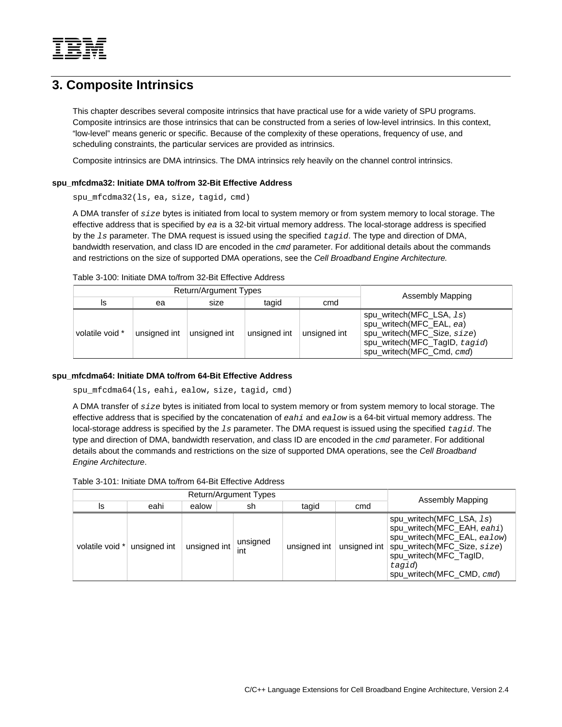# 3. Composite Intrinsics

This chapter describes several composite intrinsics that have practical use for a wide variety of SPU programs. Composite intrinsics are those intrinsics that can be constructed from a series of low-level intrinsics. In this context, “low-level” means generic or specific. Because of the complexity of these operations, frequency of use, and scheduling constraints, the particular services are provided as intrinsics.

Composite intrinsics are DMA intrinsics. The DMA intrinsics rely heavily on the channel control intrinsics.

### spu_mfcdma32: Initiate DMA to/from 32-Bit Effective Address

```
spu_mfcdma32(ls, ea, size, tagid, cmd)
```

A DMA transfer of *size* bytes is initiated from local to system memory or from system memory to local storage. The effective address that is specified by *ea* is a 32-bit virtual memory address. The local-storage address is specified by the *ls* parameter. The DMA request is issued using the specified *tagid*. The type and direction of DMA, bandwidth reservation, and class ID are encoded in the *cmd* parameter. For additional details about the commands and restrictions on the size of supported DMA operations, see the *Cell Broadband Engine Architecture.*

Table 3-100: Initiate DMA to/from 32-Bit Effective Address

| Return/Argument Types | | | | | Assembly Mapping |
|---|---|---|---|---|---|
| ls | ea | size | tagid | cmd | |
| volatile void * | unsigned int | unsigned int | unsigned int | unsigned int | spu_writech(MFC_LSA, *ls*)<br>spu_writech(MFC_EAL, *ea*)<br>spu_writech(MFC_Size, *size*)<br>spu_writech(MFC_TagID, *tagid*)<br>spu_writech(MFC_Cmd, *cmd*) |

### spu_mfcdma64: Initiate DMA to/from 64-Bit Effective Address

```
spu_mfcdma64(ls, eahi, ealow, size, tagid, cmd)
```

A DMA transfer of *size* bytes is initiated from local to system memory or from system memory to local storage. The effective address that is specified by the concatenation of *eahi* and *ealow* is a 64-bit virtual memory address. The local-storage address is specified by the *ls* parameter. The DMA request is issued using the specified *tagid*. The type and direction of DMA, bandwidth reservation, and class ID are encoded in the *cmd* parameter. For additional details about the commands and restrictions on the size of supported DMA operations, see the *Cell Broadband Engine Architecture*.

Table 3-101: Initiate DMA to/from 64-Bit Effective Address

| Return/Argument Types | | | | | | Assembly Mapping |
|---|---|---|---|---|---|---|
| ls | eahi | ealow | sh | tagid | cmd | |
| volatile void * | unsigned int | unsigned int | unsigned int | unsigned int | unsigned int | spu_writech(MFC_LSA, *ls*)<br>spu_writech(MFC_EAH, *eahi*)<br>spu_writech(MFC_EAL, *ealow*)<br>spu_writech(MFC_Size, *size*)<br>spu_writech(MFC_TagID, *tagid*)<br>spu_writech(MFC_CMD, *cmd*) |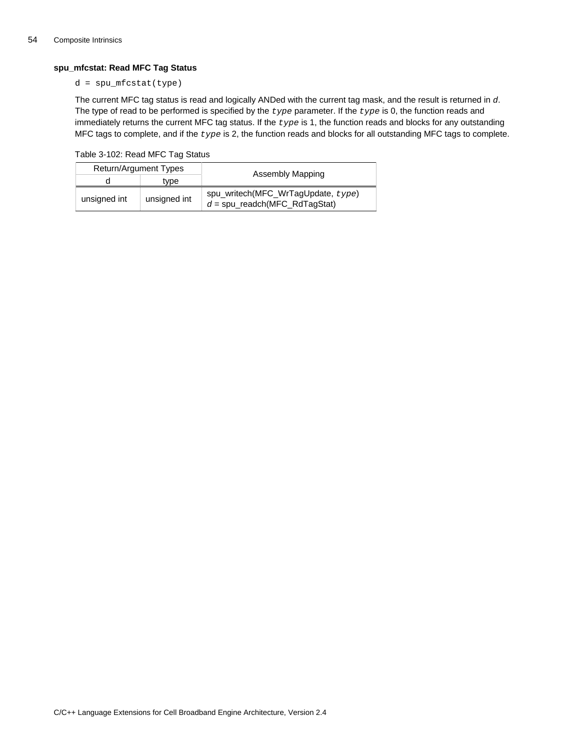### spu_mfcstat: Read MFC Tag Status

```
d = spu_mfcstat(type)
```

The current MFC tag status is read and logically ANDed with the current tag mask, and the result is returned in *d*. The type of read to be performed is specified by the *type* parameter. If the *type* is 0, the function reads and immediately returns the current MFC tag status. If the *type* is 1, the function reads and blocks for any outstanding MFC tags to complete, and if the *type* is 2, the function reads and blocks for all outstanding MFC tags to complete.

Table 3-102: Read MFC Tag Status

| Return/Argument Types | | Assembly Mapping |
|---|---|---|
| d | type | |
| unsigned int | unsigned int | spu_writech(MFC_WrTagUpdate, *type*)<br>*d* = spu_readch(MFC_RdTagStat) |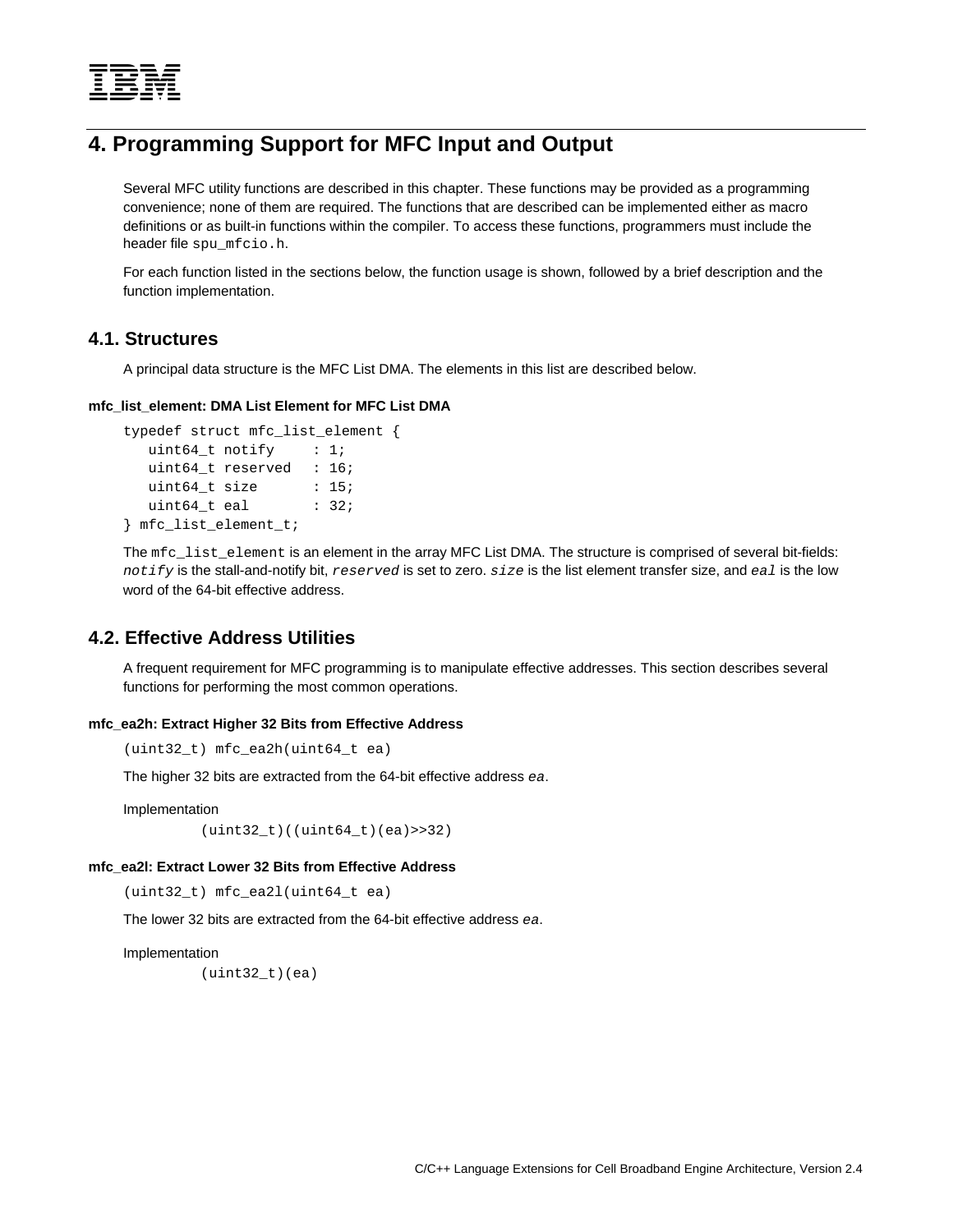# 4. Programming Support for MFC Input and Output

Several MFC utility functions are described in this chapter. These functions may be provided as a programming convenience; none of them are required. The functions that are described can be implemented either as macro definitions or as built-in functions within the compiler. To access these functions, programmers must include the header file `spu_mfcio.h`.

For each function listed in the sections below, the function usage is shown, followed by a brief description and the function implementation.

## 4.1. Structures

A principal data structure is the MFC List DMA. The elements in this list are described below.

#### mfc_list_element: DMA List Element for MFC List DMA

```
typedef struct mfc_list_element {
   uint64_t notify     : 1;
   uint64_t reserved   : 16;
   uint64_t size       : 15;
   uint64_t eal        : 32;
} mfc_list_element_t;
```

The `mfc_list_element` is an element in the array MFC List DMA. The structure is comprised of several bit-fields: *`notify`* is the stall-and-notify bit, *`reserved`* is set to zero. *`size`* is the list element transfer size, and *`eal`* is the low word of the 64-bit effective address.

## 4.2. Effective Address Utilities

A frequent requirement for MFC programming is to manipulate effective addresses. This section describes several functions for performing the most common operations.

#### mfc_ea2h: Extract Higher 32 Bits from Effective Address

```
(uint32_t) mfc_ea2h(uint64_t ea)
```

The higher 32 bits are extracted from the 64-bit effective address *`ea`*.

Implementation

```
(uint32_t)((uint64_t)(ea)>>32)
```

#### mfc_ea2l: Extract Lower 32 Bits from Effective Address

```
(uint32_t) mfc_ea2l(uint64_t ea)
```

The lower 32 bits are extracted from the 64-bit effective address *`ea`*.

Implementation

```
(uint32_t)(ea)
```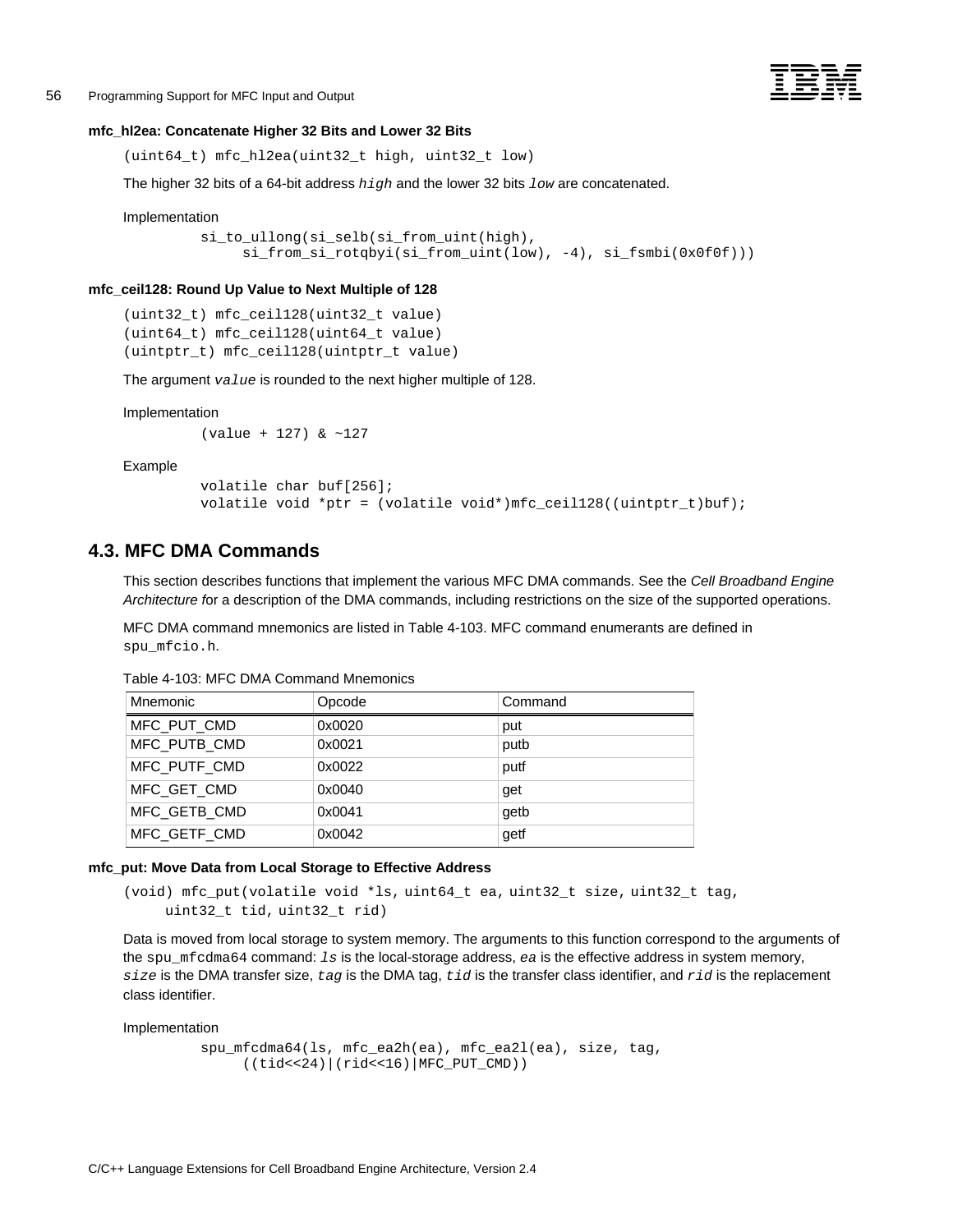#### mfc_hl2ea: Concatenate Higher 32 Bits and Lower 32 Bits

```
(uint64_t) mfc_hl2ea(uint32_t high, uint32_t low)
```

The higher 32 bits of a 64-bit address *high* and the lower 32 bits *low* are concatenated.

Implementation

```
si_to_ullong(si_selb(si_from_uint(high),
     si_from_si_rotqbyi(si_from_uint(low), -4), si_fsmbi(0x0f0f)))
```

#### mfc_ceil128: Round Up Value to Next Multiple of 128

```
(uint32_t) mfc_ceil128(uint32_t value)
(uint64_t) mfc_ceil128(uint64_t value)
(uintptr_t) mfc_ceil128(uintptr_t value)
```

The argument *value* is rounded to the next higher multiple of 128.

Implementation

```
(value + 127) & ~127
```

Example

```
volatile char buf[256];
volatile void *ptr = (volatile void*)mfc_ceil128((uintptr_t)buf);
```

## 4.3. MFC DMA Commands

This section describes functions that implement the various MFC DMA commands. See the *Cell Broadband Engine Architecture f*or a description of the DMA commands, including restrictions on the size of the supported operations.

MFC DMA command mnemonics are listed in Table 4-103. MFC command enumerants are defined in `spu_mfcio.h`.

Table 4-103: MFC DMA Command Mnemonics

| Mnemonic | Opcode | Command |
|---|---|---|
| MFC_PUT_CMD | 0x0020 | put |
| MFC_PUTB_CMD | 0x0021 | putb |
| MFC_PUTF_CMD | 0x0022 | putf |
| MFC_GET_CMD | 0x0040 | get |
| MFC_GETB_CMD | 0x0041 | getb |
| MFC_GETF_CMD | 0x0042 | getf |

#### mfc_put: Move Data from Local Storage to Effective Address

```
(void) mfc_put(volatile void *ls, uint64_t ea, uint32_t size, uint32_t tag,
     uint32_t tid, uint32_t rid)
```

Data is moved from local storage to system memory. The arguments to this function correspond to the arguments of the `spu_mfcdma64` command: *ls* is the local-storage address, *ea* is the effective address in system memory, *size* is the DMA transfer size, *tag* is the DMA tag, *tid* is the transfer class identifier, and *rid* is the replacement class identifier.

Implementation

```
spu_mfcdma64(ls, mfc_ea2h(ea), mfc_ea2l(ea), size, tag,
     ((tid<<24)|(rid<<16)|MFC_PUT_CMD))
```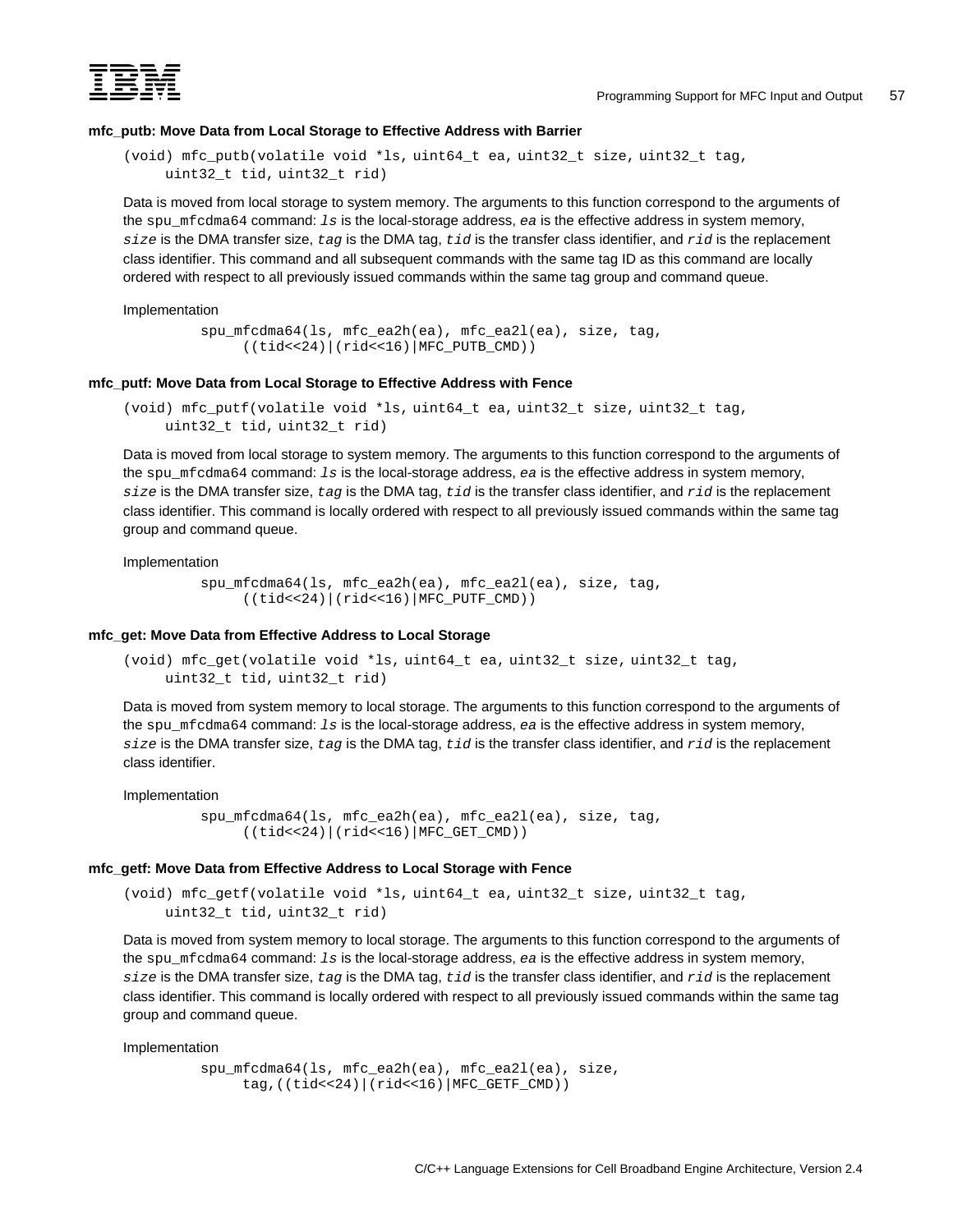#### mfc_putb: Move Data from Local Storage to Effective Address with Barrier

```
(void) mfc_putb(volatile void *ls, uint64_t ea, uint32_t size, uint32_t tag,
     uint32_t tid, uint32_t rid)
```

Data is moved from local storage to system memory. The arguments to this function correspond to the arguments of the `spu_mfcdma64` command: *ls* is the local-storage address, *ea* is the effective address in system memory, *size* is the DMA transfer size, *tag* is the DMA tag, *tid* is the transfer class identifier, and *rid* is the replacement class identifier. This command and all subsequent commands with the same tag ID as this command are locally ordered with respect to all previously issued commands within the same tag group and command queue.

Implementation

```
spu_mfcdma64(ls, mfc_ea2h(ea), mfc_ea2l(ea), size, tag,
     ((tid<<24)|(rid<<16)|MFC_PUTB_CMD))
```

#### mfc_putf: Move Data from Local Storage to Effective Address with Fence

```
(void) mfc_putf(volatile void *ls, uint64_t ea, uint32_t size, uint32_t tag,
     uint32_t tid, uint32_t rid)
```

Data is moved from local storage to system memory. The arguments to this function correspond to the arguments of the `spu_mfcdma64` command: *ls* is the local-storage address, *ea* is the effective address in system memory, *size* is the DMA transfer size, *tag* is the DMA tag, *tid* is the transfer class identifier, and *rid* is the replacement class identifier. This command is locally ordered with respect to all previously issued commands within the same tag group and command queue.

Implementation

```
spu_mfcdma64(ls, mfc_ea2h(ea), mfc_ea2l(ea), size, tag,
     ((tid<<24)|(rid<<16)|MFC_PUTF_CMD))
```

#### mfc_get: Move Data from Effective Address to Local Storage

```
(void) mfc_get(volatile void *ls, uint64_t ea, uint32_t size, uint32_t tag,
     uint32_t tid, uint32_t rid)
```

Data is moved from system memory to local storage. The arguments to this function correspond to the arguments of the `spu_mfcdma64` command: *ls* is the local-storage address, *ea* is the effective address in system memory, *size* is the DMA transfer size, *tag* is the DMA tag, *tid* is the transfer class identifier, and *rid* is the replacement class identifier.

Implementation

```
spu_mfcdma64(ls, mfc_ea2h(ea), mfc_ea2l(ea), size, tag,
     ((tid<<24)|(rid<<16)|MFC_GET_CMD))
```

#### mfc_getf: Move Data from Effective Address to Local Storage with Fence

```
(void) mfc_getf(volatile void *ls, uint64_t ea, uint32_t size, uint32_t tag,
     uint32_t tid, uint32_t rid)
```

Data is moved from system memory to local storage. The arguments to this function correspond to the arguments of the `spu_mfcdma64` command: *ls* is the local-storage address, *ea* is the effective address in system memory, *size* is the DMA transfer size, *tag* is the DMA tag, *tid* is the transfer class identifier, and *rid* is the replacement class identifier. This command is locally ordered with respect to all previously issued commands within the same tag group and command queue.

Implementation

```
spu_mfcdma64(ls, mfc_ea2h(ea), mfc_ea2l(ea), size,
     tag,((tid<<24)|(rid<<16)|MFC_GETF_CMD))
```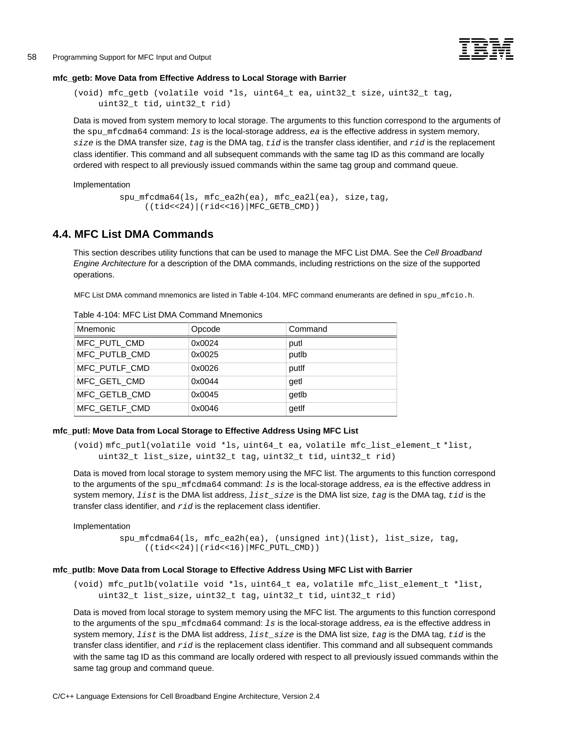#### mfc_getb: Move Data from Effective Address to Local Storage with Barrier

```
(void) mfc_getb (volatile void *ls, uint64_t ea, uint32_t size, uint32_t tag,
     uint32_t tid, uint32_t rid)
```

Data is moved from system memory to local storage. The arguments to this function correspond to the arguments of the `spu_mfcdma64` command: *`ls`* is the local-storage address, *`ea`* is the effective address in system memory, *`size`* is the DMA transfer size, *`tag`* is the DMA tag, *`tid`* is the transfer class identifier, and *`rid`* is the replacement class identifier. This command and all subsequent commands with the same tag ID as this command are locally ordered with respect to all previously issued commands within the same tag group and command queue.

Implementation

```
spu_mfcdma64(ls, mfc_ea2h(ea), mfc_ea2l(ea), size,tag,
     ((tid<<24)|(rid<<16)|MFC_GETB_CMD))
```

## 4.4. MFC List DMA Commands

This section describes utility functions that can be used to manage the MFC List DMA. See the *Cell Broadband Engine Architecture f*or a description of the DMA commands, including restrictions on the size of the supported operations.

MFC List DMA command mnemonics are listed in Table 4-104. MFC command enumerants are defined in `spu_mfcio.h`.

Table 4-104: MFC List DMA Command Mnemonics

| Mnemonic | Opcode | Command |
|---|---|---|
| MFC_PUTL_CMD | 0x0024 | putl |
| MFC_PUTLB_CMD | 0x0025 | putlb |
| MFC_PUTLF_CMD | 0x0026 | putlf |
| MFC_GETL_CMD | 0x0044 | getl |
| MFC_GETLB_CMD | 0x0045 | getlb |
| MFC_GETLF_CMD | 0x0046 | getlf |

#### mfc_putl: Move Data from Local Storage to Effective Address Using MFC List

```
(void) mfc_putl(volatile void *ls, uint64_t ea, volatile mfc_list_element_t *list,
     uint32_t list_size, uint32_t tag, uint32_t tid, uint32_t rid)
```

Data is moved from local storage to system memory using the MFC list. The arguments to this function correspond to the arguments of the `spu_mfcdma64` command: *`ls`* is the local-storage address, *`ea`* is the effective address in system memory, *`list`* is the DMA list address, *`list_size`* is the DMA list size, *`tag`* is the DMA tag, *`tid`* is the transfer class identifier, and *`rid`* is the replacement class identifier.

Implementation

```
spu_mfcdma64(ls, mfc_ea2h(ea), (unsigned int)(list), list_size, tag,
     ((tid<<24)|(rid<<16)|MFC_PUTL_CMD))
```

#### mfc_putlb: Move Data from Local Storage to Effective Address Using MFC List with Barrier

```
(void) mfc_putlb(volatile void *ls, uint64_t ea, volatile mfc_list_element_t *list,
     uint32_t list_size, uint32_t tag, uint32_t tid, uint32_t rid)
```

Data is moved from local storage to system memory using the MFC list. The arguments to this function correspond to the arguments of the `spu_mfcdma64` command: *`ls`* is the local-storage address, *`ea`* is the effective address in system memory, *`list`* is the DMA list address, *`list_size`* is the DMA list size, *`tag`* is the DMA tag, *`tid`* is the transfer class identifier, and *`rid`* is the replacement class identifier. This command and all subsequent commands with the same tag ID as this command are locally ordered with respect to all previously issued commands within the same tag group and command queue.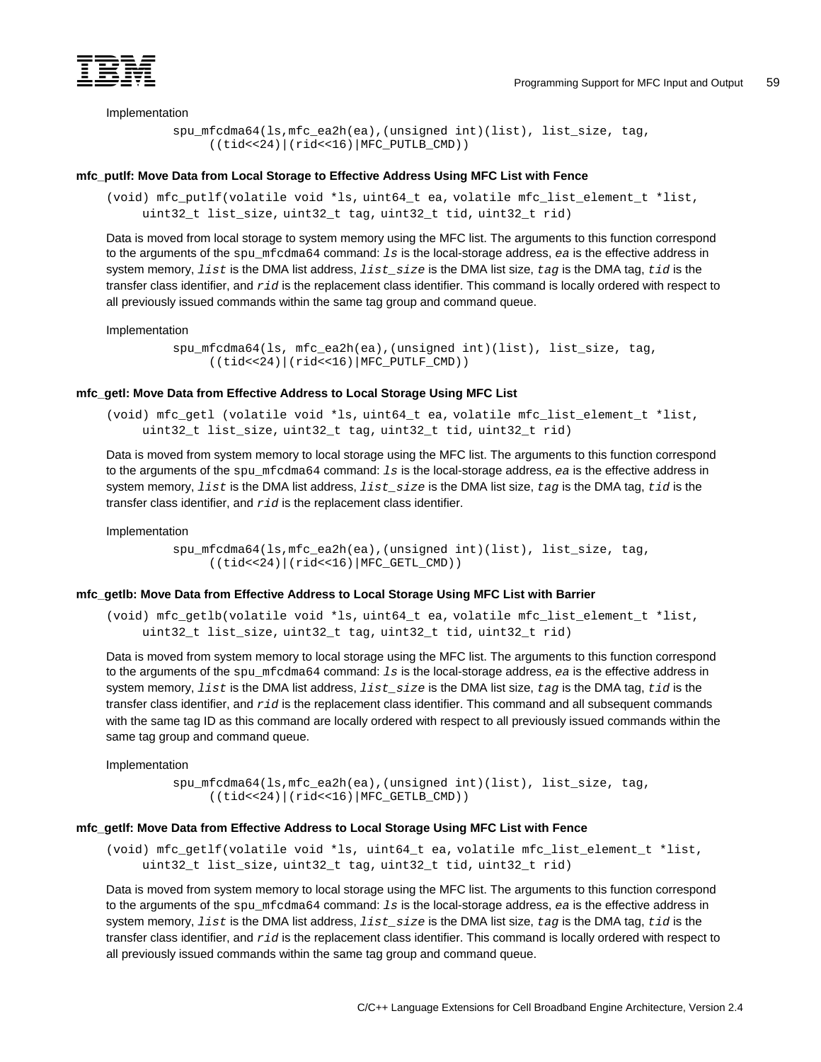Implementation

```
spu_mfcdma64(ls,mfc_ea2h(ea),(unsigned int)(list), list_size, tag,
     ((tid<<24)|(rid<<16)|MFC_PUTLB_CMD))
```

#### mfc_putlf: Move Data from Local Storage to Effective Address Using MFC List with Fence

```
(void) mfc_putlf(volatile void *ls, uint64_t ea, volatile mfc_list_element_t *list,
     uint32_t list_size, uint32_t tag, uint32_t tid, uint32_t rid)
```

Data is moved from local storage to system memory using the MFC list. The arguments to this function correspond to the arguments of the `spu_mfcdma64` command: *`ls`* is the local-storage address, *`ea`* is the effective address in system memory, *`list`* is the DMA list address, *`list_size`* is the DMA list size, *`tag`* is the DMA tag, *`tid`* is the transfer class identifier, and *`rid`* is the replacement class identifier. This command is locally ordered with respect to all previously issued commands within the same tag group and command queue.

Implementation

```
spu_mfcdma64(ls, mfc_ea2h(ea),(unsigned int)(list), list_size, tag,
     ((tid<<24)|(rid<<16)|MFC_PUTLF_CMD))
```

#### mfc_getl: Move Data from Effective Address to Local Storage Using MFC List

```
(void) mfc_getl (volatile void *ls, uint64_t ea, volatile mfc_list_element_t *list,
     uint32_t list_size, uint32_t tag, uint32_t tid, uint32_t rid)
```

Data is moved from system memory to local storage using the MFC list. The arguments to this function correspond to the arguments of the `spu_mfcdma64` command: *`ls`* is the local-storage address, *`ea`* is the effective address in system memory, *`list`* is the DMA list address, *`list_size`* is the DMA list size, *`tag`* is the DMA tag, *`tid`* is the transfer class identifier, and *`rid`* is the replacement class identifier.

Implementation

```
spu_mfcdma64(ls,mfc_ea2h(ea),(unsigned int)(list), list_size, tag,
     ((tid<<24)|(rid<<16)|MFC_GETL_CMD))
```

#### mfc_getlb: Move Data from Effective Address to Local Storage Using MFC List with Barrier

```
(void) mfc_getlb(volatile void *ls, uint64_t ea, volatile mfc_list_element_t *list,
     uint32_t list_size, uint32_t tag, uint32_t tid, uint32_t rid)
```

Data is moved from system memory to local storage using the MFC list. The arguments to this function correspond to the arguments of the `spu_mfcdma64` command: *`ls`* is the local-storage address, *`ea`* is the effective address in system memory, *`list`* is the DMA list address, *`list_size`* is the DMA list size, *`tag`* is the DMA tag, *`tid`* is the transfer class identifier, and *`rid`* is the replacement class identifier. This command and all subsequent commands with the same tag ID as this command are locally ordered with respect to all previously issued commands within the same tag group and command queue.

Implementation

```
spu_mfcdma64(ls,mfc_ea2h(ea),(unsigned int)(list), list_size, tag,
     ((tid<<24)|(rid<<16)|MFC_GETLB_CMD))
```

#### mfc_getlf: Move Data from Effective Address to Local Storage Using MFC List with Fence

```
(void) mfc_getlf(volatile void *ls, uint64_t ea, volatile mfc_list_element_t *list,
     uint32_t list_size, uint32_t tag, uint32_t tid, uint32_t rid)
```

Data is moved from system memory to local storage using the MFC list. The arguments to this function correspond to the arguments of the `spu_mfcdma64` command: *`ls`* is the local-storage address, *`ea`* is the effective address in system memory, *`list`* is the DMA list address, *`list_size`* is the DMA list size, *`tag`* is the DMA tag, *`tid`* is the transfer class identifier, and *`rid`* is the replacement class identifier. This command is locally ordered with respect to all previously issued commands within the same tag group and command queue.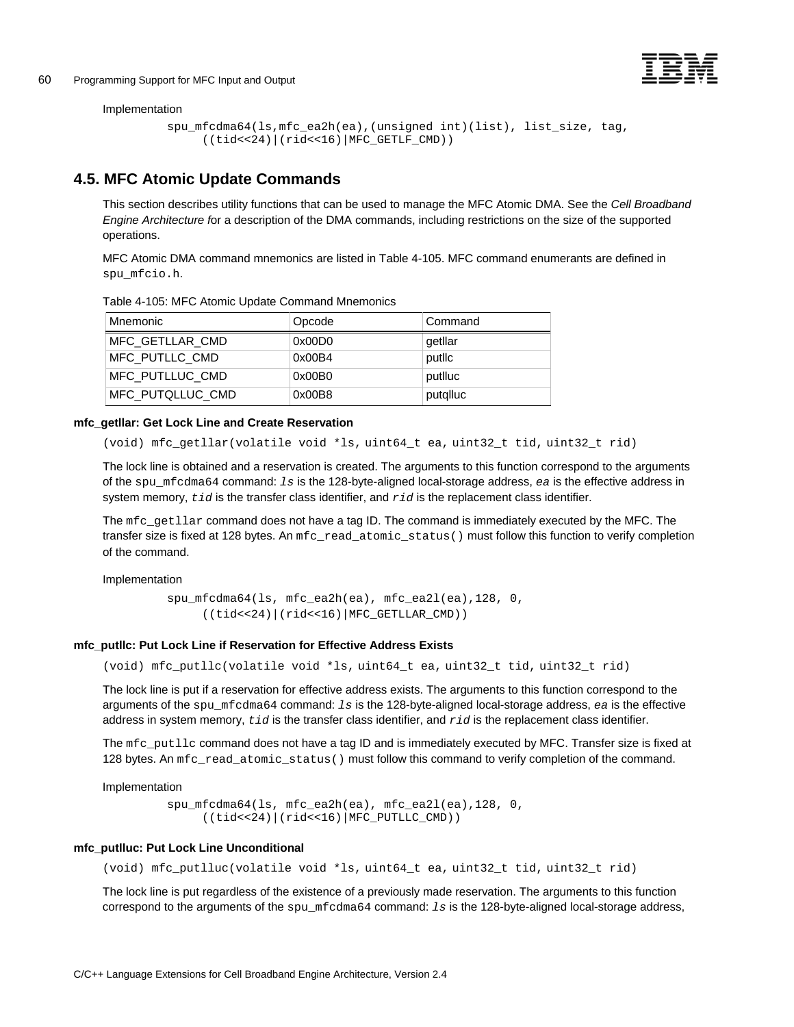Implementation

```
spu_mfcdma64(ls,mfc_ea2h(ea),(unsigned int)(list), list_size, tag,
     ((tid<<24)|(rid<<16)|MFC_GETLF_CMD))
```

## 4.5. MFC Atomic Update Commands

This section describes utility functions that can be used to manage the MFC Atomic DMA. See the *Cell Broadband Engine Architecture f*or a description of the DMA commands, including restrictions on the size of the supported operations.

MFC Atomic DMA command mnemonics are listed in Table 4-105. MFC command enumerants are defined in `spu_mfcio.h`.

Table 4-105: MFC Atomic Update Command Mnemonics

| Mnemonic | Opcode | Command |
|---|---|---|
| MFC_GETLLAR_CMD | 0x00D0 | getllar |
| MFC_PUTLLC_CMD | 0x00B4 | putllc |
| MFC_PUTLLUC_CMD | 0x00B0 | putlluc |
| MFC_PUTQLLUC_CMD | 0x00B8 | putqlluc |

#### mfc_getllar: Get Lock Line and Create Reservation

`(void) mfc_getllar(volatile void *ls, uint64_t ea, uint32_t tid, uint32_t rid)`

The lock line is obtained and a reservation is created. The arguments to this function correspond to the arguments of the `spu_mfcdma64` command: *`ls`* is the 128-byte-aligned local-storage address, *`ea`* is the effective address in system memory, *`tid`* is the transfer class identifier, and *`rid`* is the replacement class identifier.

The `mfc_getllar` command does not have a tag ID. The command is immediately executed by the MFC. The transfer size is fixed at 128 bytes. An `mfc_read_atomic_status()` must follow this function to verify completion of the command.

Implementation

```
spu_mfcdma64(ls, mfc_ea2h(ea), mfc_ea2l(ea),128, 0,
     ((tid<<24)|(rid<<16)|MFC_GETLLAR_CMD))
```

#### mfc_putllc: Put Lock Line if Reservation for Effective Address Exists

`(void) mfc_putllc(volatile void *ls, uint64_t ea, uint32_t tid, uint32_t rid)`

The lock line is put if a reservation for effective address exists. The arguments to this function correspond to the arguments of the `spu_mfcdma64` command: *`ls`* is the 128-byte-aligned local-storage address, *`ea`* is the effective address in system memory, *`tid`* is the transfer class identifier, and *`rid`* is the replacement class identifier.

The `mfc_putllc` command does not have a tag ID and is immediately executed by MFC. Transfer size is fixed at 128 bytes. An `mfc_read_atomic_status()` must follow this command to verify completion of the command.

Implementation

```
spu_mfcdma64(ls, mfc_ea2h(ea), mfc_ea2l(ea),128, 0,
     ((tid<<24)|(rid<<16)|MFC_PUTLLC_CMD))
```

#### mfc_putlluc: Put Lock Line Unconditional

`(void) mfc_putlluc(volatile void *ls, uint64_t ea, uint32_t tid, uint32_t rid)`

The lock line is put regardless of the existence of a previously made reservation. The arguments to this function correspond to the arguments of the `spu_mfcdma64` command: *`ls`* is the 128-byte-aligned local-storage address,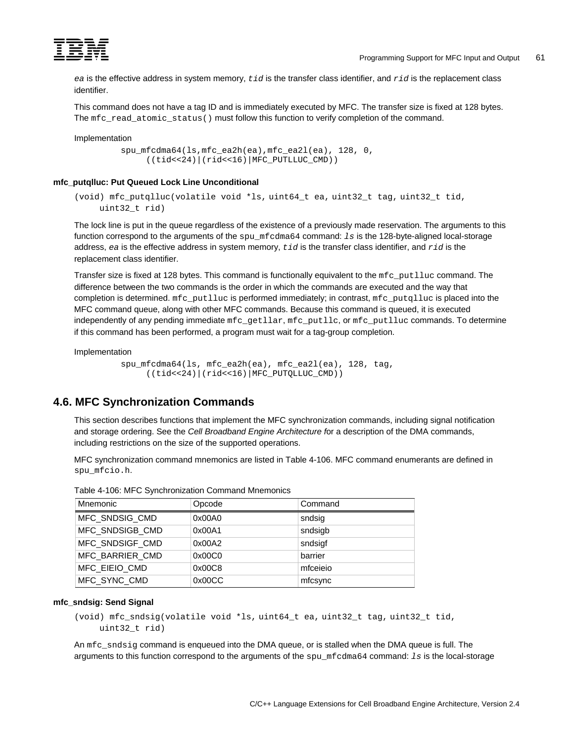*ea* is the effective address in system memory, *tid* is the transfer class identifier, and *rid* is the replacement class identifier.

This command does not have a tag ID and is immediately executed by MFC. The transfer size is fixed at 128 bytes. The `mfc_read_atomic_status()` must follow this function to verify completion of the command.

Implementation

```
spu_mfcdma64(ls,mfc_ea2h(ea),mfc_ea2l(ea), 128, 0,
     ((tid<<24)|(rid<<16)|MFC_PUTLLUC_CMD))
```

#### mfc_putqlluc: Put Queued Lock Line Unconditional

```
(void) mfc_putqlluc(volatile void *ls, uint64_t ea, uint32_t tag, uint32_t tid,
     uint32_t rid)
```

The lock line is put in the queue regardless of the existence of a previously made reservation. The arguments to this function correspond to the arguments of the `spu_mfcdma64` command: *ls* is the 128-byte-aligned local-storage address, *ea* is the effective address in system memory, *tid* is the transfer class identifier, and *rid* is the replacement class identifier.

Transfer size is fixed at 128 bytes. This command is functionally equivalent to the `mfc_putlluc` command. The difference between the two commands is the order in which the commands are executed and the way that completion is determined. `mfc_putlluc` is performed immediately; in contrast, `mfc_putqlluc` is placed into the MFC command queue, along with other MFC commands. Because this command is queued, it is executed independently of any pending immediate `mfc_getllar`, `mfc_putllc`, or `mfc_putlluc` commands. To determine if this command has been performed, a program must wait for a tag-group completion.

Implementation

```
spu_mfcdma64(ls, mfc_ea2h(ea), mfc_ea2l(ea), 128, tag,
     ((tid<<24)|(rid<<16)|MFC_PUTQLLUC_CMD))
```

## 4.6. MFC Synchronization Commands

This section describes functions that implement the MFC synchronization commands, including signal notification and storage ordering. See the *Cell Broadband Engine Architecture f*or a description of the DMA commands, including restrictions on the size of the supported operations.

MFC synchronization command mnemonics are listed in Table 4-106. MFC command enumerants are defined in `spu_mfcio.h`.

Table 4-106: MFC Synchronization Command Mnemonics

| Mnemonic | Opcode | Command |
|---|---|---|
| MFC_SNDSIG_CMD | 0x00A0 | sndsig |
| MFC_SNDSIGB_CMD | 0x00A1 | sndsigb |
| MFC_SNDSIGF_CMD | 0x00A2 | sndsigf |
| MFC_BARRIER_CMD | 0x00C0 | barrier |
| MFC_EIEIO_CMD | 0x00C8 | mfceieio |
| MFC_SYNC_CMD | 0x00CC | mfcsync |

#### mfc_sndsig: Send Signal

```
(void) mfc_sndsig(volatile void *ls, uint64_t ea, uint32_t tag, uint32_t tid,
     uint32_t rid)
```

An `mfc_sndsig` command is enqueued into the DMA queue, or is stalled when the DMA queue is full. The arguments to this function correspond to the arguments of the `spu_mfcdma64` command: *ls* is the local-storage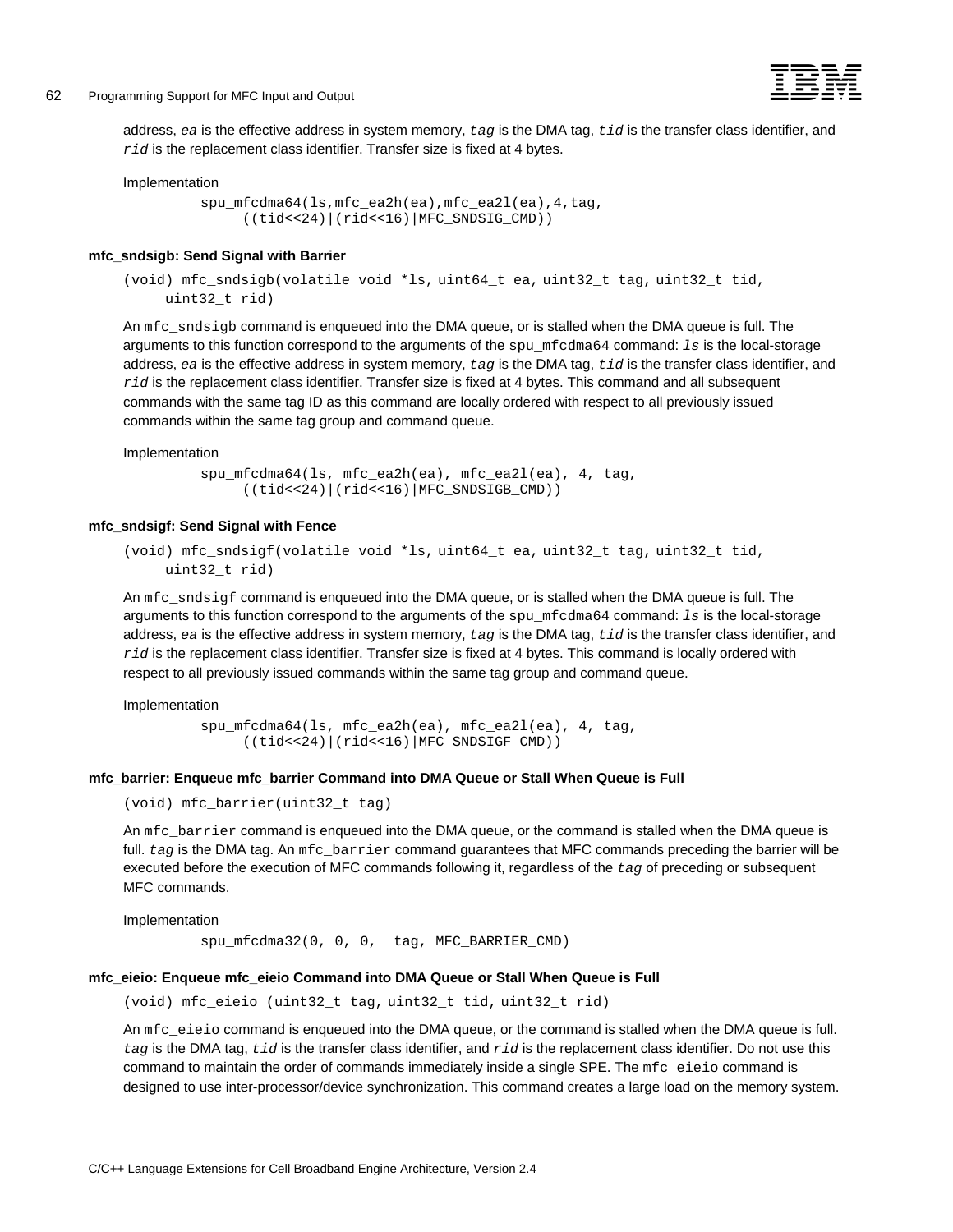address, *ea* is the effective address in system memory, *tag* is the DMA tag, *tid* is the transfer class identifier, and *rid* is the replacement class identifier. Transfer size is fixed at 4 bytes.

Implementation

```
spu_mfcdma64(ls,mfc_ea2h(ea),mfc_ea2l(ea),4,tag,
     ((tid<<24)|(rid<<16)|MFC_SNDSIG_CMD))
```

#### mfc_sndsigb: Send Signal with Barrier

```
(void) mfc_sndsigb(volatile void *ls, uint64_t ea, uint32_t tag, uint32_t tid,
     uint32_t rid)
```

An `mfc_sndsigb` command is enqueued into the DMA queue, or is stalled when the DMA queue is full. The arguments to this function correspond to the arguments of the `spu_mfcdma64` command: *ls* is the local-storage address, *ea* is the effective address in system memory, *tag* is the DMA tag, *tid* is the transfer class identifier, and *rid* is the replacement class identifier. Transfer size is fixed at 4 bytes. This command and all subsequent commands with the same tag ID as this command are locally ordered with respect to all previously issued commands within the same tag group and command queue.

Implementation

```
spu_mfcdma64(ls, mfc_ea2h(ea), mfc_ea2l(ea), 4, tag,
     ((tid<<24)|(rid<<16)|MFC_SNDSIGB_CMD))
```

#### mfc_sndsigf: Send Signal with Fence

```
(void) mfc_sndsigf(volatile void *ls, uint64_t ea, uint32_t tag, uint32_t tid,
     uint32_t rid)
```

An `mfc_sndsigf` command is enqueued into the DMA queue, or is stalled when the DMA queue is full. The arguments to this function correspond to the arguments of the `spu_mfcdma64` command: *ls* is the local-storage address, *ea* is the effective address in system memory, *tag* is the DMA tag, *tid* is the transfer class identifier, and *rid* is the replacement class identifier. Transfer size is fixed at 4 bytes. This command is locally ordered with respect to all previously issued commands within the same tag group and command queue.

Implementation

```
spu_mfcdma64(ls, mfc_ea2h(ea), mfc_ea2l(ea), 4, tag,
     ((tid<<24)|(rid<<16)|MFC_SNDSIGF_CMD))
```

#### mfc_barrier: Enqueue mfc_barrier Command into DMA Queue or Stall When Queue is Full

```
(void) mfc_barrier(uint32_t tag)
```

An `mfc_barrier` command is enqueued into the DMA queue, or the command is stalled when the DMA queue is full. *tag* is the DMA tag. An `mfc_barrier` command guarantees that MFC commands preceding the barrier will be executed before the execution of MFC commands following it, regardless of the *tag* of preceding or subsequent MFC commands.

Implementation

```
spu_mfcdma32(0, 0, 0,  tag, MFC_BARRIER_CMD)
```

#### mfc_eieio: Enqueue mfc_eieio Command into DMA Queue or Stall When Queue is Full

```
(void) mfc_eieio (uint32_t tag, uint32_t tid, uint32_t rid)
```

An `mfc_eieio` command is enqueued into the DMA queue, or the command is stalled when the DMA queue is full. *tag* is the DMA tag, *tid* is the transfer class identifier, and *rid* is the replacement class identifier. Do not use this command to maintain the order of commands immediately inside a single SPE. The `mfc_eieio` command is designed to use inter-processor/device synchronization. This command creates a large load on the memory system.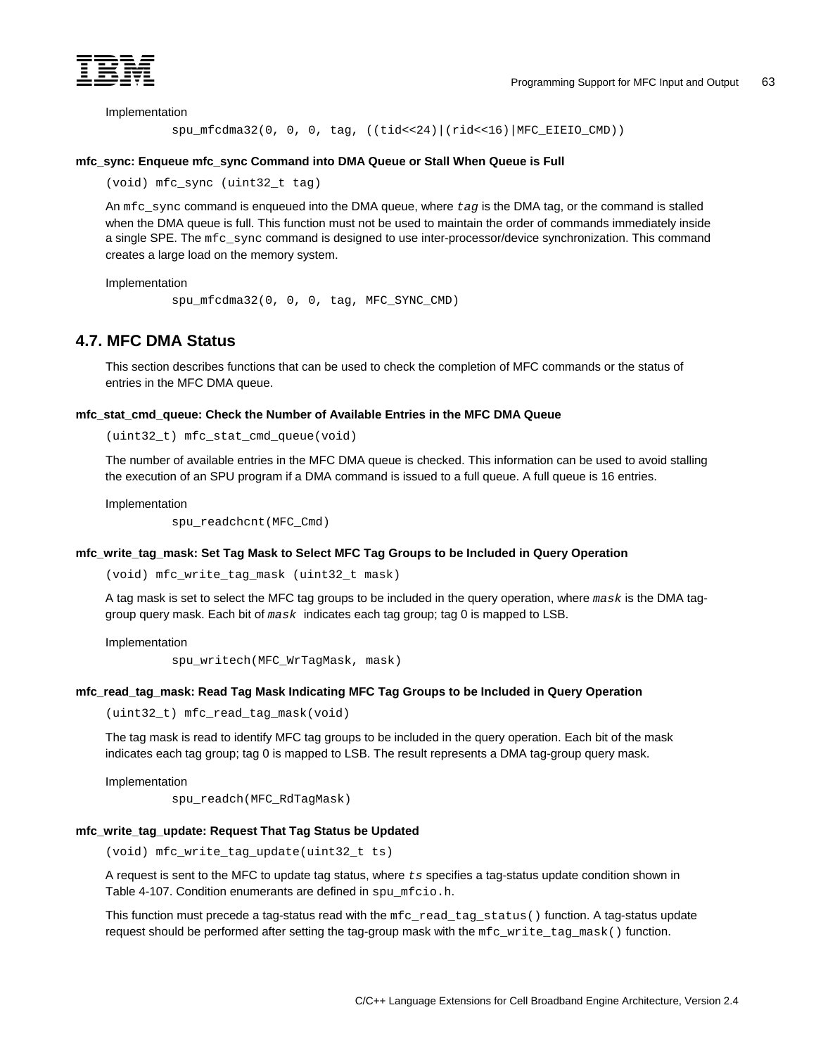Implementation

```
spu_mfcdma32(0, 0, 0, tag, ((tid<<24)|(rid<<16)|MFC_EIEIO_CMD))
```

#### mfc_sync: Enqueue mfc_sync Command into DMA Queue or Stall When Queue is Full

```
(void) mfc_sync (uint32_t tag)
```

An `mfc_sync` command is enqueued into the DMA queue, where *tag* is the DMA tag, or the command is stalled when the DMA queue is full. This function must not be used to maintain the order of commands immediately inside a single SPE. The `mfc_sync` command is designed to use inter-processor/device synchronization. This command creates a large load on the memory system.

Implementation

```
spu_mfcdma32(0, 0, 0, tag, MFC_SYNC_CMD)
```

## 4.7. MFC DMA Status

This section describes functions that can be used to check the completion of MFC commands or the status of entries in the MFC DMA queue.

#### mfc_stat_cmd_queue: Check the Number of Available Entries in the MFC DMA Queue

```
(uint32_t) mfc_stat_cmd_queue(void)
```

The number of available entries in the MFC DMA queue is checked. This information can be used to avoid stalling the execution of an SPU program if a DMA command is issued to a full queue. A full queue is 16 entries.

Implementation

```
spu_readchcnt(MFC_Cmd)
```

#### mfc_write_tag_mask: Set Tag Mask to Select MFC Tag Groups to be Included in Query Operation

```
(void) mfc_write_tag_mask (uint32_t mask)
```

A tag mask is set to select the MFC tag groups to be included in the query operation, where *mask* is the DMA tag-group query mask. Each bit of *mask* indicates each tag group; tag 0 is mapped to LSB.

Implementation

```
spu_writech(MFC_WrTagMask, mask)
```

#### mfc_read_tag_mask: Read Tag Mask Indicating MFC Tag Groups to be Included in Query Operation

```
(uint32_t) mfc_read_tag_mask(void)
```

The tag mask is read to identify MFC tag groups to be included in the query operation. Each bit of the mask indicates each tag group; tag 0 is mapped to LSB. The result represents a DMA tag-group query mask.

Implementation

```
spu_readch(MFC_RdTagMask)
```

#### mfc_write_tag_update: Request That Tag Status be Updated

```
(void) mfc_write_tag_update(uint32_t ts)
```

A request is sent to the MFC to update tag status, where *ts* specifies a tag-status update condition shown in Table 4-107. Condition enumerants are defined in `spu_mfcio.h`.

This function must precede a tag-status read with the `mfc_read_tag_status()` function. A tag-status update request should be performed after setting the tag-group mask with the `mfc_write_tag_mask()` function.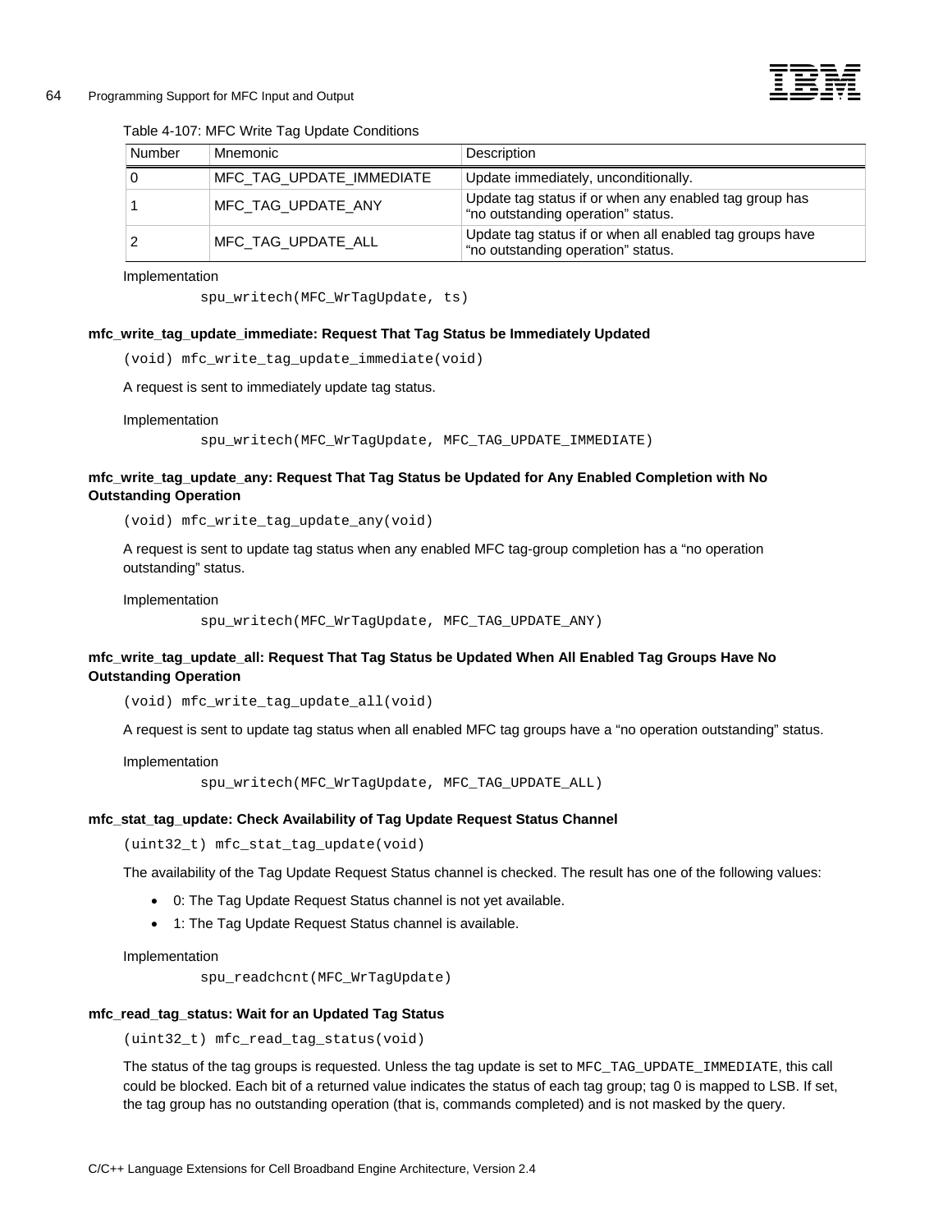Table 4-107: MFC Write Tag Update Conditions

| Number | Mnemonic | Description |
|---|---|---|
| 0 | MFC_TAG_UPDATE_IMMEDIATE | Update immediately, unconditionally. |
| 1 | MFC_TAG_UPDATE_ANY | Update tag status if or when any enabled tag group has "no outstanding operation" status. |
| 2 | MFC_TAG_UPDATE_ALL | Update tag status if or when all enabled tag groups have "no outstanding operation" status. |

Implementation

```
spu_writech(MFC_WrTagUpdate, ts)
```

#### mfc_write_tag_update_immediate: Request That Tag Status be Immediately Updated

```
(void) mfc_write_tag_update_immediate(void)
```

A request is sent to immediately update tag status.

Implementation

```
spu_writech(MFC_WrTagUpdate, MFC_TAG_UPDATE_IMMEDIATE)
```

#### mfc_write_tag_update_any: Request That Tag Status be Updated for Any Enabled Completion with No Outstanding Operation

```
(void) mfc_write_tag_update_any(void)
```

A request is sent to update tag status when any enabled MFC tag-group completion has a "no operation outstanding" status.

Implementation

```
spu_writech(MFC_WrTagUpdate, MFC_TAG_UPDATE_ANY)
```

#### mfc_write_tag_update_all: Request That Tag Status be Updated When All Enabled Tag Groups Have No Outstanding Operation

```
(void) mfc_write_tag_update_all(void)
```

A request is sent to update tag status when all enabled MFC tag groups have a "no operation outstanding" status.

Implementation

```
spu_writech(MFC_WrTagUpdate, MFC_TAG_UPDATE_ALL)
```

#### mfc_stat_tag_update: Check Availability of Tag Update Request Status Channel

```
(uint32_t) mfc_stat_tag_update(void)
```

The availability of the Tag Update Request Status channel is checked. The result has one of the following values:

- 0: The Tag Update Request Status channel is not yet available.
- 1: The Tag Update Request Status channel is available.

Implementation

```
spu_readchcnt(MFC_WrTagUpdate)
```

#### mfc_read_tag_status: Wait for an Updated Tag Status

```
(uint32_t) mfc_read_tag_status(void)
```

The status of the tag groups is requested. Unless the tag update is set to `MFC_TAG_UPDATE_IMMEDIATE`, this call could be blocked. Each bit of a returned value indicates the status of each tag group; tag 0 is mapped to LSB. If set, the tag group has no outstanding operation (that is, commands completed) and is not masked by the query.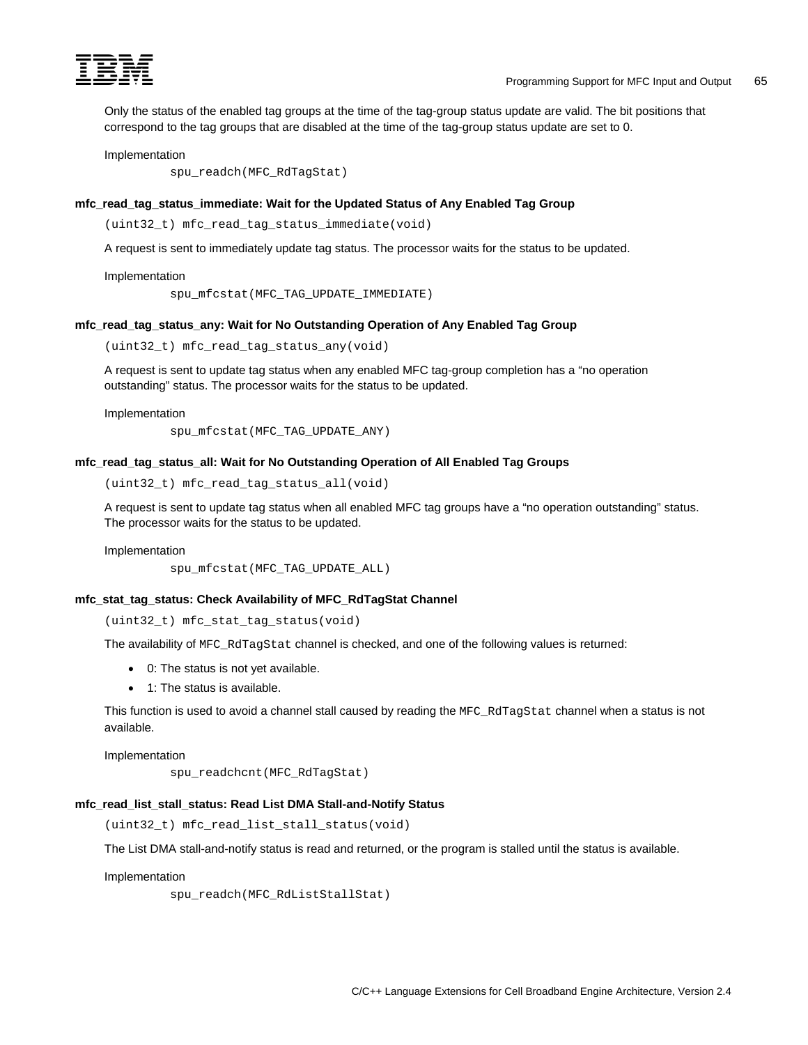Only the status of the enabled tag groups at the time of the tag-group status update are valid. The bit positions that correspond to the tag groups that are disabled at the time of the tag-group status update are set to 0.

Implementation

```
spu_readch(MFC_RdTagStat)
```

#### mfc_read_tag_status_immediate: Wait for the Updated Status of Any Enabled Tag Group

```
(uint32_t) mfc_read_tag_status_immediate(void)
```

A request is sent to immediately update tag status. The processor waits for the status to be updated.

Implementation

```
spu_mfcstat(MFC_TAG_UPDATE_IMMEDIATE)
```

#### mfc_read_tag_status_any: Wait for No Outstanding Operation of Any Enabled Tag Group

```
(uint32_t) mfc_read_tag_status_any(void)
```

A request is sent to update tag status when any enabled MFC tag-group completion has a “no operation outstanding” status. The processor waits for the status to be updated.

Implementation

```
spu_mfcstat(MFC_TAG_UPDATE_ANY)
```

#### mfc_read_tag_status_all: Wait for No Outstanding Operation of All Enabled Tag Groups

```
(uint32_t) mfc_read_tag_status_all(void)
```

A request is sent to update tag status when all enabled MFC tag groups have a “no operation outstanding” status. The processor waits for the status to be updated.

Implementation

```
spu_mfcstat(MFC_TAG_UPDATE_ALL)
```

#### mfc_stat_tag_status: Check Availability of MFC_RdTagStat Channel

```
(uint32_t) mfc_stat_tag_status(void)
```

The availability of `MFC_RdTagStat` channel is checked, and one of the following values is returned:

- 0: The status is not yet available.
- 1: The status is available.

This function is used to avoid a channel stall caused by reading the `MFC_RdTagStat` channel when a status is not available.

Implementation

```
spu_readchcnt(MFC_RdTagStat)
```

#### mfc_read_list_stall_status: Read List DMA Stall-and-Notify Status

```
(uint32_t) mfc_read_list_stall_status(void)
```

The List DMA stall-and-notify status is read and returned, or the program is stalled until the status is available.

Implementation

```
spu_readch(MFC_RdListStallStat)
```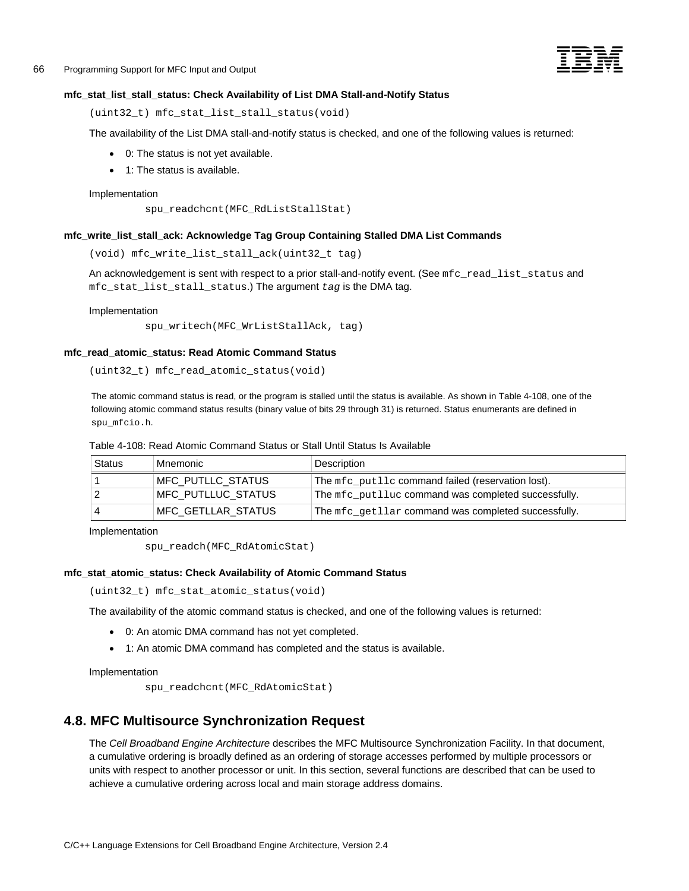#### mfc_stat_list_stall_status: Check Availability of List DMA Stall-and-Notify Status

```
(uint32_t) mfc_stat_list_stall_status(void)
```

The availability of the List DMA stall-and-notify status is checked, and one of the following values is returned:

- 0: The status is not yet available.
- 1: The status is available.

Implementation

```
spu_readchcnt(MFC_RdListStallStat)
```

#### mfc_write_list_stall_ack: Acknowledge Tag Group Containing Stalled DMA List Commands

```
(void) mfc_write_list_stall_ack(uint32_t tag)
```

An acknowledgement is sent with respect to a prior stall-and-notify event. (See `mfc_read_list_status` and `mfc_stat_list_stall_status`.) The argument *`tag`* is the DMA tag.

Implementation

```
spu_writech(MFC_WrListStallAck, tag)
```

#### mfc_read_atomic_status: Read Atomic Command Status

```
(uint32_t) mfc_read_atomic_status(void)
```

The atomic command status is read, or the program is stalled until the status is available. As shown in Table 4-108, one of the following atomic command status results (binary value of bits 29 through 31) is returned. Status enumerants are defined in `spu_mfcio.h`.

Table 4-108: Read Atomic Command Status or Stall Until Status Is Available

| Status | Mnemonic | Description |
|---|---|---|
| 1 | MFC_PUTLLC_STATUS | The `mfc_putllc` command failed (reservation lost). |
| 2 | MFC_PUTLLUC_STATUS | The `mfc_putlluc` command was completed successfully. |
| 4 | MFC_GETLLAR_STATUS | The `mfc_getllar` command was completed successfully. |

Implementation

```
spu_readch(MFC_RdAtomicStat)
```

#### mfc_stat_atomic_status: Check Availability of Atomic Command Status

```
(uint32_t) mfc_stat_atomic_status(void)
```

The availability of the atomic command status is checked, and one of the following values is returned:

- 0: An atomic DMA command has not yet completed.
- 1: An atomic DMA command has completed and the status is available.

Implementation

```
spu_readchcnt(MFC_RdAtomicStat)
```

## 4.8. MFC Multisource Synchronization Request

The *Cell Broadband Engine Architecture* describes the MFC Multisource Synchronization Facility. In that document, a cumulative ordering is broadly defined as an ordering of storage accesses performed by multiple processors or units with respect to another processor or unit. In this section, several functions are described that can be used to achieve a cumulative ordering across local and main storage address domains.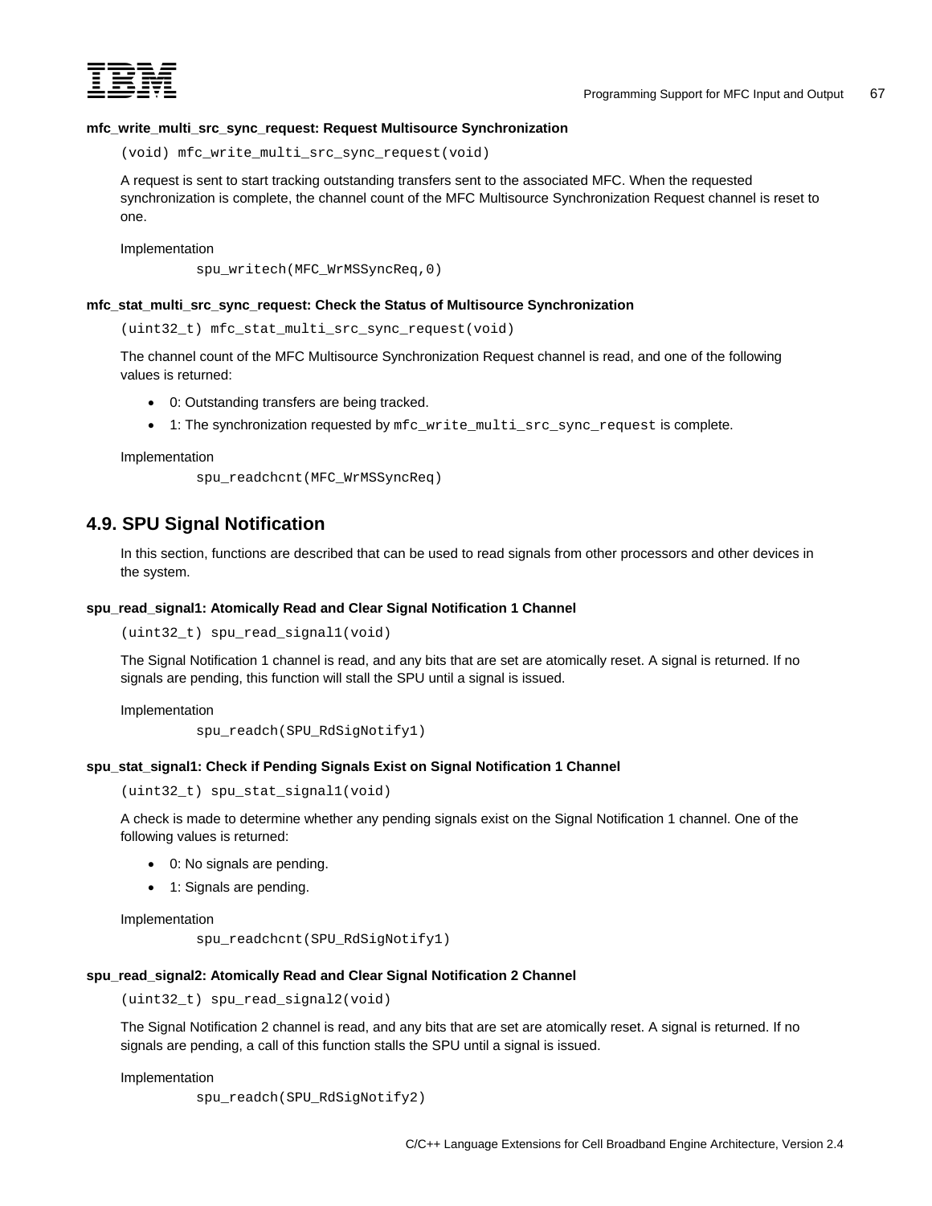**mfc_write_multi_src_sync_request: Request Multisource Synchronization**

```
(void) mfc_write_multi_src_sync_request(void)
```

A request is sent to start tracking outstanding transfers sent to the associated MFC. When the requested synchronization is complete, the channel count of the MFC Multisource Synchronization Request channel is reset to one.

Implementation

```
spu_writech(MFC_WrMSSyncReq,0)
```

**mfc_stat_multi_src_sync_request: Check the Status of Multisource Synchronization**

```
(uint32_t) mfc_stat_multi_src_sync_request(void)
```

The channel count of the MFC Multisource Synchronization Request channel is read, and one of the following values is returned:

- 0: Outstanding transfers are being tracked.
- 1: The synchronization requested by `mfc_write_multi_src_sync_request` is complete.

Implementation

```
spu_readchcnt(MFC_WrMSSyncReq)
```

## 4.9. SPU Signal Notification

In this section, functions are described that can be used to read signals from other processors and other devices in the system.

**spu_read_signal1: Atomically Read and Clear Signal Notification 1 Channel**

```
(uint32_t) spu_read_signal1(void)
```

The Signal Notification 1 channel is read, and any bits that are set are atomically reset. A signal is returned. If no signals are pending, this function will stall the SPU until a signal is issued.

Implementation

```
spu_readch(SPU_RdSigNotify1)
```

**spu_stat_signal1: Check if Pending Signals Exist on Signal Notification 1 Channel**

```
(uint32_t) spu_stat_signal1(void)
```

A check is made to determine whether any pending signals exist on the Signal Notification 1 channel. One of the following values is returned:

- 0: No signals are pending.
- 1: Signals are pending.

Implementation

```
spu_readchcnt(SPU_RdSigNotify1)
```

**spu_read_signal2: Atomically Read and Clear Signal Notification 2 Channel**

```
(uint32_t) spu_read_signal2(void)
```

The Signal Notification 2 channel is read, and any bits that are set are atomically reset. A signal is returned. If no signals are pending, a call of this function stalls the SPU until a signal is issued.

Implementation

```
spu_readch(SPU_RdSigNotify2)
```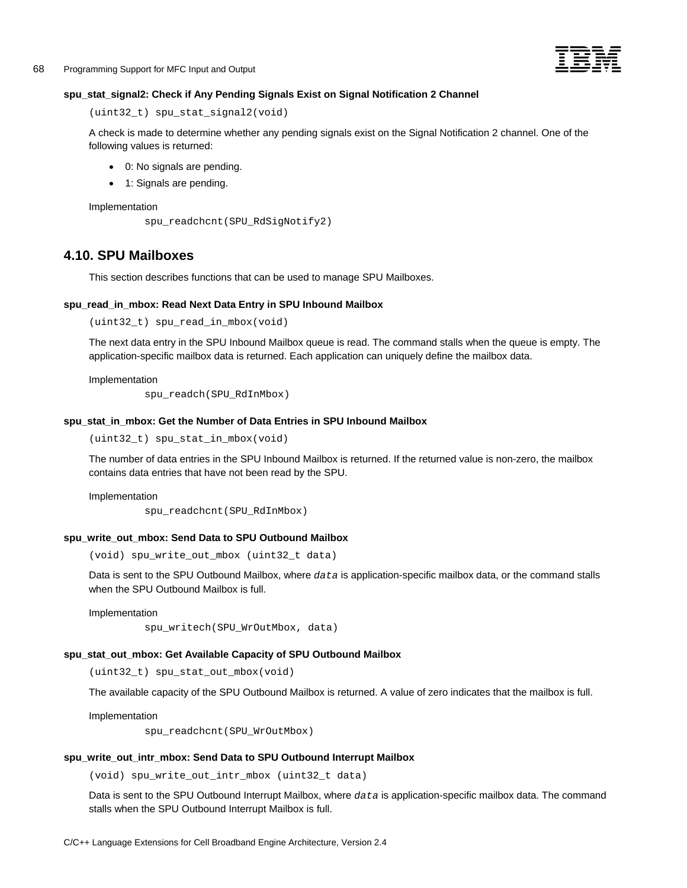**spu_stat_signal2: Check if Any Pending Signals Exist on Signal Notification 2 Channel**

```
(uint32_t) spu_stat_signal2(void)
```

A check is made to determine whether any pending signals exist on the Signal Notification 2 channel. One of the following values is returned:

- 0: No signals are pending.
- 1: Signals are pending.

Implementation

```
spu_readchcnt(SPU_RdSigNotify2)
```

## 4.10. SPU Mailboxes

This section describes functions that can be used to manage SPU Mailboxes.

**spu_read_in_mbox: Read Next Data Entry in SPU Inbound Mailbox**

```
(uint32_t) spu_read_in_mbox(void)
```

The next data entry in the SPU Inbound Mailbox queue is read. The command stalls when the queue is empty. The application-specific mailbox data is returned. Each application can uniquely define the mailbox data.

Implementation

```
spu_readch(SPU_RdInMbox)
```

**spu_stat_in_mbox: Get the Number of Data Entries in SPU Inbound Mailbox**

```
(uint32_t) spu_stat_in_mbox(void)
```

The number of data entries in the SPU Inbound Mailbox is returned. If the returned value is non-zero, the mailbox contains data entries that have not been read by the SPU.

Implementation

```
spu_readchcnt(SPU_RdInMbox)
```

**spu_write_out_mbox: Send Data to SPU Outbound Mailbox**

```
(void) spu_write_out_mbox (uint32_t data)
```

Data is sent to the SPU Outbound Mailbox, where `data` is application-specific mailbox data, or the command stalls when the SPU Outbound Mailbox is full.

Implementation

```
spu_writech(SPU_WrOutMbox, data)
```

**spu_stat_out_mbox: Get Available Capacity of SPU Outbound Mailbox**

```
(uint32_t) spu_stat_out_mbox(void)
```

The available capacity of the SPU Outbound Mailbox is returned. A value of zero indicates that the mailbox is full.

Implementation

```
spu_readchcnt(SPU_WrOutMbox)
```

**spu_write_out_intr_mbox: Send Data to SPU Outbound Interrupt Mailbox**

```
(void) spu_write_out_intr_mbox (uint32_t data)
```

Data is sent to the SPU Outbound Interrupt Mailbox, where `data` is application-specific mailbox data. The command stalls when the SPU Outbound Interrupt Mailbox is full.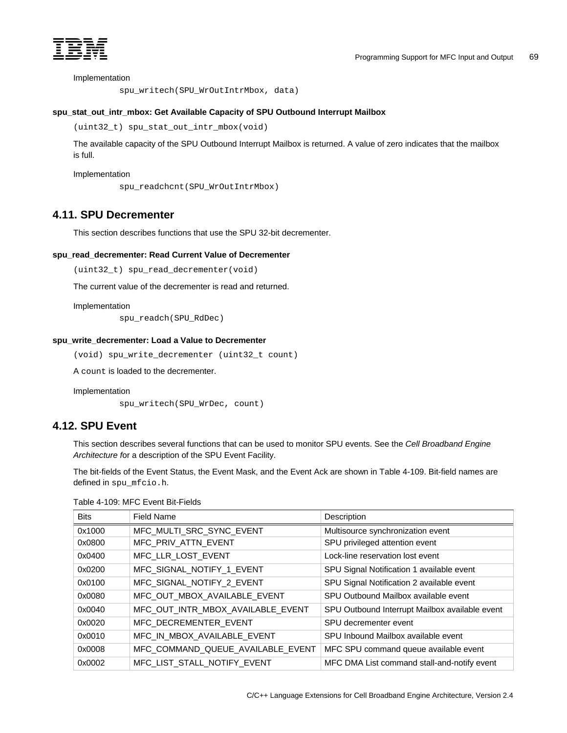Implementation

```
spu_writech(SPU_WrOutIntrMbox, data)
```

**spu_stat_out_intr_mbox: Get Available Capacity of SPU Outbound Interrupt Mailbox**

```
(uint32_t) spu_stat_out_intr_mbox(void)
```

The available capacity of the SPU Outbound Interrupt Mailbox is returned. A value of zero indicates that the mailbox is full.

Implementation

```
spu_readchcnt(SPU_WrOutIntrMbox)
```

## 4.11. SPU Decrementer

This section describes functions that use the SPU 32-bit decrementer.

**spu_read_decrementer: Read Current Value of Decrementer**

```
(uint32_t) spu_read_decrementer(void)
```

The current value of the decrementer is read and returned.

Implementation

```
spu_readch(SPU_RdDec)
```

**spu_write_decrementer: Load a Value to Decrementer**

```
(void) spu_write_decrementer (uint32_t count)
```

A `count` is loaded to the decrementer.

Implementation

```
spu_writech(SPU_WrDec, count)
```

## 4.12. SPU Event

This section describes several functions that can be used to monitor SPU events. See the *Cell Broadband Engine Architecture f*or a description of the SPU Event Facility.

The bit-fields of the Event Status, the Event Mask, and the Event Ack are shown in Table 4-109. Bit-field names are defined in `spu_mfcio.h`.

Table 4-109: MFC Event Bit-Fields

| Bits | Field Name | Description |
|---|---|---|
| 0x1000 | MFC_MULTI_SRC_SYNC_EVENT | Multisource synchronization event |
| 0x0800 | MFC_PRIV_ATTN_EVENT | SPU privileged attention event |
| 0x0400 | MFC_LLR_LOST_EVENT | Lock-line reservation lost event |
| 0x0200 | MFC_SIGNAL_NOTIFY_1_EVENT | SPU Signal Notification 1 available event |
| 0x0100 | MFC_SIGNAL_NOTIFY_2_EVENT | SPU Signal Notification 2 available event |
| 0x0080 | MFC_OUT_MBOX_AVAILABLE_EVENT | SPU Outbound Mailbox available event |
| 0x0040 | MFC_OUT_INTR_MBOX_AVAILABLE_EVENT | SPU Outbound Interrupt Mailbox available event |
| 0x0020 | MFC_DECREMENTER_EVENT | SPU decrementer event |
| 0x0010 | MFC_IN_MBOX_AVAILABLE_EVENT | SPU Inbound Mailbox available event |
| 0x0008 | MFC_COMMAND_QUEUE_AVAILABLE_EVENT | MFC SPU command queue available event |
| 0x0002 | MFC_LIST_STALL_NOTIFY_EVENT | MFC DMA List command stall-and-notify event |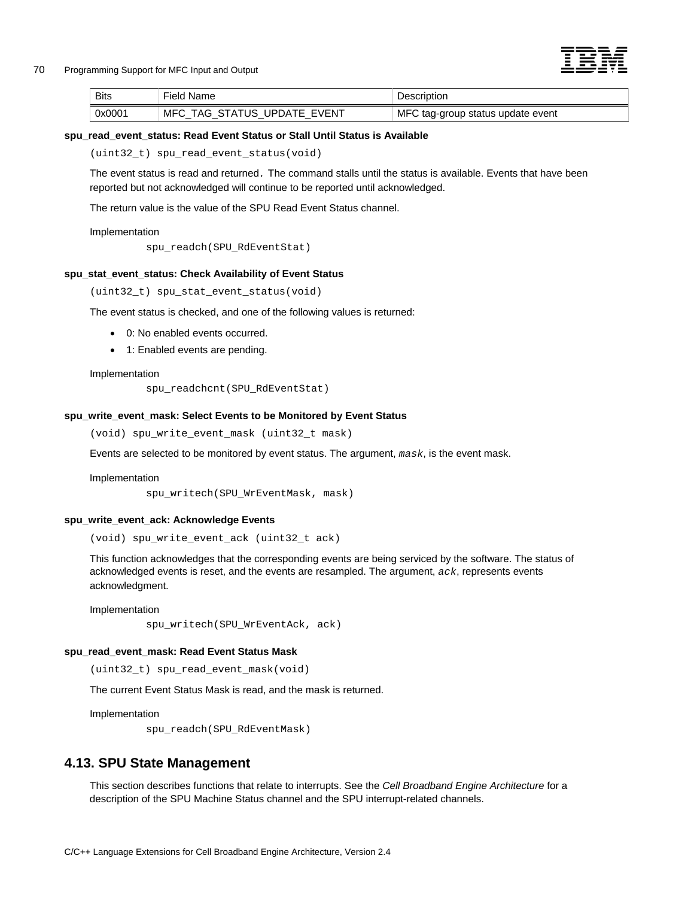| Bits | Field Name | Description |
| --- | --- | --- |
| 0x0001 | MFC_TAG_STATUS_UPDATE_EVENT | MFC tag-group status update event |

**spu_read_event_status: Read Event Status or Stall Until Status is Available**

```
(uint32_t) spu_read_event_status(void)
```

The event status is read and returned. The command stalls until the status is available. Events that have been reported but not acknowledged will continue to be reported until acknowledged.

The return value is the value of the SPU Read Event Status channel.

Implementation

```
spu_readch(SPU_RdEventStat)
```

**spu_stat_event_status: Check Availability of Event Status**

```
(uint32_t) spu_stat_event_status(void)
```

The event status is checked, and one of the following values is returned:

- 0: No enabled events occurred.
- 1: Enabled events are pending.

Implementation

```
spu_readchcnt(SPU_RdEventStat)
```

**spu_write_event_mask: Select Events to be Monitored by Event Status**

```
(void) spu_write_event_mask (uint32_t mask)
```

Events are selected to be monitored by event status. The argument, *mask*, is the event mask.

Implementation

```
spu_writech(SPU_WrEventMask, mask)
```

**spu_write_event_ack: Acknowledge Events**

```
(void) spu_write_event_ack (uint32_t ack)
```

This function acknowledges that the corresponding events are being serviced by the software. The status of acknowledged events is reset, and the events are resampled. The argument, *ack*, represents events acknowledgment.

Implementation

```
spu_writech(SPU_WrEventAck, ack)
```

**spu_read_event_mask: Read Event Status Mask**

```
(uint32_t) spu_read_event_mask(void)
```

The current Event Status Mask is read, and the mask is returned.

Implementation

```
spu_readch(SPU_RdEventMask)
```

## 4.13. SPU State Management

This section describes functions that relate to interrupts. See the *Cell Broadband Engine Architecture* for a description of the SPU Machine Status channel and the SPU interrupt-related channels.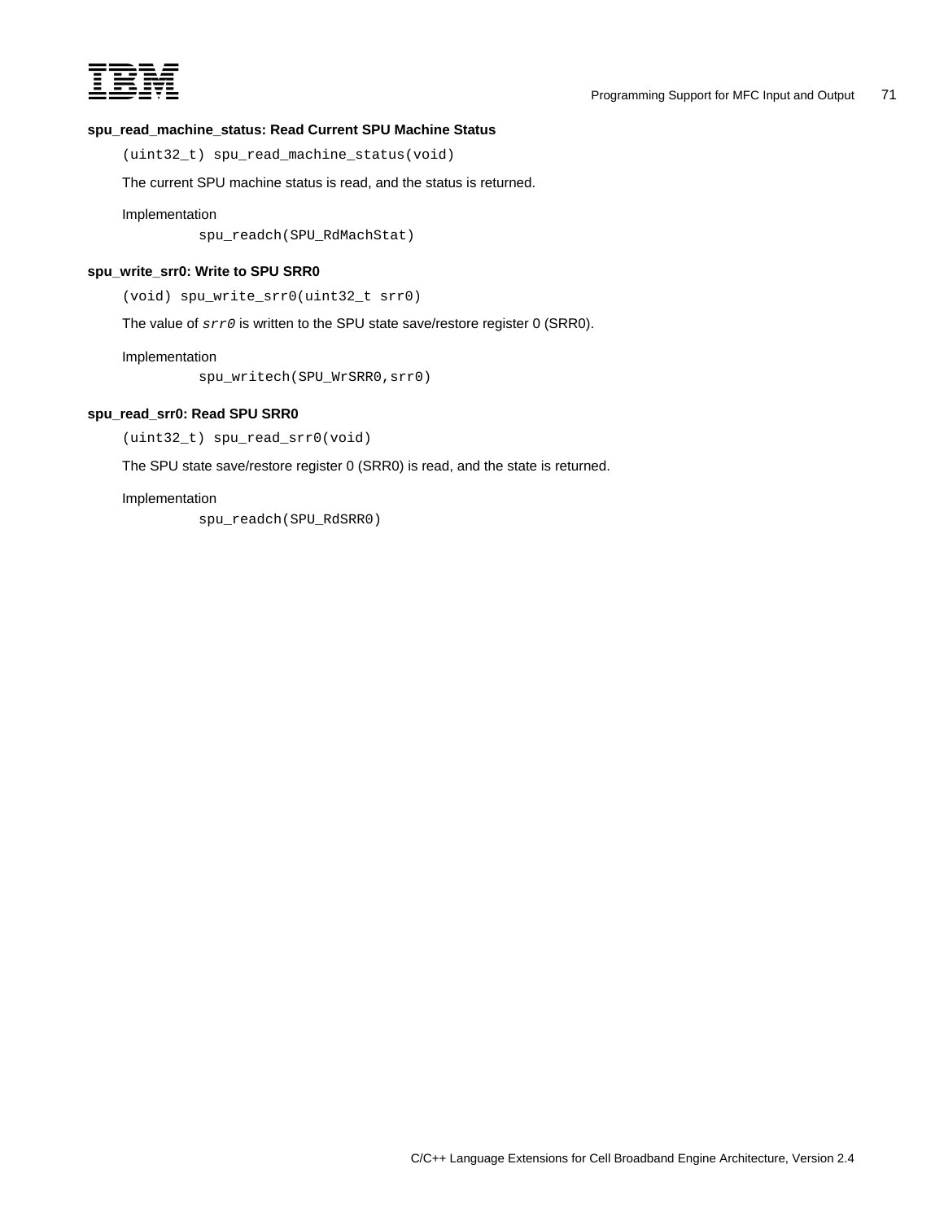### spu_read_machine_status: Read Current SPU Machine Status

```
(uint32_t) spu_read_machine_status(void)
```

The current SPU machine status is read, and the status is returned.

Implementation

```
spu_readch(SPU_RdMachStat)
```

### spu_write_srr0: Write to SPU SRR0

```
(void) spu_write_srr0(uint32_t srr0)
```

The value of *srr0* is written to the SPU state save/restore register 0 (SRR0).

Implementation

```
spu_writech(SPU_WrSRR0,srr0)
```

### spu_read_srr0: Read SPU SRR0

```
(uint32_t) spu_read_srr0(void)
```

The SPU state save/restore register 0 (SRR0) is read, and the state is returned.

Implementation

```
spu_readch(SPU_RdSRR0)
```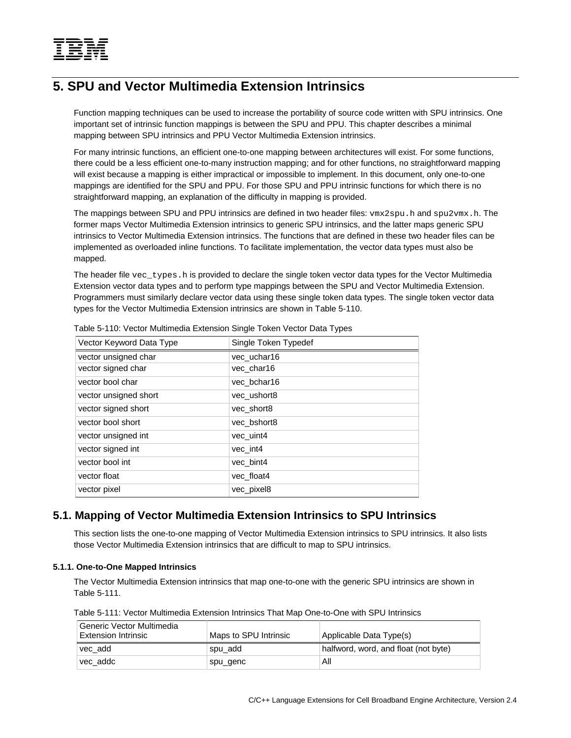# 5. SPU and Vector Multimedia Extension Intrinsics

Function mapping techniques can be used to increase the portability of source code written with SPU intrinsics. One important set of intrinsic function mappings is between the SPU and PPU. This chapter describes a minimal mapping between SPU intrinsics and PPU Vector Multimedia Extension intrinsics.

For many intrinsic functions, an efficient one-to-one mapping between architectures will exist. For some functions, there could be a less efficient one-to-many instruction mapping; and for other functions, no straightforward mapping will exist because a mapping is either impractical or impossible to implement. In this document, only one-to-one mappings are identified for the SPU and PPU. For those SPU and PPU intrinsic functions for which there is no straightforward mapping, an explanation of the difficulty in mapping is provided.

The mappings between SPU and PPU intrinsics are defined in two header files: `vmx2spu.h` and `spu2vmx.h`. The former maps Vector Multimedia Extension intrinsics to generic SPU intrinsics, and the latter maps generic SPU intrinsics to Vector Multimedia Extension intrinsics. The functions that are defined in these two header files can be implemented as overloaded inline functions. To facilitate implementation, the vector data types must also be mapped.

The header file `vec_types.h` is provided to declare the single token vector data types for the Vector Multimedia Extension vector data types and to perform type mappings between the SPU and Vector Multimedia Extension. Programmers must similarly declare vector data using these single token data types. The single token vector data types for the Vector Multimedia Extension intrinsics are shown in Table 5-110.

Table 5-110: Vector Multimedia Extension Single Token Vector Data Types

| Vector Keyword Data Type | Single Token Typedef |
|---|---|
| vector unsigned char | vec_uchar16 |
| vector signed char | vec_char16 |
| vector bool char | vec_bchar16 |
| vector unsigned short | vec_ushort8 |
| vector signed short | vec_short8 |
| vector bool short | vec_bshort8 |
| vector unsigned int | vec_uint4 |
| vector signed int | vec_int4 |
| vector bool int | vec_bint4 |
| vector float | vec_float4 |
| vector pixel | vec_pixel8 |

## 5.1. Mapping of Vector Multimedia Extension Intrinsics to SPU Intrinsics

This section lists the one-to-one mapping of Vector Multimedia Extension intrinsics to SPU intrinsics. It also lists those Vector Multimedia Extension intrinsics that are difficult to map to SPU intrinsics.

#### 5.1.1. One-to-One Mapped Intrinsics

The Vector Multimedia Extension intrinsics that map one-to-one with the generic SPU intrinsics are shown in Table 5-111.

Table 5-111: Vector Multimedia Extension Intrinsics That Map One-to-One with SPU Intrinsics

| Generic Vector Multimedia Extension Intrinsic | Maps to SPU Intrinsic | Applicable Data Type(s) |
|---|---|---|
| vec_add | spu_add | halfword, word, and float (not byte) |
| vec_addc | spu_genc | All |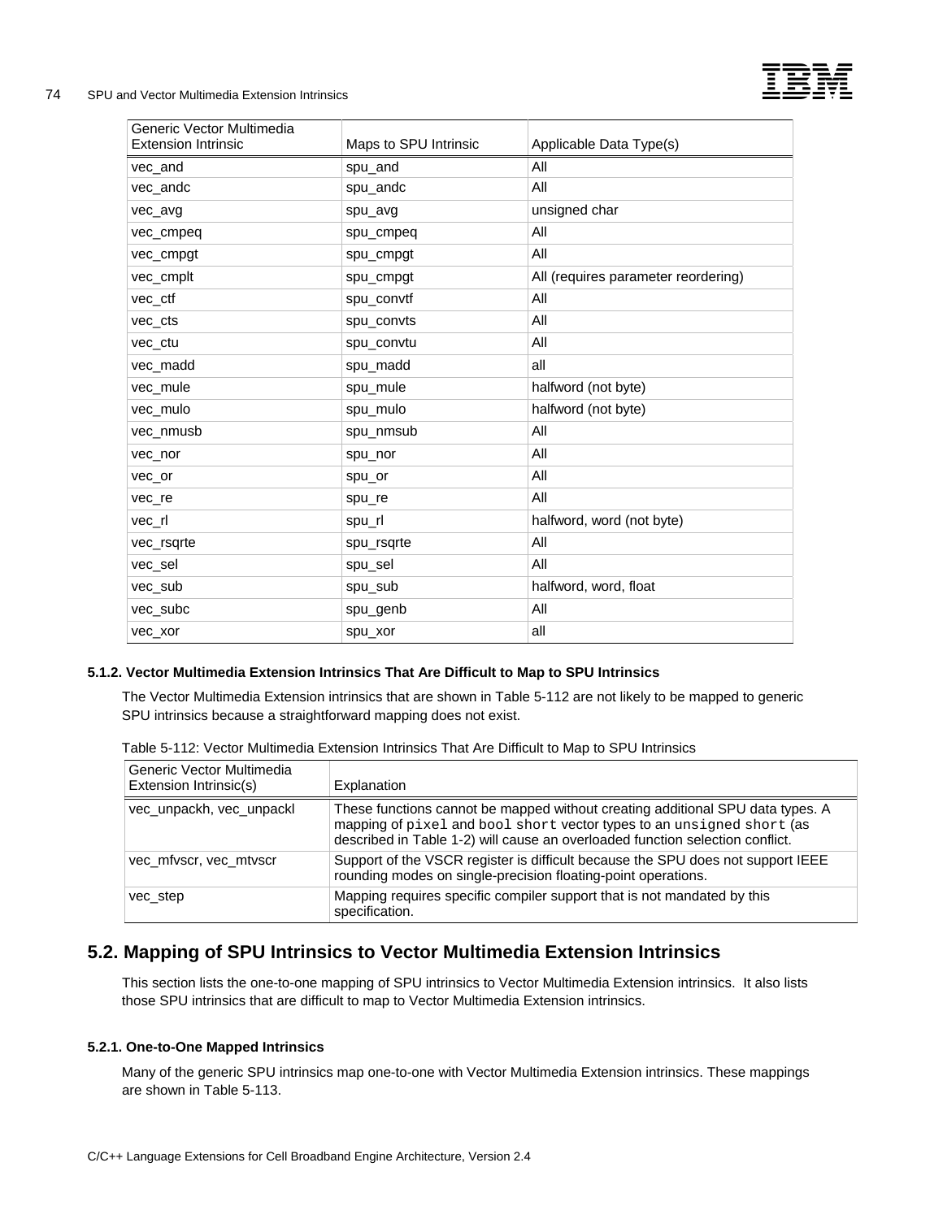| Generic Vector Multimedia Extension Intrinsic | Maps to SPU Intrinsic | Applicable Data Type(s) |
|---|---|---|
| vec_and | spu_and | All |
| vec_andc | spu_andc | All |
| vec_avg | spu_avg | unsigned char |
| vec_cmpeq | spu_cmpeq | All |
| vec_cmpgt | spu_cmpgt | All |
| vec_cmplt | spu_cmpgt | All (requires parameter reordering) |
| vec_ctf | spu_convtf | All |
| vec_cts | spu_convts | All |
| vec_ctu | spu_convtu | All |
| vec_madd | spu_madd | all |
| vec_mule | spu_mule | halfword (not byte) |
| vec_mulo | spu_mulo | halfword (not byte) |
| vec_nmusb | spu_nmsub | All |
| vec_nor | spu_nor | All |
| vec_or | spu_or | All |
| vec_re | spu_re | All |
| vec_rl | spu_rl | halfword, word (not byte) |
| vec_rsqrte | spu_rsqrte | All |
| vec_sel | spu_sel | All |
| vec_sub | spu_sub | halfword, word, float |
| vec_subc | spu_genb | All |
| vec_xor | spu_xor | all |

#### 5.1.2. Vector Multimedia Extension Intrinsics That Are Difficult to Map to SPU Intrinsics

The Vector Multimedia Extension intrinsics that are shown in Table 5-112 are not likely to be mapped to generic SPU intrinsics because a straightforward mapping does not exist.

Table 5-112: Vector Multimedia Extension Intrinsics That Are Difficult to Map to SPU Intrinsics

| Generic Vector Multimedia Extension Intrinsic(s) | Explanation |
|---|---|
| vec_unpackh, vec_unpackl | These functions cannot be mapped without creating additional SPU data types. A mapping of `pixel` and `bool short` vector types to an `unsigned short` (as described in Table 1-2) will cause an overloaded function selection conflict. |
| vec_mfvscr, vec_mtvscr | Support of the VSCR register is difficult because the SPU does not support IEEE rounding modes on single-precision floating-point operations. |
| vec_step | Mapping requires specific compiler support that is not mandated by this specification. |

## 5.2. Mapping of SPU Intrinsics to Vector Multimedia Extension Intrinsics

This section lists the one-to-one mapping of SPU intrinsics to Vector Multimedia Extension intrinsics. It also lists those SPU intrinsics that are difficult to map to Vector Multimedia Extension intrinsics.

#### 5.2.1. One-to-One Mapped Intrinsics

Many of the generic SPU intrinsics map one-to-one with Vector Multimedia Extension intrinsics. These mappings are shown in Table 5-113.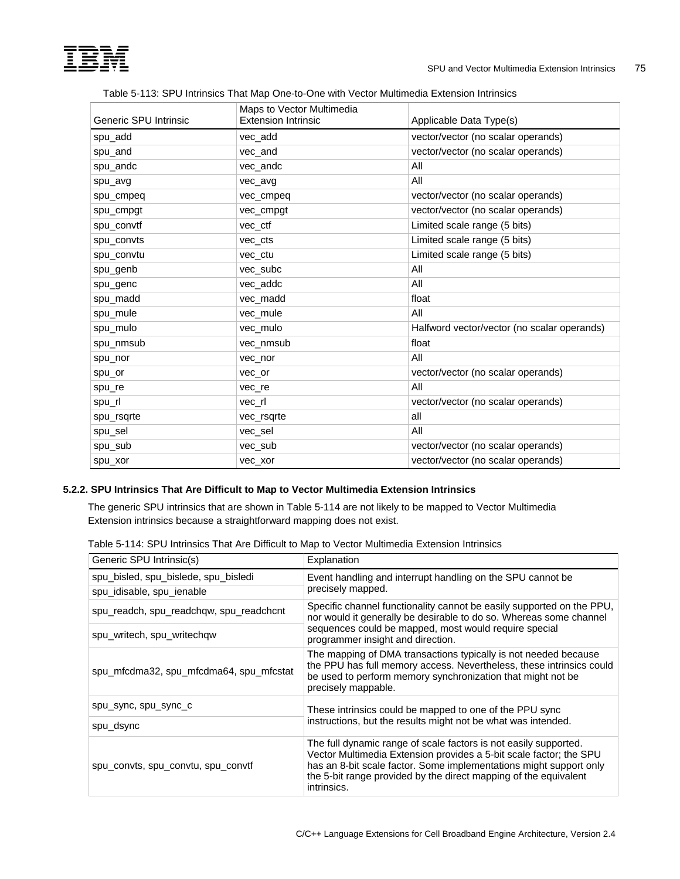Table 5-113: SPU Intrinsics That Map One-to-One with Vector Multimedia Extension Intrinsics

| Generic SPU Intrinsic | Maps to Vector Multimedia Extension Intrinsic | Applicable Data Type(s) |
|---|---|---|
| spu_add | vec_add | vector/vector (no scalar operands) |
| spu_and | vec_and | vector/vector (no scalar operands) |
| spu_andc | vec_andc | All |
| spu_avg | vec_avg | All |
| spu_cmpeq | vec_cmpeq | vector/vector (no scalar operands) |
| spu_cmpgt | vec_cmpgt | vector/vector (no scalar operands) |
| spu_convtf | vec_ctf | Limited scale range (5 bits) |
| spu_convts | vec_cts | Limited scale range (5 bits) |
| spu_convtu | vec_ctu | Limited scale range (5 bits) |
| spu_genb | vec_subc | All |
| spu_genc | vec_addc | All |
| spu_madd | vec_madd | float |
| spu_mule | vec_mule | All |
| spu_mulo | vec_mulo | Halfword vector/vector (no scalar operands) |
| spu_nmsub | vec_nmsub | float |
| spu_nor | vec_nor | All |
| spu_or | vec_or | vector/vector (no scalar operands) |
| spu_re | vec_re | All |
| spu_rl | vec_rl | vector/vector (no scalar operands) |
| spu_rsqrte | vec_rsqrte | all |
| spu_sel | vec_sel | All |
| spu_sub | vec_sub | vector/vector (no scalar operands) |
| spu_xor | vec_xor | vector/vector (no scalar operands) |

### 5.2.2. SPU Intrinsics That Are Difficult to Map to Vector Multimedia Extension Intrinsics

The generic SPU intrinsics that are shown in Table 5-114 are not likely to be mapped to Vector Multimedia Extension intrinsics because a straightforward mapping does not exist.

Table 5-114: SPU Intrinsics That Are Difficult to Map to Vector Multimedia Extension Intrinsics

| Generic SPU Intrinsic(s) | Explanation |
|---|---|
| spu_bisled, spu_bisledе, spu_bisledi<br>spu_idisable, spu_ienable | Event handling and interrupt handling on the SPU cannot be precisely mapped. |
| spu_readch, spu_readchqw, spu_readchcnt<br>spu_writech, spu_writechqw | Specific channel functionality cannot be easily supported on the PPU, nor would it generally be desirable to do so. Whereas some channel sequences could be mapped, most would require special programmer insight and direction. |
| spu_mfcdma32, spu_mfcdma64, spu_mfcstat | The mapping of DMA transactions typically is not needed because the PPU has full memory access. Nevertheless, these intrinsics could be used to perform memory synchronization that might not be precisely mappable. |
| spu_sync, spu_sync_c<br>spu_dsync | These intrinsics could be mapped to one of the PPU sync instructions, but the results might not be what was intended. |
| spu_convts, spu_convtu, spu_convtf | The full dynamic range of scale factors is not easily supported. Vector Multimedia Extension provides a 5-bit scale factor; the SPU has an 8-bit scale factor. Some implementations might support only the 5-bit range provided by the direct mapping of the equivalent intrinsics. |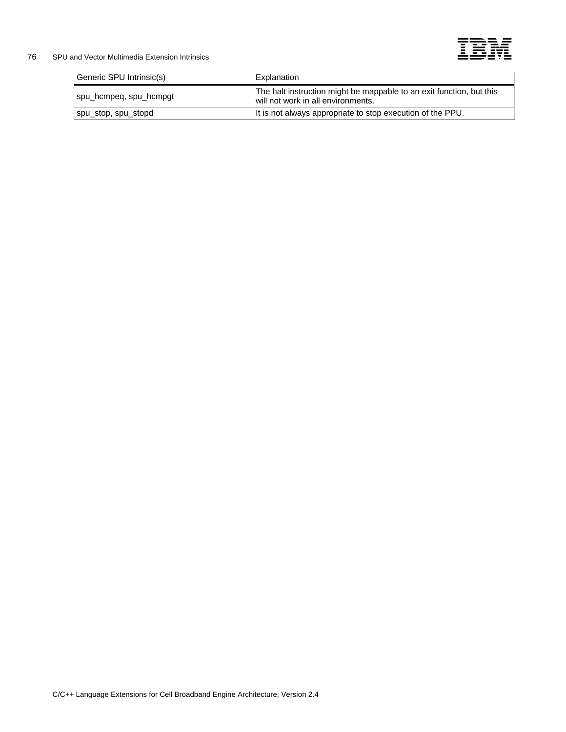| Generic SPU Intrinsic(s) | Explanation |
| --- | --- |
| spu_hcmpeq, spu_hcmpgt | The halt instruction might be mappable to an exit function, but this will not work in all environments. |
| spu_stop, spu_stopd | It is not always appropriate to stop execution of the PPU. |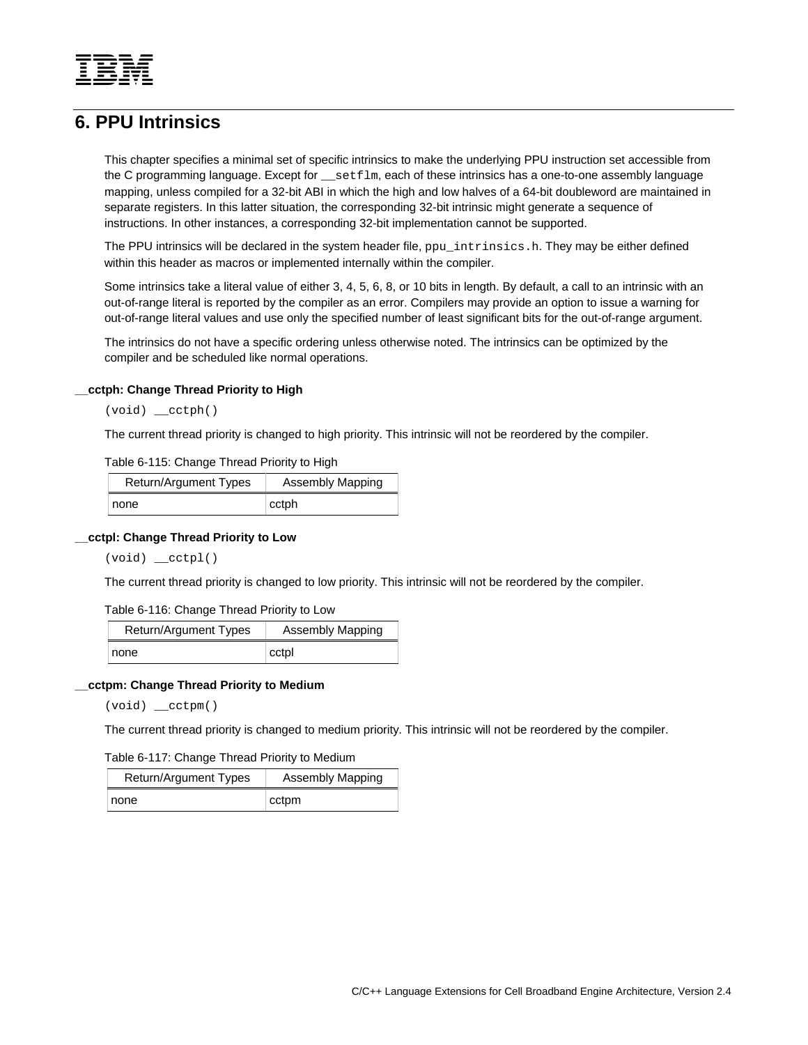# 6. PPU Intrinsics

This chapter specifies a minimal set of specific intrinsics to make the underlying PPU instruction set accessible from the C programming language. Except for `__setflm`, each of these intrinsics has a one-to-one assembly language mapping, unless compiled for a 32-bit ABI in which the high and low halves of a 64-bit doubleword are maintained in separate registers. In this latter situation, the corresponding 32-bit intrinsic might generate a sequence of instructions. In other instances, a corresponding 32-bit implementation cannot be supported.

The PPU intrinsics will be declared in the system header file, `ppu_intrinsics.h`. They may be either defined within this header as macros or implemented internally within the compiler.

Some intrinsics take a literal value of either 3, 4, 5, 6, 8, or 10 bits in length. By default, a call to an intrinsic with an out-of-range literal is reported by the compiler as an error. Compilers may provide an option to issue a warning for out-of-range literal values and use only the specified number of least significant bits for the out-of-range argument.

The intrinsics do not have a specific ordering unless otherwise noted. The intrinsics can be optimized by the compiler and be scheduled like normal operations.

#### __cctph: Change Thread Priority to High

```
(void) __cctph()
```

The current thread priority is changed to high priority. This intrinsic will not be reordered by the compiler.

Table 6-115: Change Thread Priority to High

| Return/Argument Types | Assembly Mapping |
|---|---|
| none | cctph |

#### __cctpl: Change Thread Priority to Low

```
(void) __cctpl()
```

The current thread priority is changed to low priority. This intrinsic will not be reordered by the compiler.

Table 6-116: Change Thread Priority to Low

| Return/Argument Types | Assembly Mapping |
|---|---|
| none | cctpl |

#### __cctpm: Change Thread Priority to Medium

```
(void) __cctpm()
```

The current thread priority is changed to medium priority. This intrinsic will not be reordered by the compiler.

Table 6-117: Change Thread Priority to Medium

| Return/Argument Types | Assembly Mapping |
|---|---|
| none | cctpm |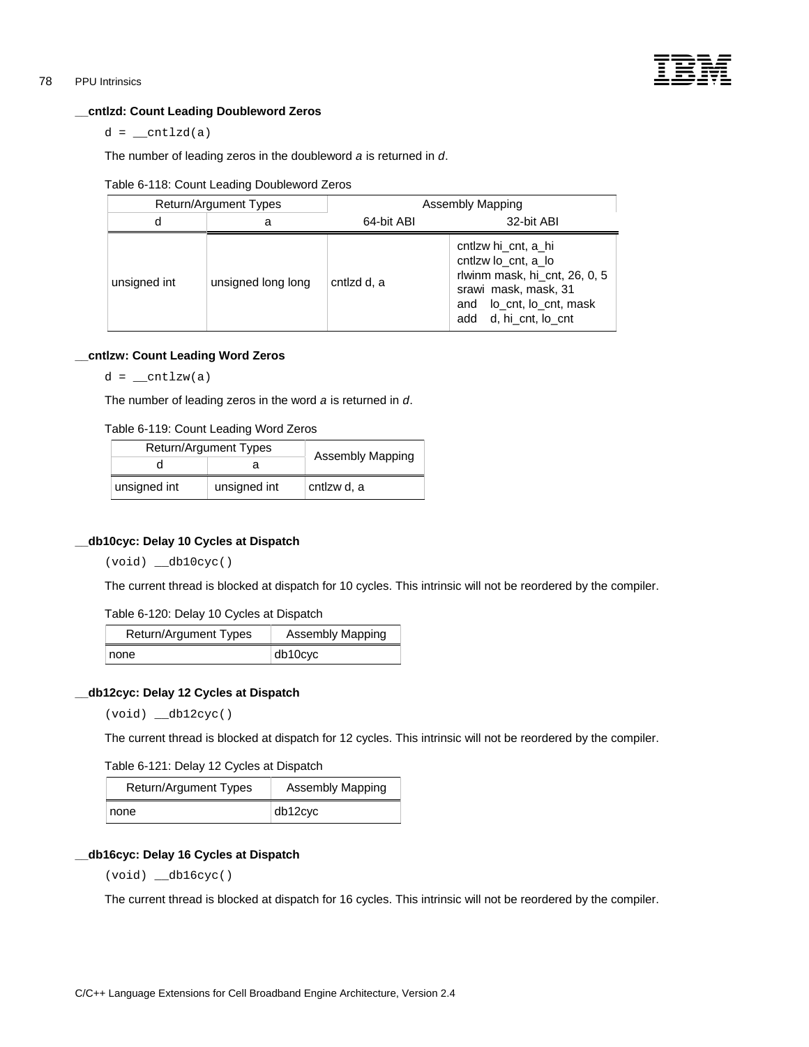### __cntlzd: Count Leading Doubleword Zeros

```
d = __cntlzd(a)
```

The number of leading zeros in the doubleword *a* is returned in *d*.

Table 6-118: Count Leading Doubleword Zeros

| Return/Argument Types | | Assembly Mapping | |
|---|---|---|---|
| d | a | 64-bit ABI | 32-bit ABI |
| unsigned int | unsigned long long | cntlzd d, a | cntlzw hi_cnt, a_hi<br>cntlzw lo_cnt, a_lo<br>rlwinm mask, hi_cnt, 26, 0, 5<br>srawi mask, mask, 31<br>and lo_cnt, lo_cnt, mask<br>add d, hi_cnt, lo_cnt |

### __cntlzw: Count Leading Word Zeros

```
d = __cntlzw(a)
```

The number of leading zeros in the word *a* is returned in *d*.

Table 6-119: Count Leading Word Zeros

| Return/Argument Types | | Assembly Mapping |
|---|---|---|
| d | a | |
| unsigned int | unsigned int | cntlzw d, a |

### __db10cyc: Delay 10 Cycles at Dispatch

```
(void) __db10cyc()
```

The current thread is blocked at dispatch for 10 cycles. This intrinsic will not be reordered by the compiler.

Table 6-120: Delay 10 Cycles at Dispatch

| Return/Argument Types | Assembly Mapping |
|---|---|
| none | db10cyc |

### __db12cyc: Delay 12 Cycles at Dispatch

```
(void) __db12cyc()
```

The current thread is blocked at dispatch for 12 cycles. This intrinsic will not be reordered by the compiler.

Table 6-121: Delay 12 Cycles at Dispatch

| Return/Argument Types | Assembly Mapping |
|---|---|
| none | db12cyc |

### __db16cyc: Delay 16 Cycles at Dispatch

```
(void) __db16cyc()
```

The current thread is blocked at dispatch for 16 cycles. This intrinsic will not be reordered by the compiler.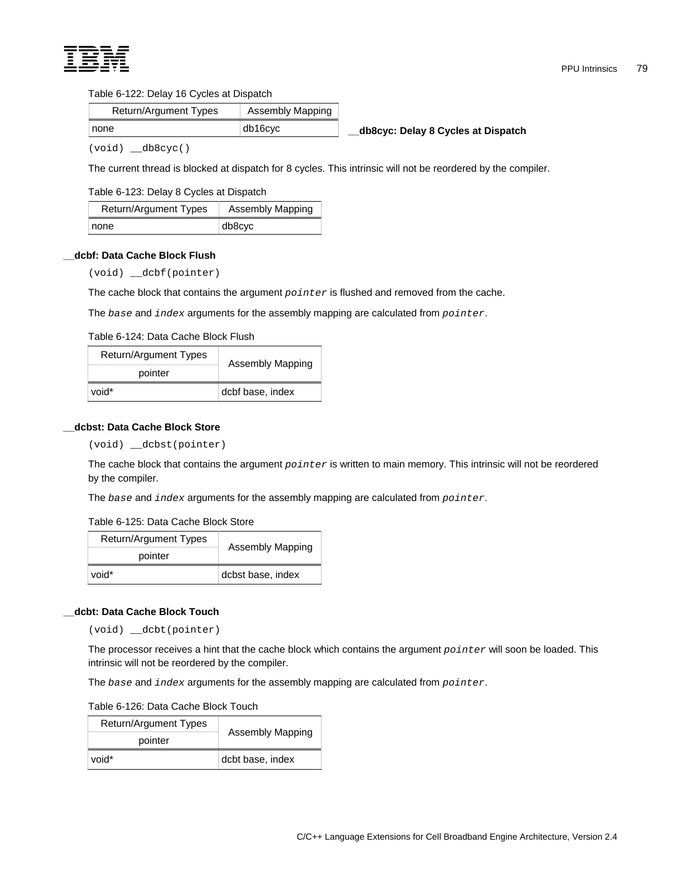Table 6-122: Delay 16 Cycles at Dispatch

| Return/Argument Types | Assembly Mapping |
|---|---|
| none | db16cyc |

### __db8cyc: Delay 8 Cycles at Dispatch

```
(void) __db8cyc()
```

The current thread is blocked at dispatch for 8 cycles. This intrinsic will not be reordered by the compiler.

Table 6-123: Delay 8 Cycles at Dispatch

| Return/Argument Types | Assembly Mapping |
|---|---|
| none | db8cyc |

### __dcbf: Data Cache Block Flush

```
(void) __dcbf(pointer)
```

The cache block that contains the argument *pointer* is flushed and removed from the cache.

The *base* and *index* arguments for the assembly mapping are calculated from *pointer*.

Table 6-124: Data Cache Block Flush

| Return/Argument Types | Assembly Mapping |
|---|---|
| pointer | |
| void* | dcbf base, index |

### __dcbst: Data Cache Block Store

```
(void) __dcbst(pointer)
```

The cache block that contains the argument *pointer* is written to main memory. This intrinsic will not be reordered by the compiler.

The *base* and *index* arguments for the assembly mapping are calculated from *pointer*.

Table 6-125: Data Cache Block Store

| Return/Argument Types | Assembly Mapping |
|---|---|
| pointer | |
| void* | dcbst base, index |

### __dcbt: Data Cache Block Touch

```
(void) __dcbt(pointer)
```

The processor receives a hint that the cache block which contains the argument *pointer* will soon be loaded. This intrinsic will not be reordered by the compiler.

The *base* and *index* arguments for the assembly mapping are calculated from *pointer*.

Table 6-126: Data Cache Block Touch

| Return/Argument Types | Assembly Mapping |
|---|---|
| pointer | |
| void* | dcbt base, index |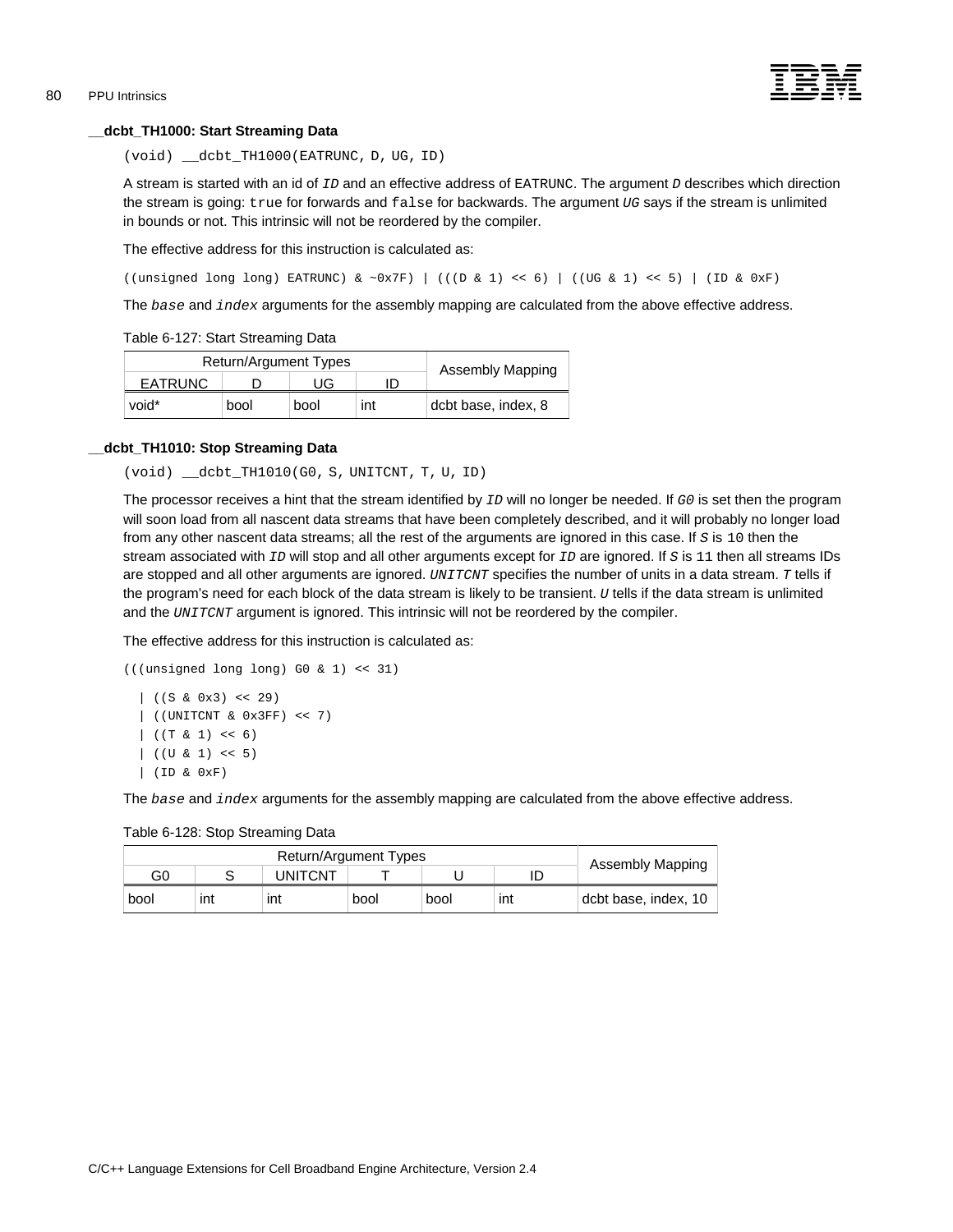#### __dcbt_TH1000: Start Streaming Data

```
(void) __dcbt_TH1000(EATRUNC, D, UG, ID)
```

A stream is started with an id of *ID* and an effective address of EATRUNC. The argument *D* describes which direction the stream is going: `true` for forwards and `false` for backwards. The argument *UG* says if the stream is unlimited in bounds or not. This intrinsic will not be reordered by the compiler.

The effective address for this instruction is calculated as:

```
((unsigned long long) EATRUNC) & ~0x7F) | (((D & 1) << 6) | ((UG & 1) << 5) | (ID & 0xF)
```

The *base* and *index* arguments for the assembly mapping are calculated from the above effective address.

Table 6-127: Start Streaming Data

| Return/Argument Types | | | | Assembly Mapping |
|---|---|---|---|---|
| EATRUNC | D | UG | ID | |
| void* | bool | bool | int | dcbt base, index, 8 |

#### __dcbt_TH1010: Stop Streaming Data

```
(void) __dcbt_TH1010(G0, S, UNITCNT, T, U, ID)
```

The processor receives a hint that the stream identified by *ID* will no longer be needed. If *G0* is set then the program will soon load from all nascent data streams that have been completely described, and it will probably no longer load from any other nascent data streams; all the rest of the arguments are ignored in this case. If *S* is `10` then the stream associated with *ID* will stop and all other arguments except for *ID* are ignored. If *S* is `11` then all streams IDs are stopped and all other arguments are ignored. *UNITCNT* specifies the number of units in a data stream. *T* tells if the program's need for each block of the data stream is likely to be transient. *U* tells if the data stream is unlimited and the *UNITCNT* argument is ignored. This intrinsic will not be reordered by the compiler.

The effective address for this instruction is calculated as:

```
(((unsigned long long) G0 & 1) << 31)
  | ((S & 0x3) << 29)
  | ((UNITCNT & 0x3FF) << 7)
  | ((T & 1) << 6)
  | ((U & 1) << 5)
  | (ID & 0xF)
```

The *base* and *index* arguments for the assembly mapping are calculated from the above effective address.

Table 6-128: Stop Streaming Data

| Return/Argument Types | | | | | | Assembly Mapping |
|---|---|---|---|---|---|---|
| G0 | S | UNITCNT | T | U | ID | |
| bool | int | int | bool | bool | int | dcbt base, index, 10 |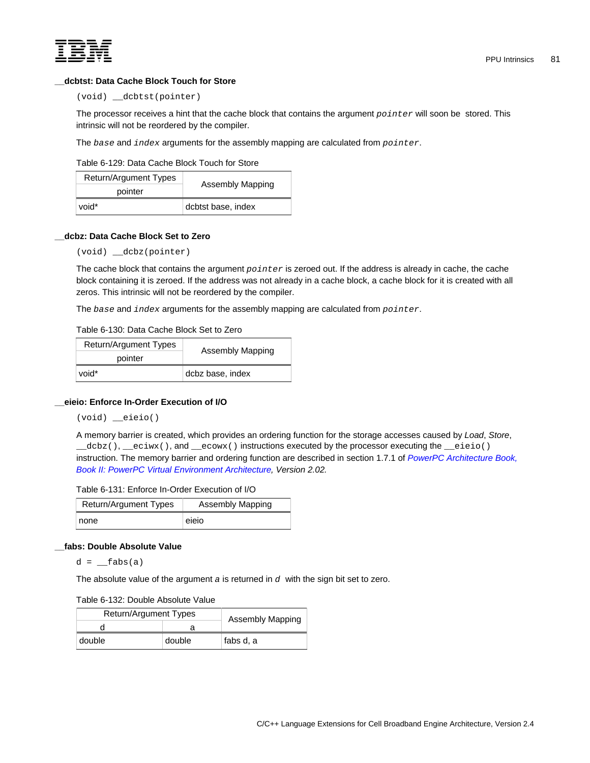### __dcbtst: Data Cache Block Touch for Store

```
(void) __dcbtst(pointer)
```

The processor receives a hint that the cache block that contains the argument *pointer* will soon be stored. This intrinsic will not be reordered by the compiler.

The *base* and *index* arguments for the assembly mapping are calculated from *pointer*.

Table 6-129: Data Cache Block Touch for Store

| Return/Argument Types | Assembly Mapping |
| --- | --- |
| pointer | |
| void* | dcbtst base, index |

### __dcbz: Data Cache Block Set to Zero

```
(void) __dcbz(pointer)
```

The cache block that contains the argument *pointer* is zeroed out. If the address is already in cache, the cache block containing it is zeroed. If the address was not already in a cache block, a cache block for it is created with all zeros. This intrinsic will not be reordered by the compiler.

The *base* and *index* arguments for the assembly mapping are calculated from *pointer*.

Table 6-130: Data Cache Block Set to Zero

| Return/Argument Types | Assembly Mapping |
| --- | --- |
| pointer | |
| void* | dcbz base, index |

### __eieio: Enforce In-Order Execution of I/O

```
(void) __eieio()
```

A memory barrier is created, which provides an ordering function for the storage accesses caused by *Load*, *Store*, `__dcbz()`, `__eciwx()`, and `__ecowx()` instructions executed by the processor executing the `__eieio()` instruction. The memory barrier and ordering function are described in section 1.7.1 of *PowerPC Architecture Book, Book II: PowerPC Virtual Environment Architecture, Version 2.02.*

Table 6-131: Enforce In-Order Execution of I/O

| Return/Argument Types | Assembly Mapping |
| --- | --- |
| none | eieio |

### __fabs: Double Absolute Value

```
d = __fabs(a)
```

The absolute value of the argument *a* is returned in *d* with the sign bit set to zero.

Table 6-132: Double Absolute Value

| Return/Argument Types | | Assembly Mapping |
| --- | --- | --- |
| d | a | |
| double | double | fabs d, a |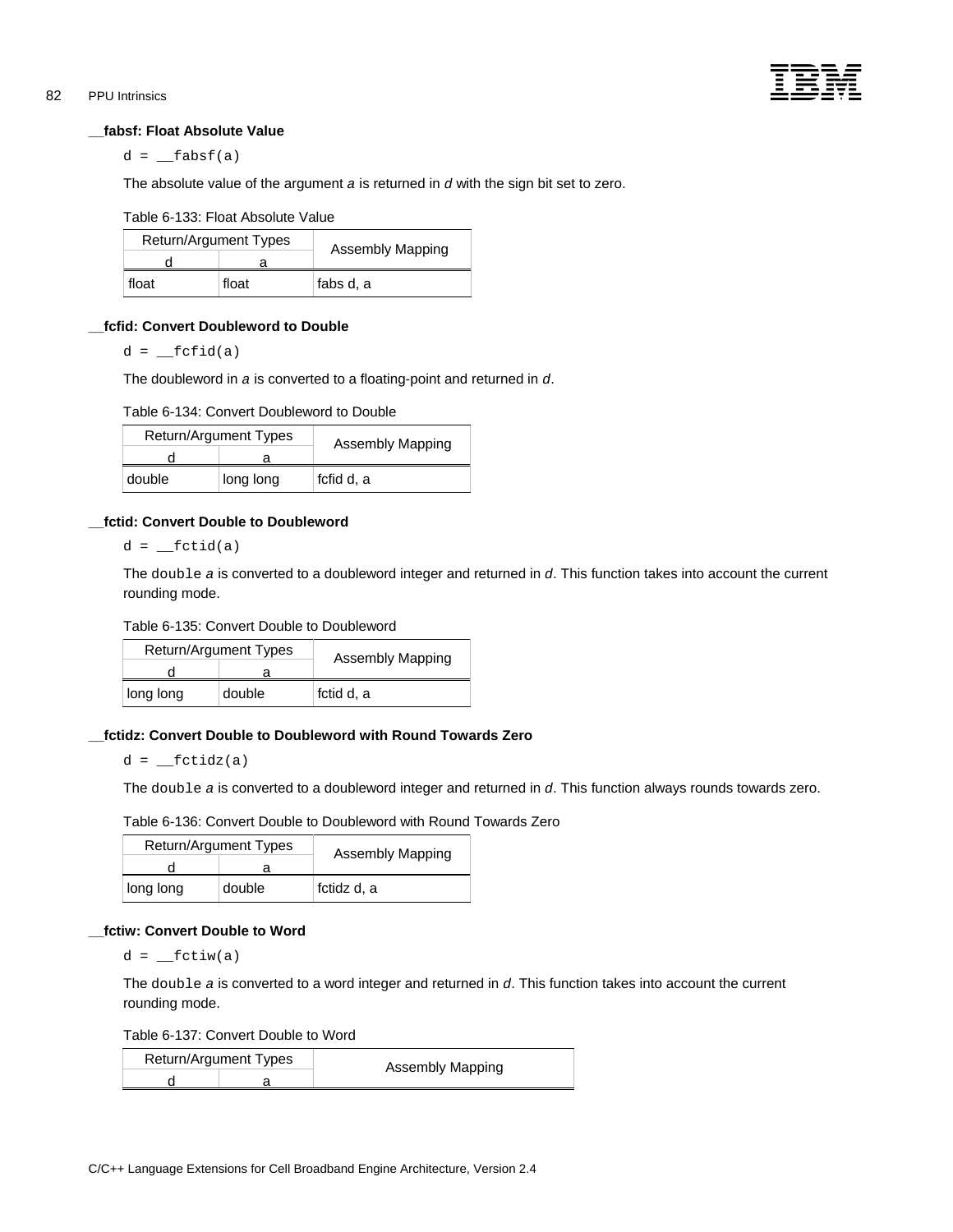#### __fabsf: Float Absolute Value

```
d = __fabsf(a)
```

The absolute value of the argument *a* is returned in *d* with the sign bit set to zero.

Table 6-133: Float Absolute Value

| Return/Argument Types | | Assembly Mapping |
|---|---|---|
| d | a | |
| float | float | fabs d, a |

#### __fcfid: Convert Doubleword to Double

```
d = __fcfid(a)
```

The doubleword in *a* is converted to a floating-point and returned in *d*.

Table 6-134: Convert Doubleword to Double

| Return/Argument Types | | Assembly Mapping |
|---|---|---|
| d | a | |
| double | long long | fcfid d, a |

#### __fctid: Convert Double to Doubleword

```
d = __fctid(a)
```

The `double` *a* is converted to a doubleword integer and returned in *d*. This function takes into account the current rounding mode.

Table 6-135: Convert Double to Doubleword

| Return/Argument Types | | Assembly Mapping |
|---|---|---|
| d | a | |
| long long | double | fctid d, a |

#### __fctidz: Convert Double to Doubleword with Round Towards Zero

```
d = __fctidz(a)
```

The `double` *a* is converted to a doubleword integer and returned in *d*. This function always rounds towards zero.

Table 6-136: Convert Double to Doubleword with Round Towards Zero

| Return/Argument Types | | Assembly Mapping |
|---|---|---|
| d | a | |
| long long | double | fctidz d, a |

#### __fctiw: Convert Double to Word

```
d = __fctiw(a)
```

The `double` *a* is converted to a word integer and returned in *d*. This function takes into account the current rounding mode.

Table 6-137: Convert Double to Word

| Return/Argument Types | | Assembly Mapping |
|---|---|---|
| d | a | |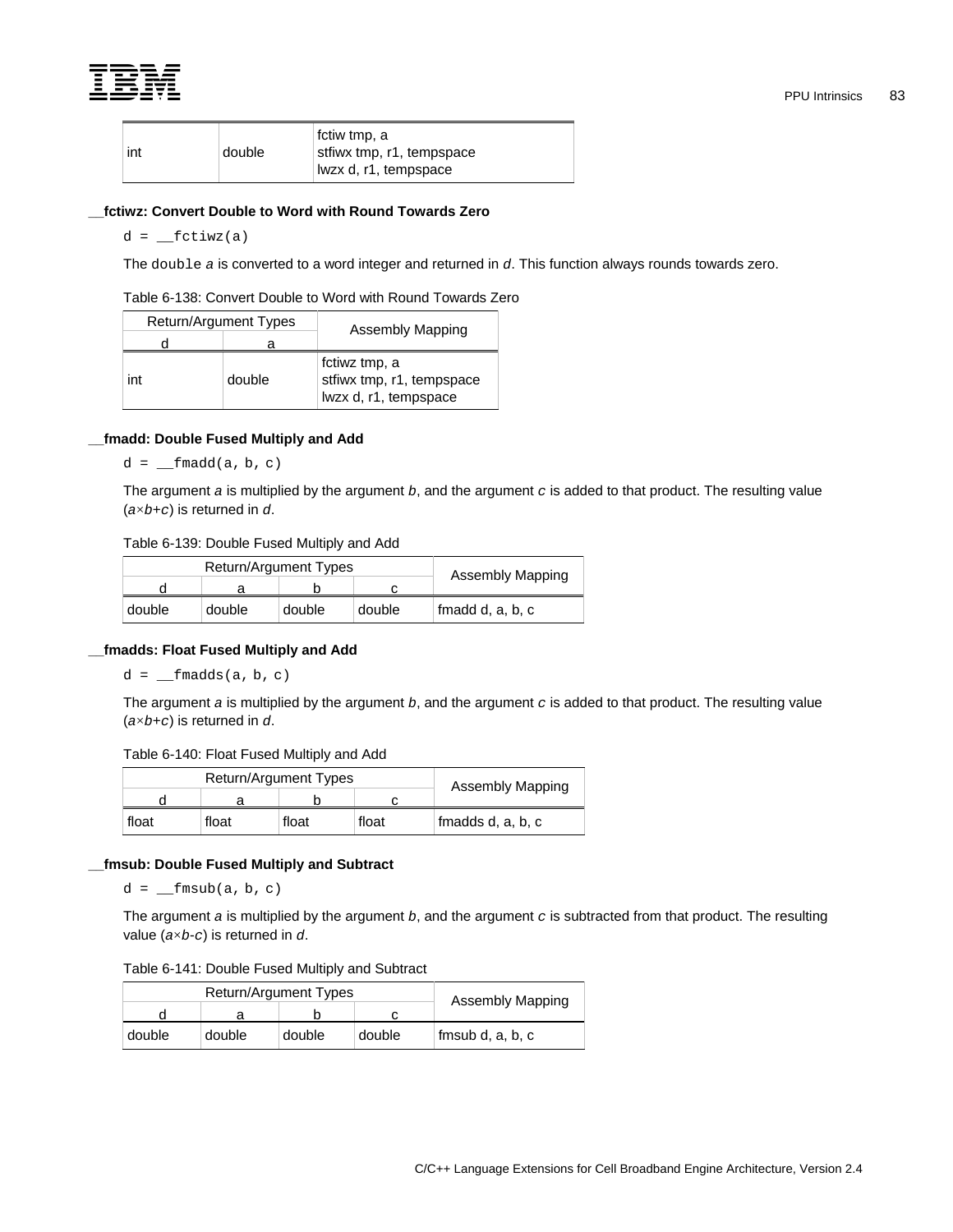| int | double | fctiw tmp, a<br>stfiwx tmp, r1, tempspace<br>lwzx d, r1, tempspace |
|---|---|---|

### __fctiwz: Convert Double to Word with Round Towards Zero

```
d = __fctiwz(a)
```

The `double` *a* is converted to a word integer and returned in *d*. This function always rounds towards zero.

Table 6-138: Convert Double to Word with Round Towards Zero

| Return/Argument Types | | Assembly Mapping |
|---|---|---|
| d | a | |
| int | double | fctiwz tmp, a<br>stfiwx tmp, r1, tempspace<br>lwzx d, r1, tempspace |

### __fmadd: Double Fused Multiply and Add

```
d = __fmadd(a, b, c)
```

The argument *a* is multiplied by the argument *b*, and the argument *c* is added to that product. The resulting value ($a \times b + c$) is returned in *d*.

Table 6-139: Double Fused Multiply and Add

| Return/Argument Types | | | | Assembly Mapping |
|---|---|---|---|---|
| d | a | b | c | |
| double | double | double | double | fmadd d, a, b, c |

### __fmadds: Float Fused Multiply and Add

```
d = __fmadds(a, b, c)
```

The argument *a* is multiplied by the argument *b*, and the argument *c* is added to that product. The resulting value ($a \times b + c$) is returned in *d*.

Table 6-140: Float Fused Multiply and Add

| Return/Argument Types | | | | Assembly Mapping |
|---|---|---|---|---|
| d | a | b | c | |
| float | float | float | float | fmadds d, a, b, c |

### __fmsub: Double Fused Multiply and Subtract

```
d = __fmsub(a, b, c)
```

The argument *a* is multiplied by the argument *b*, and the argument *c* is subtracted from that product. The resulting value ($a \times b - c$) is returned in *d*.

Table 6-141: Double Fused Multiply and Subtract

| Return/Argument Types | | | | Assembly Mapping |
|---|---|---|---|---|
| d | a | b | c | |
| double | double | double | double | fmsub d, a, b, c |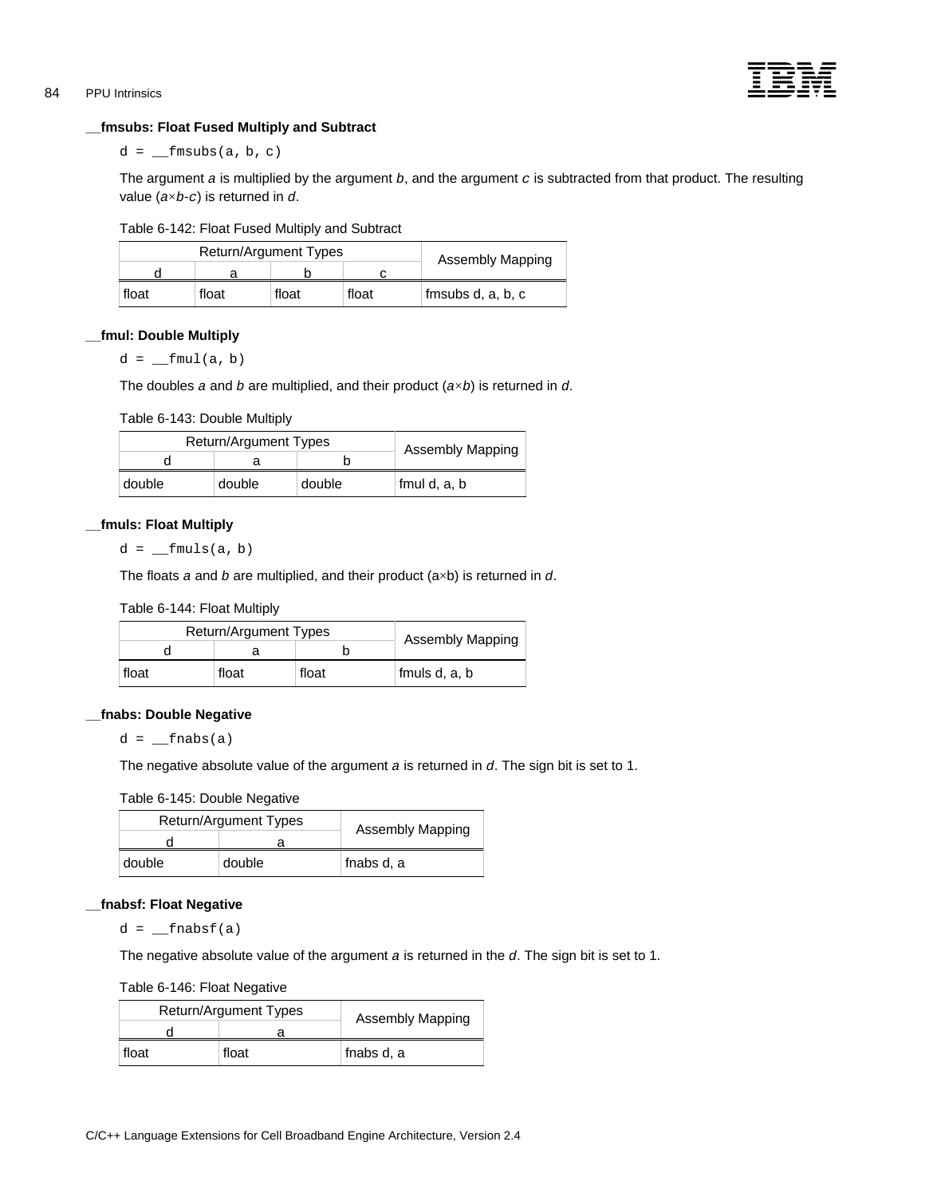### __fmsubs: Float Fused Multiply and Subtract

```
d = __fmsubs(a, b, c)
```

The argument *a* is multiplied by the argument *b*, and the argument *c* is subtracted from that product. The resulting value ($a \times b - c$) is returned in *d*.

Table 6-142: Float Fused Multiply and Subtract

| Return/Argument Types | | | | Assembly Mapping |
|---|---|---|---|---|
| d | a | b | c | |
| float | float | float | float | fmsubs d, a, b, c |

### __fmul: Double Multiply

```
d = __fmul(a, b)
```

The doubles *a* and *b* are multiplied, and their product ($a \times b$) is returned in *d*.

Table 6-143: Double Multiply

| Return/Argument Types | | | Assembly Mapping |
|---|---|---|---|
| d | a | b | |
| double | double | double | fmul d, a, b |

### __fmuls: Float Multiply

```
d = __fmuls(a, b)
```

The floats *a* and *b* are multiplied, and their product ($a \times b$) is returned in *d*.

Table 6-144: Float Multiply

| Return/Argument Types | | | Assembly Mapping |
|---|---|---|---|
| d | a | b | |
| float | float | float | fmuls d, a, b |

### __fnabs: Double Negative

```
d = __fnabs(a)
```

The negative absolute value of the argument *a* is returned in *d*. The sign bit is set to 1.

Table 6-145: Double Negative

| Return/Argument Types | | Assembly Mapping |
|---|---|---|
| d | a | |
| double | double | fnabs d, a |

### __fnabsf: Float Negative

```
d = __fnabsf(a)
```

The negative absolute value of the argument *a* is returned in the *d*. The sign bit is set to 1.

Table 6-146: Float Negative

| Return/Argument Types | | Assembly Mapping |
|---|---|---|
| d | a | |
| float | float | fnabs d, a |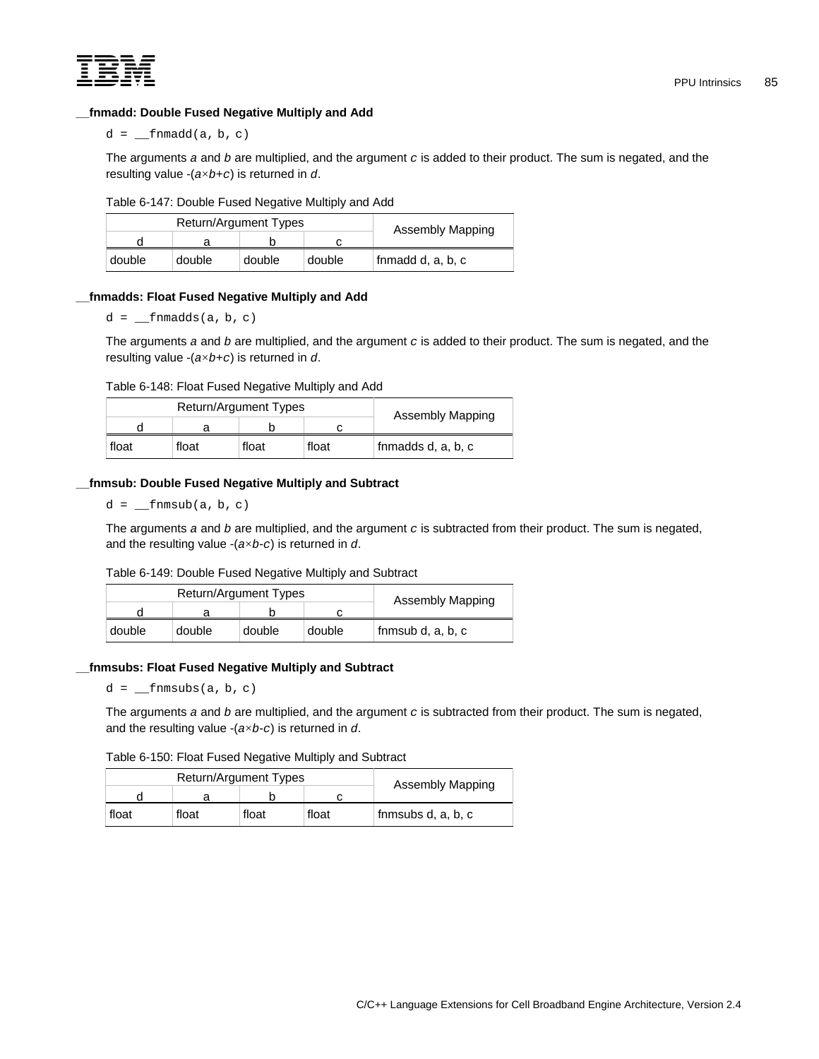### __fnmadd: Double Fused Negative Multiply and Add

```
d = __fnmadd(a, b, c)
```

The arguments *a* and *b* are multiplied, and the argument *c* is added to their product. The sum is negated, and the resulting value -(*a*×*b*+*c*) is returned in *d*.

Table 6-147: Double Fused Negative Multiply and Add

| Return/Argument Types | | | | Assembly Mapping |
|---|---|---|---|---|
| d | a | b | c | |
| double | double | double | double | fnmadd d, a, b, c |

### __fnmadds: Float Fused Negative Multiply and Add

```
d = __fnmadds(a, b, c)
```

The arguments *a* and *b* are multiplied, and the argument *c* is added to their product. The sum is negated, and the resulting value -(*a*×*b*+*c*) is returned in *d*.

Table 6-148: Float Fused Negative Multiply and Add

| Return/Argument Types | | | | Assembly Mapping |
|---|---|---|---|---|
| d | a | b | c | |
| float | float | float | float | fnmadds d, a, b, c |

### __fnmsub: Double Fused Negative Multiply and Subtract

```
d = __fnmsub(a, b, c)
```

The arguments *a* and *b* are multiplied, and the argument *c* is subtracted from their product. The sum is negated, and the resulting value -(*a*×*b*-*c*) is returned in *d*.

Table 6-149: Double Fused Negative Multiply and Subtract

| Return/Argument Types | | | | Assembly Mapping |
|---|---|---|---|---|
| d | a | b | c | |
| double | double | double | double | fnmsub d, a, b, c |

### __fnmsubs: Float Fused Negative Multiply and Subtract

```
d = __fnmsubs(a, b, c)
```

The arguments *a* and *b* are multiplied, and the argument *c* is subtracted from their product. The sum is negated, and the resulting value -(*a*×*b*-*c*) is returned in *d*.

Table 6-150: Float Fused Negative Multiply and Subtract

| Return/Argument Types | | | | Assembly Mapping |
|---|---|---|---|---|
| d | a | b | c | |
| float | float | float | float | fnmsubs d, a, b, c |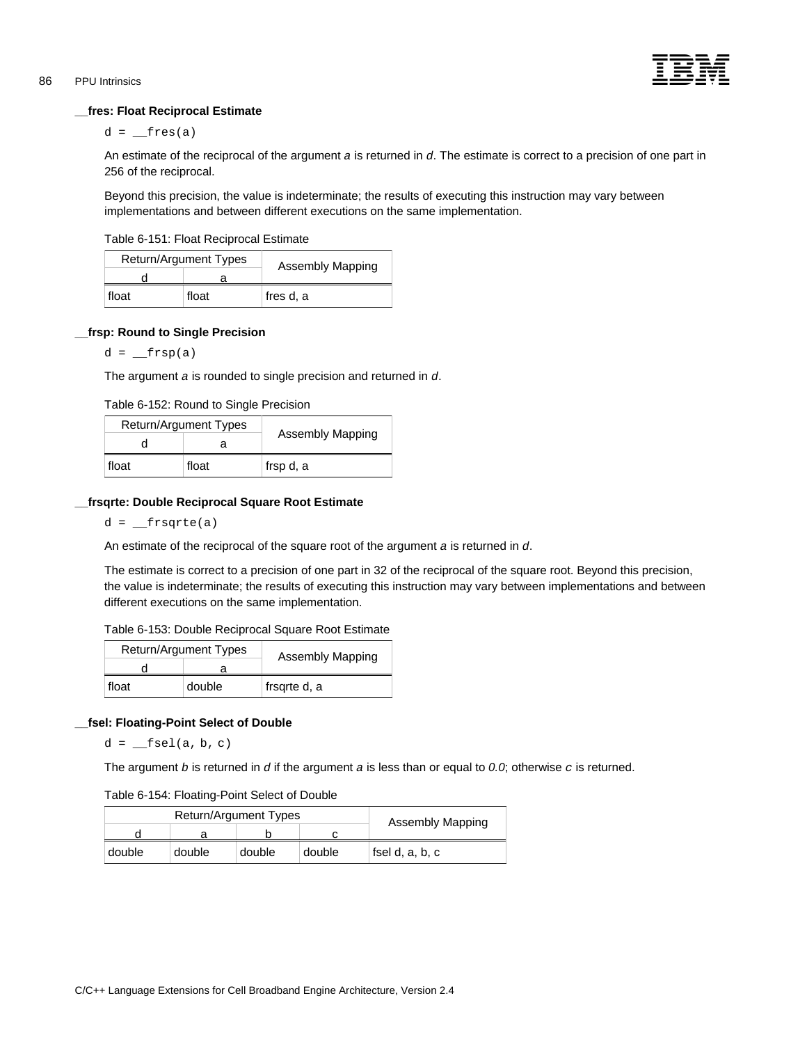### __fres: Float Reciprocal Estimate

```
d = __fres(a)
```

An estimate of the reciprocal of the argument *a* is returned in *d*. The estimate is correct to a precision of one part in 256 of the reciprocal.

Beyond this precision, the value is indeterminate; the results of executing this instruction may vary between implementations and between different executions on the same implementation.

Table 6-151: Float Reciprocal Estimate

| Return/Argument Types | | Assembly Mapping |
|---|---|---|
| d | a | |
| float | float | fres d, a |

### __frsp: Round to Single Precision

```
d = __frsp(a)
```

The argument *a* is rounded to single precision and returned in *d*.

Table 6-152: Round to Single Precision

| Return/Argument Types | | Assembly Mapping |
|---|---|---|
| d | a | |
| float | float | frsp d, a |

### __frsqrte: Double Reciprocal Square Root Estimate

```
d = __frsqrte(a)
```

An estimate of the reciprocal of the square root of the argument *a* is returned in *d*.

The estimate is correct to a precision of one part in 32 of the reciprocal of the square root. Beyond this precision, the value is indeterminate; the results of executing this instruction may vary between implementations and between different executions on the same implementation.

Table 6-153: Double Reciprocal Square Root Estimate

| Return/Argument Types | | Assembly Mapping |
|---|---|---|
| d | a | |
| float | double | frsqrte d, a |

### __fsel: Floating-Point Select of Double

```
d = __fsel(a, b, c)
```

The argument *b* is returned in *d* if the argument *a* is less than or equal to *0.0*; otherwise *c* is returned.

Table 6-154: Floating-Point Select of Double

| Return/Argument Types | | | | Assembly Mapping |
|---|---|---|---|---|
| d | a | b | c | |
| double | double | double | double | fsel d, a, b, c |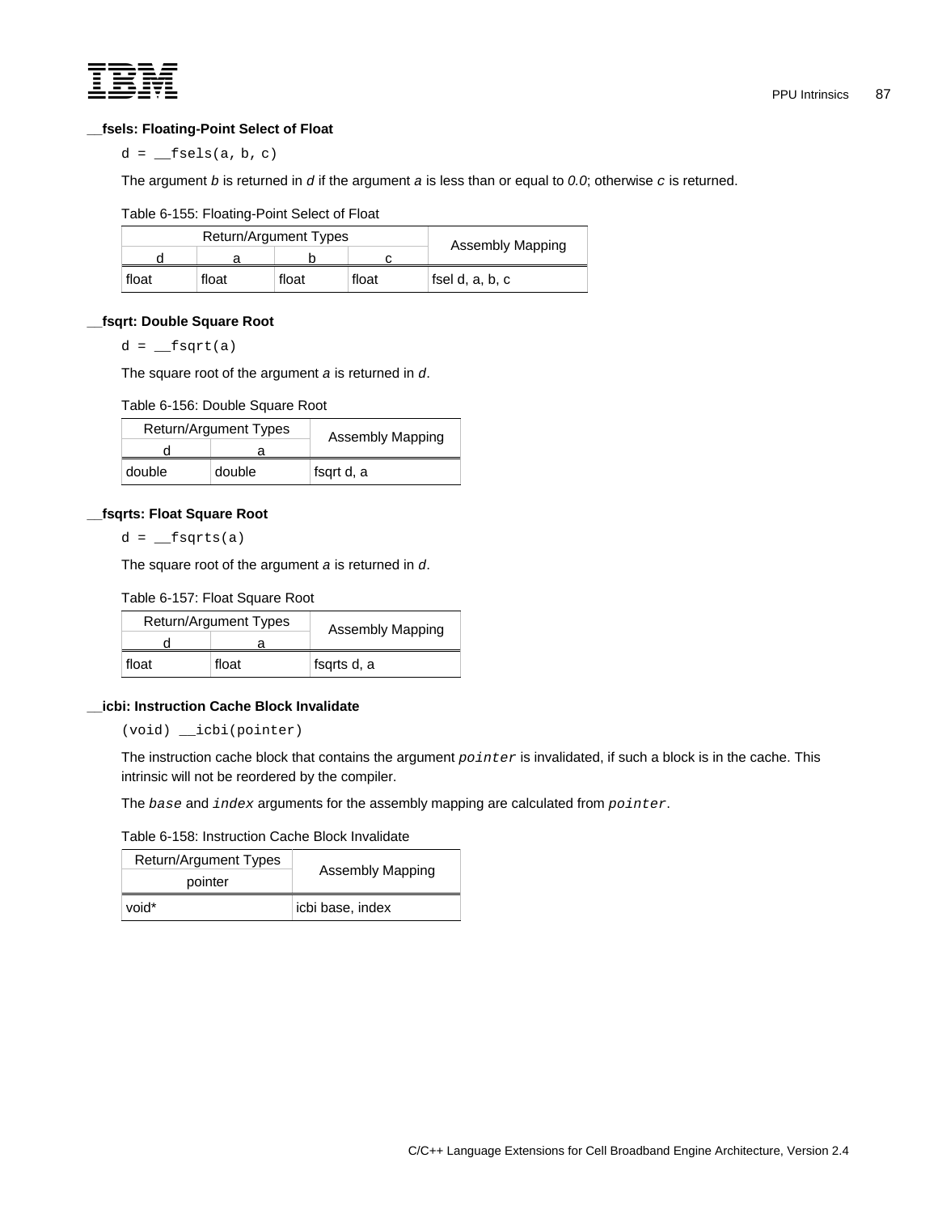### __fsels: Floating-Point Select of Float

```
d = __fsels(a, b, c)
```

The argument *b* is returned in *d* if the argument *a* is less than or equal to *0.0*; otherwise *c* is returned.

Table 6-155: Floating-Point Select of Float

| Return/Argument Types | | | | Assembly Mapping |
|---|---|---|---|---|
| d | a | b | c | |
| float | float | float | float | fsel d, a, b, c |

### __fsqrt: Double Square Root

```
d = __fsqrt(a)
```

The square root of the argument *a* is returned in *d*.

Table 6-156: Double Square Root

| Return/Argument Types | | Assembly Mapping |
|---|---|---|
| d | a | |
| double | double | fsqrt d, a |

### __fsqrts: Float Square Root

```
d = __fsqrts(a)
```

The square root of the argument *a* is returned in *d*.

Table 6-157: Float Square Root

| Return/Argument Types | | Assembly Mapping |
|---|---|---|
| d | a | |
| float | float | fsqrts d, a |

### __icbi: Instruction Cache Block Invalidate

```
(void) __icbi(pointer)
```

The instruction cache block that contains the argument `pointer` is invalidated, if such a block is in the cache. This intrinsic will not be reordered by the compiler.

The `base` and `index` arguments for the assembly mapping are calculated from `pointer`.

Table 6-158: Instruction Cache Block Invalidate

| Return/Argument Types | Assembly Mapping |
|---|---|
| pointer | |
| void* | icbi base, index |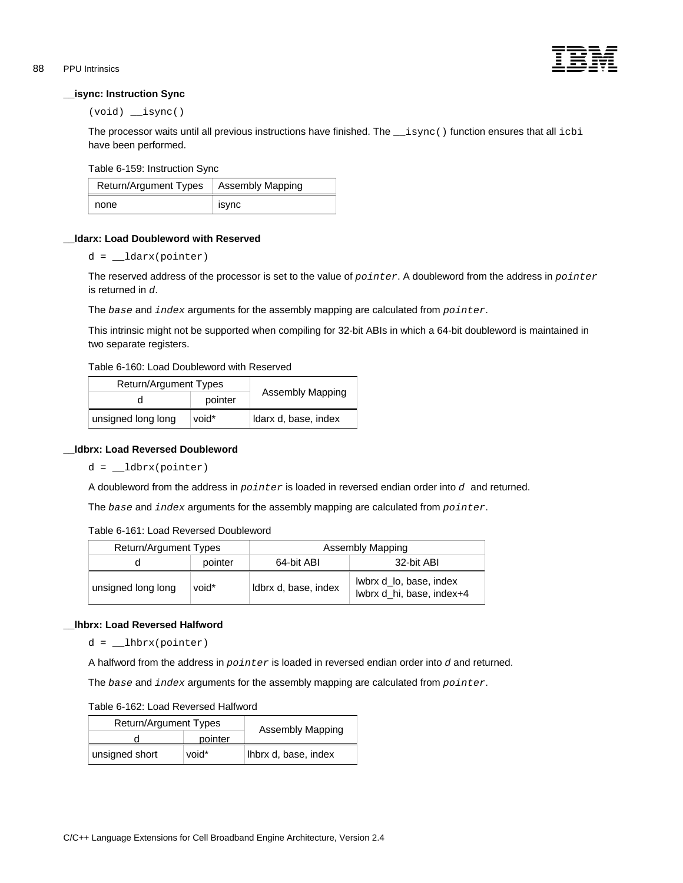### __isync: Instruction Sync

```
(void) __isync()
```

The processor waits until all previous instructions have finished. The `__isync()` function ensures that all `icbi` have been performed.

Table 6-159: Instruction Sync

| Return/Argument Types | Assembly Mapping |
|---|---|
| none | isync |

### __ldarx: Load Doubleword with Reserved

```
d = __ldarx(pointer)
```

The reserved address of the processor is set to the value of *pointer*. A doubleword from the address in *pointer* is returned in *d*.

The *base* and *index* arguments for the assembly mapping are calculated from *pointer*.

This intrinsic might not be supported when compiling for 32-bit ABIs in which a 64-bit doubleword is maintained in two separate registers.

Table 6-160: Load Doubleword with Reserved

| Return/Argument Types | | Assembly Mapping |
|---|---|---|
| d | pointer | |
| unsigned long long | void* | ldarx d, base, index |

### __ldbrx: Load Reversed Doubleword

```
d = __ldbrx(pointer)
```

A doubleword from the address in *pointer* is loaded in reversed endian order into *d* and returned.

The *base* and *index* arguments for the assembly mapping are calculated from *pointer*.

Table 6-161: Load Reversed Doubleword

| Return/Argument Types | | Assembly Mapping | |
|---|---|---|---|
| d | pointer | 64-bit ABI | 32-bit ABI |
| unsigned long long | void* | ldbrx d, base, index | lwbrx d_lo, base, index<br>lwbrx d_hi, base, index+4 |

### __lhbrx: Load Reversed Halfword

```
d = __lhbrx(pointer)
```

A halfword from the address in *pointer* is loaded in reversed endian order into *d* and returned.

The *base* and *index* arguments for the assembly mapping are calculated from *pointer*.

Table 6-162: Load Reversed Halfword

| Return/Argument Types | | Assembly Mapping |
|---|---|---|
| d | pointer | |
| unsigned short | void* | lhbrx d, base, index |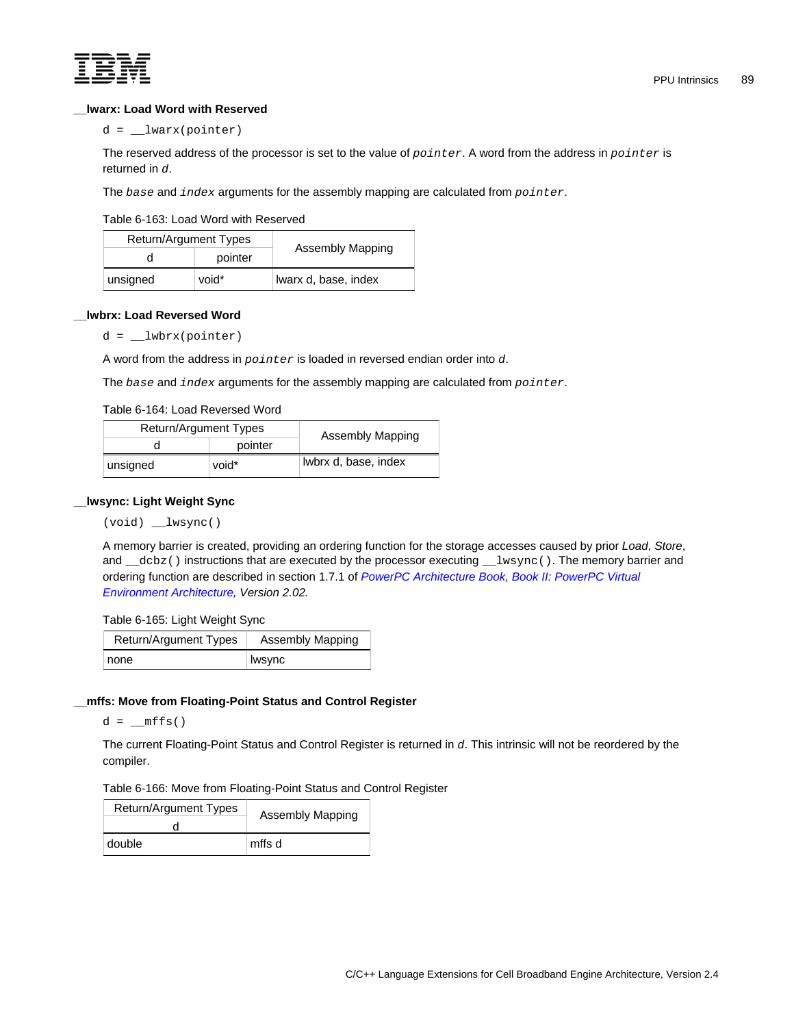### __lwarx: Load Word with Reserved

```
d = __lwarx(pointer)
```

The reserved address of the processor is set to the value of `pointer`. A word from the address in `pointer` is returned in *d*.

The `base` and `index` arguments for the assembly mapping are calculated from `pointer`.

Table 6-163: Load Word with Reserved

| Return/Argument Types | | Assembly Mapping |
|---|---|---|
| d | pointer | |
| unsigned | void* | lwarx d, base, index |

### __lwbrx: Load Reversed Word

```
d = __lwbrx(pointer)
```

A word from the address in `pointer` is loaded in reversed endian order into *d*.

The `base` and `index` arguments for the assembly mapping are calculated from `pointer`.

Table 6-164: Load Reversed Word

| Return/Argument Types | | Assembly Mapping |
|---|---|---|
| d | pointer | |
| unsigned | void* | lwbrx d, base, index |

### __lwsync: Light Weight Sync

```
(void) __lwsync()
```

A memory barrier is created, providing an ordering function for the storage accesses caused by prior *Load*, *Store*, and `__dcbz()` instructions that are executed by the processor executing `__lwsync()`. The memory barrier and ordering function are described in section 1.7.1 of *PowerPC Architecture Book, Book II: PowerPC Virtual Environment Architecture, Version 2.02.*

Table 6-165: Light Weight Sync

| Return/Argument Types | Assembly Mapping |
|---|---|
| none | lwsync |

### __mffs: Move from Floating-Point Status and Control Register

```
d = __mffs()
```

The current Floating-Point Status and Control Register is returned in *d*. This intrinsic will not be reordered by the compiler.

Table 6-166: Move from Floating-Point Status and Control Register

| Return/Argument Types | Assembly Mapping |
|---|---|
| d | |
| double | mffs d |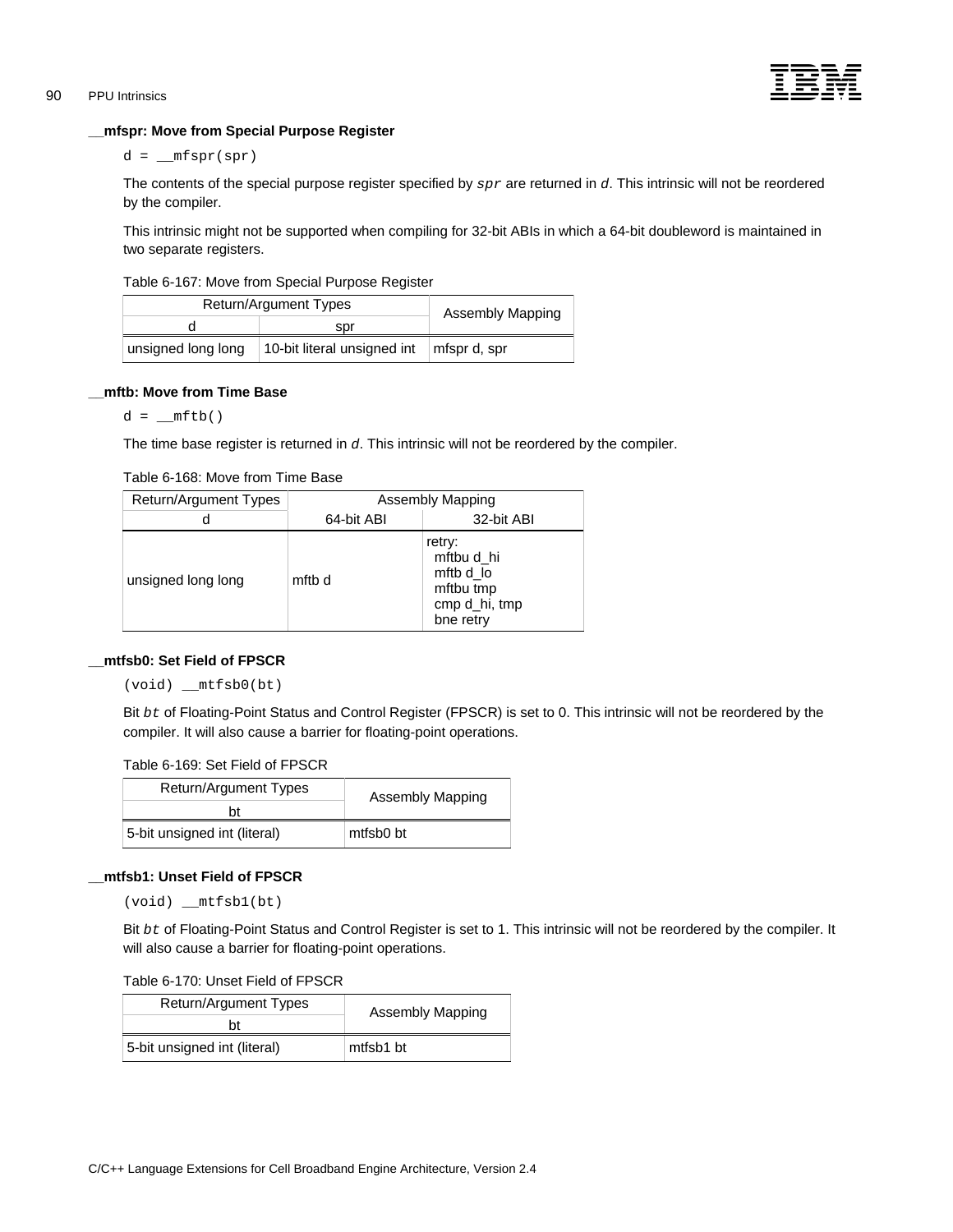### __mfspr: Move from Special Purpose Register

```
d = __mfspr(spr)
```

The contents of the special purpose register specified by *spr* are returned in *d*. This intrinsic will not be reordered by the compiler.

This intrinsic might not be supported when compiling for 32-bit ABIs in which a 64-bit doubleword is maintained in two separate registers.

Table 6-167: Move from Special Purpose Register

| Return/Argument Types | | Assembly Mapping |
|---|---|---|
| d | spr | |
| unsigned long long | 10-bit literal unsigned int | mfspr d, spr |

### __mftb: Move from Time Base

```
d = __mftb()
```

The time base register is returned in *d*. This intrinsic will not be reordered by the compiler.

Table 6-168: Move from Time Base

| Return/Argument Types | Assembly Mapping | |
|---|---|---|
| d | 64-bit ABI | 32-bit ABI |
| unsigned long long | mftb d | retry:<br>mftbu d_hi<br>mftb d_lo<br>mftbu tmp<br>cmp d_hi, tmp<br>bne retry |

### __mtfsb0: Set Field of FPSCR

```
(void) __mtfsb0(bt)
```

Bit *bt* of Floating-Point Status and Control Register (FPSCR) is set to 0. This intrinsic will not be reordered by the compiler. It will also cause a barrier for floating-point operations.

Table 6-169: Set Field of FPSCR

| Return/Argument Types | Assembly Mapping |
|---|---|
| bt | |
| 5-bit unsigned int (literal) | mtfsb0 bt |

### __mtfsb1: Unset Field of FPSCR

```
(void) __mtfsb1(bt)
```

Bit *bt* of Floating-Point Status and Control Register is set to 1. This intrinsic will not be reordered by the compiler. It will also cause a barrier for floating-point operations.

Table 6-170: Unset Field of FPSCR

| Return/Argument Types | Assembly Mapping |
|---|---|
| bt | |
| 5-bit unsigned int (literal) | mtfsb1 bt |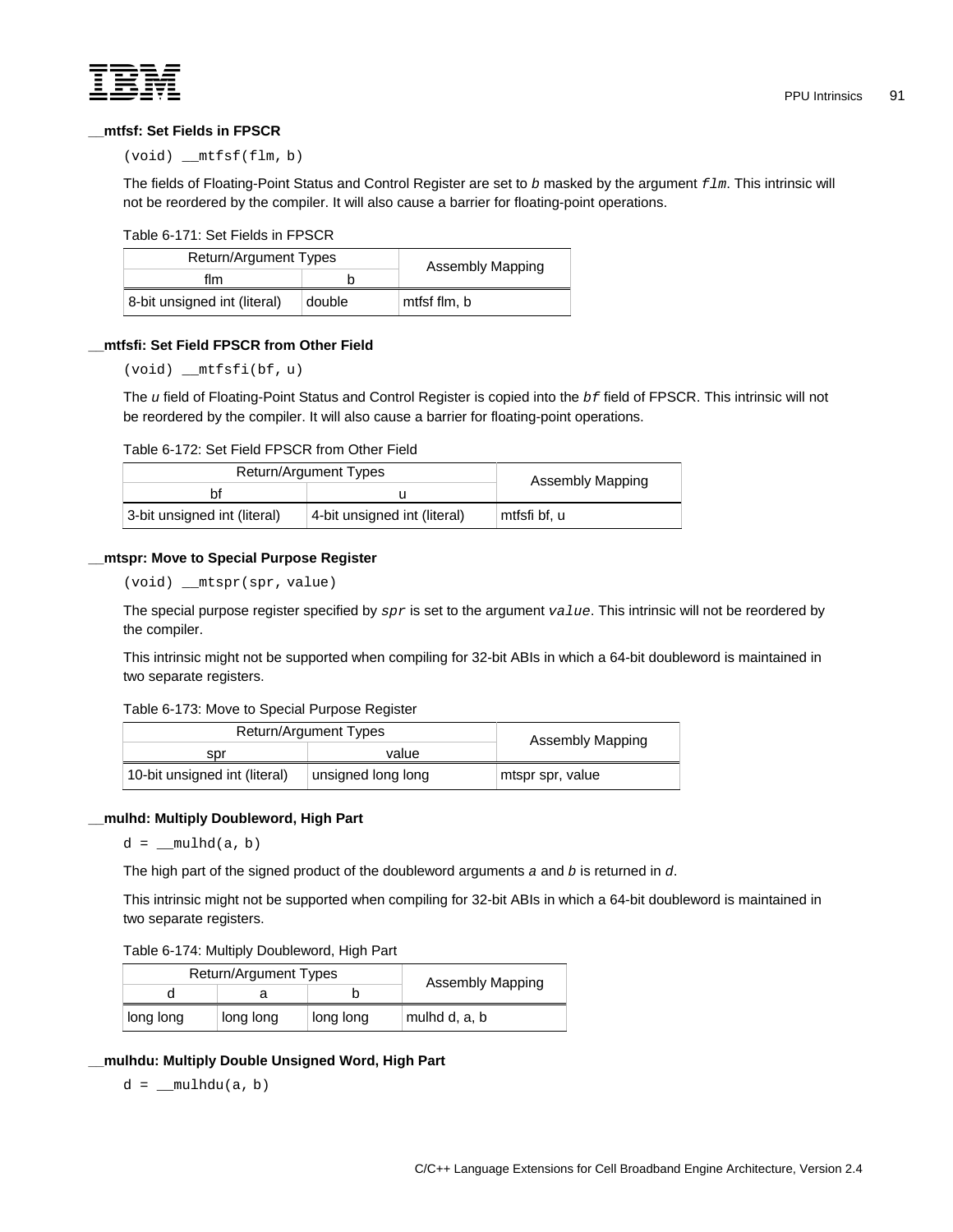### __mtfsf: Set Fields in FPSCR

```
(void) __mtfsf(flm, b)
```

The fields of Floating-Point Status and Control Register are set to *b* masked by the argument `flm`. This intrinsic will not be reordered by the compiler. It will also cause a barrier for floating-point operations.

Table 6-171: Set Fields in FPSCR

| Return/Argument Types | | Assembly Mapping |
|---|---|---|
| flm | b | |
| 8-bit unsigned int (literal) | double | mtfsf flm, b |

### __mtfsfi: Set Field FPSCR from Other Field

```
(void) __mtfsfi(bf, u)
```

The *u* field of Floating-Point Status and Control Register is copied into the `bf` field of FPSCR. This intrinsic will not be reordered by the compiler. It will also cause a barrier for floating-point operations.

Table 6-172: Set Field FPSCR from Other Field

| Return/Argument Types | | Assembly Mapping |
|---|---|---|
| bf | u | |
| 3-bit unsigned int (literal) | 4-bit unsigned int (literal) | mtfsfi bf, u |

### __mtspr: Move to Special Purpose Register

```
(void) __mtspr(spr, value)
```

The special purpose register specified by `spr` is set to the argument `value`. This intrinsic will not be reordered by the compiler.

This intrinsic might not be supported when compiling for 32-bit ABIs in which a 64-bit doubleword is maintained in two separate registers.

Table 6-173: Move to Special Purpose Register

| Return/Argument Types | | Assembly Mapping |
|---|---|---|
| spr | value | |
| 10-bit unsigned int (literal) | unsigned long long | mtspr spr, value |

### __mulhd: Multiply Doubleword, High Part

```
d = __mulhd(a, b)
```

The high part of the signed product of the doubleword arguments *a* and *b* is returned in *d*.

This intrinsic might not be supported when compiling for 32-bit ABIs in which a 64-bit doubleword is maintained in two separate registers.

Table 6-174: Multiply Doubleword, High Part

| Return/Argument Types | | | Assembly Mapping |
|---|---|---|---|
| d | a | b | |
| long long | long long | long long | mulhd d, a, b |

### __mulhdu: Multiply Double Unsigned Word, High Part

```
d = __mulhdu(a, b)
```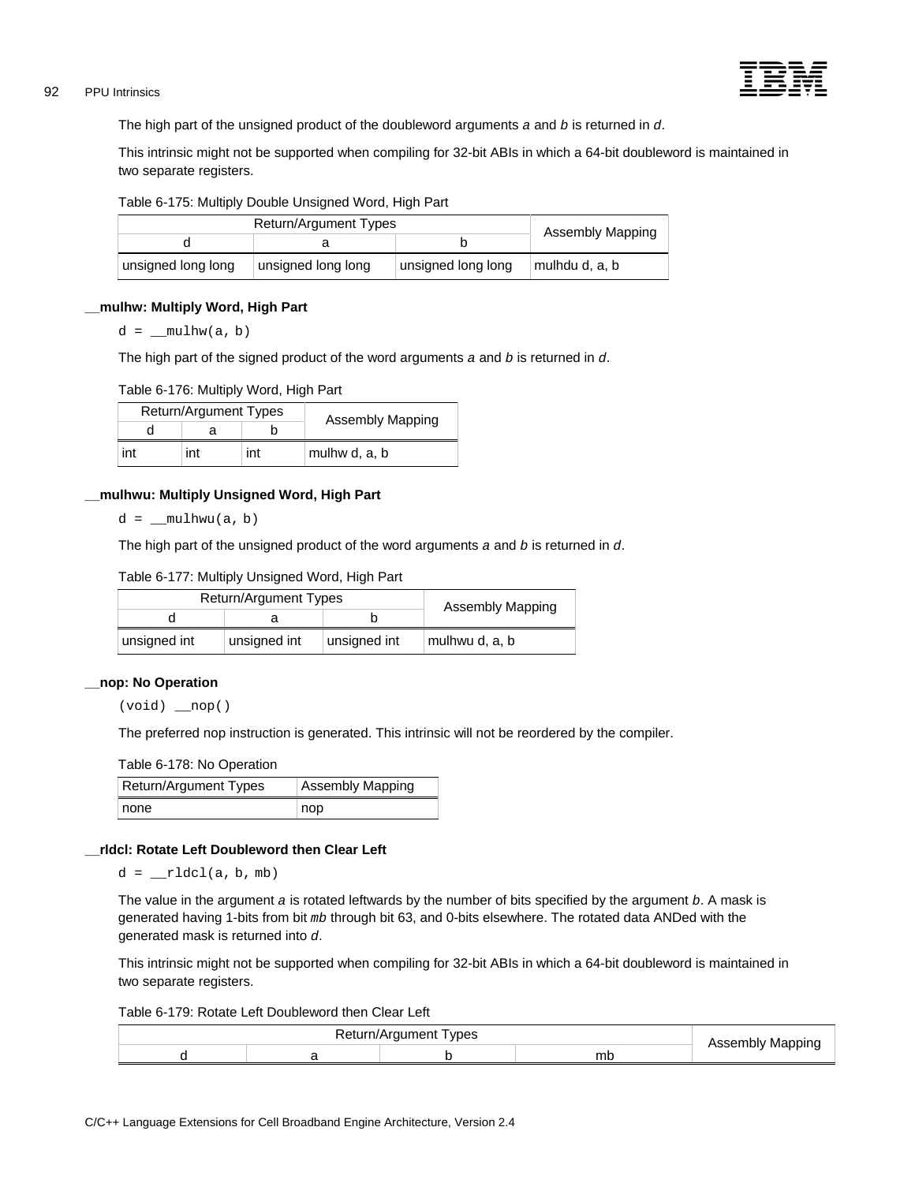The high part of the unsigned product of the doubleword arguments *a* and *b* is returned in *d*.

This intrinsic might not be supported when compiling for 32-bit ABIs in which a 64-bit doubleword is maintained in two separate registers.

Table 6-175: Multiply Double Unsigned Word, High Part

| Return/Argument Types | | | Assembly Mapping |
|---|---|---|---|
| d | a | b | |
| unsigned long long | unsigned long long | unsigned long long | mulhdu d, a, b |

#### __mulhw: Multiply Word, High Part

```
d = __mulhw(a, b)
```

The high part of the signed product of the word arguments *a* and *b* is returned in *d*.

Table 6-176: Multiply Word, High Part

| Return/Argument Types | | | Assembly Mapping |
|---|---|---|---|
| d | a | b | |
| int | int | int | mulhw d, a, b |

#### __mulhwu: Multiply Unsigned Word, High Part

```
d = __mulhwu(a, b)
```

The high part of the unsigned product of the word arguments *a* and *b* is returned in *d*.

Table 6-177: Multiply Unsigned Word, High Part

| Return/Argument Types | | | Assembly Mapping |
|---|---|---|---|
| d | a | b | |
| unsigned int | unsigned int | unsigned int | mulhwu d, a, b |

#### __nop: No Operation

```
(void) __nop()
```

The preferred nop instruction is generated. This intrinsic will not be reordered by the compiler.

Table 6-178: No Operation

| Return/Argument Types | Assembly Mapping |
|---|---|
| none | nop |

#### __rldcl: Rotate Left Doubleword then Clear Left

```
d = __rldcl(a, b, mb)
```

The value in the argument *a* is rotated leftwards by the number of bits specified by the argument *b*. A mask is generated having 1-bits from bit *mb* through bit 63, and 0-bits elsewhere. The rotated data ANDed with the generated mask is returned into *d*.

This intrinsic might not be supported when compiling for 32-bit ABIs in which a 64-bit doubleword is maintained in two separate registers.

Table 6-179: Rotate Left Doubleword then Clear Left

| Return/Argument Types | | | | Assembly Mapping |
|---|---|---|---|---|
| d | a | b | mb | |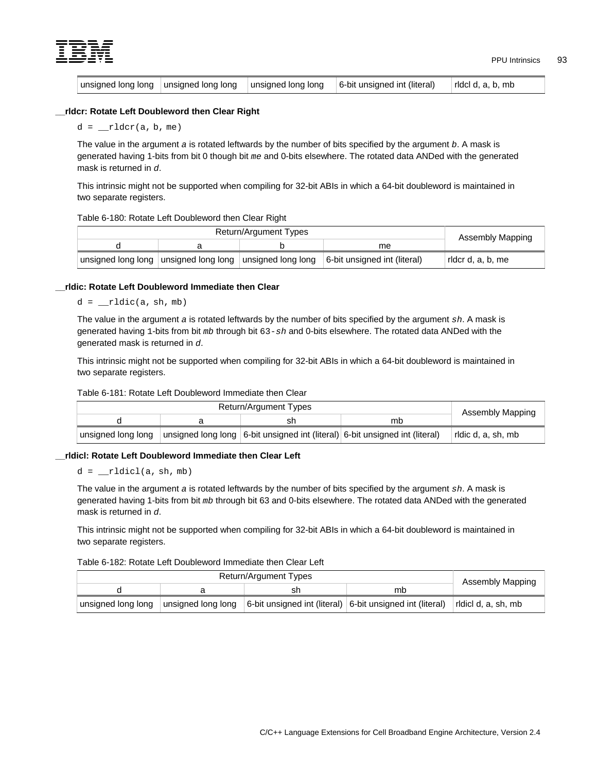| unsigned long long | unsigned long long | unsigned long long | 6-bit unsigned int (literal) | rldcl d, a, b, mb |
|---|---|---|---|---|

### __rldcr: Rotate Left Doubleword then Clear Right

```
d = __rldcr(a, b, me)
```

The value in the argument *a* is rotated leftwards by the number of bits specified by the argument *b*. A mask is generated having 1-bits from bit 0 though bit *me* and 0-bits elsewhere. The rotated data ANDed with the generated mask is returned in *d*.

This intrinsic might not be supported when compiling for 32-bit ABIs in which a 64-bit doubleword is maintained in two separate registers.

Table 6-180: Rotate Left Doubleword then Clear Right

| Return/Argument Types | | | | Assembly Mapping |
|---|---|---|---|---|
| d | a | b | me | |
| unsigned long long | unsigned long long | unsigned long long | 6-bit unsigned int (literal) | rldcr d, a, b, me |

### __rldic: Rotate Left Doubleword Immediate then Clear

```
d = __rldic(a, sh, mb)
```

The value in the argument *a* is rotated leftwards by the number of bits specified by the argument `sh`. A mask is generated having 1-bits from bit *mb* through bit `63-sh` and 0-bits elsewhere. The rotated data ANDed with the generated mask is returned in *d*.

This intrinsic might not be supported when compiling for 32-bit ABIs in which a 64-bit doubleword is maintained in two separate registers.

Table 6-181: Rotate Left Doubleword Immediate then Clear

| Return/Argument Types | | | | Assembly Mapping |
|---|---|---|---|---|
| d | a | sh | mb | |
| unsigned long long | unsigned long long | 6-bit unsigned int (literal) | 6-bit unsigned int (literal) | rldic d, a, sh, mb |

### __rldicl: Rotate Left Doubleword Immediate then Clear Left

```
d = __rldicl(a, sh, mb)
```

The value in the argument *a* is rotated leftwards by the number of bits specified by the argument `sh`. A mask is generated having 1-bits from bit *mb* through bit 63 and 0-bits elsewhere. The rotated data ANDed with the generated mask is returned in *d*.

This intrinsic might not be supported when compiling for 32-bit ABIs in which a 64-bit doubleword is maintained in two separate registers.

Table 6-182: Rotate Left Doubleword Immediate then Clear Left

| Return/Argument Types | | | | Assembly Mapping |
|---|---|---|---|---|
| d | a | sh | mb | |
| unsigned long long | unsigned long long | 6-bit unsigned int (literal) | 6-bit unsigned int (literal) | rldicl d, a, sh, mb |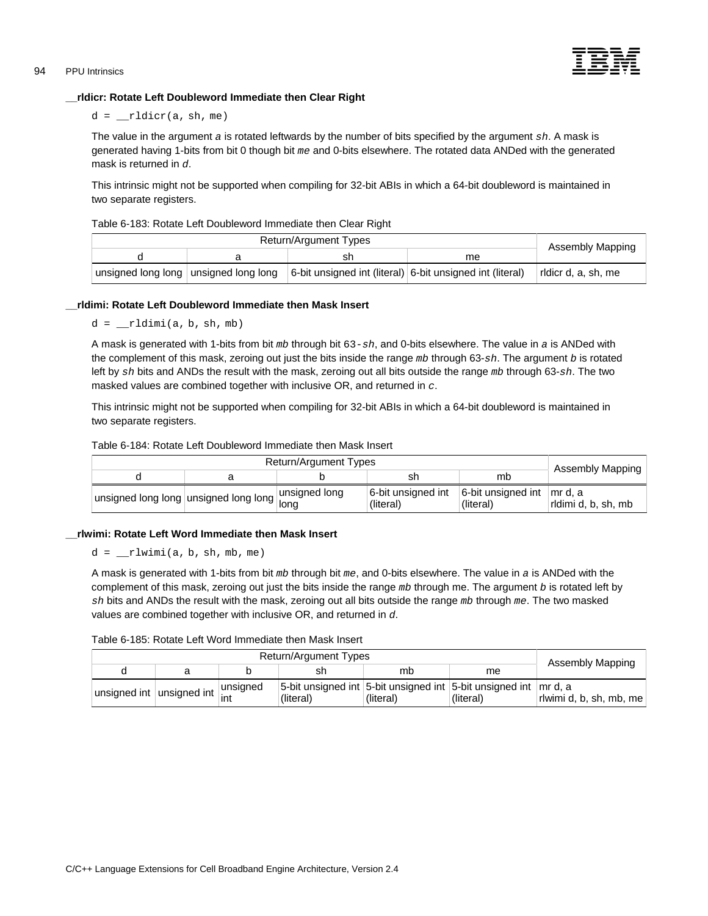### __rldicr: Rotate Left Doubleword Immediate then Clear Right

```
d = __rldicr(a, sh, me)
```

The value in the argument *a* is rotated leftwards by the number of bits specified by the argument `sh`. A mask is generated having 1-bits from bit 0 though bit `me` and 0-bits elsewhere. The rotated data ANDed with the generated mask is returned in *d*.

This intrinsic might not be supported when compiling for 32-bit ABIs in which a 64-bit doubleword is maintained in two separate registers.

Table 6-183: Rotate Left Doubleword Immediate then Clear Right

| Return/Argument Types | | | | Assembly Mapping |
|---|---|---|---|---|
| d | a | sh | me | |
| unsigned long long | unsigned long long | 6-bit unsigned int (literal) | 6-bit unsigned int (literal) | rldicr d, a, sh, me |

### __rldimi: Rotate Left Doubleword Immediate then Mask Insert

```
d = __rldimi(a, b, sh, mb)
```

A mask is generated with 1-bits from bit `mb` through bit `63-sh`, and 0-bits elsewhere. The value in *a* is ANDed with the complement of this mask, zeroing out just the bits inside the range `mb` through 63-`sh`. The argument *b* is rotated left by `sh` bits and ANDs the result with the mask, zeroing out all bits outside the range `mb` through 63-`sh`. The two masked values are combined together with inclusive OR, and returned in *c*.

This intrinsic might not be supported when compiling for 32-bit ABIs in which a 64-bit doubleword is maintained in two separate registers.

Table 6-184: Rotate Left Doubleword Immediate then Mask Insert

| Return/Argument Types | | | | | Assembly Mapping |
|---|---|---|---|---|---|
| d | a | b | sh | mb | |
| unsigned long long | unsigned long long | unsigned long long | 6-bit unsigned int (literal) | 6-bit unsigned int (literal) | mr d, a<br>rldimi d, b, sh, mb |

### __rlwimi: Rotate Left Word Immediate then Mask Insert

```
d = __rlwimi(a, b, sh, mb, me)
```

A mask is generated with 1-bits from bit `mb` through bit `me`, and 0-bits elsewhere. The value in *a* is ANDed with the complement of this mask, zeroing out just the bits inside the range `mb` through me. The argument *b* is rotated left by `sh` bits and ANDs the result with the mask, zeroing out all bits outside the range `mb` through `me`. The two masked values are combined together with inclusive OR, and returned in *d*.

Table 6-185: Rotate Left Word Immediate then Mask Insert

| Return/Argument Types | | | | | | Assembly Mapping |
|---|---|---|---|---|---|---|
| d | a | b | sh | mb | me | |
| unsigned int | unsigned int | unsigned int | 5-bit unsigned int (literal) | 5-bit unsigned int (literal) | 5-bit unsigned int (literal) | mr d, a<br>rlwimi d, b, sh, mb, me |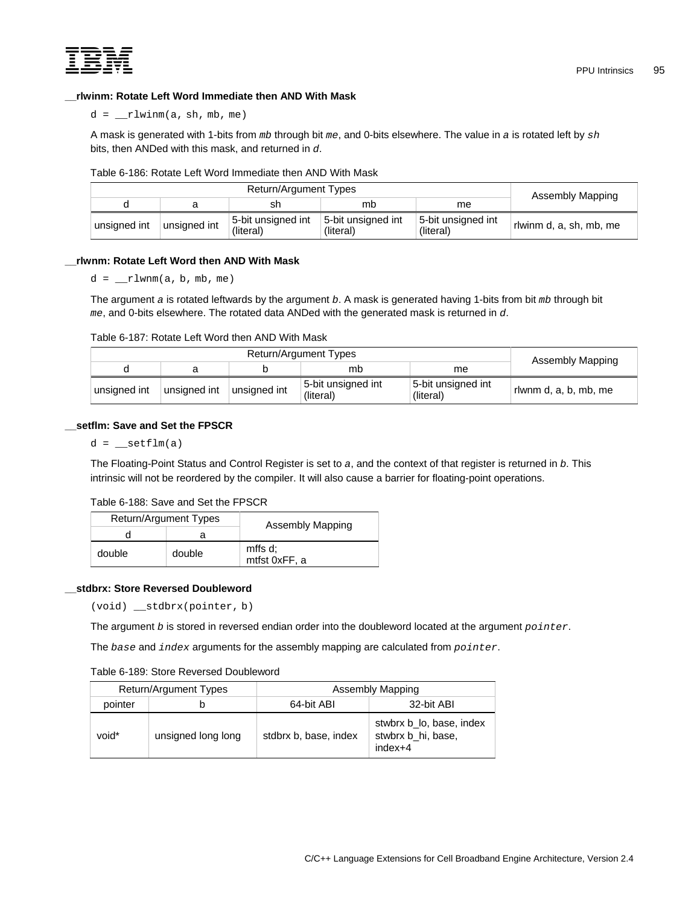### __rlwinm: Rotate Left Word Immediate then AND With Mask

```
d = __rlwinm(a, sh, mb, me)
```

A mask is generated with 1-bits from *mb* through bit *me*, and 0-bits elsewhere. The value in *a* is rotated left by *sh* bits, then ANDed with this mask, and returned in *d*.

Table 6-186: Rotate Left Word Immediate then AND With Mask

| Return/Argument Types | | | | | Assembly Mapping |
|---|---|---|---|---|---|
| d | a | sh | mb | me | |
| unsigned int | unsigned int | 5-bit unsigned int (literal) | 5-bit unsigned int (literal) | 5-bit unsigned int (literal) | rlwinm d, a, sh, mb, me |

### __rlwnm: Rotate Left Word then AND With Mask

```
d = __rlwnm(a, b, mb, me)
```

The argument *a* is rotated leftwards by the argument *b*. A mask is generated having 1-bits from bit *mb* through bit *me*, and 0-bits elsewhere. The rotated data ANDed with the generated mask is returned in *d*.

Table 6-187: Rotate Left Word then AND With Mask

| Return/Argument Types | | | | | Assembly Mapping |
|---|---|---|---|---|---|
| d | a | b | mb | me | |
| unsigned int | unsigned int | unsigned int | 5-bit unsigned int (literal) | 5-bit unsigned int (literal) | rlwnm d, a, b, mb, me |

### __setflm: Save and Set the FPSCR

```
d = __setflm(a)
```

The Floating-Point Status and Control Register is set to *a*, and the context of that register is returned in *b*. This intrinsic will not be reordered by the compiler. It will also cause a barrier for floating-point operations.

Table 6-188: Save and Set the FPSCR

| Return/Argument Types | | Assembly Mapping |
|---|---|---|
| d | a | |
| double | double | mffs d; mtfst 0xFF, a |

### __stdbrx: Store Reversed Doubleword

```
(void) __stdbrx(pointer, b)
```

The argument *b* is stored in reversed endian order into the doubleword located at the argument *pointer*.

The *base* and *index* arguments for the assembly mapping are calculated from *pointer*.

Table 6-189: Store Reversed Doubleword

| Return/Argument Types | | Assembly Mapping | |
|---|---|---|---|
| pointer | b | 64-bit ABI | 32-bit ABI |
| void* | unsigned long long | stdbrx b, base, index | stwbrx b_lo, base, index stwbrx b_hi, base, index+4 |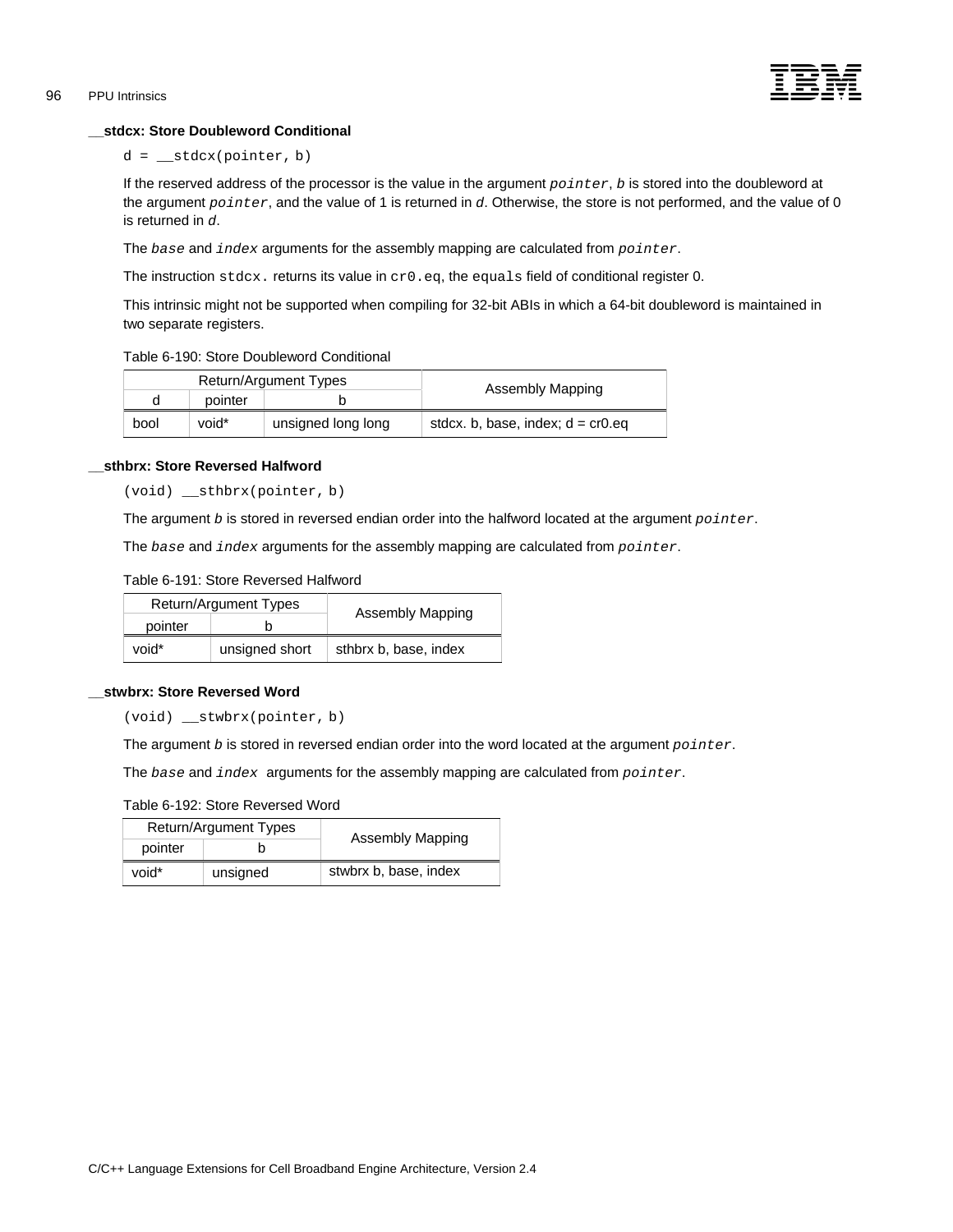### __stdcx: Store Doubleword Conditional

```
d = __stdcx(pointer, b)
```

If the reserved address of the processor is the value in the argument *pointer*, *b* is stored into the doubleword at the argument *pointer*, and the value of 1 is returned in *d*. Otherwise, the store is not performed, and the value of 0 is returned in *d*.

The *base* and *index* arguments for the assembly mapping are calculated from *pointer*.

The instruction `stdcx.` returns its value in `cr0.eq`, the `equals` field of conditional register 0.

This intrinsic might not be supported when compiling for 32-bit ABIs in which a 64-bit doubleword is maintained in two separate registers.

Table 6-190: Store Doubleword Conditional

| Return/Argument Types | | | Assembly Mapping |
|---|---|---|---|
| d | pointer | b | |
| bool | void* | unsigned long long | stdcx. b, base, index; d = cr0.eq |

### __sthbrx: Store Reversed Halfword

```
(void) __sthbrx(pointer, b)
```

The argument *b* is stored in reversed endian order into the halfword located at the argument *pointer*.

The *base* and *index* arguments for the assembly mapping are calculated from *pointer*.

Table 6-191: Store Reversed Halfword

| Return/Argument Types | | Assembly Mapping |
|---|---|---|
| pointer | b | |
| void* | unsigned short | sthbrx b, base, index |

### __stwbrx: Store Reversed Word

```
(void) __stwbrx(pointer, b)
```

The argument *b* is stored in reversed endian order into the word located at the argument *pointer*.

The *base* and *index* arguments for the assembly mapping are calculated from *pointer*.

Table 6-192: Store Reversed Word

| Return/Argument Types | | Assembly Mapping |
|---|---|---|
| pointer | b | |
| void* | unsigned | stwbrx b, base, index |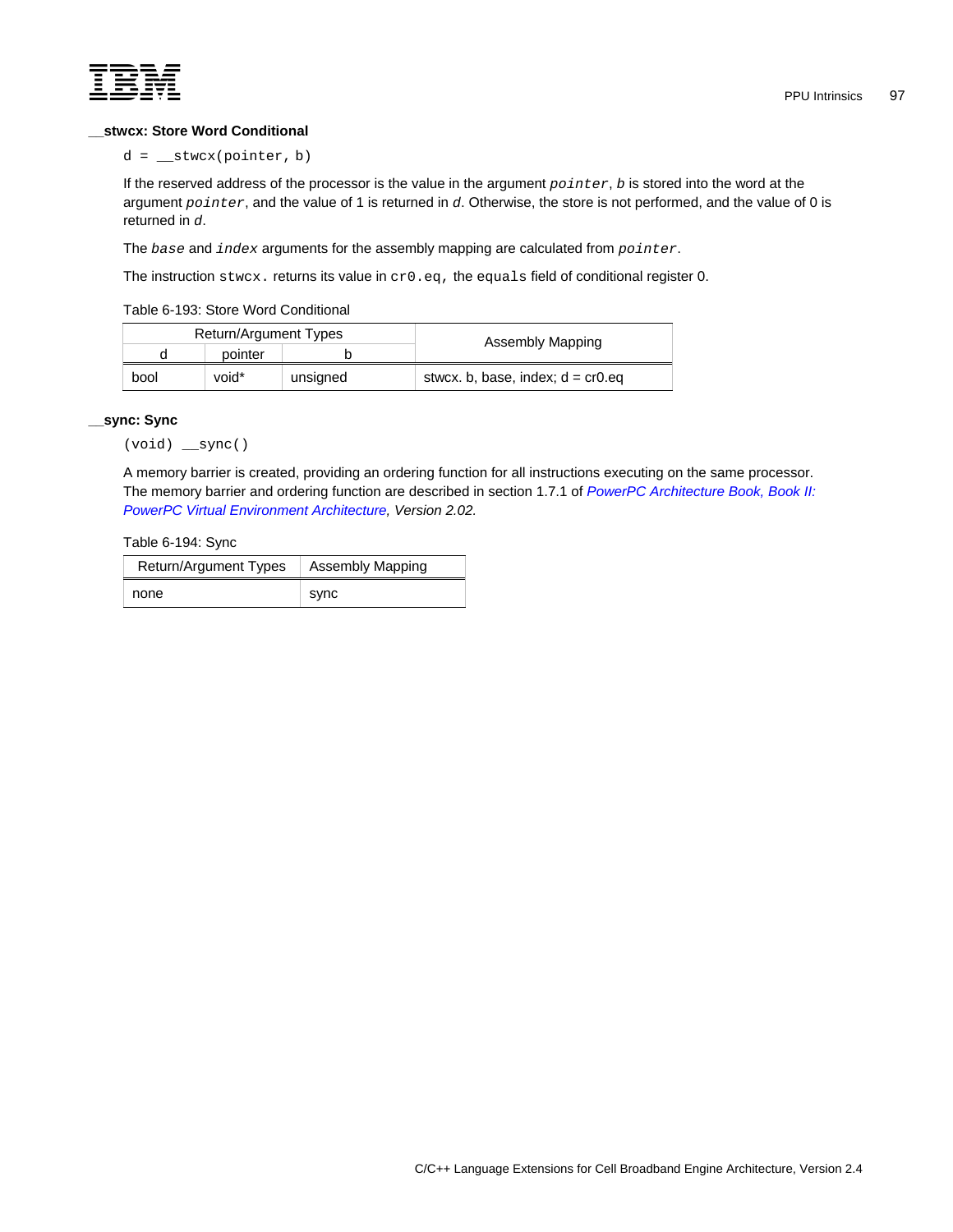### __stwcx: Store Word Conditional

```
d = __stwcx(pointer, b)
```

If the reserved address of the processor is the value in the argument `pointer`, *b* is stored into the word at the argument `pointer`, and the value of 1 is returned in *d*. Otherwise, the store is not performed, and the value of 0 is returned in *d*.

The `base` and `index` arguments for the assembly mapping are calculated from `pointer`.

The instruction `stwcx.` returns its value in `cr0.eq,` the `equals` field of conditional register 0.

Table 6-193: Store Word Conditional

| Return/Argument Types | | | Assembly Mapping |
|---|---|---|---|
| d | pointer | b | |
| bool | void* | unsigned | stwcx. b, base, index; d = cr0.eq |

### __sync: Sync

```
(void) __sync()
```

A memory barrier is created, providing an ordering function for all instructions executing on the same processor. The memory barrier and ordering function are described in section 1.7.1 of *PowerPC Architecture Book, Book II: PowerPC Virtual Environment Architecture, Version 2.02.*

Table 6-194: Sync

| Return/Argument Types | Assembly Mapping |
|---|---|
| none | sync |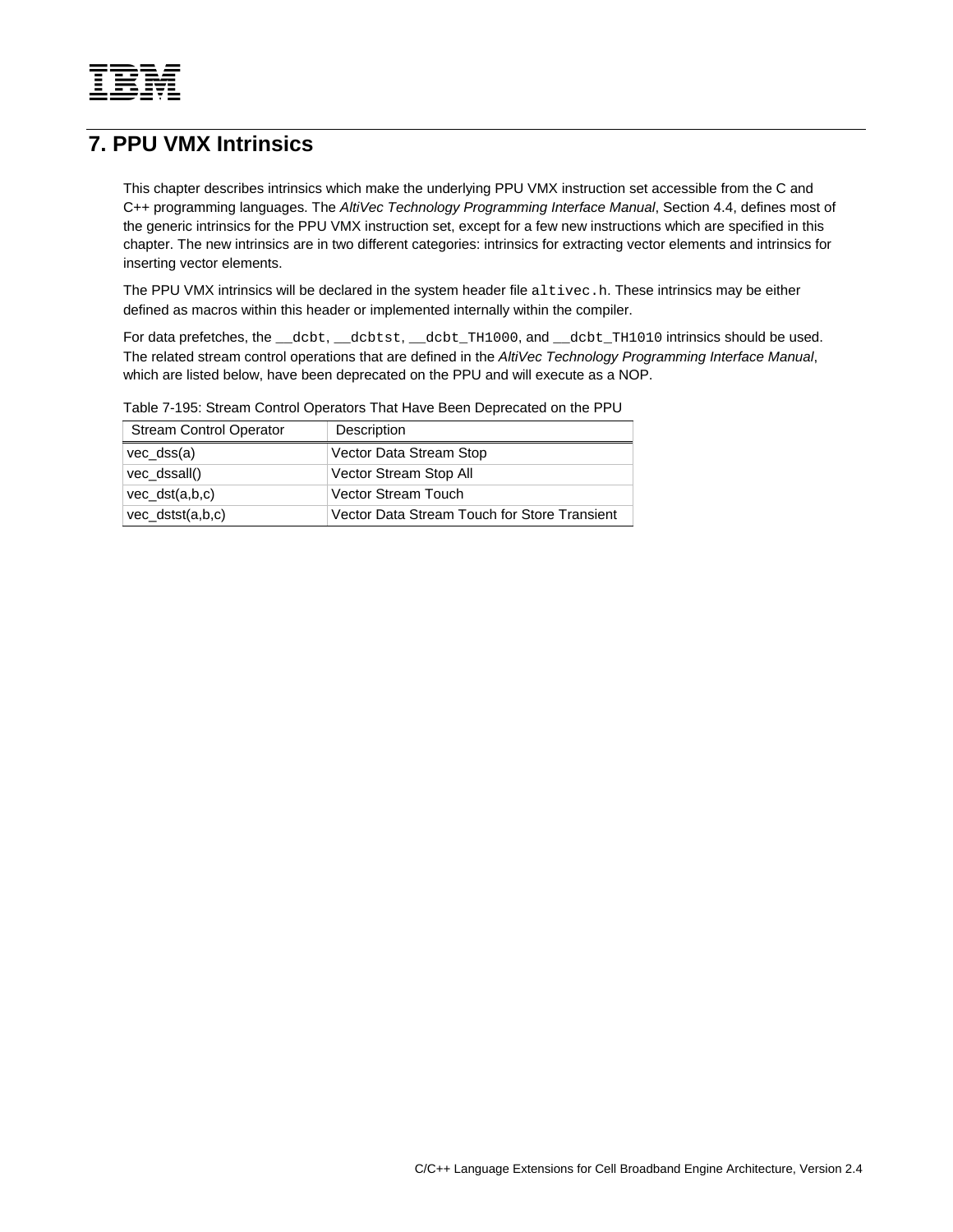# 7. PPU VMX Intrinsics

This chapter describes intrinsics which make the underlying PPU VMX instruction set accessible from the C and C++ programming languages. The *AltiVec Technology Programming Interface Manual*, Section 4.4, defines most of the generic intrinsics for the PPU VMX instruction set, except for a few new instructions which are specified in this chapter. The new intrinsics are in two different categories: intrinsics for extracting vector elements and intrinsics for inserting vector elements.

The PPU VMX intrinsics will be declared in the system header file `altivec.h`. These intrinsics may be either defined as macros within this header or implemented internally within the compiler.

For data prefetches, the `__dcbt`, `__dcbtst`, `__dcbt_TH1000`, and `__dcbt_TH1010` intrinsics should be used. The related stream control operations that are defined in the *AltiVec Technology Programming Interface Manual*, which are listed below, have been deprecated on the PPU and will execute as a NOP.

Table 7-195: Stream Control Operators That Have Been Deprecated on the PPU

| Stream Control Operator | Description |
|---|---|
| vec_dss(a) | Vector Data Stream Stop |
| vec_dssall() | Vector Stream Stop All |
| vec_dst(a,b,c) | Vector Stream Touch |
| vec_dstst(a,b,c) | Vector Data Stream Touch for Store Transient |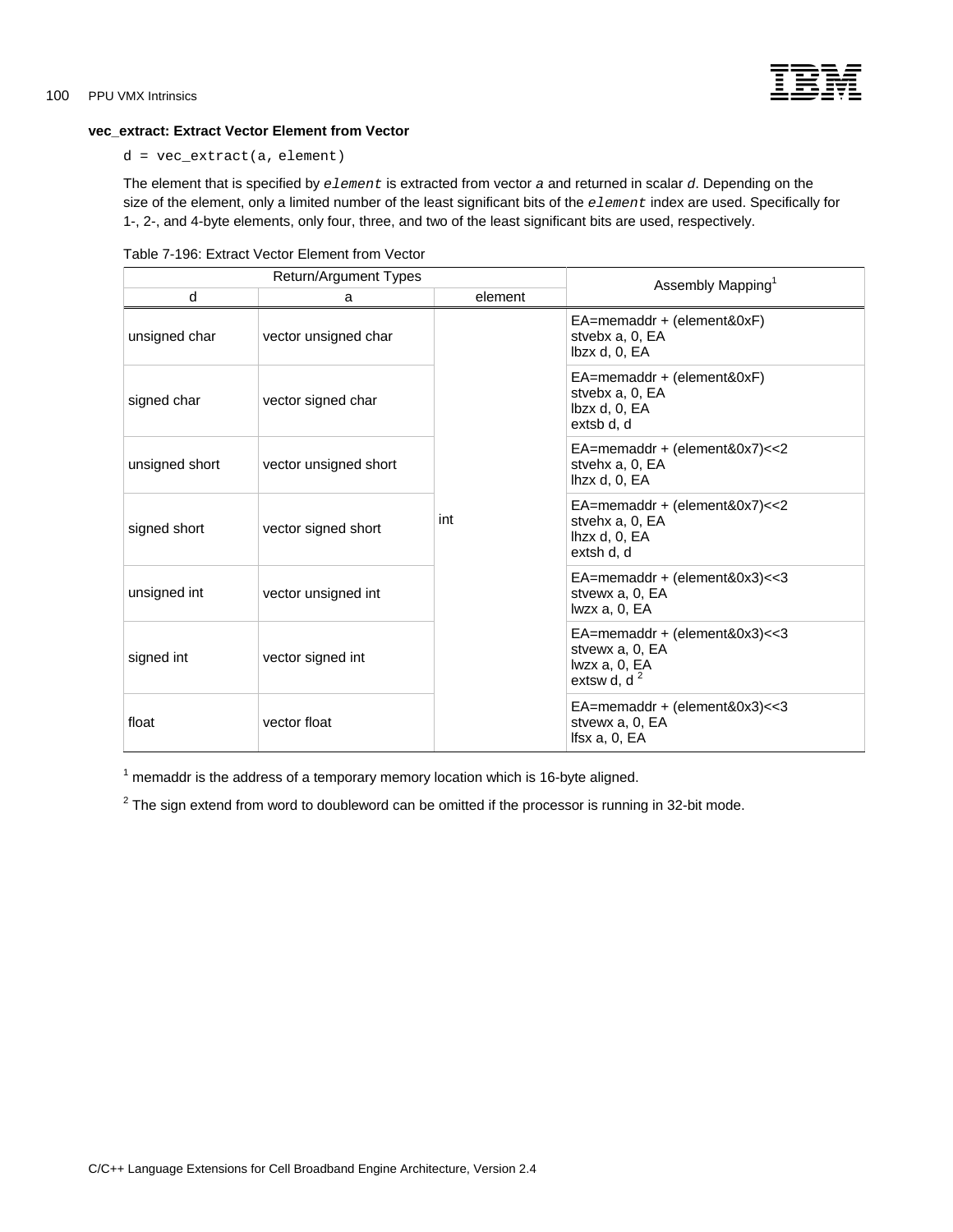**vec_extract: Extract Vector Element from Vector**

```
d = vec_extract(a, element)
```

The element that is specified by *element* is extracted from vector *a* and returned in scalar *d*. Depending on the size of the element, only a limited number of the least significant bits of the *element* index are used. Specifically for 1-, 2-, and 4-byte elements, only four, three, and two of the least significant bits are used, respectively.

Table 7-196: Extract Vector Element from Vector

| Return/Argument Types | | | Assembly Mapping[1] |
|---|---|---|---|
| d | a | element | |
| unsigned char | vector unsigned char | int | EA=memaddr + (element&0xF)<br>stvebx a, 0, EA<br>lbzx d, 0, EA |
| signed char | vector signed char | int | EA=memaddr + (element&0xF)<br>stvebx a, 0, EA<br>lbzx d, 0, EA<br>extsb d, d |
| unsigned short | vector unsigned short | int | EA=memaddr + (element&0x7)<<2<br>stvehx a, 0, EA<br>lhzx d, 0, EA |
| signed short | vector signed short | int | EA=memaddr + (element&0x7)<<2<br>stvehx a, 0, EA<br>lhzx d, 0, EA<br>extsh d, d |
| unsigned int | vector unsigned int | int | EA=memaddr + (element&0x3)<<3<br>stvewx a, 0, EA<br>lwzx a, 0, EA |
| signed int | vector signed int | int | EA=memaddr + (element&0x3)<<3<br>stvewx a, 0, EA<br>lwzx a, 0, EA<br>extsw d, d [2] |
| float | vector float | int | EA=memaddr + (element&0x3)<<3<br>stvewx a, 0, EA<br>lfsx a, 0, EA |

[1] memaddr is the address of a temporary memory location which is 16-byte aligned.

[2] The sign extend from word to doubleword can be omitted if the processor is running in 32-bit mode.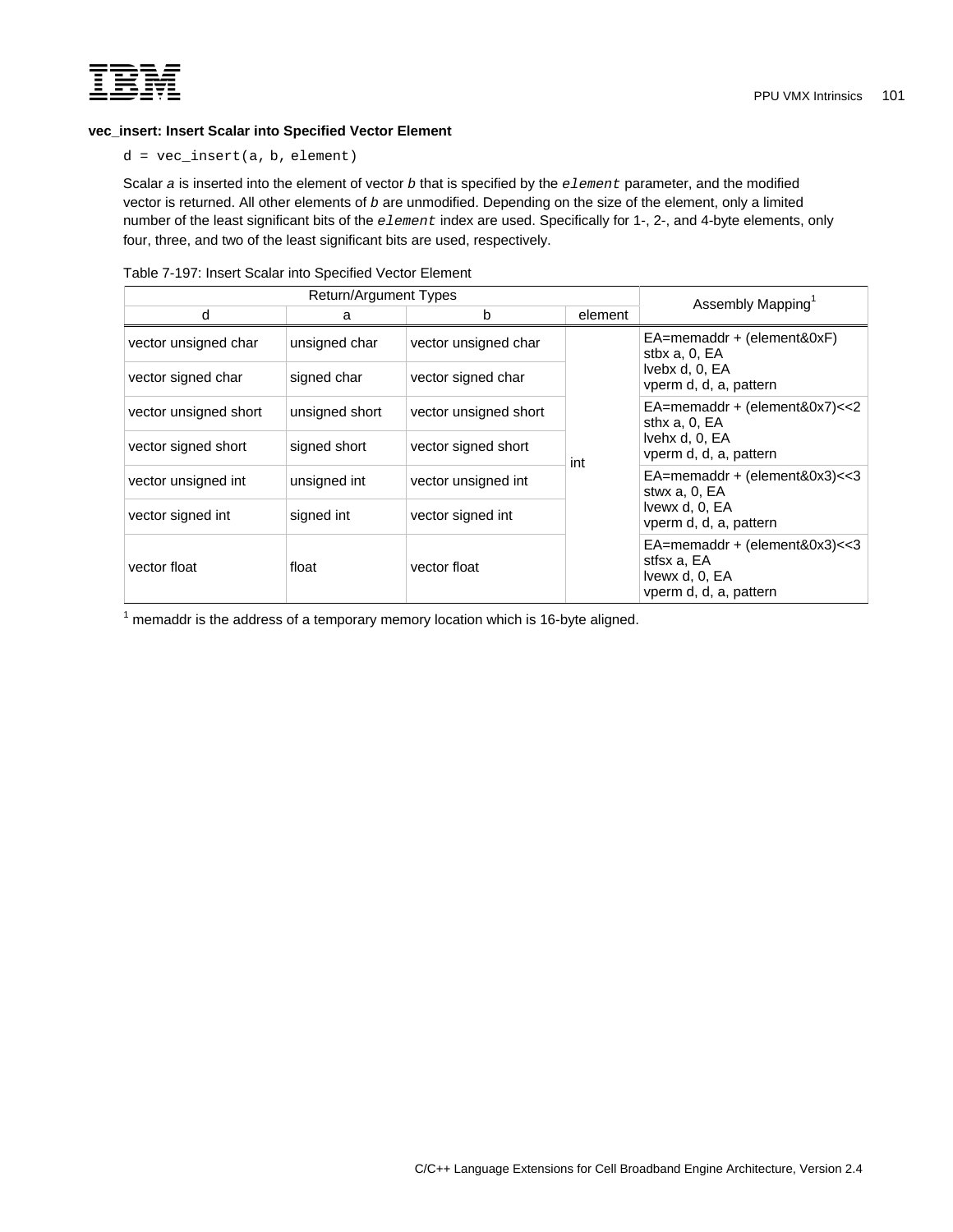### vec_insert: Insert Scalar into Specified Vector Element

```
d = vec_insert(a, b, element)
```

Scalar *a* is inserted into the element of vector *b* that is specified by the *element* parameter, and the modified vector is returned. All other elements of *b* are unmodified. Depending on the size of the element, only a limited number of the least significant bits of the *element* index are used. Specifically for 1-, 2-, and 4-byte elements, only four, three, and two of the least significant bits are used, respectively.

Table 7-197: Insert Scalar into Specified Vector Element

| Return/Argument Types | | | | Assembly Mapping[1] |
|---|---|---|---|---|
| d | a | b | element | |
| vector unsigned char | unsigned char | vector unsigned char | int | EA=memaddr + (element&0xF)<br>stbx a, 0, EA<br>lvebx d, 0, EA<br>vperm d, d, a, pattern |
| vector signed char | signed char | vector signed char | | |
| vector unsigned short | unsigned short | vector unsigned short | | EA=memaddr + (element&0x7)<<2<br>sthx a, 0, EA<br>lvehx d, 0, EA<br>vperm d, d, a, pattern |
| vector signed short | signed short | vector signed short | | |
| vector unsigned int | unsigned int | vector unsigned int | | EA=memaddr + (element&0x3)<<3<br>stwx a, 0, EA<br>lvewx d, 0, EA<br>vperm d, d, a, pattern |
| vector signed int | signed int | vector signed int | | |
| vector float | float | vector float | | EA=memaddr + (element&0x3)<<3<br>stfsx a, EA<br>lvewx d, 0, EA<br>vperm d, d, a, pattern |

[1] memaddr is the address of a temporary memory location which is 16-byte aligned.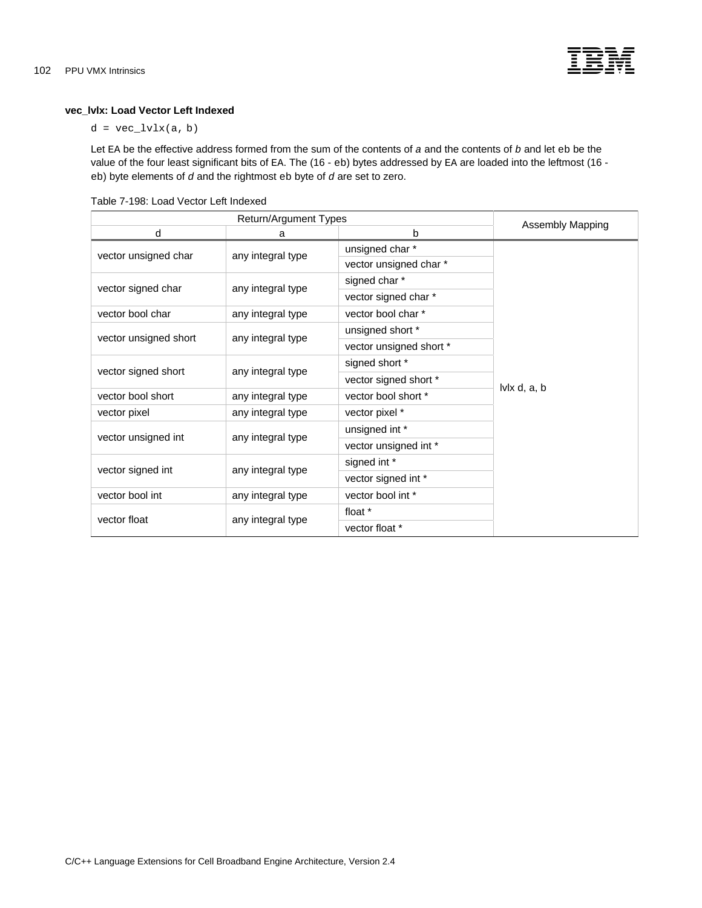**vec_lvlx: Load Vector Left Indexed**

```
d = vec_lvlx(a, b)
```

Let EA be the effective address formed from the sum of the contents of *a* and the contents of *b* and let eb be the value of the four least significant bits of EA. The (16 - eb) bytes addressed by EA are loaded into the leftmost (16 - eb) byte elements of *d* and the rightmost eb byte of *d* are set to zero.

Table 7-198: Load Vector Left Indexed

| Return/Argument Types | | | Assembly Mapping |
|---|---|---|---|
| d | a | b | |
| vector unsigned char | any integral type | unsigned char * | lvlx d, a, b |
| | | vector unsigned char * | |
| vector signed char | any integral type | signed char * | |
| | | vector signed char * | |
| vector bool char | any integral type | vector bool char * | |
| vector unsigned short | any integral type | unsigned short * | |
| | | vector unsigned short * | |
| vector signed short | any integral type | signed short * | |
| | | vector signed short * | |
| vector bool short | any integral type | vector bool short * | |
| vector pixel | any integral type | vector pixel * | |
| vector unsigned int | any integral type | unsigned int * | |
| | | vector unsigned int * | |
| vector signed int | any integral type | signed int * | |
| | | vector signed int * | |
| vector bool int | any integral type | vector bool int * | |
| vector float | any integral type | float * | |
| | | vector float * | |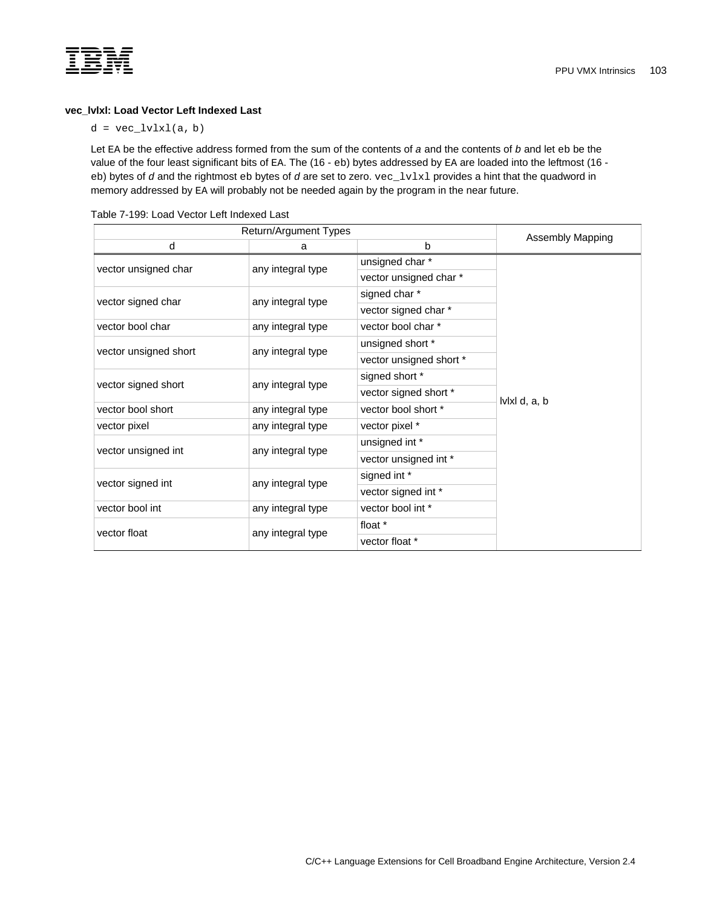### vec_lvlxl: Load Vector Left Indexed Last

```
d = vec_lvlxl(a, b)
```

Let EA be the effective address formed from the sum of the contents of *a* and the contents of *b* and let `eb` be the value of the four least significant bits of EA. The (16 - `eb`) bytes addressed by EA are loaded into the leftmost (16 - `eb`) bytes of *d* and the rightmost `eb` bytes of *d* are set to zero. `vec_lvlxl` provides a hint that the quadword in memory addressed by EA will probably not be needed again by the program in the near future.

Table 7-199: Load Vector Left Indexed Last

| Return/Argument Types | | | Assembly Mapping |
|---|---|---|---|
| d | a | b | |
| vector unsigned char | any integral type | unsigned char * | lvlxl d, a, b |
| | | vector unsigned char * | |
| vector signed char | any integral type | signed char * | |
| | | vector signed char * | |
| vector bool char | any integral type | vector bool char * | |
| vector unsigned short | any integral type | unsigned short * | |
| | | vector unsigned short * | |
| vector signed short | any integral type | signed short * | |
| | | vector signed short * | |
| vector bool short | any integral type | vector bool short * | |
| vector pixel | any integral type | vector pixel * | |
| vector unsigned int | any integral type | unsigned int * | |
| | | vector unsigned int * | |
| vector signed int | any integral type | signed int * | |
| | | vector signed int * | |
| vector bool int | any integral type | vector bool int * | |
| vector float | any integral type | float * | |
| | | vector float * | |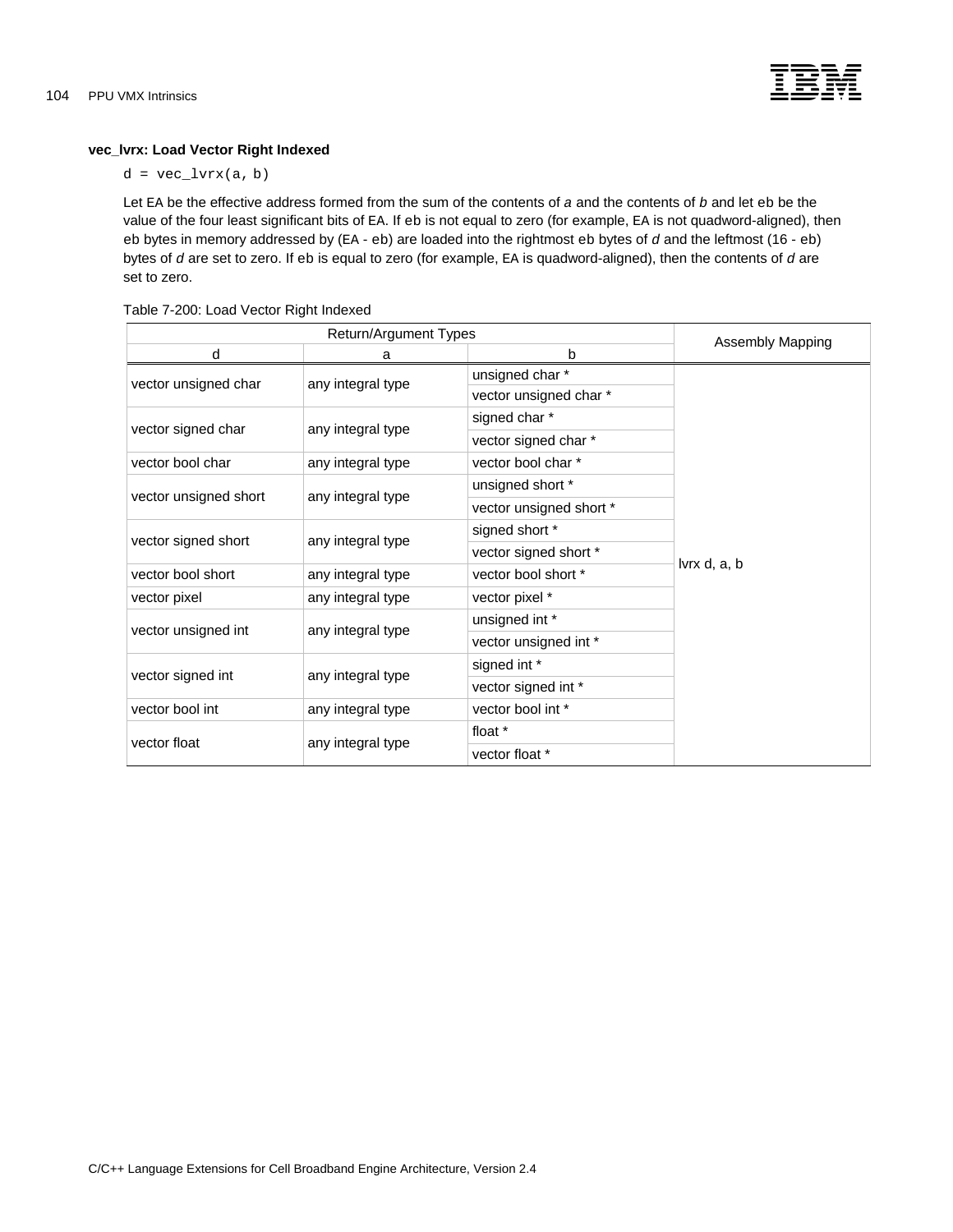### vec_lvrx: Load Vector Right Indexed

```
d = vec_lvrx(a, b)
```

Let EA be the effective address formed from the sum of the contents of *a* and the contents of *b* and let eb be the value of the four least significant bits of EA. If eb is not equal to zero (for example, EA is not quadword-aligned), then eb bytes in memory addressed by (EA - eb) are loaded into the rightmost eb bytes of *d* and the leftmost (16 - eb) bytes of *d* are set to zero. If eb is equal to zero (for example, EA is quadword-aligned), then the contents of *d* are set to zero.

Table 7-200: Load Vector Right Indexed

| Return/Argument Types | | | Assembly Mapping |
|---|---|---|---|
| d | a | b | |
| vector unsigned char | any integral type | unsigned char * | lvrx d, a, b |
| | | vector unsigned char * | |
| vector signed char | any integral type | signed char * | |
| | | vector signed char * | |
| vector bool char | any integral type | vector bool char * | |
| vector unsigned short | any integral type | unsigned short * | |
| | | vector unsigned short * | |
| vector signed short | any integral type | signed short * | |
| | | vector signed short * | |
| vector bool short | any integral type | vector bool short * | |
| vector pixel | any integral type | vector pixel * | |
| vector unsigned int | any integral type | unsigned int * | |
| | | vector unsigned int * | |
| vector signed int | any integral type | signed int * | |
| | | vector signed int * | |
| vector bool int | any integral type | vector bool int * | |
| vector float | any integral type | float * | |
| | | vector float * | |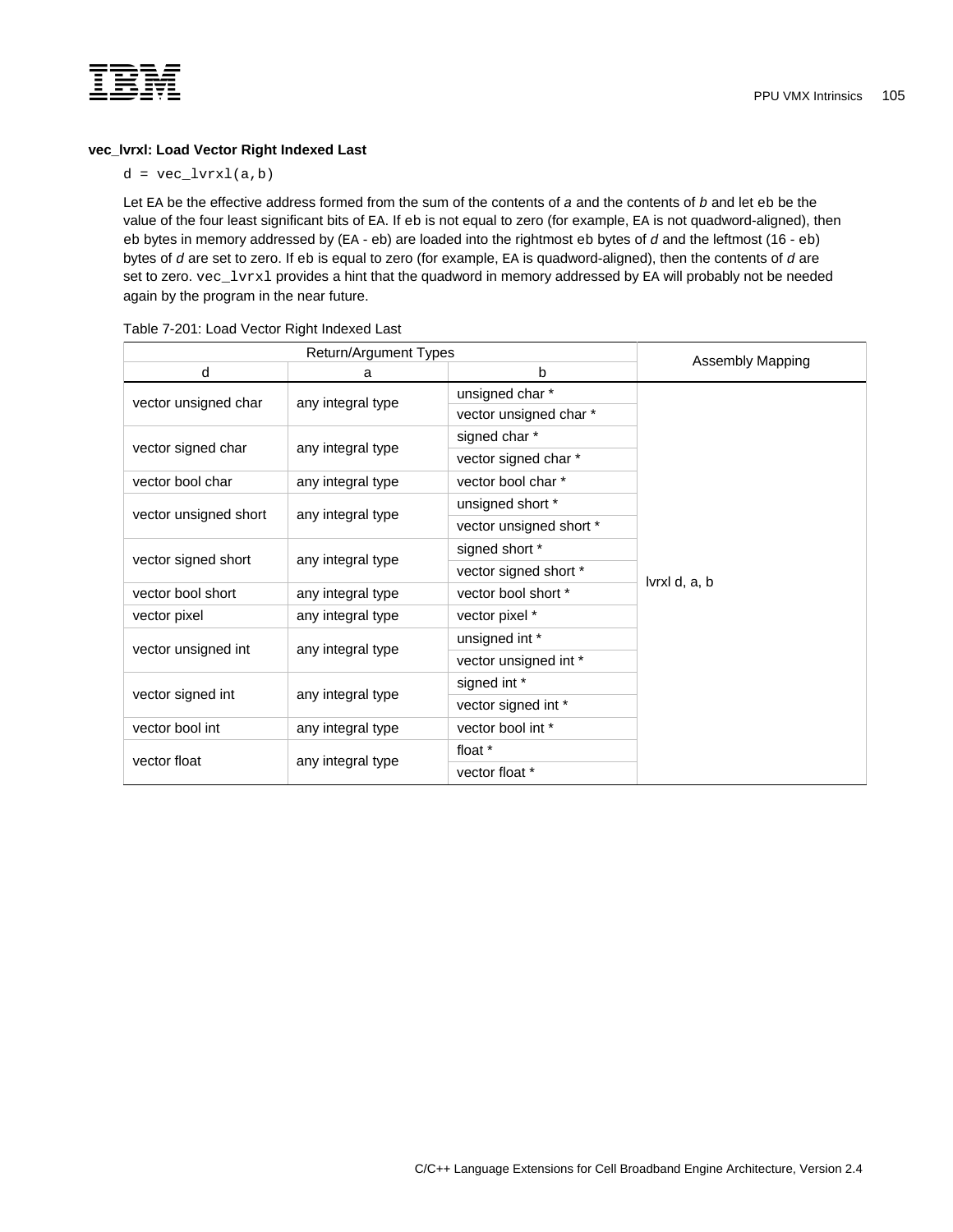**vec_lvrxl: Load Vector Right Indexed Last**

```
d = vec_lvrxl(a,b)
```

Let EA be the effective address formed from the sum of the contents of *a* and the contents of *b* and let `eb` be the value of the four least significant bits of EA. If `eb` is not equal to zero (for example, EA is not quadword-aligned), then `eb` bytes in memory addressed by (EA - eb) are loaded into the rightmost `eb` bytes of *d* and the leftmost (16 - `eb`) bytes of *d* are set to zero. If `eb` is equal to zero (for example, EA is quadword-aligned), then the contents of *d* are set to zero. `vec_lvrxl` provides a hint that the quadword in memory addressed by EA will probably not be needed again by the program in the near future.

Table 7-201: Load Vector Right Indexed Last

| Return/Argument Types | | | Assembly Mapping |
|---|---|---|---|
| d | a | b | |
| vector unsigned char | any integral type | unsigned char * | lvrxl d, a, b |
| | | vector unsigned char * | |
| vector signed char | any integral type | signed char * | |
| | | vector signed char * | |
| vector bool char | any integral type | vector bool char * | |
| vector unsigned short | any integral type | unsigned short * | |
| | | vector unsigned short * | |
| vector signed short | any integral type | signed short * | |
| | | vector signed short * | |
| vector bool short | any integral type | vector bool short * | |
| vector pixel | any integral type | vector pixel * | |
| vector unsigned int | any integral type | unsigned int * | |
| | | vector unsigned int * | |
| vector signed int | any integral type | signed int * | |
| | | vector signed int * | |
| vector bool int | any integral type | vector bool int * | |
| vector float | any integral type | float * | |
| | | vector float * | |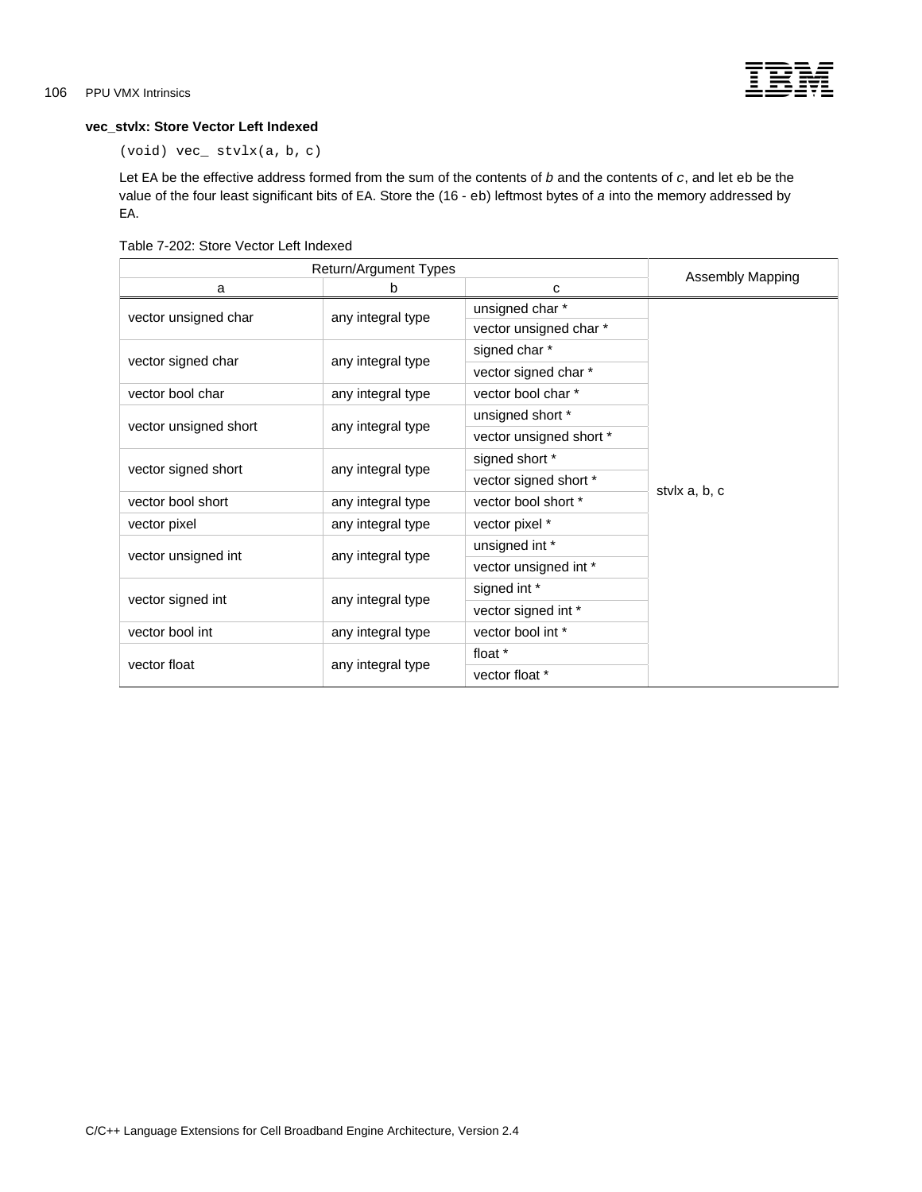### vec_stvlx: Store Vector Left Indexed

```
(void) vec_ stvlx(a, b, c)
```

Let EA be the effective address formed from the sum of the contents of *b* and the contents of *c*, and let eb be the value of the four least significant bits of EA. Store the (16 - eb) leftmost bytes of *a* into the memory addressed by EA.

Table 7-202: Store Vector Left Indexed

| Return/Argument Types | | | Assembly Mapping |
|---|---|---|---|
| a | b | c | |
| vector unsigned char | any integral type | unsigned char * | stvlx a, b, c |
| | | vector unsigned char * | |
| vector signed char | any integral type | signed char * | |
| | | vector signed char * | |
| vector bool char | any integral type | vector bool char * | |
| vector unsigned short | any integral type | unsigned short * | |
| | | vector unsigned short * | |
| vector signed short | any integral type | signed short * | |
| | | vector signed short * | |
| vector bool short | any integral type | vector bool short * | |
| vector pixel | any integral type | vector pixel * | |
| vector unsigned int | any integral type | unsigned int * | |
| | | vector unsigned int * | |
| vector signed int | any integral type | signed int * | |
| | | vector signed int * | |
| vector bool int | any integral type | vector bool int * | |
| vector float | any integral type | float * | |
| | | vector float * | |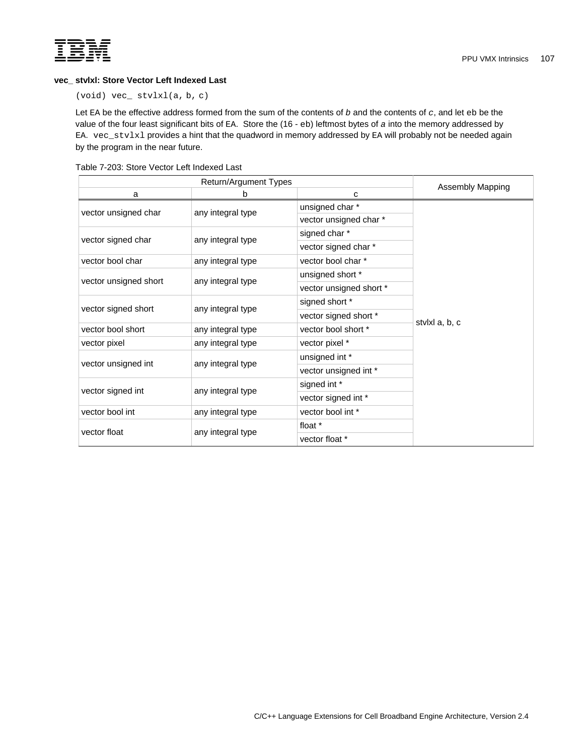**vec_ stvlxl: Store Vector Left Indexed Last**

```
(void) vec_ stvlxl(a, b, c)
```

Let EA be the effective address formed from the sum of the contents of *b* and the contents of `c`, and let `eb` be the value of the four least significant bits of EA. Store the (16 - `eb`) leftmost bytes of *a* into the memory addressed by EA. `vec_stvlxl` provides a hint that the quadword in memory addressed by EA will probably not be needed again by the program in the near future.

Table 7-203: Store Vector Left Indexed Last

| Return/Argument Types | | | Assembly Mapping |
|---|---|---|---|
| a | b | c | |
| vector unsigned char | any integral type | unsigned char * | stvlxl a, b, c |
| | | vector unsigned char * | |
| vector signed char | any integral type | signed char * | |
| | | vector signed char * | |
| vector bool char | any integral type | vector bool char * | |
| vector unsigned short | any integral type | unsigned short * | |
| | | vector unsigned short * | |
| vector signed short | any integral type | signed short * | |
| | | vector signed short * | |
| vector bool short | any integral type | vector bool short * | |
| vector pixel | any integral type | vector pixel * | |
| vector unsigned int | any integral type | unsigned int * | |
| | | vector unsigned int * | |
| vector signed int | any integral type | signed int * | |
| | | vector signed int * | |
| vector bool int | any integral type | vector bool int * | |
| vector float | any integral type | float * | |
| | | vector float * | |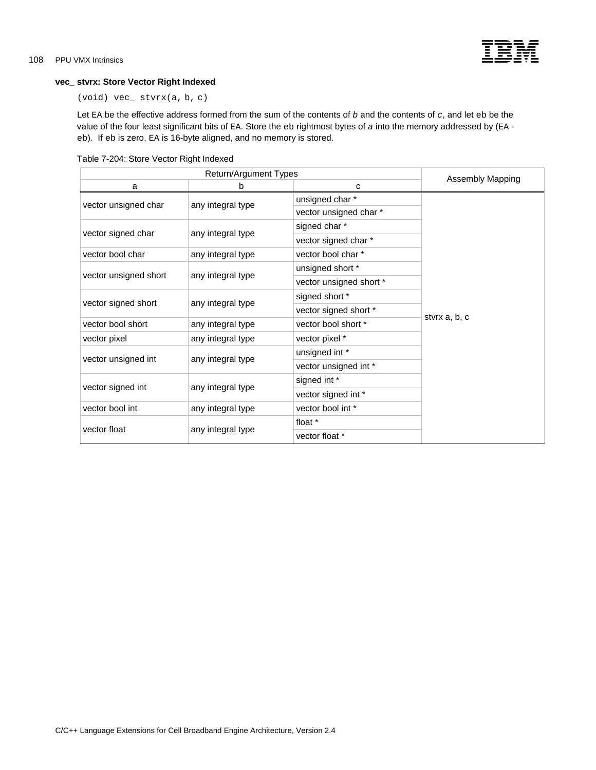### vec_ stvrx: Store Vector Right Indexed

```
(void) vec_ stvrx(a, b, c)
```

Let EA be the effective address formed from the sum of the contents of *b* and the contents of *c*, and let eb be the value of the four least significant bits of EA. Store the eb rightmost bytes of *a* into the memory addressed by (EA - eb). If eb is zero, EA is 16-byte aligned, and no memory is stored.

Table 7-204: Store Vector Right Indexed

| Return/Argument Types | | | Assembly Mapping |
|---|---|---|---|
| a | b | c | |
| vector unsigned char | any integral type | unsigned char * | stvrx a, b, c |
| | | vector unsigned char * | |
| vector signed char | any integral type | signed char * | |
| | | vector signed char * | |
| vector bool char | any integral type | vector bool char * | |
| vector unsigned short | any integral type | unsigned short * | |
| | | vector unsigned short * | |
| vector signed short | any integral type | signed short * | |
| | | vector signed short * | |
| vector bool short | any integral type | vector bool short * | |
| vector pixel | any integral type | vector pixel * | |
| vector unsigned int | any integral type | unsigned int * | |
| | | vector unsigned int * | |
| vector signed int | any integral type | signed int * | |
| | | vector signed int * | |
| vector bool int | any integral type | vector bool int * | |
| vector float | any integral type | float * | |
| | | vector float * | |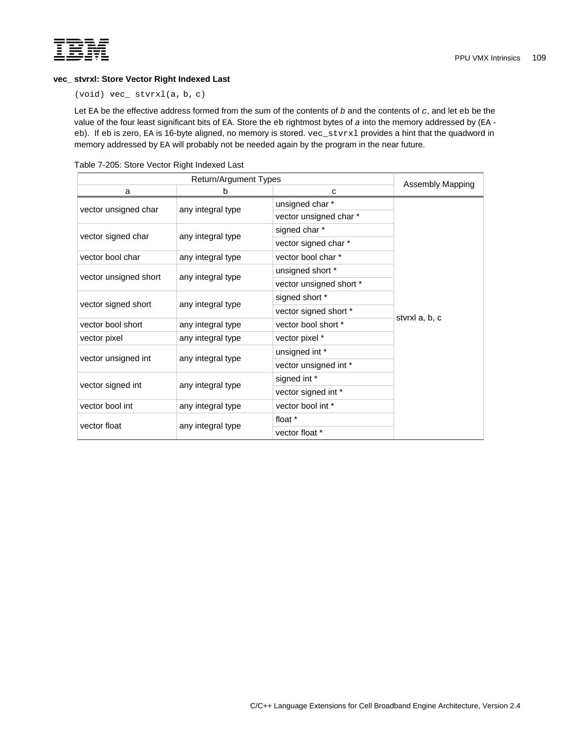### vec_ stvrxl: Store Vector Right Indexed Last

```
(void) vec_ stvrxl(a, b, c)
```

Let EA be the effective address formed from the sum of the contents of *b* and the contents of `c`, and let `eb` be the value of the four least significant bits of EA. Store the `eb` rightmost bytes of *a* into the memory addressed by (EA - `eb`). If `eb` is zero, EA is 16-byte aligned, no memory is stored. `vec_stvrxl` provides a hint that the quadword in memory addressed by EA will probably not be needed again by the program in the near future.

Table 7-205: Store Vector Right Indexed Last

| Return/Argument Types | | | Assembly Mapping |
|---|---|---|---|
| a | b | c | |
| vector unsigned char | any integral type | unsigned char * | stvrxl a, b, c |
| | | vector unsigned char * | |
| vector signed char | any integral type | signed char * | |
| | | vector signed char * | |
| vector bool char | any integral type | vector bool char * | |
| vector unsigned short | any integral type | unsigned short * | |
| | | vector unsigned short * | |
| vector signed short | any integral type | signed short * | |
| | | vector signed short * | |
| vector bool short | any integral type | vector bool short * | |
| vector pixel | any integral type | vector pixel * | |
| vector unsigned int | any integral type | unsigned int * | |
| | | vector unsigned int * | |
| vector signed int | any integral type | signed int * | |
| | | vector signed int * | |
| vector bool int | any integral type | vector bool int * | |
| vector float | any integral type | float * | |
| | | vector float * | |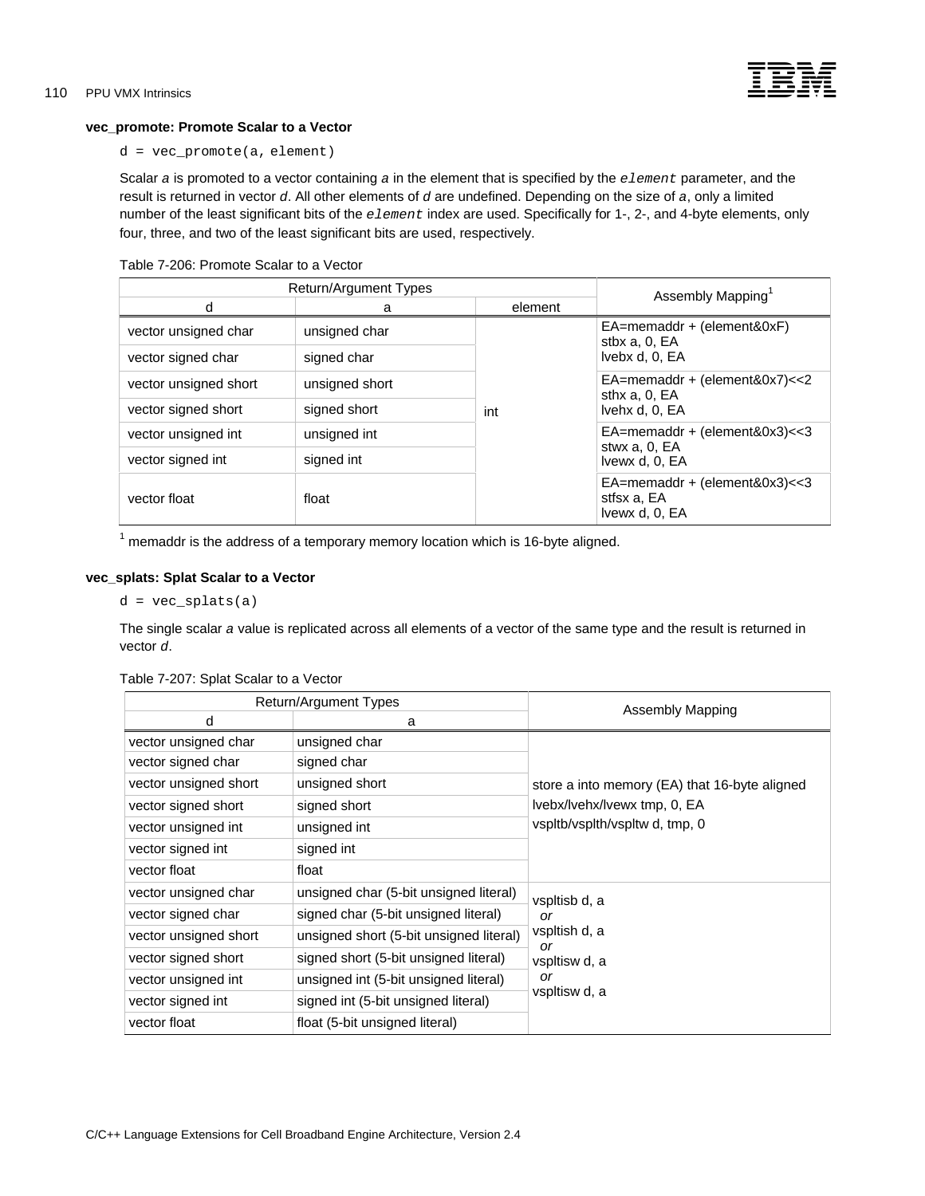**vec_promote: Promote Scalar to a Vector**

```
d = vec_promote(a, element)
```

Scalar *a* is promoted to a vector containing *a* in the element that is specified by the `element` parameter, and the result is returned in vector *d*. All other elements of *d* are undefined. Depending on the size of *a*, only a limited number of the least significant bits of the `element` index are used. Specifically for 1-, 2-, and 4-byte elements, only four, three, and two of the least significant bits are used, respectively.

Table 7-206: Promote Scalar to a Vector

| Return/Argument Types | | | Assembly Mapping[1] |
|---|---|---|---|
| d | a | element | |
| vector unsigned char | unsigned char | int | EA=memaddr + (element&0xF)<br>stbx a, 0, EA<br>lvebx d, 0, EA |
| vector signed char | signed char | | |
| vector unsigned short | unsigned short | | EA=memaddr + (element&0x7)<<2<br>sthx a, 0, EA<br>lvehx d, 0, EA |
| vector signed short | signed short | | |
| vector unsigned int | unsigned int | | EA=memaddr + (element&0x3)<<3<br>stwx a, 0, EA<br>lvewx d, 0, EA |
| vector signed int | signed int | | |
| vector float | float | | EA=memaddr + (element&0x3)<<3<br>stfsx a, EA<br>lvewx d, 0, EA |

[1] memaddr is the address of a temporary memory location which is 16-byte aligned.

**vec_splats: Splat Scalar to a Vector**

```
d = vec_splats(a)
```

The single scalar *a* value is replicated across all elements of a vector of the same type and the result is returned in vector *d*.

Table 7-207: Splat Scalar to a Vector

| Return/Argument Types | | Assembly Mapping |
|---|---|---|
| d | a | |
| vector unsigned char | unsigned char | store a into memory (EA) that 16-byte aligned<br>lvebx/lvehx/lvewx tmp, 0, EA<br>vspltb/vsplth/vspltw d, tmp, 0 |
| vector signed char | signed char | |
| vector unsigned short | unsigned short | |
| vector signed short | signed short | |
| vector unsigned int | unsigned int | |
| vector signed int | signed int | |
| vector float | float | |
| vector unsigned char | unsigned char (5-bit unsigned literal) | vspltisb d, a<br>*or*<br>vspltish d, a<br>*or*<br>vspltisw d, a<br>*or*<br>vspltisw d, a |
| vector signed char | signed char (5-bit unsigned literal) | |
| vector unsigned short | unsigned short (5-bit unsigned literal) | |
| vector signed short | signed short (5-bit unsigned literal) | |
| vector unsigned int | unsigned int (5-bit unsigned literal) | |
| vector signed int | signed int (5-bit unsigned literal) | |
| vector float | float (5-bit unsigned literal) | |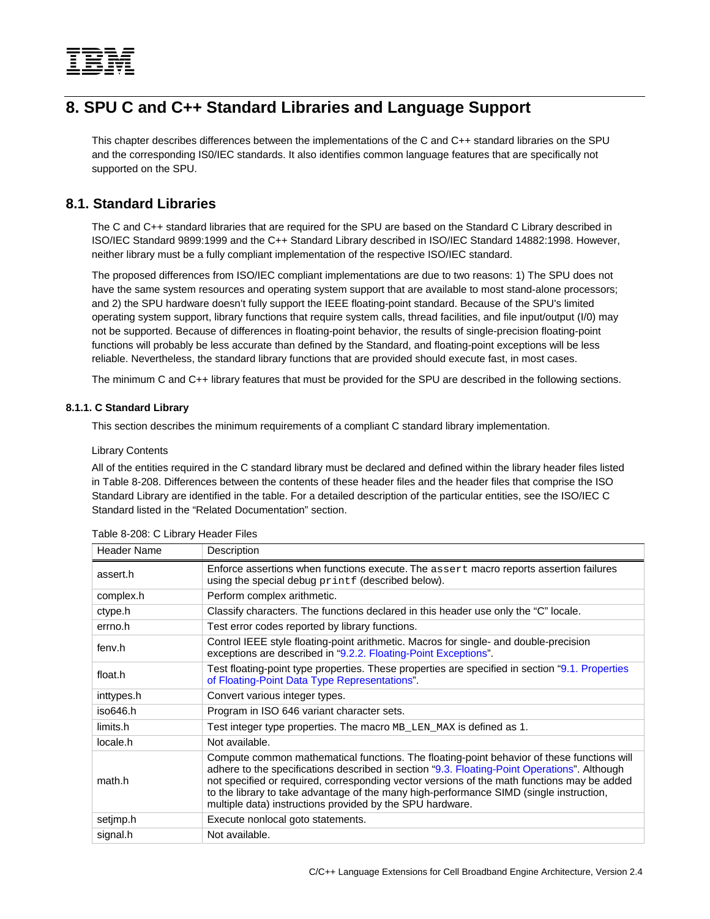# 8. SPU C and C++ Standard Libraries and Language Support

This chapter describes differences between the implementations of the C and C++ standard libraries on the SPU and the corresponding IS0/IEC standards. It also identifies common language features that are specifically not supported on the SPU.

## 8.1. Standard Libraries

The C and C++ standard libraries that are required for the SPU are based on the Standard C Library described in ISO/IEC Standard 9899:1999 and the C++ Standard Library described in ISO/IEC Standard 14882:1998. However, neither library must be a fully compliant implementation of the respective ISO/IEC standard.

The proposed differences from ISO/IEC compliant implementations are due to two reasons: 1) The SPU does not have the same system resources and operating system support that are available to most stand-alone processors; and 2) the SPU hardware doesn't fully support the IEEE floating-point standard. Because of the SPU's limited operating system support, library functions that require system calls, thread facilities, and file input/output (I/0) may not be supported. Because of differences in floating-point behavior, the results of single-precision floating-point functions will probably be less accurate than defined by the Standard, and floating-point exceptions will be less reliable. Nevertheless, the standard library functions that are provided should execute fast, in most cases.

The minimum C and C++ library features that must be provided for the SPU are described in the following sections.

### 8.1.1. C Standard Library

This section describes the minimum requirements of a compliant C standard library implementation.

Library Contents

All of the entities required in the C standard library must be declared and defined within the library header files listed in Table 8-208. Differences between the contents of these header files and the header files that comprise the ISO Standard Library are identified in the table. For a detailed description of the particular entities, see the ISO/IEC C Standard listed in the "Related Documentation" section.

Table 8-208: C Library Header Files

| Header Name | Description |
|---|---|
| assert.h | Enforce assertions when functions execute. The `assert` macro reports assertion failures using the special debug `printf` (described below). |
| complex.h | Perform complex arithmetic. |
| ctype.h | Classify characters. The functions declared in this header use only the "C" locale. |
| errno.h | Test error codes reported by library functions. |
| fenv.h | Control IEEE style floating-point arithmetic. Macros for single- and double-precision exceptions are described in "9.2.2. Floating-Point Exceptions". |
| float.h | Test floating-point type properties. These properties are specified in section "9.1. Properties of Floating-Point Data Type Representations". |
| inttypes.h | Convert various integer types. |
| iso646.h | Program in ISO 646 variant character sets. |
| limits.h | Test integer type properties. The macro `MB_LEN_MAX` is defined as 1. |
| locale.h | Not available. |
| math.h | Compute common mathematical functions. The floating-point behavior of these functions will adhere to the specifications described in section "9.3. Floating-Point Operations". Although not specified or required, corresponding vector versions of the math functions may be added to the library to take advantage of the many high-performance SIMD (single instruction, multiple data) instructions provided by the SPU hardware. |
| setjmp.h | Execute nonlocal goto statements. |
| signal.h | Not available. |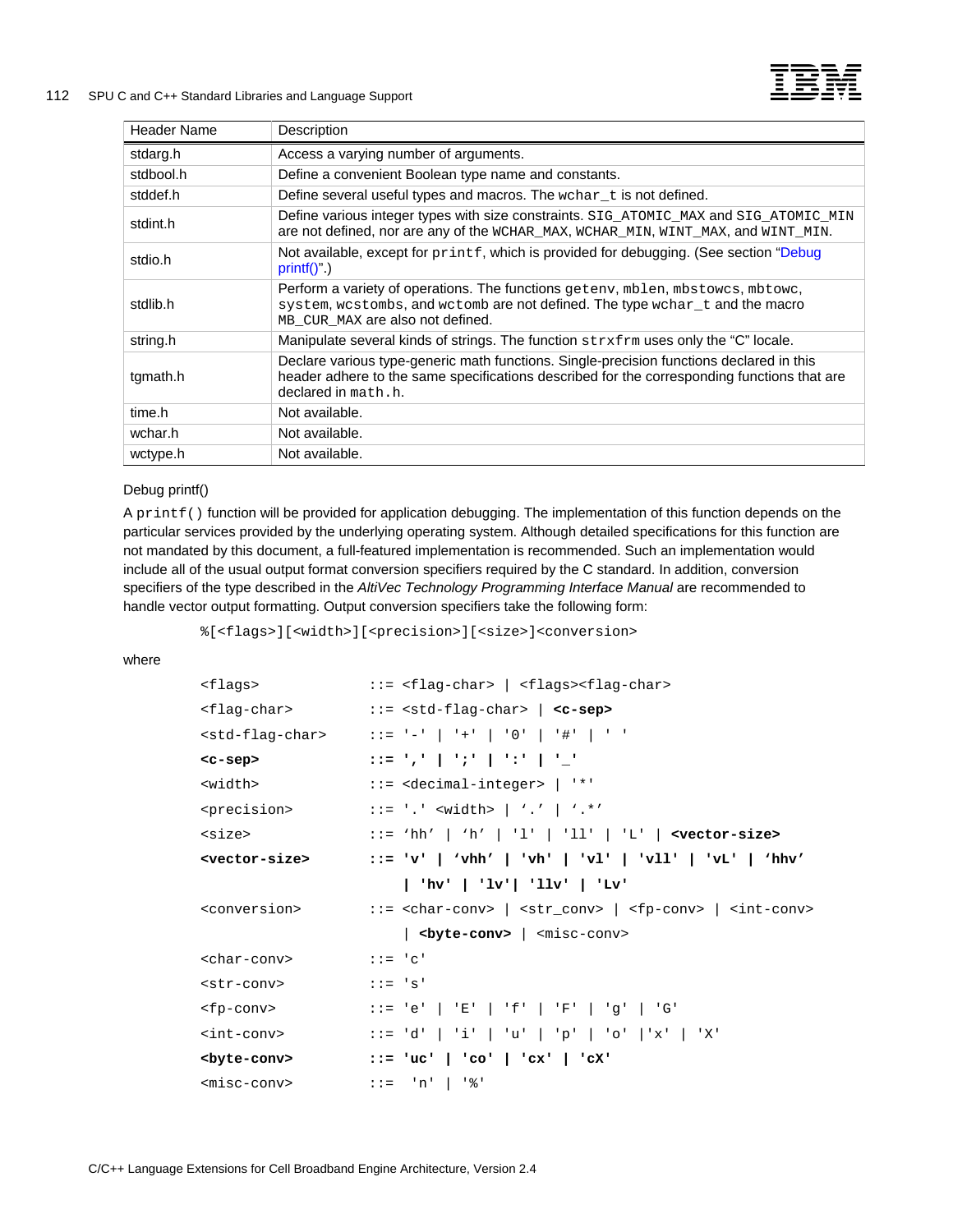| Header Name | Description |
|---|---|
| stdarg.h | Access a varying number of arguments. |
| stdbool.h | Define a convenient Boolean type name and constants. |
| stddef.h | Define several useful types and macros. The `wchar_t` is not defined. |
| stdint.h | Define various integer types with size constraints. `SIG_ATOMIC_MAX` and `SIG_ATOMIC_MIN` are not defined, nor are any of the `WCHAR_MAX`, `WCHAR_MIN`, `WINT_MAX`, and `WINT_MIN`. |
| stdio.h | Not available, except for `printf`, which is provided for debugging. (See section "Debug printf()".) |
| stdlib.h | Perform a variety of operations. The functions `getenv`, `mblen`, `mbstowcs`, `mbtowc`, `system`, `wcstombs`, and `wctomb` are not defined. The type `wchar_t` and the macro `MB_CUR_MAX` are also not defined. |
| string.h | Manipulate several kinds of strings. The function `strxfrm` uses only the "C" locale. |
| tgmath.h | Declare various type-generic math functions. Single-precision functions declared in this header adhere to the same specifications described for the corresponding functions that are declared in `math.h`. |
| time.h | Not available. |
| wchar.h | Not available. |
| wctype.h | Not available. |

Debug printf()

A `printf()` function will be provided for application debugging. The implementation of this function depends on the particular services provided by the underlying operating system. Although detailed specifications for this function are not mandated by this document, a full-featured implementation is recommended. Such an implementation would include all of the usual output format conversion specifiers required by the C standard. In addition, conversion specifiers of the type described in the *AltiVec Technology Programming Interface Manual* are recommended to handle vector output formatting. Output conversion specifiers take the following form:

```
%[<flags>][<width>][<precision>][<size>]<conversion>
```

where

```
<flags>             ::= <flag-char> | <flags><flag-char>
<flag-char>         ::= <std-flag-char> | <c-sep>
<std-flag-char>     ::= '-' | '+' | '0' | '#' | ' '
<c-sep>             ::= ',' | ';' | ':' | '_'
<width>             ::= <decimal-integer> | '*'
<precision>         ::= '.' <width> | '.' | '.*'
<size>              ::= 'hh' | 'h' | 'l' | 'll' | 'L' | <vector-size>
<vector-size>       ::= 'v' | 'vhh' | 'vh' | 'vl' | 'vll' | 'vL' | 'hhv'
                        | 'hv' | 'lv'| 'llv' | 'Lv'
<conversion>        ::= <char-conv> | <str_conv> | <fp-conv> | <int-conv>
                        | <byte-conv> | <misc-conv>
<char-conv>         ::= 'c'
<str-conv>          ::= 's'
<fp-conv>           ::= 'e' | 'E' | 'f' | 'F' | 'g' | 'G'
<int-conv>          ::= 'd' | 'i' | 'u' | 'p' | 'o' |'x' | 'X'
<byte-conv>         ::= 'uc' | 'co' | 'cx' | 'cX'
<misc-conv>         ::=  'n' | '%'
```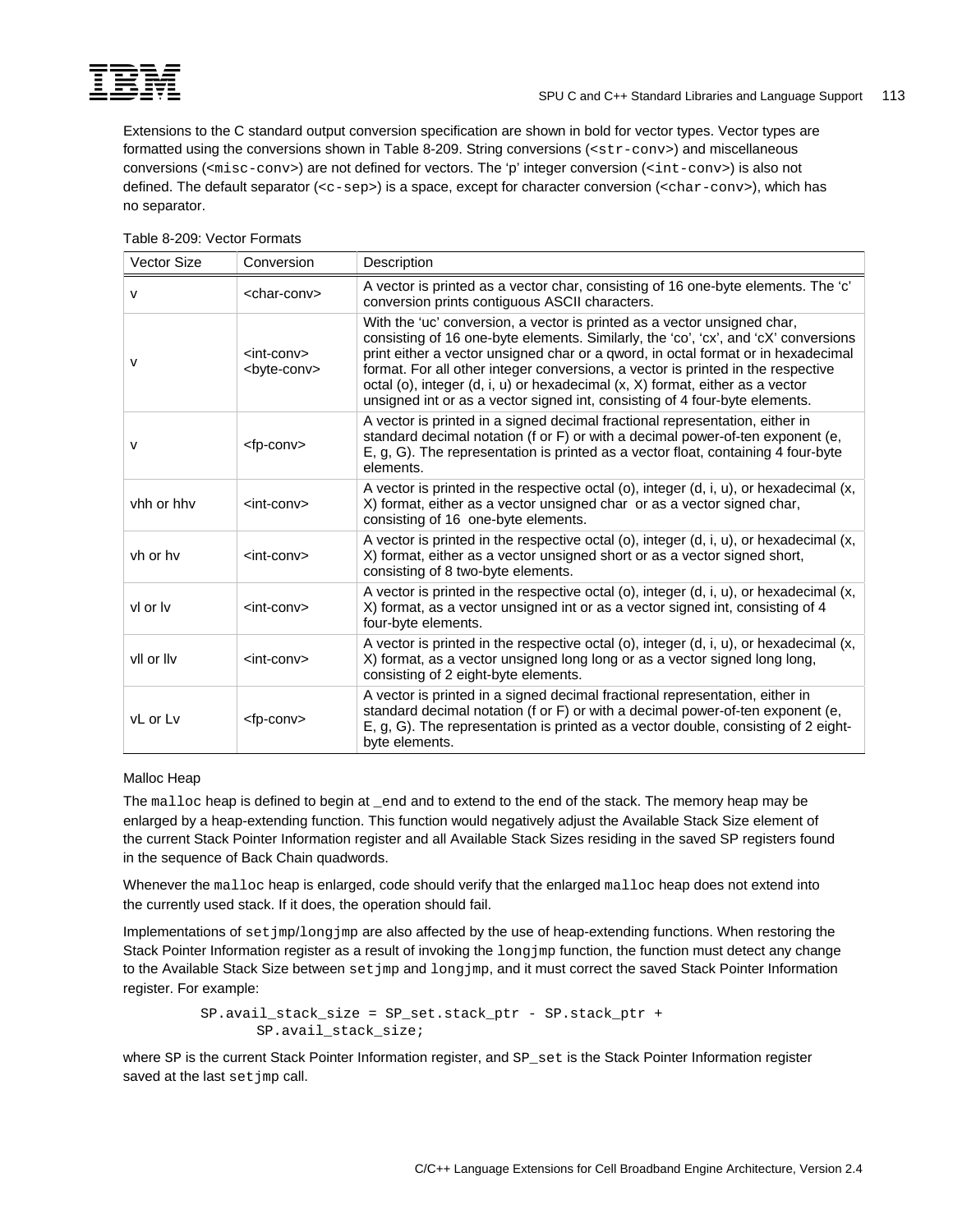Extensions to the C standard output conversion specification are shown in bold for vector types. Vector types are formatted using the conversions shown in Table 8-209. String conversions (`<str-conv>`) and miscellaneous conversions (`<misc-conv>`) are not defined for vectors. The 'p' integer conversion (`<int-conv>`) is also not defined. The default separator (`<c-sep>`) is a space, except for character conversion (`<char-conv>`), which has no separator.

Table 8-209: Vector Formats

| Vector Size | Conversion | Description |
|---|---|---|
| v | <char-conv> | A vector is printed as a vector char, consisting of 16 one-byte elements. The 'c' conversion prints contiguous ASCII characters. |
| v | <int-conv> <byte-conv> | With the 'uc' conversion, a vector is printed as a vector unsigned char, consisting of 16 one-byte elements. Similarly, the 'co', 'cx', and 'cX' conversions print either a vector unsigned char or a qword, in octal format or in hexadecimal format. For all other integer conversions, a vector is printed in the respective octal (o), integer (d, i, u) or hexadecimal (x, X) format, either as a vector unsigned int or as a vector signed int, consisting of 4 four-byte elements. |
| v | <fp-conv> | A vector is printed in a signed decimal fractional representation, either in standard decimal notation (f or F) or with a decimal power-of-ten exponent (e, E, g, G). The representation is printed as a vector float, containing 4 four-byte elements. |
| vhh or hhv | <int-conv> | A vector is printed in the respective octal (o), integer (d, i, u), or hexadecimal (x, X) format, either as a vector unsigned char or as a vector signed char, consisting of 16 one-byte elements. |
| vh or hv | <int-conv> | A vector is printed in the respective octal (o), integer (d, i, u), or hexadecimal (x, X) format, either as a vector unsigned short or as a vector signed short, consisting of 8 two-byte elements. |
| vl or lv | <int-conv> | A vector is printed in the respective octal (o), integer (d, i, u), or hexadecimal (x, X) format, as a vector unsigned int or as a vector signed int, consisting of 4 four-byte elements. |
| vll or llv | <int-conv> | A vector is printed in the respective octal (o), integer (d, i, u), or hexadecimal (x, X) format, as a vector unsigned long long or as a vector signed long long, consisting of 2 eight-byte elements. |
| vL or Lv | <fp-conv> | A vector is printed in a signed decimal fractional representation, either in standard decimal notation (f or F) or with a decimal power-of-ten exponent (e, E, g, G). The representation is printed as a vector double, consisting of 2 eight-byte elements. |

Malloc Heap

The `malloc` heap is defined to begin at `_end` and to extend to the end of the stack. The memory heap may be enlarged by a heap-extending function. This function would negatively adjust the Available Stack Size element of the current Stack Pointer Information register and all Available Stack Sizes residing in the saved SP registers found in the sequence of Back Chain quadwords.

Whenever the `malloc` heap is enlarged, code should verify that the enlarged `malloc` heap does not extend into the currently used stack. If it does, the operation should fail.

Implementations of `setjmp`/`longjmp` are also affected by the use of heap-extending functions. When restoring the Stack Pointer Information register as a result of invoking the `longjmp` function, the function must detect any change to the Available Stack Size between `setjmp` and `longjmp`, and it must correct the saved Stack Pointer Information register. For example:

```
SP.avail_stack_size = SP_set.stack_ptr - SP.stack_ptr +
        SP.avail_stack_size;
```

where `SP` is the current Stack Pointer Information register, and `SP_set` is the Stack Pointer Information register saved at the last `setjmp` call.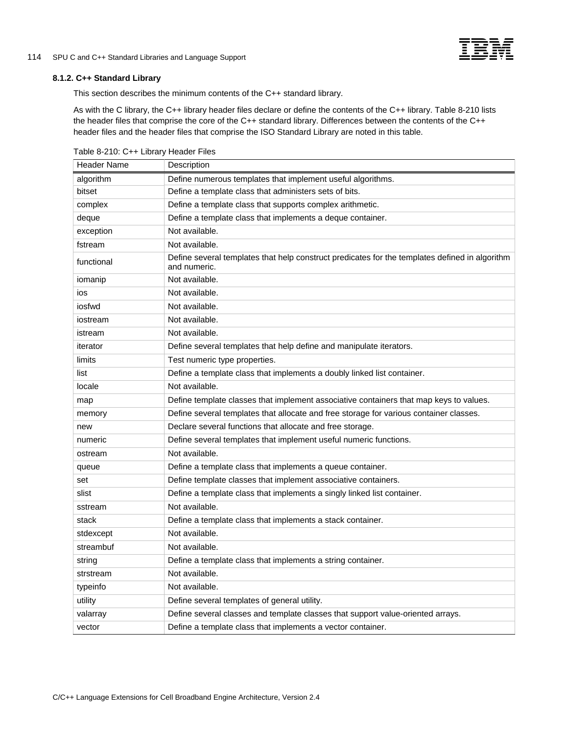### 8.1.2. C++ Standard Library

This section describes the minimum contents of the C++ standard library.

As with the C library, the C++ library header files declare or define the contents of the C++ library. Table 8-210 lists the header files that comprise the core of the C++ standard library. Differences between the contents of the C++ header files and the header files that comprise the ISO Standard Library are noted in this table.

Table 8-210: C++ Library Header Files

| Header Name | Description |
|---|---|
| algorithm | Define numerous templates that implement useful algorithms. |
| bitset | Define a template class that administers sets of bits. |
| complex | Define a template class that supports complex arithmetic. |
| deque | Define a template class that implements a deque container. |
| exception | Not available. |
| fstream | Not available. |
| functional | Define several templates that help construct predicates for the templates defined in algorithm and numeric. |
| iomanip | Not available. |
| ios | Not available. |
| iosfwd | Not available. |
| iostream | Not available. |
| istream | Not available. |
| iterator | Define several templates that help define and manipulate iterators. |
| limits | Test numeric type properties. |
| list | Define a template class that implements a doubly linked list container. |
| locale | Not available. |
| map | Define template classes that implement associative containers that map keys to values. |
| memory | Define several templates that allocate and free storage for various container classes. |
| new | Declare several functions that allocate and free storage. |
| numeric | Define several templates that implement useful numeric functions. |
| ostream | Not available. |
| queue | Define a template class that implements a queue container. |
| set | Define template classes that implement associative containers. |
| slist | Define a template class that implements a singly linked list container. |
| sstream | Not available. |
| stack | Define a template class that implements a stack container. |
| stdexcept | Not available. |
| streambuf | Not available. |
| string | Define a template class that implements a string container. |
| strstream | Not available. |
| typeinfo | Not available. |
| utility | Define several templates of general utility. |
| valarray | Define several classes and template classes that support value-oriented arrays. |
| vector | Define a template class that implements a vector container. |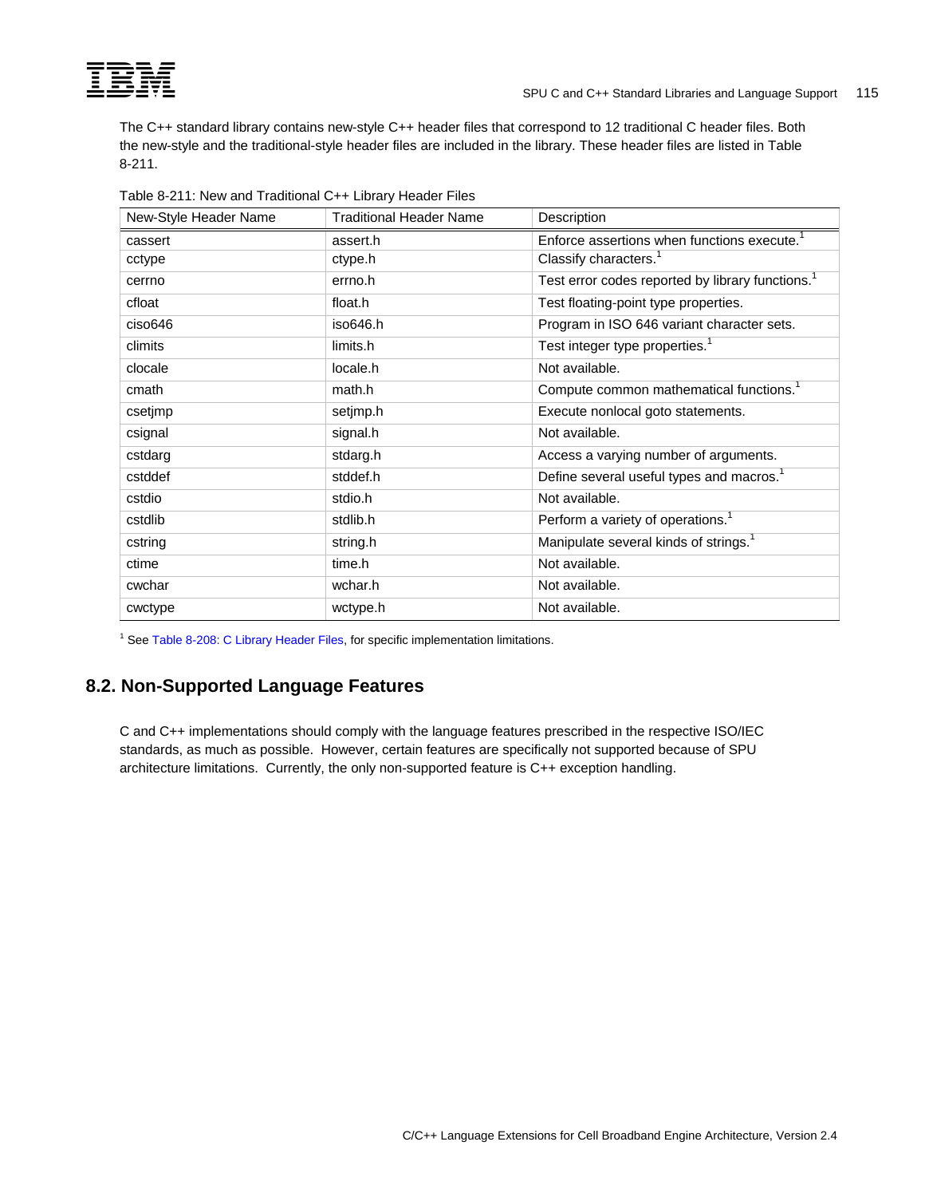The C++ standard library contains new-style C++ header files that correspond to 12 traditional C header files. Both the new-style and the traditional-style header files are included in the library. These header files are listed in Table 8-211.

Table 8-211: New and Traditional C++ Library Header Files

| New-Style Header Name | Traditional Header Name | Description |
|---|---|---|
| cassert | assert.h | Enforce assertions when functions execute.[1] |
| cctype | ctype.h | Classify characters.[1] |
| cerrno | errno.h | Test error codes reported by library functions.[1] |
| cfloat | float.h | Test floating-point type properties. |
| ciso646 | iso646.h | Program in ISO 646 variant character sets. |
| climits | limits.h | Test integer type properties.[1] |
| clocale | locale.h | Not available. |
| cmath | math.h | Compute common mathematical functions.[1] |
| csetjmp | setjmp.h | Execute nonlocal goto statements. |
| csignal | signal.h | Not available. |
| cstdarg | stdarg.h | Access a varying number of arguments. |
| cstddef | stddef.h | Define several useful types and macros.[1] |
| cstdio | stdio.h | Not available. |
| cstdlib | stdlib.h | Perform a variety of operations.[1] |
| cstring | string.h | Manipulate several kinds of strings.[1] |
| ctime | time.h | Not available. |
| cwchar | wchar.h | Not available. |
| cwctype | wctype.h | Not available. |

[1] See Table 8-208: C Library Header Files, for specific implementation limitations.

## 8.2. Non-Supported Language Features

C and C++ implementations should comply with the language features prescribed in the respective ISO/IEC standards, as much as possible. However, certain features are specifically not supported because of SPU architecture limitations. Currently, the only non-supported feature is C++ exception handling.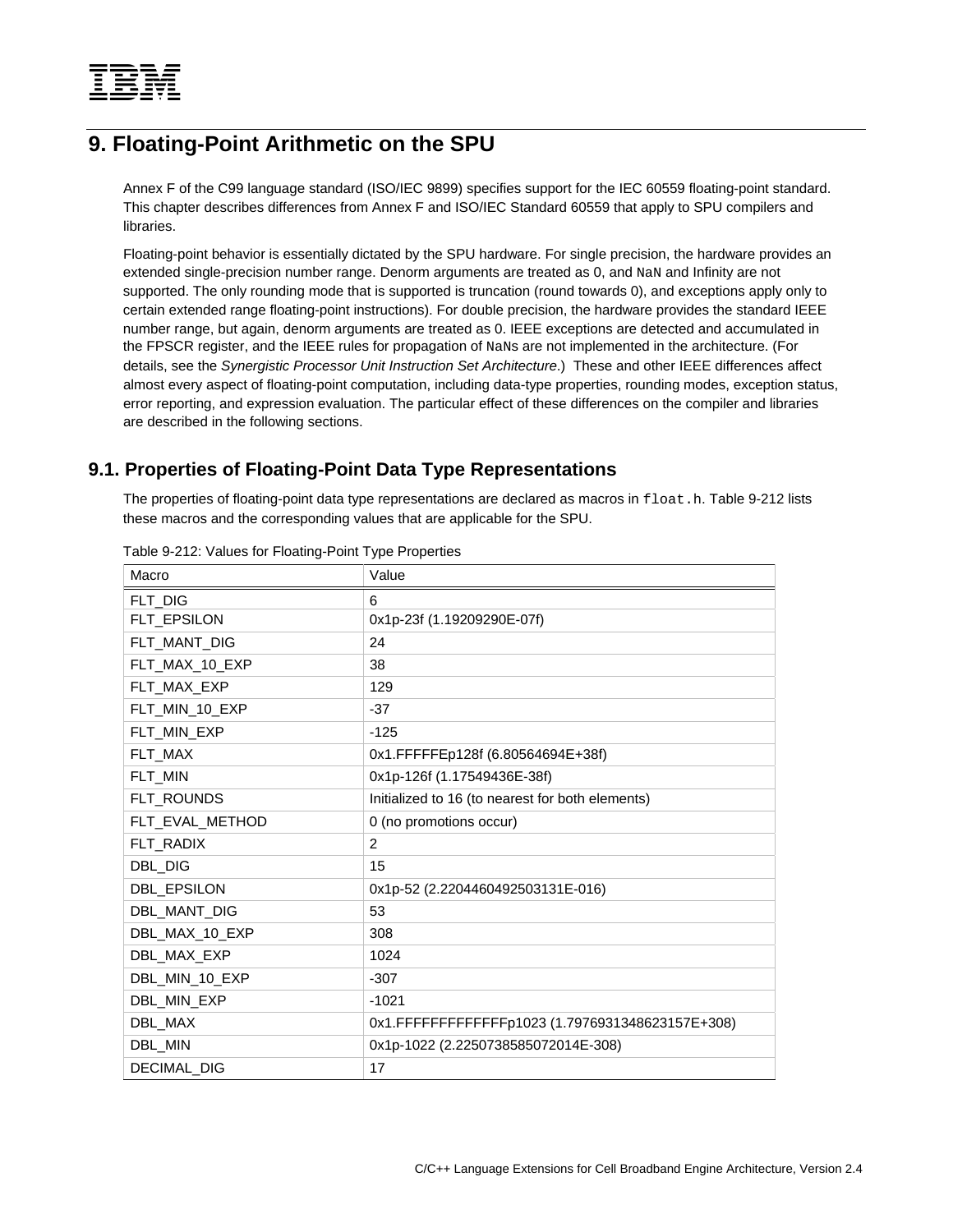# 9. Floating-Point Arithmetic on the SPU

Annex F of the C99 language standard (ISO/IEC 9899) specifies support for the IEC 60559 floating-point standard. This chapter describes differences from Annex F and ISO/IEC Standard 60559 that apply to SPU compilers and libraries.

Floating-point behavior is essentially dictated by the SPU hardware. For single precision, the hardware provides an extended single-precision number range. Denorm arguments are treated as 0, and `NaN` and Infinity are not supported. The only rounding mode that is supported is truncation (round towards 0), and exceptions apply only to certain extended range floating-point instructions). For double precision, the hardware provides the standard IEEE number range, but again, denorm arguments are treated as 0. IEEE exceptions are detected and accumulated in the FPSCR register, and the IEEE rules for propagation of `NaN`s are not implemented in the architecture. (For details, see the *Synergistic Processor Unit Instruction Set Architecture*.) These and other IEEE differences affect almost every aspect of floating-point computation, including data-type properties, rounding modes, exception status, error reporting, and expression evaluation. The particular effect of these differences on the compiler and libraries are described in the following sections.

## 9.1. Properties of Floating-Point Data Type Representations

The properties of floating-point data type representations are declared as macros in `float.h`. Table 9-212 lists these macros and the corresponding values that are applicable for the SPU.

Table 9-212: Values for Floating-Point Type Properties

| Macro | Value |
|---|---|
| FLT_DIG | 6 |
| FLT_EPSILON | 0x1p-23f (1.19209290E-07f) |
| FLT_MANT_DIG | 24 |
| FLT_MAX_10_EXP | 38 |
| FLT_MAX_EXP | 129 |
| FLT_MIN_10_EXP | -37 |
| FLT_MIN_EXP | -125 |
| FLT_MAX | 0x1.FFFFFEp128f (6.80564694E+38f) |
| FLT_MIN | 0x1p-126f (1.17549436E-38f) |
| FLT_ROUNDS | Initialized to 16 (to nearest for both elements) |
| FLT_EVAL_METHOD | 0 (no promotions occur) |
| FLT_RADIX | 2 |
| DBL_DIG | 15 |
| DBL_EPSILON | 0x1p-52 (2.2204460492503131E-016) |
| DBL_MANT_DIG | 53 |
| DBL_MAX_10_EXP | 308 |
| DBL_MAX_EXP | 1024 |
| DBL_MIN_10_EXP | -307 |
| DBL_MIN_EXP | -1021 |
| DBL_MAX | 0x1.FFFFFFFFFFFFFp1023 (1.7976931348623157E+308) |
| DBL_MIN | 0x1p-1022 (2.2250738585072014E-308) |
| DECIMAL_DIG | 17 |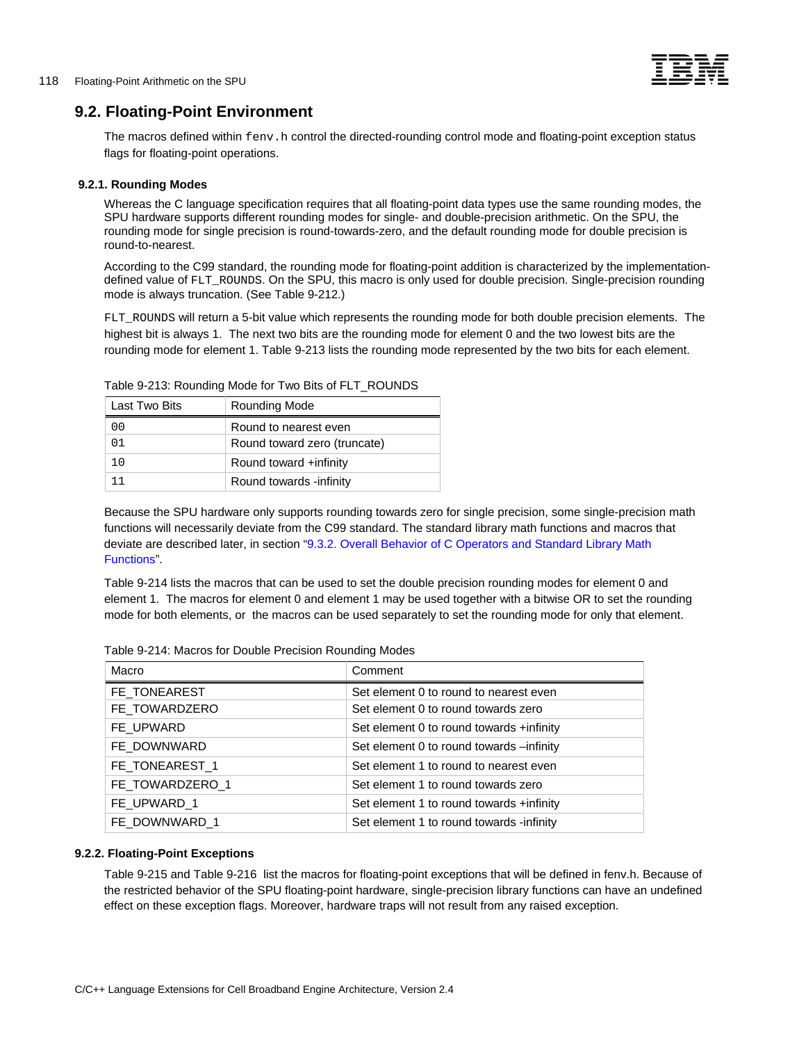## 9.2. Floating-Point Environment

The macros defined within `fenv.h` control the directed-rounding control mode and floating-point exception status flags for floating-point operations.

### 9.2.1. Rounding Modes

Whereas the C language specification requires that all floating-point data types use the same rounding modes, the SPU hardware supports different rounding modes for single- and double-precision arithmetic. On the SPU, the rounding mode for single precision is round-towards-zero, and the default rounding mode for double precision is round-to-nearest.

According to the C99 standard, the rounding mode for floating-point addition is characterized by the implementation-defined value of `FLT_ROUNDS`. On the SPU, this macro is only used for double precision. Single-precision rounding mode is always truncation. (See Table 9-212.)

`FLT_ROUNDS` will return a 5-bit value which represents the rounding mode for both double precision elements. The highest bit is always 1. The next two bits are the rounding mode for element 0 and the two lowest bits are the rounding mode for element 1. Table 9-213 lists the rounding mode represented by the two bits for each element.

Table 9-213: Rounding Mode for Two Bits of FLT_ROUNDS

| Last Two Bits | Rounding Mode |
|---|---|
| `00` | Round to nearest even |
| `01` | Round toward zero (truncate) |
| `10` | Round toward +infinity |
| `11` | Round towards -infinity |

Because the SPU hardware only supports rounding towards zero for single precision, some single-precision math functions will necessarily deviate from the C99 standard. The standard library math functions and macros that deviate are described later, in section "9.3.2. Overall Behavior of C Operators and Standard Library Math Functions".

Table 9-214 lists the macros that can be used to set the double precision rounding modes for element 0 and element 1. The macros for element 0 and element 1 may be used together with a bitwise OR to set the rounding mode for both elements, or the macros can be used separately to set the rounding mode for only that element.

Table 9-214: Macros for Double Precision Rounding Modes

| Macro | Comment |
|---|---|
| FE_TONEAREST | Set element 0 to round to nearest even |
| FE_TOWARDZERO | Set element 0 to round towards zero |
| FE_UPWARD | Set element 0 to round towards +infinity |
| FE_DOWNWARD | Set element 0 to round towards –infinity |
| FE_TONEAREST_1 | Set element 1 to round to nearest even |
| FE_TOWARDZERO_1 | Set element 1 to round towards zero |
| FE_UPWARD_1 | Set element 1 to round towards +infinity |
| FE_DOWNWARD_1 | Set element 1 to round towards -infinity |

### 9.2.2. Floating-Point Exceptions

Table 9-215 and Table 9-216 list the macros for floating-point exceptions that will be defined in fenv.h. Because of the restricted behavior of the SPU floating-point hardware, single-precision library functions can have an undefined effect on these exception flags. Moreover, hardware traps will not result from any raised exception.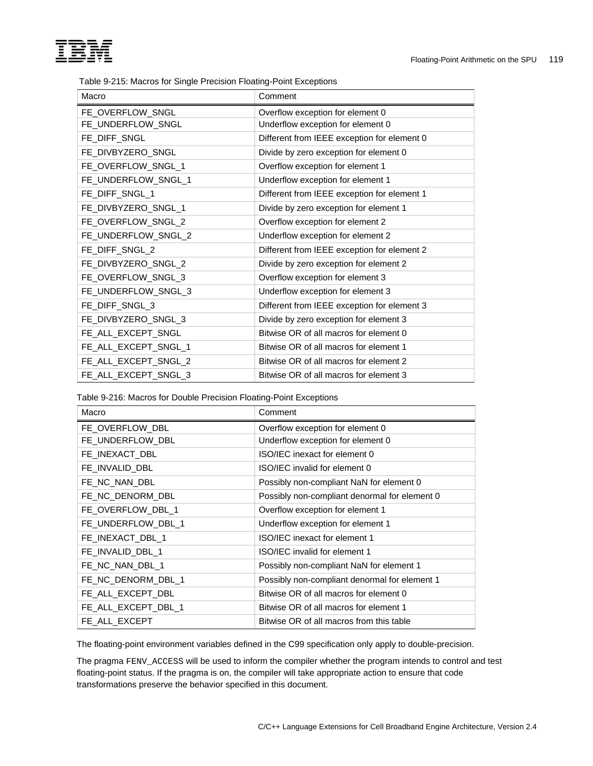Table 9-215: Macros for Single Precision Floating-Point Exceptions

| Macro | Comment |
| --- | --- |
| FE_OVERFLOW_SNGL | Overflow exception for element 0 |
| FE_UNDERFLOW_SNGL | Underflow exception for element 0 |
| FE_DIFF_SNGL | Different from IEEE exception for element 0 |
| FE_DIVBYZERO_SNGL | Divide by zero exception for element 0 |
| FE_OVERFLOW_SNGL_1 | Overflow exception for element 1 |
| FE_UNDERFLOW_SNGL_1 | Underflow exception for element 1 |
| FE_DIFF_SNGL_1 | Different from IEEE exception for element 1 |
| FE_DIVBYZERO_SNGL_1 | Divide by zero exception for element 1 |
| FE_OVERFLOW_SNGL_2 | Overflow exception for element 2 |
| FE_UNDERFLOW_SNGL_2 | Underflow exception for element 2 |
| FE_DIFF_SNGL_2 | Different from IEEE exception for element 2 |
| FE_DIVBYZERO_SNGL_2 | Divide by zero exception for element 2 |
| FE_OVERFLOW_SNGL_3 | Overflow exception for element 3 |
| FE_UNDERFLOW_SNGL_3 | Underflow exception for element 3 |
| FE_DIFF_SNGL_3 | Different from IEEE exception for element 3 |
| FE_DIVBYZERO_SNGL_3 | Divide by zero exception for element 3 |
| FE_ALL_EXCEPT_SNGL | Bitwise OR of all macros for element 0 |
| FE_ALL_EXCEPT_SNGL_1 | Bitwise OR of all macros for element 1 |
| FE_ALL_EXCEPT_SNGL_2 | Bitwise OR of all macros for element 2 |
| FE_ALL_EXCEPT_SNGL_3 | Bitwise OR of all macros for element 3 |

Table 9-216: Macros for Double Precision Floating-Point Exceptions

| Macro | Comment |
| --- | --- |
| FE_OVERFLOW_DBL | Overflow exception for element 0 |
| FE_UNDERFLOW_DBL | Underflow exception for element 0 |
| FE_INEXACT_DBL | ISO/IEC inexact for element 0 |
| FE_INVALID_DBL | ISO/IEC invalid for element 0 |
| FE_NC_NAN_DBL | Possibly non-compliant NaN for element 0 |
| FE_NC_DENORM_DBL | Possibly non-compliant denormal for element 0 |
| FE_OVERFLOW_DBL_1 | Overflow exception for element 1 |
| FE_UNDERFLOW_DBL_1 | Underflow exception for element 1 |
| FE_INEXACT_DBL_1 | ISO/IEC inexact for element 1 |
| FE_INVALID_DBL_1 | ISO/IEC invalid for element 1 |
| FE_NC_NAN_DBL_1 | Possibly non-compliant NaN for element 1 |
| FE_NC_DENORM_DBL_1 | Possibly non-compliant denormal for element 1 |
| FE_ALL_EXCEPT_DBL | Bitwise OR of all macros for element 0 |
| FE_ALL_EXCEPT_DBL_1 | Bitwise OR of all macros for element 1 |
| FE_ALL_EXCEPT | Bitwise OR of all macros from this table |

The floating-point environment variables defined in the C99 specification only apply to double-precision.

The pragma `FENV_ACCESS` will be used to inform the compiler whether the program intends to control and test floating-point status. If the pragma is on, the compiler will take appropriate action to ensure that code transformations preserve the behavior specified in this document.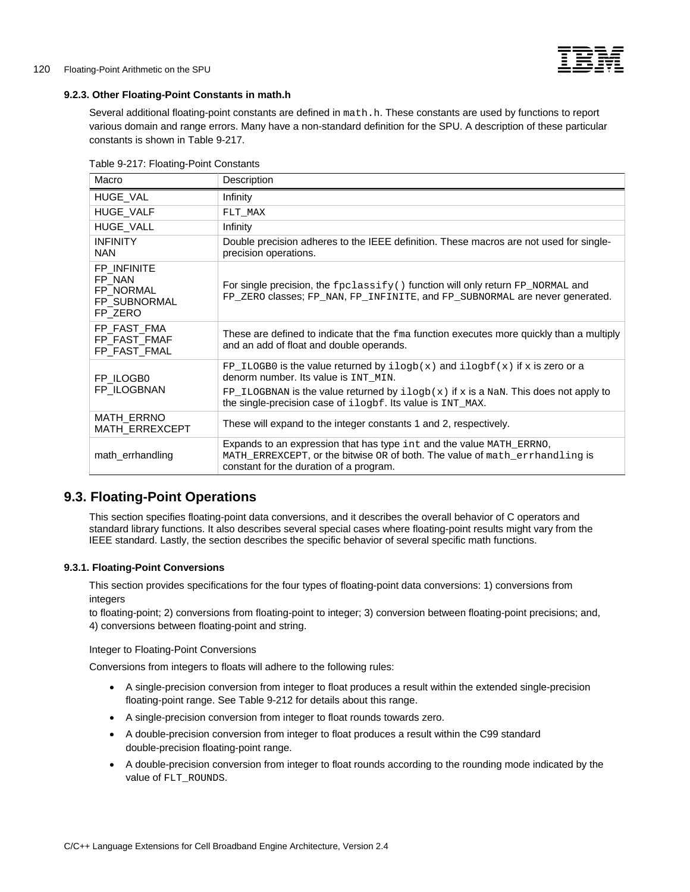### 9.2.3. Other Floating-Point Constants in math.h

Several additional floating-point constants are defined in `math.h`. These constants are used by functions to report various domain and range errors. Many have a non-standard definition for the SPU. A description of these particular constants is shown in Table 9-217.

Table 9-217: Floating-Point Constants

| Macro | Description |
|---|---|
| HUGE_VAL | Infinity |
| HUGE_VALF | `FLT_MAX` |
| HUGE_VALL | Infinity |
| INFINITY<br>NAN | Double precision adheres to the IEEE definition. These macros are not used for single-precision operations. |
| FP_INFINITE<br>FP_NAN<br>FP_NORMAL<br>FP_SUBNORMAL<br>FP_ZERO | For single precision, the `fpclassify()` function will only return `FP_NORMAL` and `FP_ZERO` classes; `FP_NAN`, `FP_INFINITE`, and `FP_SUBNORMAL` are never generated. |
| FP_FAST_FMA<br>FP_FAST_FMAF<br>FP_FAST_FMAL | These are defined to indicate that the `fma` function executes more quickly than a multiply and an add of float and double operands. |
| FP_ILOGB0<br>FP_ILOGBNAN | `FP_ILOGB0` is the value returned by `ilogb(x)` and `ilogbf(x)` if x is zero or a denorm number. Its value is `INT_MIN`.<br>`FP_ILOGBNAN` is the value returned by `ilogb(x)` if x is a `NaN`. This does not apply to the single-precision case of `ilogbf`. Its value is `INT_MAX`. |
| MATH_ERRNO<br>MATH_ERREXCEPT | These will expand to the integer constants 1 and 2, respectively. |
| math_errhandling | Expands to an expression that has type `int` and the value `MATH_ERRNO`, `MATH_ERREXCEPT`, or the bitwise `OR` of both. The value of `math_errhandling` is constant for the duration of a program. |

## 9.3. Floating-Point Operations

This section specifies floating-point data conversions, and it describes the overall behavior of C operators and standard library functions. It also describes several special cases where floating-point results might vary from the IEEE standard. Lastly, the section describes the specific behavior of several specific math functions.

### 9.3.1. Floating-Point Conversions

This section provides specifications for the four types of floating-point data conversions: 1) conversions from integers
to floating-point; 2) conversions from floating-point to integer; 3) conversion between floating-point precisions; and, 4) conversions between floating-point and string.

Integer to Floating-Point Conversions

Conversions from integers to floats will adhere to the following rules:

- A single-precision conversion from integer to float produces a result within the extended single-precision floating-point range. See Table 9-212 for details about this range.
- A single-precision conversion from integer to float rounds towards zero.
- A double-precision conversion from integer to float produces a result within the C99 standard double-precision floating-point range.
- A double-precision conversion from integer to float rounds according to the rounding mode indicated by the value of `FLT_ROUNDS`.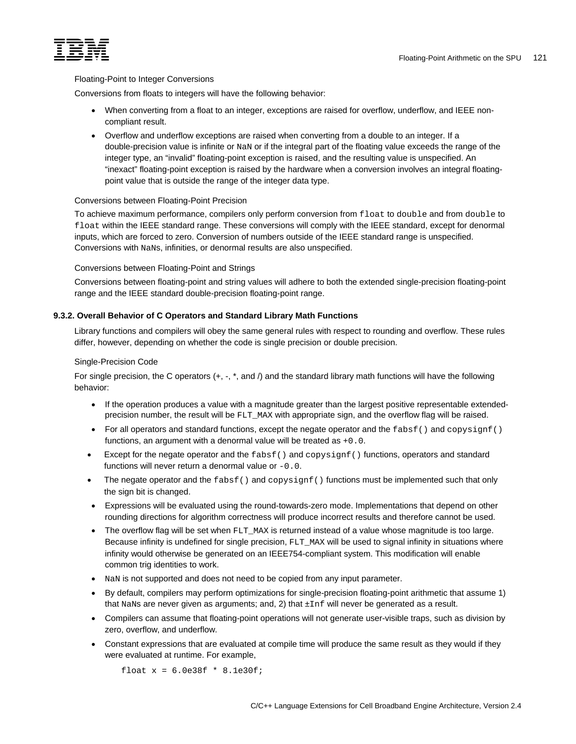Floating-Point to Integer Conversions

Conversions from floats to integers will have the following behavior:

- When converting from a float to an integer, exceptions are raised for overflow, underflow, and IEEE non-compliant result.
- Overflow and underflow exceptions are raised when converting from a double to an integer. If a double-precision value is infinite or NaN or if the integral part of the floating value exceeds the range of the integer type, an "invalid" floating-point exception is raised, and the resulting value is unspecified. An "inexact" floating-point exception is raised by the hardware when a conversion involves an integral floating-point value that is outside the range of the integer data type.

Conversions between Floating-Point Precision

To achieve maximum performance, compilers only perform conversion from `float` to `double` and from `double` to `float` within the IEEE standard range. These conversions will comply with the IEEE standard, except for denormal inputs, which are forced to zero. Conversion of numbers outside of the IEEE standard range is unspecified. Conversions with NaNs, infinities, or denormal results are also unspecified.

Conversions between Floating-Point and Strings

Conversions between floating-point and string values will adhere to both the extended single-precision floating-point range and the IEEE standard double-precision floating-point range.

### 9.3.2. Overall Behavior of C Operators and Standard Library Math Functions

Library functions and compilers will obey the same general rules with respect to rounding and overflow. These rules differ, however, depending on whether the code is single precision or double precision.

Single-Precision Code

For single precision, the C operators (+, -, *, and /) and the standard library math functions will have the following behavior:

- If the operation produces a value with a magnitude greater than the largest positive representable extended-precision number, the result will be `FLT_MAX` with appropriate sign, and the overflow flag will be raised.
- For all operators and standard functions, except the negate operator and the `fabsf()` and `copysignf()` functions, an argument with a denormal value will be treated as `+0.0`.
- Except for the negate operator and the `fabsf()` and `copysignf()` functions, operators and standard functions will never return a denormal value or `-0.0`.
- The negate operator and the `fabsf()` and `copysignf()` functions must be implemented such that only the sign bit is changed.
- Expressions will be evaluated using the round-towards-zero mode. Implementations that depend on other rounding directions for algorithm correctness will produce incorrect results and therefore cannot be used.
- The overflow flag will be set when `FLT_MAX` is returned instead of a value whose magnitude is too large. Because infinity is undefined for single precision, `FLT_MAX` will be used to signal infinity in situations where infinity would otherwise be generated on an IEEE754-compliant system. This modification will enable common trig identities to work.
- NaN is not supported and does not need to be copied from any input parameter.
- By default, compilers may perform optimizations for single-precision floating-point arithmetic that assume 1) that NaNs are never given as arguments; and, 2) that `±Inf` will never be generated as a result.
- Compilers can assume that floating-point operations will not generate user-visible traps, such as division by zero, overflow, and underflow.
- Constant expressions that are evaluated at compile time will produce the same result as they would if they were evaluated at runtime. For example,

```
float x = 6.0e38f * 8.1e30f;
```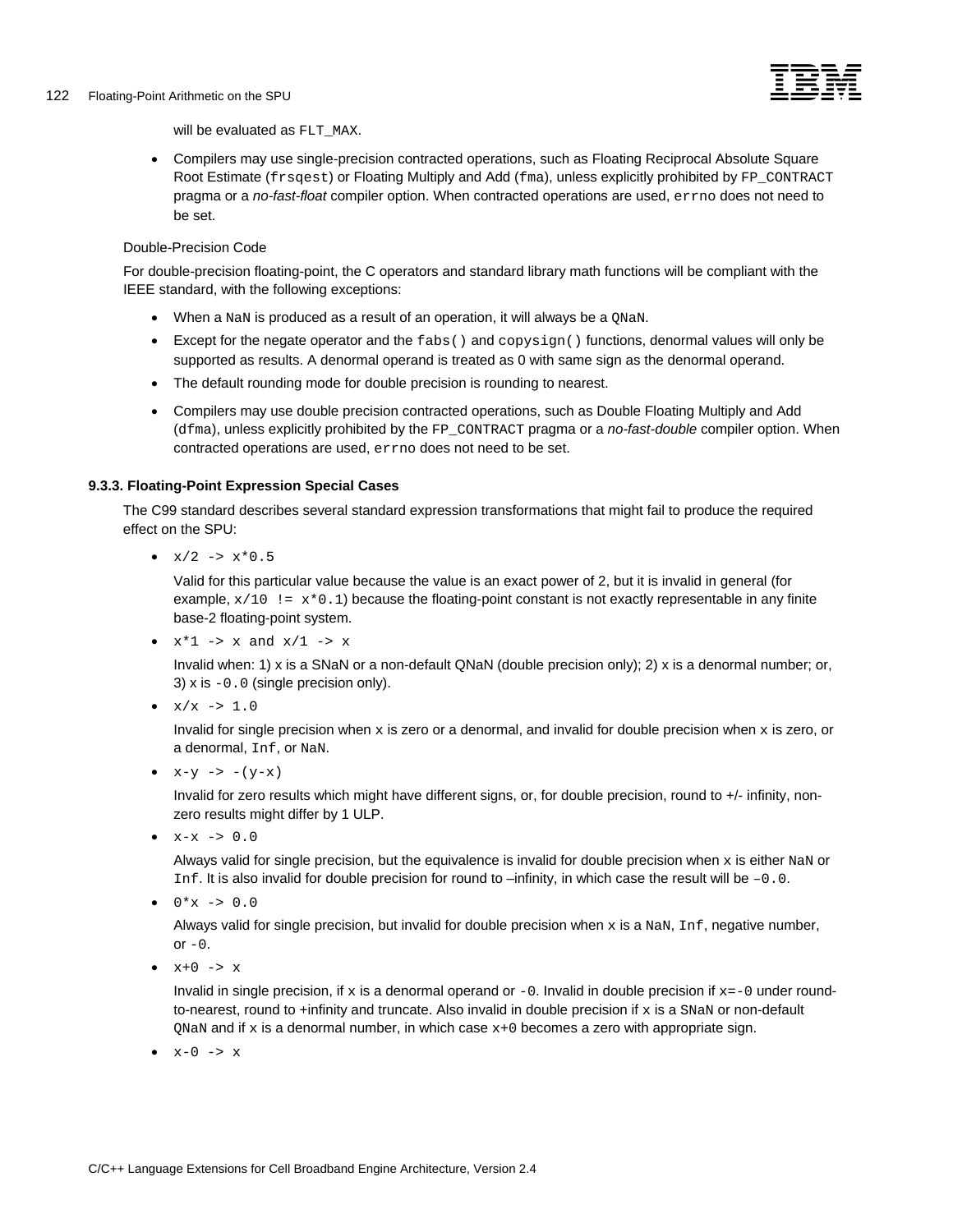will be evaluated as `FLT_MAX`.

- Compilers may use single-precision contracted operations, such as Floating Reciprocal Absolute Square Root Estimate (`frsqest`) or Floating Multiply and Add (`fma`), unless explicitly prohibited by `FP_CONTRACT` pragma or a *no-fast-float* compiler option. When contracted operations are used, `errno` does not need to be set.

Double-Precision Code

For double-precision floating-point, the C operators and standard library math functions will be compliant with the IEEE standard, with the following exceptions:

- When a `NaN` is produced as a result of an operation, it will always be a `QNaN`.
- Except for the negate operator and the `fabs()` and `copysign()` functions, denormal values will only be supported as results. A denormal operand is treated as 0 with same sign as the denormal operand.
- The default rounding mode for double precision is rounding to nearest.
- Compilers may use double precision contracted operations, such as Double Floating Multiply and Add (`dfma`), unless explicitly prohibited by the `FP_CONTRACT` pragma or a *no-fast-double* compiler option. When contracted operations are used, `errno` does not need to be set.

### 9.3.3. Floating-Point Expression Special Cases

The C99 standard describes several standard expression transformations that might fail to produce the required effect on the SPU:

- `x/2 -> x*0.5`

  Valid for this particular value because the value is an exact power of 2, but it is invalid in general (for example, `x/10 != x*0.1`) because the floating-point constant is not exactly representable in any finite base-2 floating-point system.

- `x*1 -> x and x/1 -> x`

  Invalid when: 1) `x` is a SNaN or a non-default QNaN (double precision only); 2) `x` is a denormal number; or, 3) `x` is `-0.0` (single precision only).

- `x/x -> 1.0`

  Invalid for single precision when `x` is zero or a denormal, and invalid for double precision when `x` is zero, or a denormal, `Inf`, or `NaN`.

- `x-y -> -(y-x)`

  Invalid for zero results which might have different signs, or, for double precision, round to +/- infinity, non-zero results might differ by 1 ULP.

- `x-x -> 0.0`

  Always valid for single precision, but the equivalence is invalid for double precision when `x` is either `NaN` or `Inf`. It is also invalid for double precision for round to –infinity, in which case the result will be `–0.0`.

- `0*x -> 0.0`

  Always valid for single precision, but invalid for double precision when `x` is a `NaN`, `Inf`, negative number, or `-0`.

- `x+0 -> x`

  Invalid in single precision, if `x` is a denormal operand or `-0`. Invalid in double precision if `x=-0` under round-to-nearest, round to +infinity and truncate. Also invalid in double precision if `x` is a `SNaN` or non-default `QNaN` and if `x` is a denormal number, in which case `x+0` becomes a zero with appropriate sign.

- `x-0 -> x`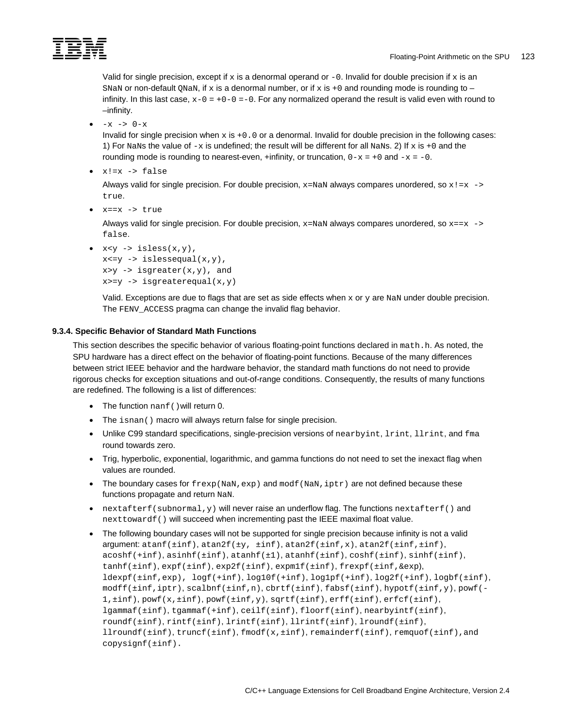Valid for single precision, except if `x` is a denormal operand or `-0`. Invalid for double precision if `x` is an `SNaN` or non-default `QNaN`, if `x` is a denormal number, or if `x` is `+0` and rounding mode is rounding to –infinity. In this last case, `x-0` = `+0-0` =`-0`. For any normalized operand the result is valid even with round to –infinity.

- `-x -> 0-x`

  Invalid for single precision when `x` is `+0.0` or a denormal. Invalid for double precision in the following cases: 1) For `NaN`s the value of `-x` is undefined; the result will be different for all `NaN`s. 2) If `x` is `+0` and the rounding mode is rounding to nearest-even, +infinity, or truncation, `0-x` = `+0` and `-x` = `-0`.

- `x!=x -> false`

  Always valid for single precision. For double precision, `x=NaN` always compares unordered, so `x!=x -> true`.

- `x==x -> true`

  Always valid for single precision. For double precision, `x=NaN` always compares unordered, so `x==x -> false`.

- `x<y -> isless(x,y),`
  `x<=y -> islessequal(x,y),`
  `x>y -> isgreater(x,y), and`
  `x>=y -> isgreaterequal(x,y)`

  Valid. Exceptions are due to flags that are set as side effects when `x` or `y` are `NaN` under double precision. The `FENV_ACCESS` pragma can change the invalid flag behavior.

### 9.3.4. Specific Behavior of Standard Math Functions

This section describes the specific behavior of various floating-point functions declared in `math.h`. As noted, the SPU hardware has a direct effect on the behavior of floating-point functions. Because of the many differences between strict IEEE behavior and the hardware behavior, the standard math functions do not need to provide rigorous checks for exception situations and out-of-range conditions. Consequently, the results of many functions are redefined. The following is a list of differences:

- The function `nanf()`will return 0.
- The `isnan()` macro will always return false for single precision.
- Unlike C99 standard specifications, single-precision versions of `nearbyint`, `lrint`, `llrint`, and `fma` round towards zero.
- Trig, hyperbolic, exponential, logarithmic, and gamma functions do not need to set the inexact flag when values are rounded.
- The boundary cases for `frexp(NaN,exp)` and `modf(NaN,iptr)` are not defined because these functions propagate and return `NaN`.
- `nextafterf(subnormal,y)` will never raise an underflow flag. The functions `nextafterf()` and `nexttowardf()` will succeed when incrementing past the IEEE maximal float value.
- The following boundary cases will not be supported for single precision because infinity is not a valid argument: `atanf(±inf)`, `atan2f(±y, ±inf)`, `atan2f(±inf,x)`, `atan2f(±inf,±inf)`, `acoshf(+inf)`, `asinhf(±inf)`, `atanhf(±1)`, `atanhf(±inf)`, `coshf(±inf)`, `sinhf(±inf)`, `tanhf(±inf)`, `expf(±inf)`, `exp2f(±inf)`, `expm1f(±inf)`, `frexpf(±inf,&exp)`, `ldexpf(±inf,exp), logf(+inf)`, `log10f(+inf)`, `log1pf(+inf)`, `log2f(+inf)`, `logbf(±inf)`, `modff(±inf,iptr)`, `scalbnf(±inf,n)`, `cbrtf(±inf)`, `fabsf(±inf)`, `hypotf(±inf,y)`, `powf(-1,±inf)`, `powf(x,±inf)`, `powf(±inf,y)`, `sqrtf(±inf)`, `erff(±inf)`, `erfcf(±inf)`, `lgammaf(±inf)`, `tgammaf(+inf)`, `ceilf(±inf)`, `floorf(±inf)`, `nearbyintf(±inf)`, `roundf(±inf)`, `rintf(±inf)`, `lrintf(±inf)`, `llrintf(±inf)`, `lroundf(±inf)`, `llroundf(±inf)`, `truncf(±inf)`, `fmodf(x,±inf)`, `remainderf(±inf)`, `remquof(±inf),and copysignf(±inf).`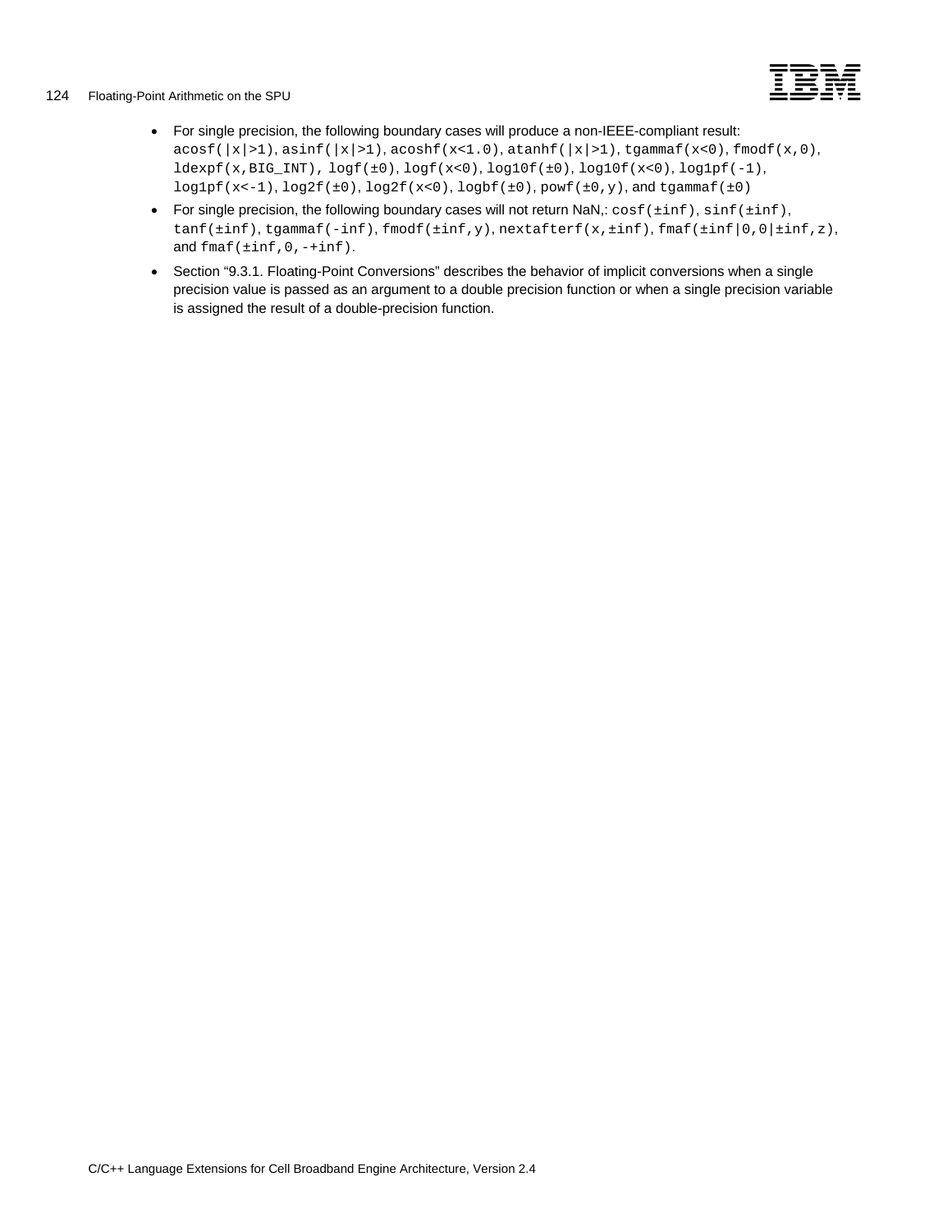- For single precision, the following boundary cases will produce a non-IEEE-compliant result: `acosf(|x|>1)`, `asinf(|x|>1)`, `acoshf(x<1.0)`, `atanhf(|x|>1)`, `tgammaf(x<0)`, `fmodf(x,0)`, `ldexpf(x,BIG_INT)`, `logf(±0)`, `logf(x<0)`, `log10f(±0)`, `log10f(x<0)`, `log1pf(-1)`, `log1pf(x<-1)`, `log2f(±0)`, `log2f(x<0)`, `logbf(±0)`, `powf(±0,y)`, and `tgammaf(±0)`
- For single precision, the following boundary cases will not return NaN,: `cosf(±inf)`, `sinf(±inf)`, `tanf(±inf)`, `tgammaf(-inf)`, `fmodf(±inf,y)`, `nextafterf(x,±inf)`, `fmaf(±inf|0,0|±inf,z)`, and `fmaf(±inf,0,-+inf)`.
- Section "9.3.1. Floating-Point Conversions" describes the behavior of implicit conversions when a single precision value is passed as an argument to a double precision function or when a single precision variable is assigned the result of a double-precision function.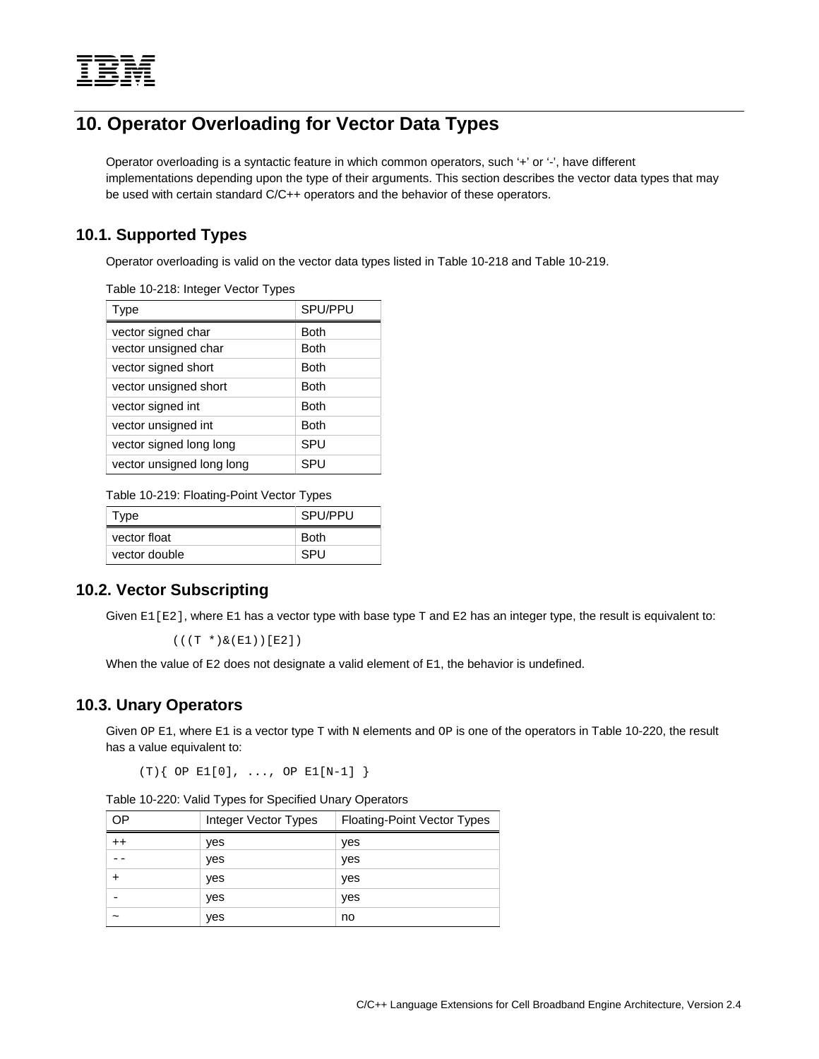# 10. Operator Overloading for Vector Data Types

Operator overloading is a syntactic feature in which common operators, such '+' or '-', have different implementations depending upon the type of their arguments. This section describes the vector data types that may be used with certain standard C/C++ operators and the behavior of these operators.

## 10.1. Supported Types

Operator overloading is valid on the vector data types listed in Table 10-218 and Table 10-219.

Table 10-218: Integer Vector Types

| Type | SPU/PPU |
|---|---|
| vector signed char | Both |
| vector unsigned char | Both |
| vector signed short | Both |
| vector unsigned short | Both |
| vector signed int | Both |
| vector unsigned int | Both |
| vector signed long long | SPU |
| vector unsigned long long | SPU |

Table 10-219: Floating-Point Vector Types

| Type | SPU/PPU |
|---|---|
| vector float | Both |
| vector double | SPU |

## 10.2. Vector Subscripting

Given `E1[E2]`, where `E1` has a vector type with base type `T` and `E2` has an integer type, the result is equivalent to:

```
(((T *)&(E1))[E2])
```

When the value of `E2` does not designate a valid element of `E1`, the behavior is undefined.

## 10.3. Unary Operators

Given `OP E1`, where `E1` is a vector type `T` with `N` elements and `OP` is one of the operators in Table 10-220, the result has a value equivalent to:

```
(T){ OP E1[0], ..., OP E1[N-1] }
```

Table 10-220: Valid Types for Specified Unary Operators

| OP | Integer Vector Types | Floating-Point Vector Types |
|---|---|---|
| ++ | yes | yes |
| -- | yes | yes |
| + | yes | yes |
| - | yes | yes |
| ~ | yes | no |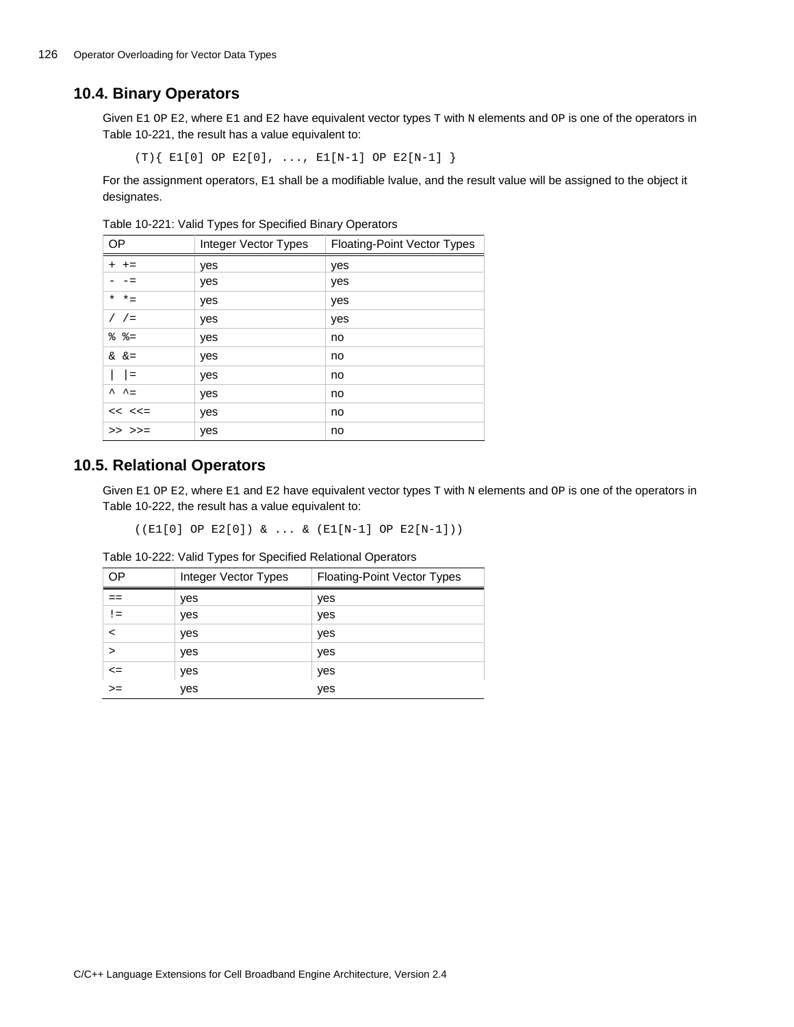## 10.4. Binary Operators

Given `E1 OP E2`, where `E1` and `E2` have equivalent vector types `T` with `N` elements and `OP` is one of the operators in Table 10-221, the result has a value equivalent to:

```
(T){ E1[0] OP E2[0], ..., E1[N-1] OP E2[N-1] }
```

For the assignment operators, `E1` shall be a modifiable lvalue, and the result value will be assigned to the object it designates.

Table 10-221: Valid Types for Specified Binary Operators

| OP | Integer Vector Types | Floating-Point Vector Types |
|---|---|---|
| `+ +=` | yes | yes |
| `- -=` | yes | yes |
| `* *=` | yes | yes |
| `/ /=` | yes | yes |
| `% %=` | yes | no |
| `& &=` | yes | no |
| `\| \|=` | yes | no |
| `^ ^=` | yes | no |
| `<< <<=` | yes | no |
| `>> >>=` | yes | no |

## 10.5. Relational Operators

Given `E1 OP E2`, where `E1` and `E2` have equivalent vector types `T` with `N` elements and `OP` is one of the operators in Table 10-222, the result has a value equivalent to:

```
((E1[0] OP E2[0]) & ... & (E1[N-1] OP E2[N-1]))
```

Table 10-222: Valid Types for Specified Relational Operators

| OP | Integer Vector Types | Floating-Point Vector Types |
|---|---|---|
| `==` | yes | yes |
| `!=` | yes | yes |
| `<` | yes | yes |
| `>` | yes | yes |
| `<=` | yes | yes |
| `>=` | yes | yes |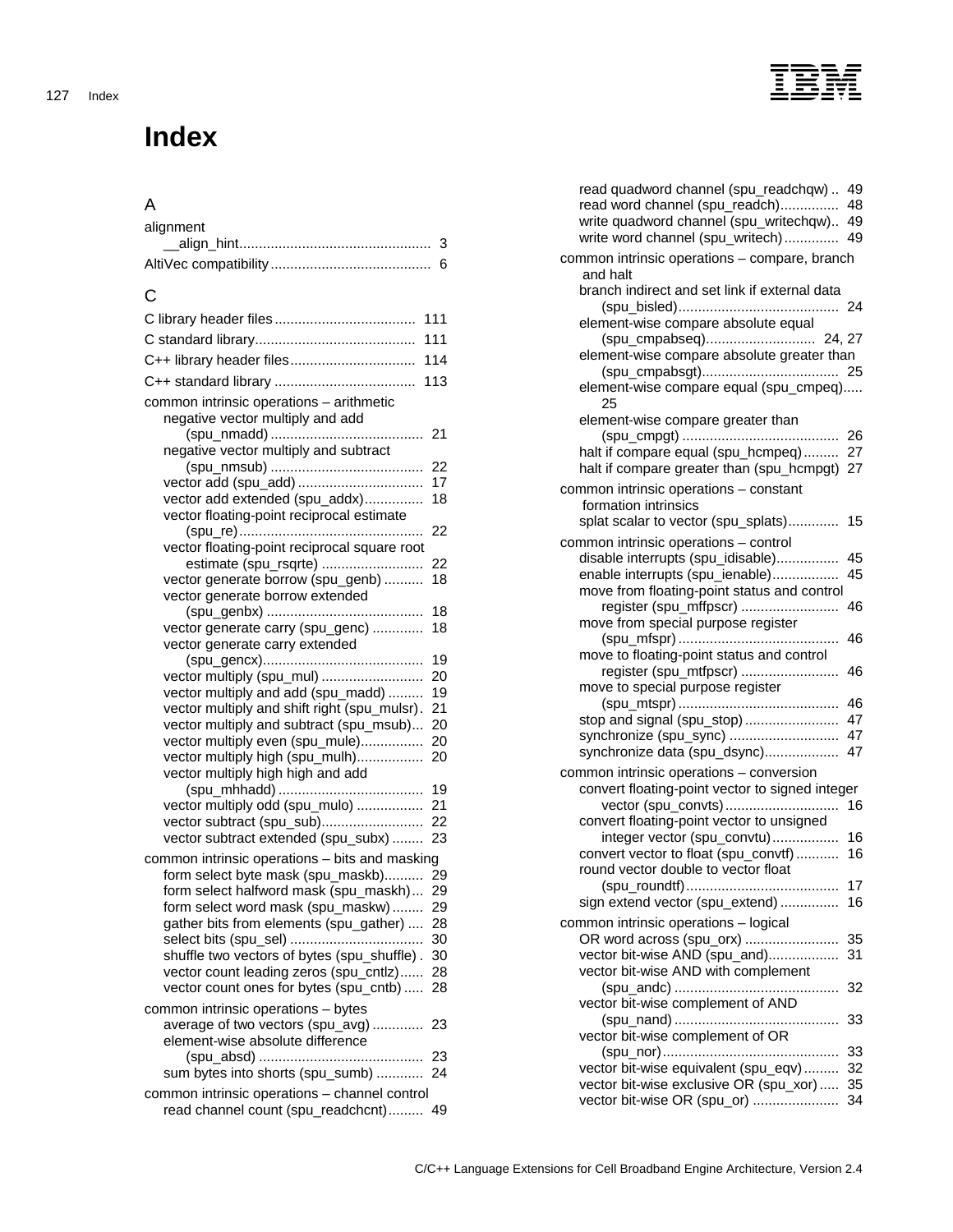# Index

## A

alignment
- __align_hint ... 3

AltiVec compatibility ... 6

## C

C library header files ... 111

C standard library ... 111

C++ library header files ... 114

C++ standard library ... 113

common intrinsic operations – arithmetic
- negative vector multiply and add (spu_nmadd) ... 21
- negative vector multiply and subtract (spu_nmsub) ... 22
- vector add (spu_add) ... 17
- vector add extended (spu_addx) ... 18
- vector floating-point reciprocal estimate (spu_re) ... 22
- vector floating-point reciprocal square root estimate (spu_rsqrte) ... 22
- vector generate borrow (spu_genb) ... 18
- vector generate borrow extended (spu_genbx) ... 18
- vector generate carry (spu_genc) ... 18
- vector generate carry extended (spu_gencx) ... 19
- vector multiply (spu_mul) ... 20
- vector multiply and add (spu_madd) ... 19
- vector multiply and shift right (spu_mulsr) . 21
- vector multiply and subtract (spu_msub) ... 20
- vector multiply even (spu_mule) ... 20
- vector multiply high (spu_mulh) ... 20
- vector multiply high high and add (spu_mhhadd) ... 19
- vector multiply odd (spu_mulo) ... 21
- vector subtract (spu_sub) ... 22
- vector subtract extended (spu_subx) ... 23

common intrinsic operations – bits and masking
- form select byte mask (spu_maskb) ... 29
- form select halfword mask (spu_maskh) ... 29
- form select word mask (spu_maskw) ... 29
- gather bits from elements (spu_gather) ... 28
- select bits (spu_sel) ... 30
- shuffle two vectors of bytes (spu_shuffle) . 30
- vector count leading zeros (spu_cntlz) ... 28
- vector count ones for bytes (spu_cntb) ... 28

common intrinsic operations – bytes
- average of two vectors (spu_avg) ... 23
- element-wise absolute difference (spu_absd) ... 23
- sum bytes into shorts (spu_sumb) ... 24

common intrinsic operations – channel control
- read channel count (spu_readchcnt) ... 49
- read quadword channel (spu_readchqw) .. 49
- read word channel (spu_readch) ... 48
- write quadword channel (spu_writechqw).. 49
- write word channel (spu_writech) ... 49

common intrinsic operations – compare, branch and halt
- branch indirect and set link if external data (spu_bisled) ... 24
- element-wise compare absolute equal (spu_cmpabseq) ... 24, 27
- element-wise compare absolute greater than (spu_cmpabsgt) ... 25
- element-wise compare equal (spu_cmpeq) ... 25
- element-wise compare greater than (spu_cmpgt) ... 26
- halt if compare equal (spu_hcmpeq) ... 27
- halt if compare greater than (spu_hcmpgt) 27

common intrinsic operations – constant formation intrinsics
- splat scalar to vector (spu_splats) ... 15

common intrinsic operations – control
- disable interrupts (spu_idisable) ... 45
- enable interrupts (spu_ienable) ... 45
- move from floating-point status and control register (spu_mffpscr) ... 46
- move from special purpose register (spu_mfspr) ... 46
- move to floating-point status and control register (spu_mtfpscr) ... 46
- move to special purpose register (spu_mtspr) ... 46
- stop and signal (spu_stop) ... 47
- synchronize (spu_sync) ... 47
- synchronize data (spu_dsync) ... 47

common intrinsic operations – conversion
- convert floating-point vector to signed integer vector (spu_convts) ... 16
- convert floating-point vector to unsigned integer vector (spu_convtu) ... 16
- convert vector to float (spu_convtf) ... 16
- round vector double to vector float (spu_roundtf) ... 17
- sign extend vector (spu_extend) ... 16

common intrinsic operations – logical
- OR word across (spu_orx) ... 35
- vector bit-wise AND (spu_and) ... 31
- vector bit-wise AND with complement (spu_andc) ... 32
- vector bit-wise complement of AND (spu_nand) ... 33
- vector bit-wise complement of OR (spu_nor) ... 33
- vector bit-wise equivalent (spu_eqv) ... 32
- vector bit-wise exclusive OR (spu_xor) ... 35
- vector bit-wise OR (spu_or) ... 34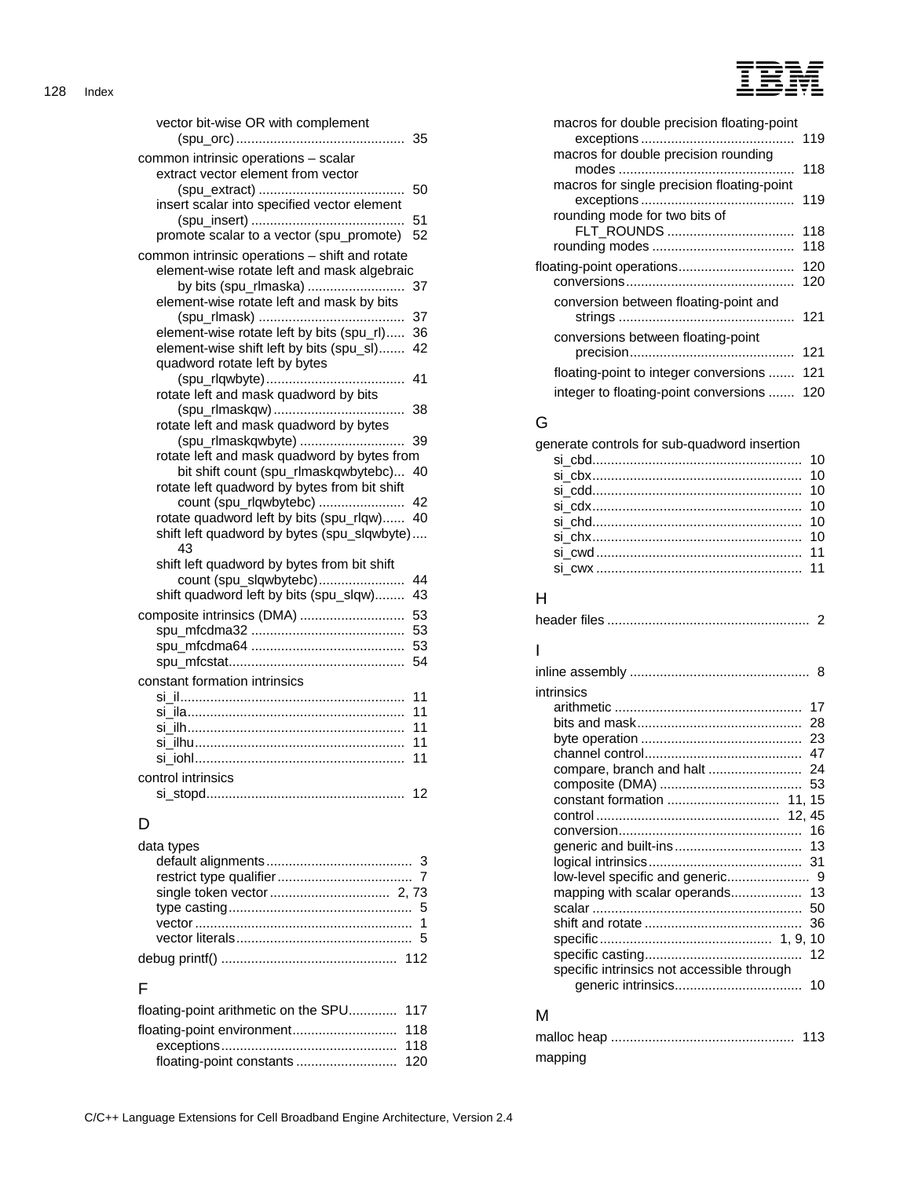vector bit-wise OR with complement (spu_orc) ... 35

common intrinsic operations – scalar
- extract vector element from vector (spu_extract) ... 50
- insert scalar into specified vector element (spu_insert) ... 51
- promote scalar to a vector (spu_promote) 52

common intrinsic operations – shift and rotate
- element-wise rotate left and mask algebraic by bits (spu_rlmaska) ... 37
- element-wise rotate left and mask by bits (spu_rlmask) ... 37
- element-wise rotate left by bits (spu_rl)..... 36
- element-wise shift left by bits (spu_sl)....... 42
- quadword rotate left by bytes (spu_rlqwbyte)... 41
- rotate left and mask quadword by bits (spu_rlmaskqw)... 38
- rotate left and mask quadword by bytes (spu_rlmaskqwbyte) ... 39
- rotate left and mask quadword by bytes from bit shift count (spu_rlmaskqwbytebc)... 40
- rotate left quadword by bytes from bit shift count (spu_rlqwbytebc) ... 42
- rotate quadword left by bits (spu_rlqw)...... 40
- shift left quadword by bytes (spu_slqwbyte).... 43
- shift left quadword by bytes from bit shift count (spu_slqwbytebc)... 44
- shift quadword left by bits (spu_slqw)........ 43

composite intrinsics (DMA) ... 53
- spu_mfcdma32 ... 53
- spu_mfcdma64 ... 53
- spu_mfcstat... 54

constant formation intrinsics
- si_il... 11
- si_ila... 11
- si_ilh... 11
- si_ilhu... 11
- si_iohl... 11

control intrinsics
- si_stopd... 12

## D

data types
- default alignments... 3
- restrict type qualifier... 7
- single token vector ... 2, 73
- type casting... 5
- vector... 1
- vector literals... 5

debug printf() ... 112

## F

floating-point arithmetic on the SPU............ 117

floating-point environment... 118
- exceptions... 118
- floating-point constants ... 120
- macros for double precision floating-point exceptions... 119
- macros for double precision rounding modes ... 118
- macros for single precision floating-point exceptions... 119
- rounding mode for two bits of FLT_ROUNDS ... 118
- rounding modes ... 118

floating-point operations... 120
- conversions... 120
- conversion between floating-point and strings ... 121
- conversions between floating-point precision... 121
- floating-point to integer conversions ....... 121
- integer to floating-point conversions ....... 120

## G

generate controls for sub-quadword insertion
- si_cbd... 10
- si_cbx... 10
- si_cdd... 10
- si_cdx... 10
- si_chd... 10
- si_chx... 10
- si_cwd... 11
- si_cwx ... 11

## H

header files ... 2

## I

inline assembly ... 8

intrinsics
- arithmetic ... 17
- bits and mask... 28
- byte operation ... 23
- channel control... 47
- compare, branch and halt ... 24
- composite (DMA) ... 53
- constant formation ... 11, 15
- control ... 12, 45
- conversion... 16
- generic and built-ins... 13
- logical intrinsics... 31
- low-level specific and generic... 9
- mapping with scalar operands... 13
- scalar ... 50
- shift and rotate ... 36
- specific ... 1, 9, 10
- specific casting... 12
- specific intrinsics not accessible through generic intrinsics... 10

## M

malloc heap ... 113

mapping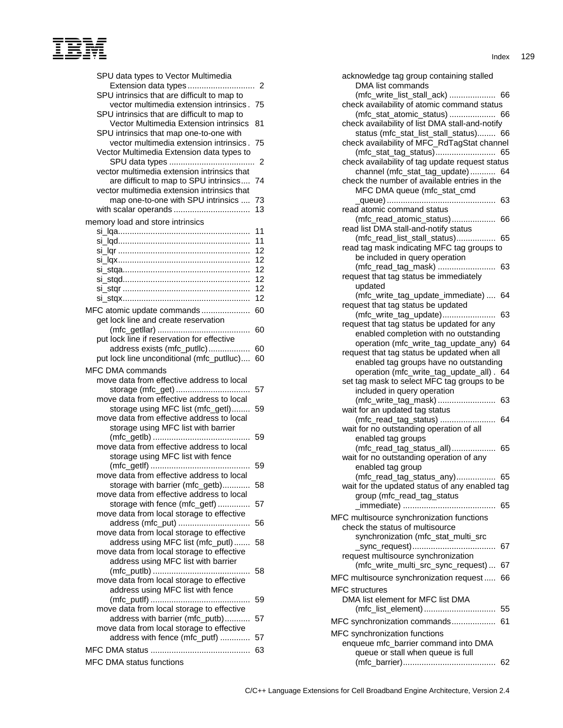SPU data types to Vector Multimedia Extension data types ... 2
SPU intrinsics that are difficult to map to vector multimedia extension intrinsics . 75
SPU intrinsics that are difficult to map to Vector Multimedia Extension intrinsics 81
SPU intrinsics that map one-to-one with vector multimedia extension intrinsics . 75
Vector Multimedia Extension data types to SPU data types ... 2
vector multimedia extension intrinsics that are difficult to map to SPU intrinsics.... 74
vector multimedia extension intrinsics that map one-to-one with SPU intrinsics .... 73
with scalar operands ... 13

memory load and store intrinsics
- si_lqa ... 11
- si_lqd ... 11
- si_lqr ... 12
- si_lqx ... 12
- si_stqa ... 12
- si_stqd ... 12
- si_stqr ... 12
- si_stqx ... 12

MFC atomic update commands ... 60
- get lock line and create reservation (mfc_getllar) ... 60
- put lock line if reservation for effective address exists (mfc_putllc) ... 60
- put lock line unconditional (mfc_putlluc).... 60

MFC DMA commands
- move data from effective address to local storage (mfc_get) ... 57
- move data from effective address to local storage using MFC list (mfc_getl)........ 59
- move data from effective address to local storage using MFC list with barrier (mfc_getlb) ... 59
- move data from effective address to local storage using MFC list with fence (mfc_getlf) ... 59
- move data from effective address to local storage with barrier (mfc_getb)........... 58
- move data from effective address to local storage with fence (mfc_getf) ............. 57
- move data from local storage to effective address (mfc_put) ... 56
- move data from local storage to effective address using MFC list (mfc_putl) ....... 58
- move data from local storage to effective address using MFC list with barrier (mfc_putlb) ... 58
- move data from local storage to effective address using MFC list with fence (mfc_putlf) ... 59
- move data from local storage to effective address with barrier (mfc_putb)........... 57
- move data from local storage to effective address with fence (mfc_putf) ............. 57

MFC DMA status ... 63

MFC DMA status functions
- acknowledge tag group containing stalled DMA list commands (mfc_write_list_stall_ack) ... 66
- check availability of atomic command status (mfc_stat_atomic_status) ... 66
- check availability of list DMA stall-and-notify status (mfc_stat_list_stall_status)........ 66
- check availability of MFC_RdTagStat channel (mfc_stat_tag_status) ... 65
- check availability of tag update request status channel (mfc_stat_tag_update)........... 64
- check the number of available entries in the MFC DMA queue (mfc_stat_cmd_queue) ... 63
- read atomic command status (mfc_read_atomic_status) ... 66
- read list DMA stall-and-notify status (mfc_read_list_stall_status) ... 65
- read tag mask indicating MFC tag groups to be included in query operation (mfc_read_tag_mask) ... 63
- request that tag status be immediately updated (mfc_write_tag_update_immediate) .... 64
- request that tag status be updated (mfc_write_tag_update) ... 63
- request that tag status be updated for any enabled completion with no outstanding operation (mfc_write_tag_update_any) 64
- request that tag status be updated when all enabled tag groups have no outstanding operation (mfc_write_tag_update_all) . 64
- set tag mask to select MFC tag groups to be included in query operation (mfc_write_tag_mask) ... 63
- wait for an updated tag status (mfc_read_tag_status) ... 64
- wait for no outstanding operation of all enabled tag groups (mfc_read_tag_status_all) ... 65
- wait for no outstanding operation of any enabled tag group (mfc_read_tag_status_any) ... 65
- wait for the updated status of any enabled tag group (mfc_read_tag_status_immediate) ... 65

MFC multisource synchronization functions
- check the status of multisource synchronization (mfc_stat_multi_src_sync_request) ... 67
- request multisource synchronization (mfc_write_multi_src_sync_request) ... 67

MFC multisource synchronization request ..... 66

MFC structures
- DMA list element for MFC list DMA (mfc_list_element) ... 55

MFC synchronization commands ... 61

MFC synchronization functions
- enqueue mfc_barrier command into DMA queue or stall when queue is full (mfc_barrier) ... 62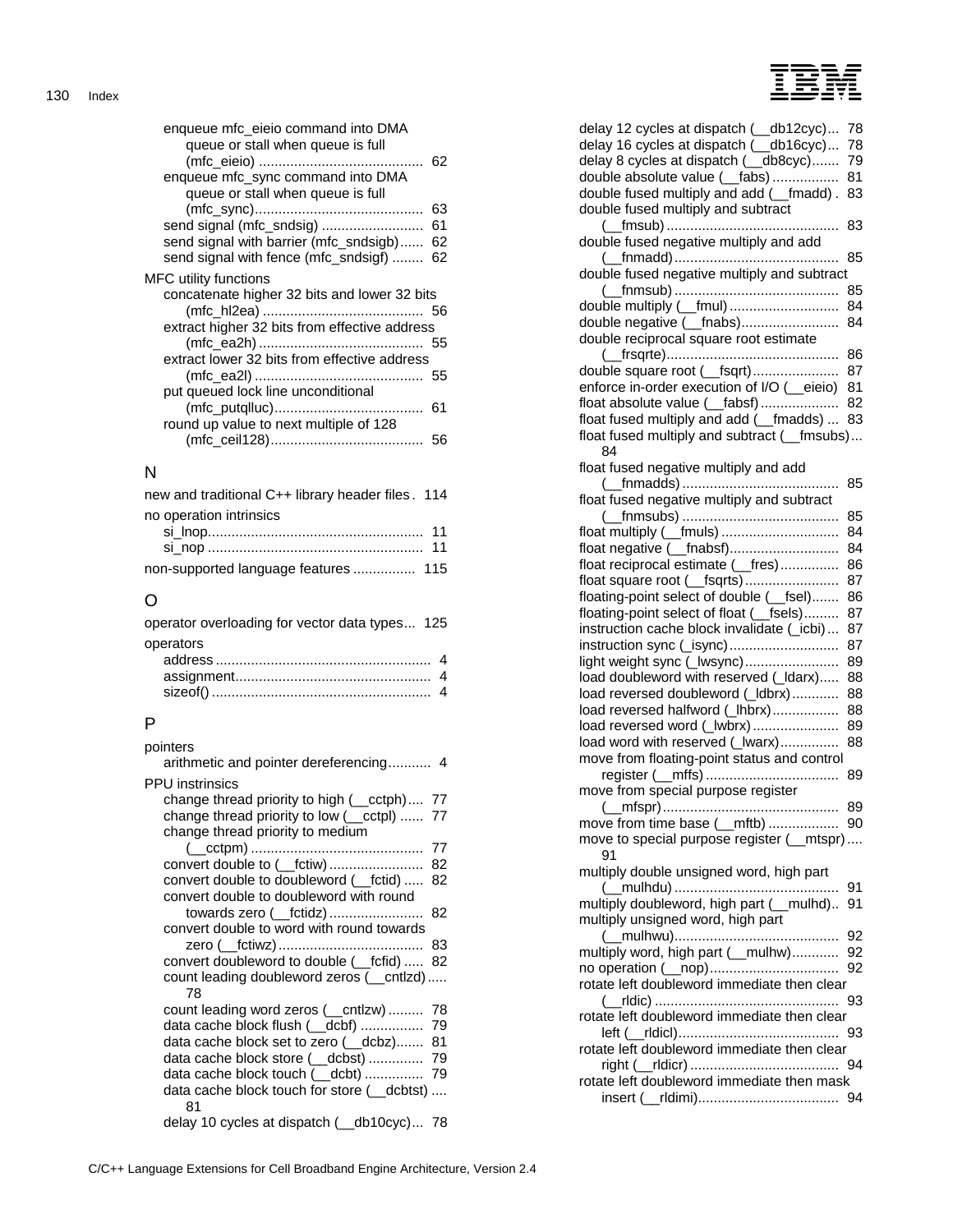- enqueue mfc_eieio command into DMA queue or stall when queue is full (mfc_eieio) .......... 62
- enqueue mfc_sync command into DMA queue or stall when queue is full (mfc_sync) .......... 63
- send signal (mfc_sndsig) .......... 61
- send signal with barrier (mfc_sndsigb) .......... 62
- send signal with fence (mfc_sndsigf) .......... 62

MFC utility functions
- concatenate higher 32 bits and lower 32 bits (mfc_hl2ea) .......... 56
- extract higher 32 bits from effective address (mfc_ea2h) .......... 55
- extract lower 32 bits from effective address (mfc_ea2l) .......... 55
- put queued lock line unconditional (mfc_putqlluc) .......... 61
- round up value to next multiple of 128 (mfc_ceil128) .......... 56

## N

new and traditional C++ library header files . 114

no operation intrinsics
- si_lnop .......... 11
- si_nop .......... 11

non-supported language features .......... 115

## O

operator overloading for vector data types... 125

operators
- address .......... 4
- assignment .......... 4
- sizeof() .......... 4

## P

pointers
- arithmetic and pointer dereferencing .......... 4

PPU instrinsics
- change thread priority to high (__cctph) .... 77
- change thread priority to low (__cctpl) ...... 77
- change thread priority to medium (__cctpm) .......... 77
- convert double to (__fctiw) .......... 82
- convert double to doubleword (__fctid) ..... 82
- convert double to doubleword with round towards zero (__fctidz) .......... 82
- convert double to word with round towards zero (__fctiwz) .......... 83
- convert doubleword to double (__fcfid) ..... 82
- count leading doubleword zeros (__cntlzd) ..... 78
- count leading word zeros (__cntlzw) .......... 78
- data cache block flush (__dcbf) .......... 79
- data cache block set to zero (__dcbz) ....... 81
- data cache block store (__dcbst) .......... 79
- data cache block touch (__dcbt) .......... 79
- data cache block touch for store (__dcbtst) .... 81
- delay 10 cycles at dispatch (__db10cyc)... 78
- delay 12 cycles at dispatch (__db12cyc)... 78
- delay 16 cycles at dispatch (__db16cyc)... 78
- delay 8 cycles at dispatch (__db8cyc) ....... 79
- double absolute value (__fabs) .......... 81
- double fused multiply and add (__fmadd) . 83
- double fused multiply and subtract (__fmsub) .......... 83
- double fused negative multiply and add (__fnmadd) .......... 85
- double fused negative multiply and subtract (__fnmsub) .......... 85
- double multiply (__fmul) .......... 84
- double negative (__fnabs) .......... 84
- double reciprocal square root estimate (__frsqrte) .......... 86
- double square root (__fsqrt) .......... 87
- enforce in-order execution of I/O (__eieio) 81
- float absolute value (__fabsf) .......... 82
- float fused multiply and add (__fmadds) ... 83
- float fused multiply and subtract (__fmsubs)... 84
- float fused negative multiply and add (__fnmadds) .......... 85
- float fused negative multiply and subtract (__fnmsubs) .......... 85
- float multiply (__fmuls) .......... 84
- float negative (__fnabsf) .......... 84
- float reciprocal estimate (__fres) .......... 86
- float square root (__fsqrts) .......... 87
- floating-point select of double (__fsel) ....... 86
- floating-point select of float (__fsels) ......... 87
- instruction cache block invalidate (_icbi) ... 87
- instruction sync (_isync) .......... 87
- light weight sync (_lwsync) .......... 89
- load doubleword with reserved (_ldarx) ..... 88
- load reversed doubleword (_ldbrx) .......... 88
- load reversed halfword (_lhbrx) .......... 88
- load reversed word (_lwbrx) .......... 89
- load word with reserved (_lwarx) .......... 88
- move from floating-point status and control register (__mffs) .......... 89
- move from special purpose register (__mfspr) .......... 89
- move from time base (__mftb) .......... 90
- move to special purpose register (__mtspr).... 91
- multiply double unsigned word, high part (__mulhdu) .......... 91
- multiply doubleword, high part (__mulhd).. 91
- multiply unsigned word, high part (__mulhwu) .......... 92
- multiply word, high part (__mulhw) .......... 92
- no operation (__nop) .......... 92
- rotate left doubleword immediate then clear (__rldic) .......... 93
- rotate left doubleword immediate then clear left (__rldicl) .......... 93
- rotate left doubleword immediate then clear right (__rldicr) .......... 94
- rotate left doubleword immediate then mask insert (__rldimi) .......... 94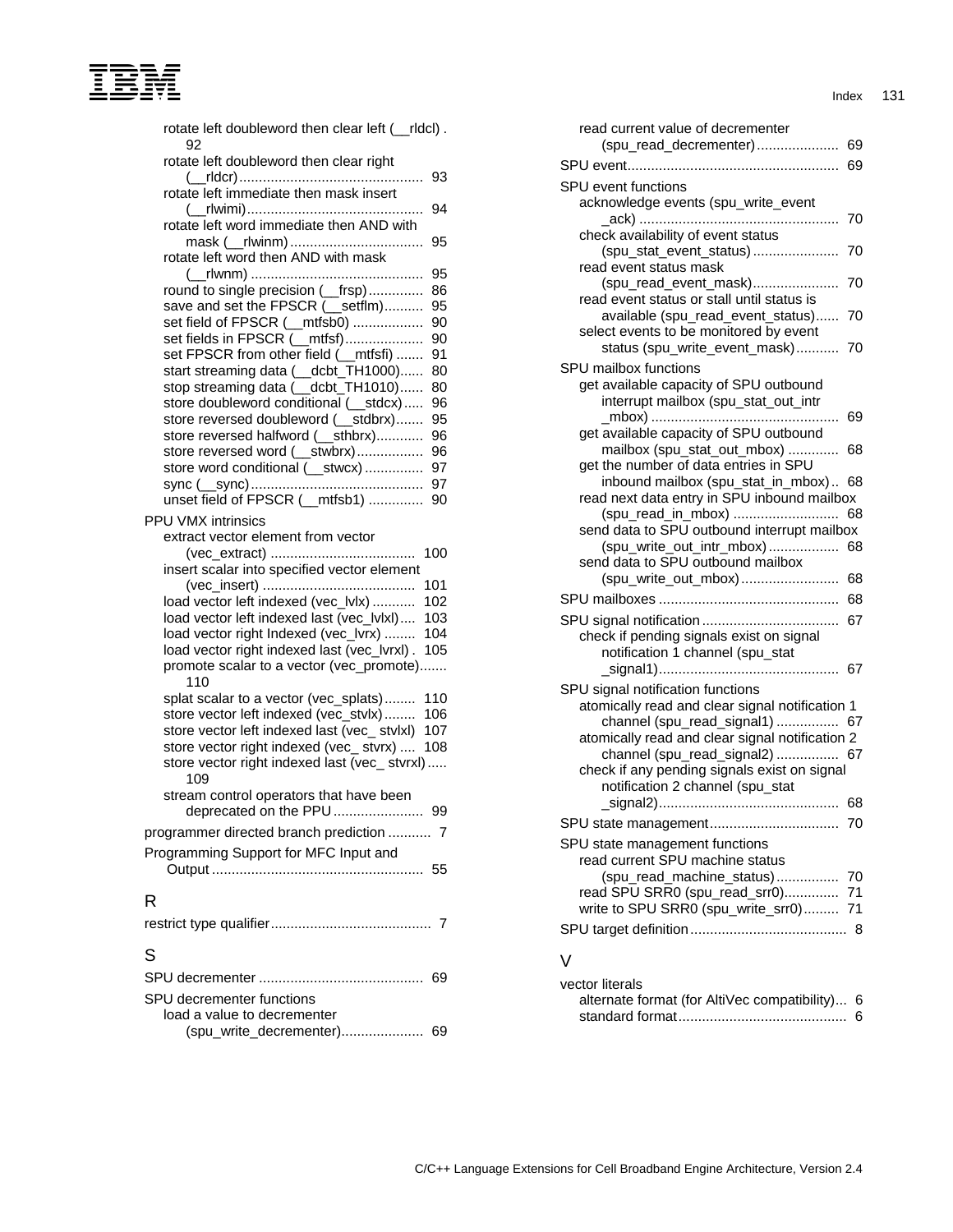- rotate left doubleword then clear left (__rldcl) . 92
- rotate left doubleword then clear right (__rldcr) ............................................ 93
- rotate left immediate then mask insert (__rlwimi) ............................................ 94
- rotate left word immediate then AND with mask (__rlwinm) ................................ 95
- rotate left word then AND with mask (__rlwnm) ............................................ 95
- round to single precision (__frsp) .............. 86
- save and set the FPSCR (__setflm) .......... 95
- set field of FPSCR (__mtfsb0) .................. 90
- set fields in FPSCR (__mtfsf) .................... 90
- set FPSCR from other field (__mtfsfi) ....... 91
- start streaming data (__dcbt_TH1000) ...... 80
- stop streaming data (__dcbt_TH1010) ...... 80
- store doubleword conditional (__stdcx) ..... 96
- store reversed doubleword (__stdbrx) ....... 95
- store reversed halfword (__sthbrx) ............ 96
- store reversed word (__stwbrx) ................. 96
- store word conditional (__stwcx) ............... 97
- sync (__sync) ............................................ 97
- unset field of FPSCR (__mtfsb1) .............. 90

PPU VMX intrinsics
- extract vector element from vector (vec_extract) ..................................... 100
- insert scalar into specified vector element (vec_insert) ....................................... 101
- load vector left indexed (vec_lvlx) ........... 102
- load vector left indexed last (vec_lvlxl) .... 103
- load vector right Indexed (vec_lvrx) ........ 104
- load vector right indexed last (vec_lvrxl) . 105
- promote scalar to a vector (vec_promote) ....... 110
- splat scalar to a vector (vec_splats) ........ 110
- store vector left indexed (vec_stvlx) ........ 106
- store vector left indexed last (vec_ stvlxl) 107
- store vector right indexed (vec_ stvrx) .... 108
- store vector right indexed last (vec_ stvrxl) ..... 109
- stream control operators that have been deprecated on the PPU ....................... 99

programmer directed branch prediction ........... 7

Programming Support for MFC Input and Output ...................................................... 55

## R

restrict type qualifier ......................................... 7

## S

SPU decrementer .......................................... 69

SPU decrementer functions
- load a value to decrementer (spu_write_decrementer) ..................... 69
- read current value of decrementer (spu_read_decrementer) ..................... 69

SPU event ...................................................... 69

SPU event functions
- acknowledge events (spu_write_event_ack) ................................................... 70
- check availability of event status (spu_stat_event_status) ...................... 70
- read event status mask (spu_read_event_mask) ...................... 70
- read event status or stall until status is available (spu_read_event_status) ...... 70
- select events to be monitored by event status (spu_write_event_mask) ........... 70

SPU mailbox functions
- get available capacity of SPU outbound interrupt mailbox (spu_stat_out_intr_mbox) ................................................ 69
- get available capacity of SPU outbound mailbox (spu_stat_out_mbox) ............. 68
- get the number of data entries in SPU inbound mailbox (spu_stat_in_mbox) .. 68
- read next data entry in SPU inbound mailbox (spu_read_in_mbox) ........................... 68
- send data to SPU outbound interrupt mailbox (spu_write_out_intr_mbox) .................. 68
- send data to SPU outbound mailbox (spu_write_out_mbox) ......................... 68

SPU mailboxes ............................................. 68

SPU signal notification ................................... 67
- check if pending signals exist on signal notification 1 channel (spu_stat_signal1) ............................................. 67

SPU signal notification functions
- atomically read and clear signal notification 1 channel (spu_read_signal1) ................ 67
- atomically read and clear signal notification 2 channel (spu_read_signal2) ................ 67
- check if any pending signals exist on signal notification 2 channel (spu_stat_signal2) ............................................. 68

SPU state management ................................. 70

SPU state management functions
- read current SPU machine status (spu_read_machine_status) ................ 70
- read SPU SRR0 (spu_read_srr0) .............. 71
- write to SPU SRR0 (spu_write_srr0) ......... 71

SPU target definition ........................................ 8

## V

vector literals
- alternate format (for AltiVec compatibility)... 6
- standard format ........................................... 6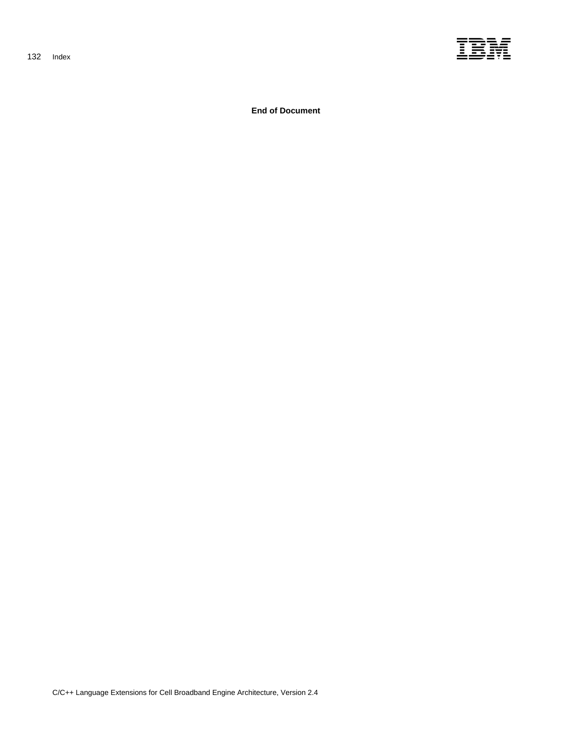**End of Document**